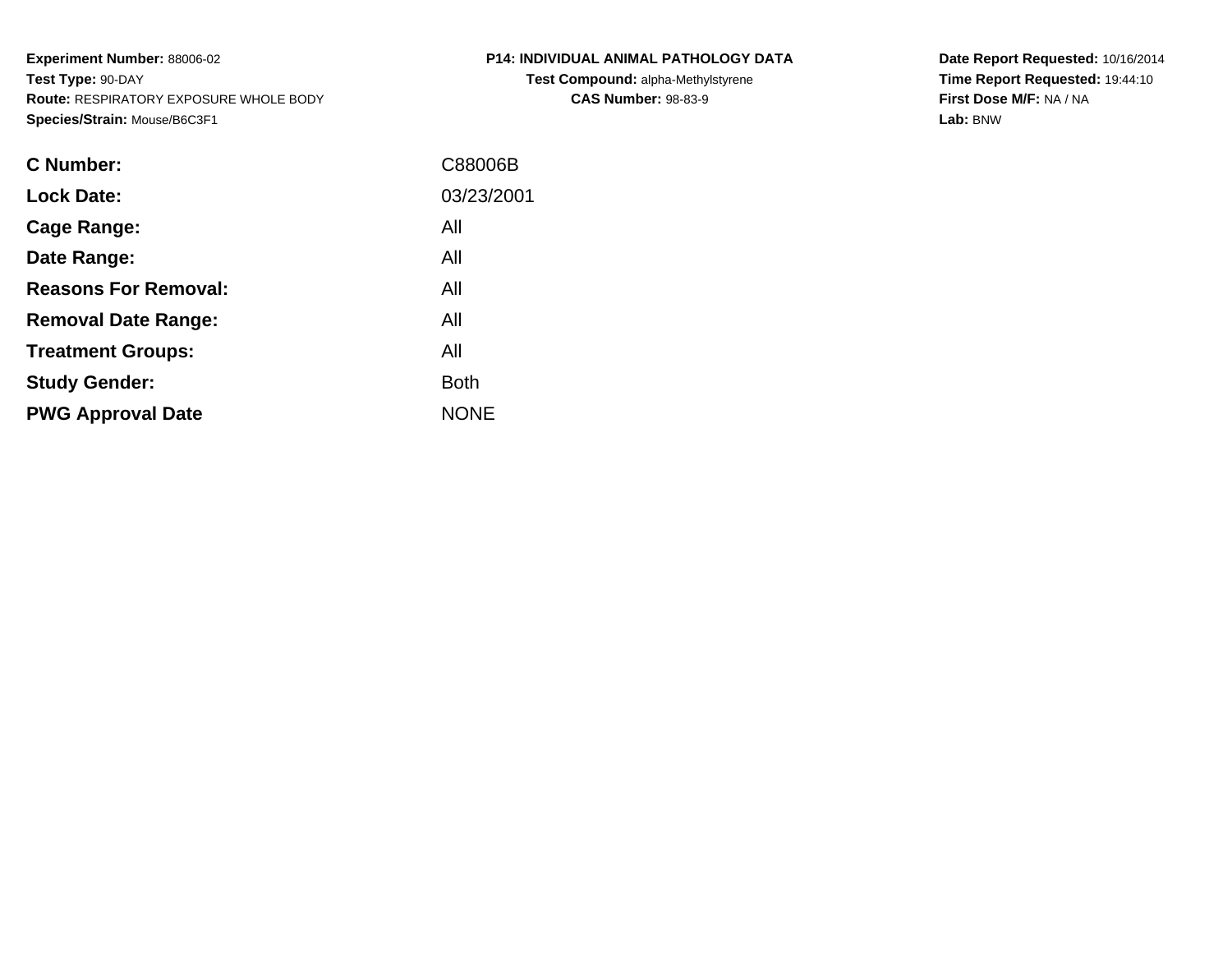**Experiment Number:** 88006-02
**Test Type:** 90-DAY
**Route:** RESPIRATORY EXPOSURE WHOLE BODY
**Species/Strain:** Mouse/B6C3F1

**P14: INDIVIDUAL ANIMAL PATHOLOGY DATA**
**Test Compound:** alpha-Methylstyrene
**CAS Number:** 98-83-9

**Date Report Requested:** 10/16/2014
**Time Report Requested:** 19:44:10
**First Dose M/F:** NA / NA
**Lab:** BNW

| | |
|---|---|
| **C Number:** | C88006B |
| **Lock Date:** | 03/23/2001 |
| **Cage Range:** | All |
| **Date Range:** | All |
| **Reasons For Removal:** | All |
| **Removal Date Range:** | All |
| **Treatment Groups:** | All |
| **Study Gender:** | Both |
| **PWG Approval Date** | NONE |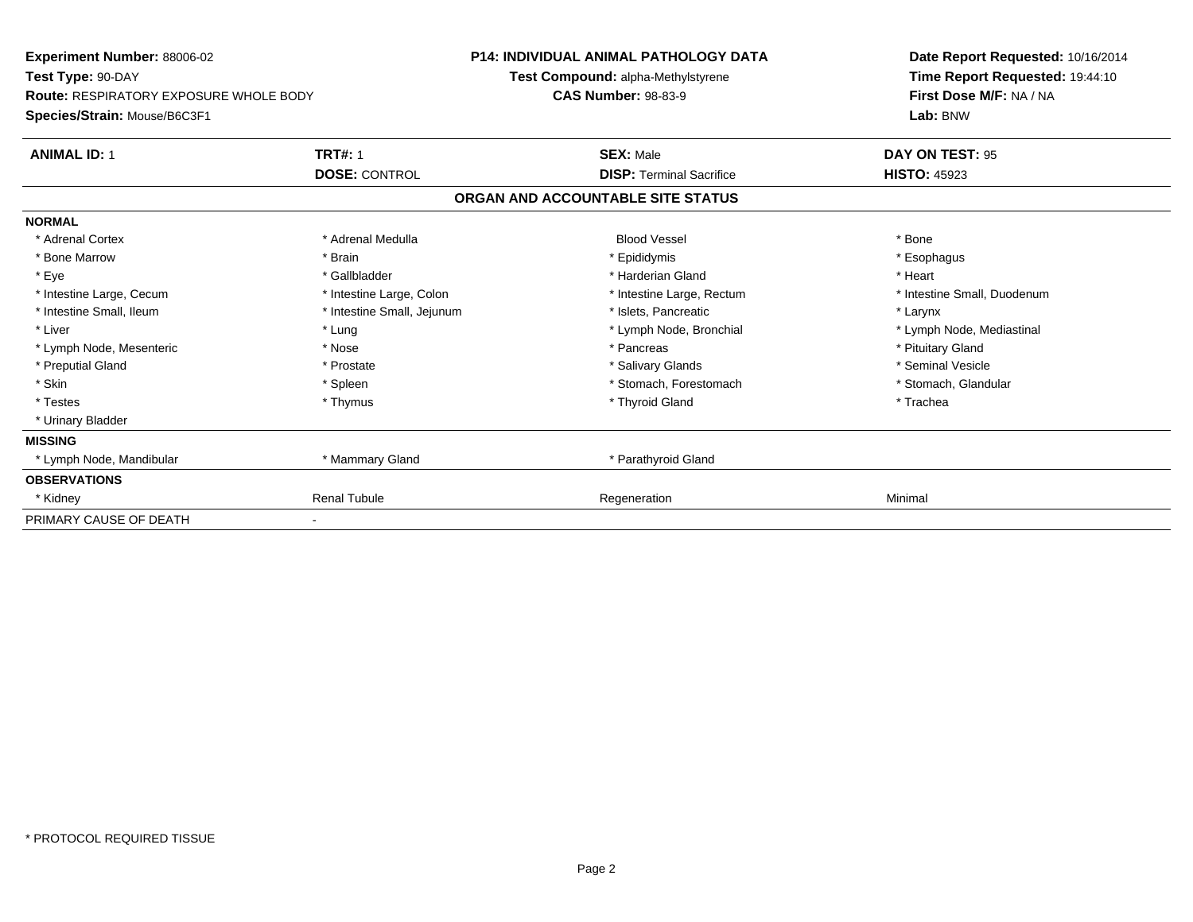**Experiment Number:** 88006-02
**Test Type:** 90-DAY
**Route:** RESPIRATORY EXPOSURE WHOLE BODY
**Species/Strain:** Mouse/B6C3F1

**P14: INDIVIDUAL ANIMAL PATHOLOGY DATA**
**Test Compound:** alpha-Methylstyrene
**CAS Number:** 98-83-9

**Date Report Requested:** 10/16/2014
**Time Report Requested:** 19:44:10
**First Dose M/F:** NA / NA
**Lab:** BNW

| **ANIMAL ID:** 1 | **TRT#:** 1 | **SEX:** Male | **DAY ON TEST:** 95 |
|---|---|---|---|
| | **DOSE:** CONTROL | **DISP:** Terminal Sacrifice | **HISTO:** 45923 |

**ORGAN AND ACCOUNTABLE SITE STATUS**

| | | | |
|---|---|---|---|
| **NORMAL** | | | |
| * Adrenal Cortex | * Adrenal Medulla | Blood Vessel | * Bone |
| * Bone Marrow | * Brain | * Epididymis | * Esophagus |
| * Eye | * Gallbladder | * Harderian Gland | * Heart |
| * Intestine Large, Cecum | * Intestine Large, Colon | * Intestine Large, Rectum | * Intestine Small, Duodenum |
| * Intestine Small, Ileum | * Intestine Small, Jejunum | * Islets, Pancreatic | * Larynx |
| * Liver | * Lung | * Lymph Node, Bronchial | * Lymph Node, Mediastinal |
| * Lymph Node, Mesenteric | * Nose | * Pancreas | * Pituitary Gland |
| * Preputial Gland | * Prostate | * Salivary Glands | * Seminal Vesicle |
| * Skin | * Spleen | * Stomach, Forestomach | * Stomach, Glandular |
| * Testes | * Thymus | * Thyroid Gland | * Trachea |
| * Urinary Bladder | | | |
| **MISSING** | | | |
| * Lymph Node, Mandibular | * Mammary Gland | * Parathyroid Gland | |
| **OBSERVATIONS** | | | |
| * Kidney | Renal Tubule | Regeneration | Minimal |
| PRIMARY CAUSE OF DEATH | - | | |

* PROTOCOL REQUIRED TISSUE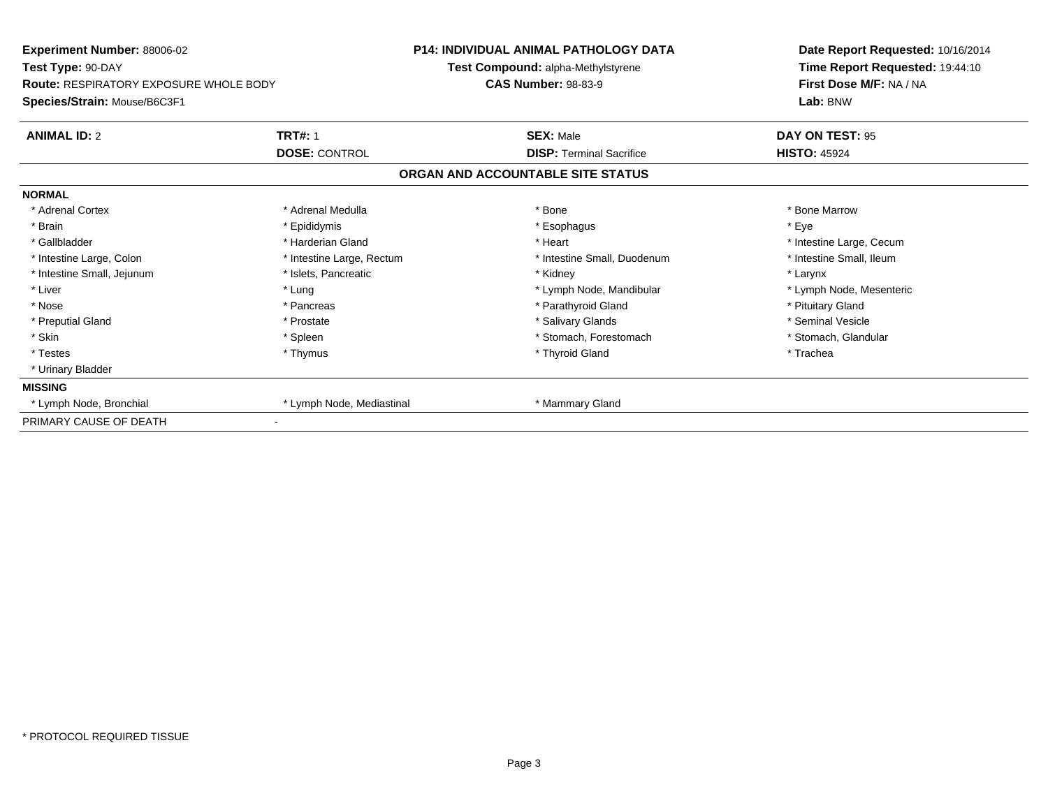**Experiment Number:** 88006-02
**Test Type:** 90-DAY
**Route:** RESPIRATORY EXPOSURE WHOLE BODY
**Species/Strain:** Mouse/B6C3F1

**P14: INDIVIDUAL ANIMAL PATHOLOGY DATA**
**Test Compound:** alpha-Methylstyrene
**CAS Number:** 98-83-9

**Date Report Requested:** 10/16/2014
**Time Report Requested:** 19:44:10
**First Dose M/F:** NA / NA
**Lab:** BNW

| **ANIMAL ID:** 2 | **TRT#:** 1 | **SEX:** Male | **DAY ON TEST:** 95 |
|---|---|---|---|
| | **DOSE:** CONTROL | **DISP:** Terminal Sacrifice | **HISTO:** 45924 |

**ORGAN AND ACCOUNTABLE SITE STATUS**

**NORMAL**

| | | | |
|---|---|---|---|
| * Adrenal Cortex | * Adrenal Medulla | * Bone | * Bone Marrow |
| * Brain | * Epididymis | * Esophagus | * Eye |
| * Gallbladder | * Harderian Gland | * Heart | * Intestine Large, Cecum |
| * Intestine Large, Colon | * Intestine Large, Rectum | * Intestine Small, Duodenum | * Intestine Small, Ileum |
| * Intestine Small, Jejunum | * Islets, Pancreatic | * Kidney | * Larynx |
| * Liver | * Lung | * Lymph Node, Mandibular | * Lymph Node, Mesenteric |
| * Nose | * Pancreas | * Parathyroid Gland | * Pituitary Gland |
| * Preputial Gland | * Prostate | * Salivary Glands | * Seminal Vesicle |
| * Skin | * Spleen | * Stomach, Forestomach | * Stomach, Glandular |
| * Testes | * Thymus | * Thyroid Gland | * Trachea |
| * Urinary Bladder | | | |

**MISSING**

| | | |
|---|---|---|
| * Lymph Node, Bronchial | * Lymph Node, Mediastinal | * Mammary Gland |

PRIMARY CAUSE OF DEATH -

* PROTOCOL REQUIRED TISSUE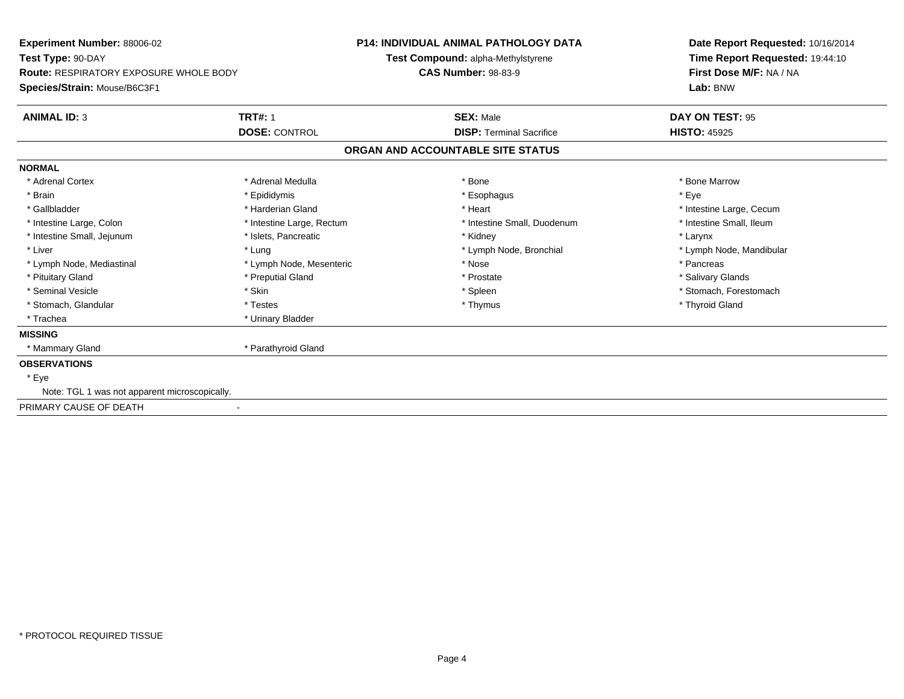**Experiment Number:** 88006-02
**Test Type:** 90-DAY
**Route:** RESPIRATORY EXPOSURE WHOLE BODY
**Species/Strain:** Mouse/B6C3F1

**P14: INDIVIDUAL ANIMAL PATHOLOGY DATA**
**Test Compound:** alpha-Methylstyrene
**CAS Number:** 98-83-9

**Date Report Requested:** 10/16/2014
**Time Report Requested:** 19:44:10
**First Dose M/F:** NA / NA
**Lab:** BNW

| **ANIMAL ID:** 3 | **TRT#:** 1 | **SEX:** Male | **DAY ON TEST:** 95 |
|---|---|---|---|
| | **DOSE:** CONTROL | **DISP:** Terminal Sacrifice | **HISTO:** 45925 |

## ORGAN AND ACCOUNTABLE SITE STATUS

**NORMAL**

| | | | |
|---|---|---|---|
| * Adrenal Cortex | * Adrenal Medulla | * Bone | * Bone Marrow |
| * Brain | * Epididymis | * Esophagus | * Eye |
| * Gallbladder | * Harderian Gland | * Heart | * Intestine Large, Cecum |
| * Intestine Large, Colon | * Intestine Large, Rectum | * Intestine Small, Duodenum | * Intestine Small, Ileum |
| * Intestine Small, Jejunum | * Islets, Pancreatic | * Kidney | * Larynx |
| * Liver | * Lung | * Lymph Node, Bronchial | * Lymph Node, Mandibular |
| * Lymph Node, Mediastinal | * Lymph Node, Mesenteric | * Nose | * Pancreas |
| * Pituitary Gland | * Preputial Gland | * Prostate | * Salivary Glands |
| * Seminal Vesicle | * Skin | * Spleen | * Stomach, Forestomach |
| * Stomach, Glandular | * Testes | * Thymus | * Thyroid Gland |
| * Trachea | * Urinary Bladder | | |

**MISSING**

* Mammary Gland
* Parathyroid Gland

**OBSERVATIONS**

* Eye
  Note: TGL 1 was not apparent microscopically.

PRIMARY CAUSE OF DEATH -

* PROTOCOL REQUIRED TISSUE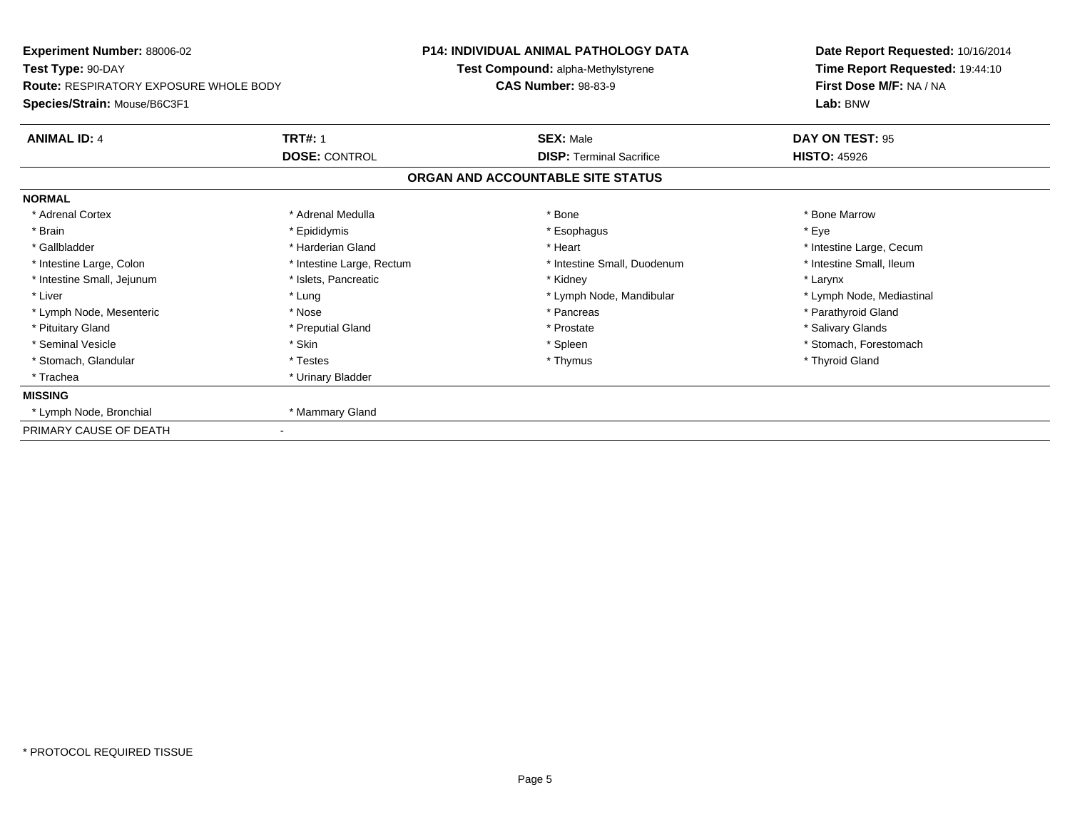**Experiment Number:** 88006-02
**Test Type:** 90-DAY
**Route:** RESPIRATORY EXPOSURE WHOLE BODY
**Species/Strain:** Mouse/B6C3F1

**P14: INDIVIDUAL ANIMAL PATHOLOGY DATA**
**Test Compound:** alpha-Methylstyrene
**CAS Number:** 98-83-9

**Date Report Requested:** 10/16/2014
**Time Report Requested:** 19:44:10
**First Dose M/F:** NA / NA
**Lab:** BNW

| **ANIMAL ID:** 4 | **TRT#:** 1 | **SEX:** Male | **DAY ON TEST:** 95 |
|---|---|---|---|
| | **DOSE:** CONTROL | **DISP:** Terminal Sacrifice | **HISTO:** 45926 |

**ORGAN AND ACCOUNTABLE SITE STATUS**

| | | | |
|---|---|---|---|
| **NORMAL** | | | |
| * Adrenal Cortex | * Adrenal Medulla | * Bone | * Bone Marrow |
| * Brain | * Epididymis | * Esophagus | * Eye |
| * Gallbladder | * Harderian Gland | * Heart | * Intestine Large, Cecum |
| * Intestine Large, Colon | * Intestine Large, Rectum | * Intestine Small, Duodenum | * Intestine Small, Ileum |
| * Intestine Small, Jejunum | * Islets, Pancreatic | * Kidney | * Larynx |
| * Liver | * Lung | * Lymph Node, Mandibular | * Lymph Node, Mediastinal |
| * Lymph Node, Mesenteric | * Nose | * Pancreas | * Parathyroid Gland |
| * Pituitary Gland | * Preputial Gland | * Prostate | * Salivary Glands |
| * Seminal Vesicle | * Skin | * Spleen | * Stomach, Forestomach |
| * Stomach, Glandular | * Testes | * Thymus | * Thyroid Gland |
| * Trachea | * Urinary Bladder | | |
| **MISSING** | | | |
| * Lymph Node, Bronchial | * Mammary Gland | | |
| PRIMARY CAUSE OF DEATH | - | | |

* PROTOCOL REQUIRED TISSUE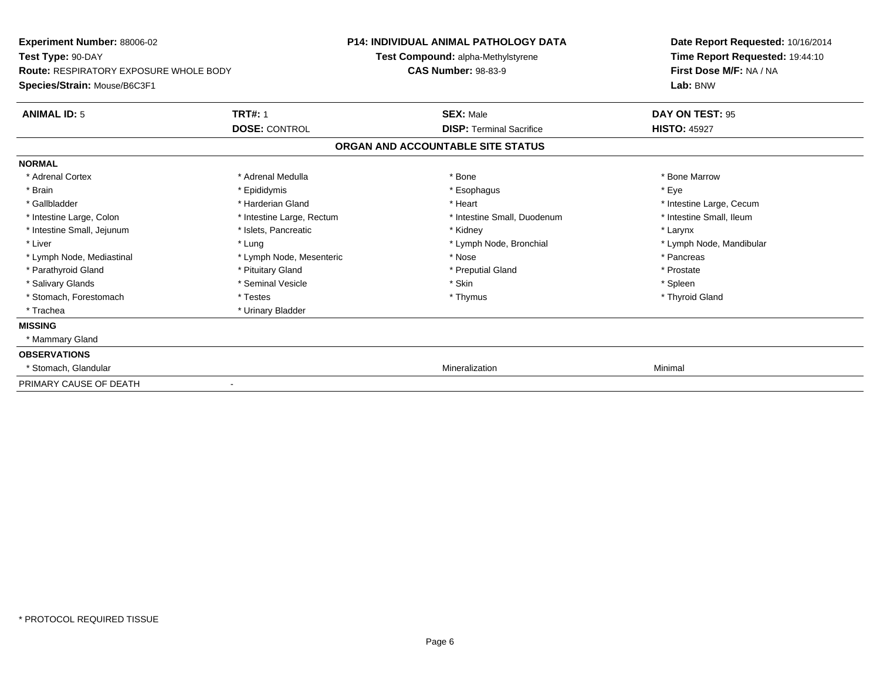**Experiment Number:** 88006-02
**Test Type:** 90-DAY
**Route:** RESPIRATORY EXPOSURE WHOLE BODY
**Species/Strain:** Mouse/B6C3F1

**P14: INDIVIDUAL ANIMAL PATHOLOGY DATA**
**Test Compound:** alpha-Methylstyrene
**CAS Number:** 98-83-9

**Date Report Requested:** 10/16/2014
**Time Report Requested:** 19:44:10
**First Dose M/F:** NA / NA
**Lab:** BNW

| **ANIMAL ID:** 5 | **TRT#:** 1 | **SEX:** Male | **DAY ON TEST:** 95 |
|---|---|---|---|
| | **DOSE:** CONTROL | **DISP:** Terminal Sacrifice | **HISTO:** 45927 |

## ORGAN AND ACCOUNTABLE SITE STATUS

**NORMAL**

| | | | |
|---|---|---|---|
| * Adrenal Cortex | * Adrenal Medulla | * Bone | * Bone Marrow |
| * Brain | * Epididymis | * Esophagus | * Eye |
| * Gallbladder | * Harderian Gland | * Heart | * Intestine Large, Cecum |
| * Intestine Large, Colon | * Intestine Large, Rectum | * Intestine Small, Duodenum | * Intestine Small, Ileum |
| * Intestine Small, Jejunum | * Islets, Pancreatic | * Kidney | * Larynx |
| * Liver | * Lung | * Lymph Node, Bronchial | * Lymph Node, Mandibular |
| * Lymph Node, Mediastinal | * Lymph Node, Mesenteric | * Nose | * Pancreas |
| * Parathyroid Gland | * Pituitary Gland | * Preputial Gland | * Prostate |
| * Salivary Glands | * Seminal Vesicle | * Skin | * Spleen |
| * Stomach, Forestomach | * Testes | * Thymus | * Thyroid Gland |
| * Trachea | * Urinary Bladder | | |

**MISSING**

* Mammary Gland

**OBSERVATIONS**

| | | |
|---|---|---|
| * Stomach, Glandular | Mineralization | Minimal |

PRIMARY CAUSE OF DEATH -

* PROTOCOL REQUIRED TISSUE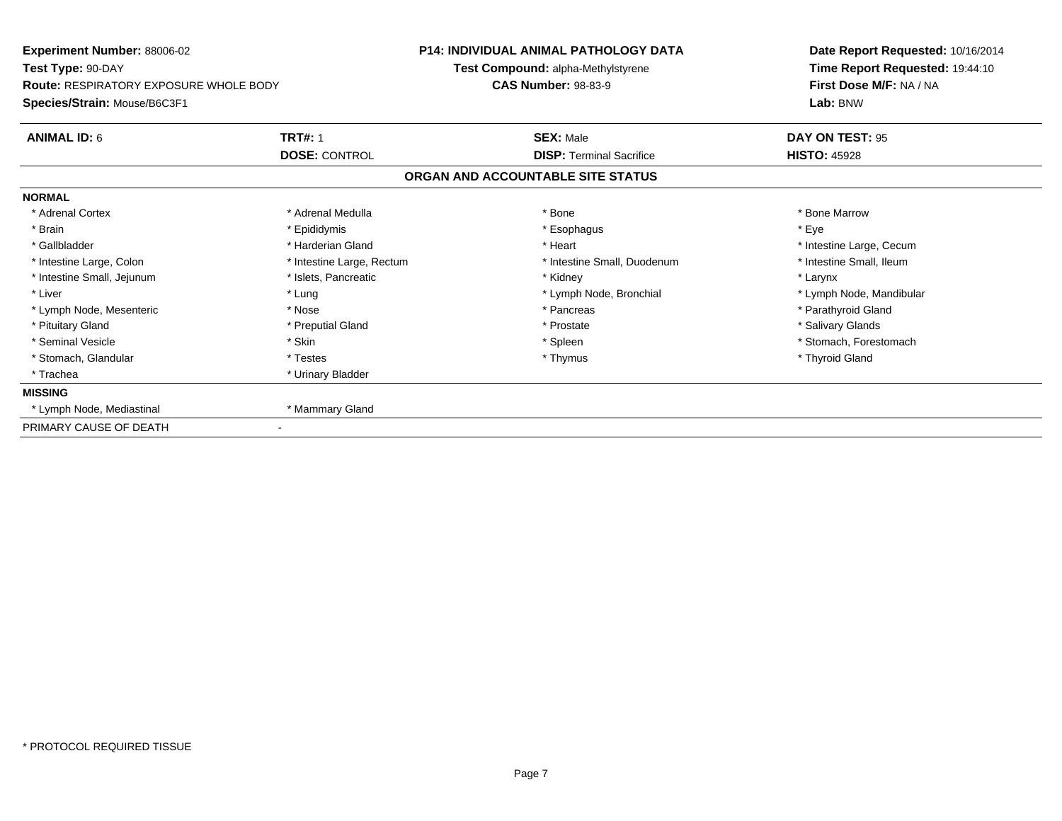**Experiment Number:** 88006-02
**Test Type:** 90-DAY
**Route:** RESPIRATORY EXPOSURE WHOLE BODY
**Species/Strain:** Mouse/B6C3F1

**P14: INDIVIDUAL ANIMAL PATHOLOGY DATA**
**Test Compound:** alpha-Methylstyrene
**CAS Number:** 98-83-9

**Date Report Requested:** 10/16/2014
**Time Report Requested:** 19:44:10
**First Dose M/F:** NA / NA
**Lab:** BNW

| **ANIMAL ID:** 6 | **TRT#:** 1 | **SEX:** Male | **DAY ON TEST:** 95 |
|---|---|---|---|
| | **DOSE:** CONTROL | **DISP:** Terminal Sacrifice | **HISTO:** 45928 |

**ORGAN AND ACCOUNTABLE SITE STATUS**

**NORMAL**

| | | | |
|---|---|---|---|
| * Adrenal Cortex | * Adrenal Medulla | * Bone | * Bone Marrow |
| * Brain | * Epididymis | * Esophagus | * Eye |
| * Gallbladder | * Harderian Gland | * Heart | * Intestine Large, Cecum |
| * Intestine Large, Colon | * Intestine Large, Rectum | * Intestine Small, Duodenum | * Intestine Small, Ileum |
| * Intestine Small, Jejunum | * Islets, Pancreatic | * Kidney | * Larynx |
| * Liver | * Lung | * Lymph Node, Bronchial | * Lymph Node, Mandibular |
| * Lymph Node, Mesenteric | * Nose | * Pancreas | * Parathyroid Gland |
| * Pituitary Gland | * Preputial Gland | * Prostate | * Salivary Glands |
| * Seminal Vesicle | * Skin | * Spleen | * Stomach, Forestomach |
| * Stomach, Glandular | * Testes | * Thymus | * Thyroid Gland |
| * Trachea | * Urinary Bladder | | |

**MISSING**

| | |
|---|---|
| * Lymph Node, Mediastinal | * Mammary Gland |

PRIMARY CAUSE OF DEATH -

* PROTOCOL REQUIRED TISSUE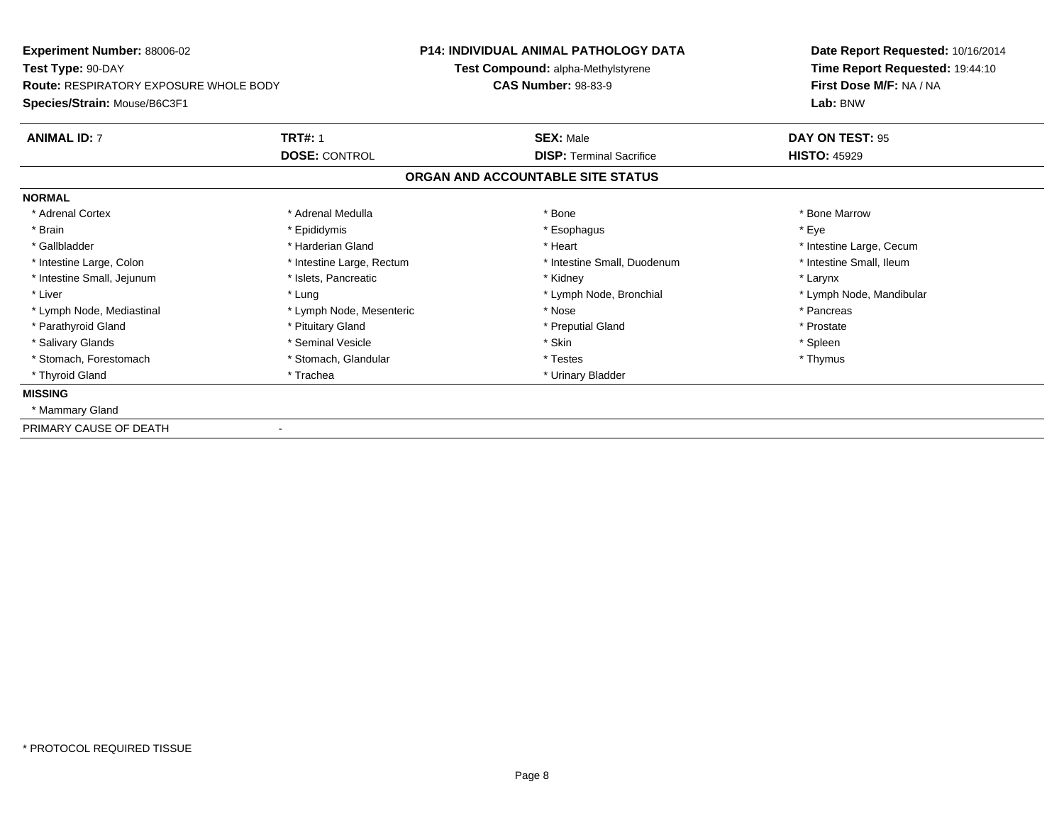**Experiment Number:** 88006-02
**Test Type:** 90-DAY
**Route:** RESPIRATORY EXPOSURE WHOLE BODY
**Species/Strain:** Mouse/B6C3F1

**P14: INDIVIDUAL ANIMAL PATHOLOGY DATA**
**Test Compound:** alpha-Methylstyrene
**CAS Number:** 98-83-9

**Date Report Requested:** 10/16/2014
**Time Report Requested:** 19:44:10
**First Dose M/F:** NA / NA
**Lab:** BNW

| **ANIMAL ID:** 7 | **TRT#:** 1 | **SEX:** Male | **DAY ON TEST:** 95 |
|---|---|---|---|
| | **DOSE:** CONTROL | **DISP:** Terminal Sacrifice | **HISTO:** 45929 |

## ORGAN AND ACCOUNTABLE SITE STATUS

**NORMAL**

| | | | |
|---|---|---|---|
| * Adrenal Cortex | * Adrenal Medulla | * Bone | * Bone Marrow |
| * Brain | * Epididymis | * Esophagus | * Eye |
| * Gallbladder | * Harderian Gland | * Heart | * Intestine Large, Cecum |
| * Intestine Large, Colon | * Intestine Large, Rectum | * Intestine Small, Duodenum | * Intestine Small, Ileum |
| * Intestine Small, Jejunum | * Islets, Pancreatic | * Kidney | * Larynx |
| * Liver | * Lung | * Lymph Node, Bronchial | * Lymph Node, Mandibular |
| * Lymph Node, Mediastinal | * Lymph Node, Mesenteric | * Nose | * Pancreas |
| * Parathyroid Gland | * Pituitary Gland | * Preputial Gland | * Prostate |
| * Salivary Glands | * Seminal Vesicle | * Skin | * Spleen |
| * Stomach, Forestomach | * Stomach, Glandular | * Testes | * Thymus |
| * Thyroid Gland | * Trachea | * Urinary Bladder | |

**MISSING**

* Mammary Gland

PRIMARY CAUSE OF DEATH -

* PROTOCOL REQUIRED TISSUE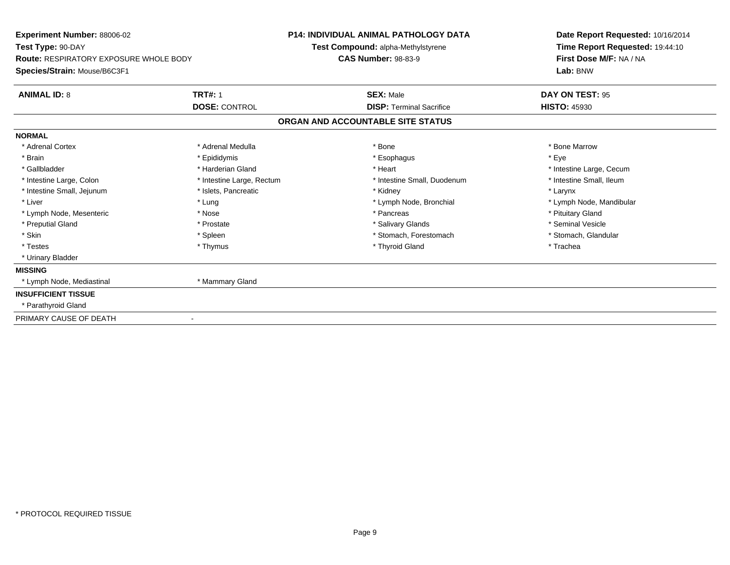**Experiment Number:** 88006-02
**Test Type:** 90-DAY
**Route:** RESPIRATORY EXPOSURE WHOLE BODY
**Species/Strain:** Mouse/B6C3F1

**P14: INDIVIDUAL ANIMAL PATHOLOGY DATA**
**Test Compound:** alpha-Methylstyrene
**CAS Number:** 98-83-9

**Date Report Requested:** 10/16/2014
**Time Report Requested:** 19:44:10
**First Dose M/F:** NA / NA
**Lab:** BNW

| **ANIMAL ID:** 8 | **TRT#:** 1 | **SEX:** Male | **DAY ON TEST:** 95 |
|---|---|---|---|
| | **DOSE:** CONTROL | **DISP:** Terminal Sacrifice | **HISTO:** 45930 |

## ORGAN AND ACCOUNTABLE SITE STATUS

**NORMAL**

| | | | |
|---|---|---|---|
| * Adrenal Cortex | * Adrenal Medulla | * Bone | * Bone Marrow |
| * Brain | * Epididymis | * Esophagus | * Eye |
| * Gallbladder | * Harderian Gland | * Heart | * Intestine Large, Cecum |
| * Intestine Large, Colon | * Intestine Large, Rectum | * Intestine Small, Duodenum | * Intestine Small, Ileum |
| * Intestine Small, Jejunum | * Islets, Pancreatic | * Kidney | * Larynx |
| * Liver | * Lung | * Lymph Node, Bronchial | * Lymph Node, Mandibular |
| * Lymph Node, Mesenteric | * Nose | * Pancreas | * Pituitary Gland |
| * Preputial Gland | * Prostate | * Salivary Glands | * Seminal Vesicle |
| * Skin | * Spleen | * Stomach, Forestomach | * Stomach, Glandular |
| * Testes | * Thymus | * Thyroid Gland | * Trachea |
| * Urinary Bladder | | | |

**MISSING**

* Lymph Node, Mediastinal
* Mammary Gland

**INSUFFICIENT TISSUE**

* Parathyroid Gland

PRIMARY CAUSE OF DEATH -

\* PROTOCOL REQUIRED TISSUE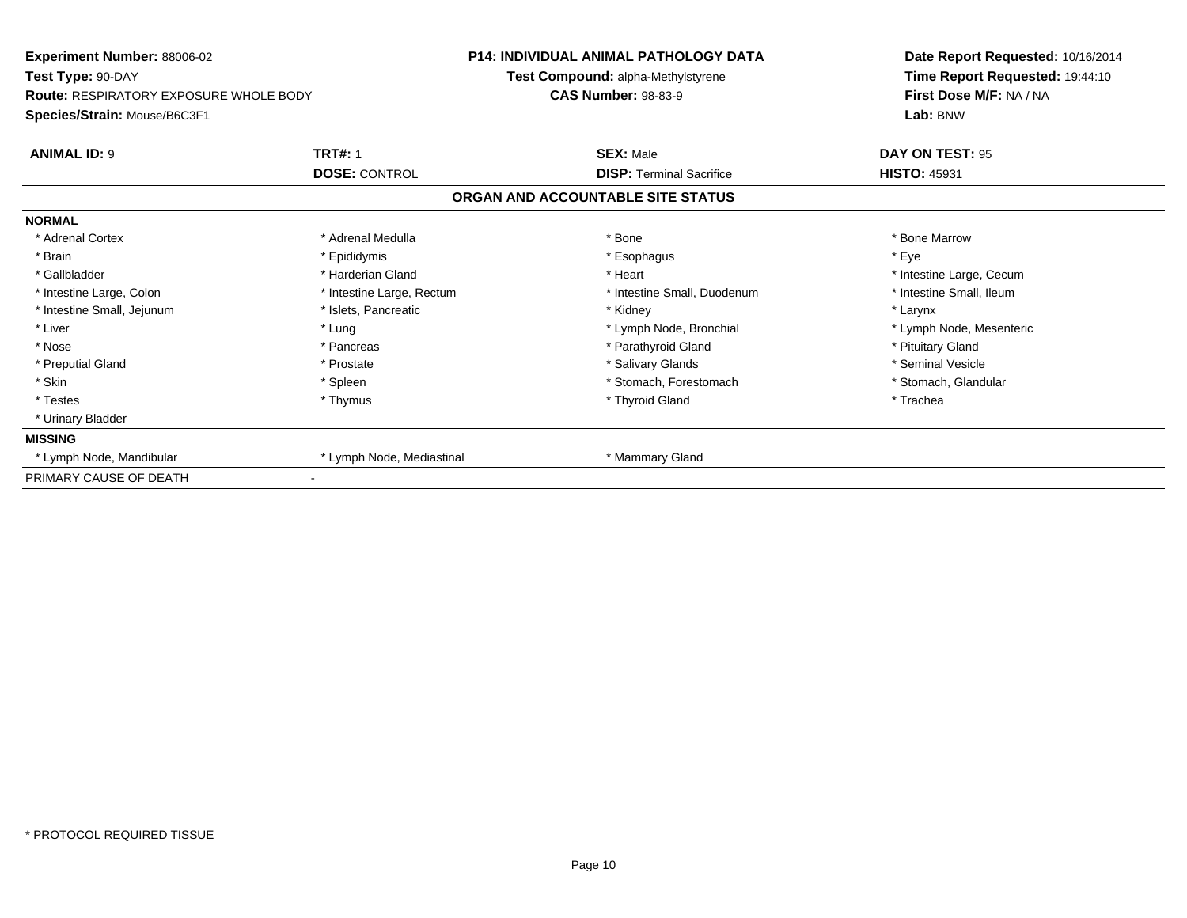**Experiment Number:** 88006-02
**Test Type:** 90-DAY
**Route:** RESPIRATORY EXPOSURE WHOLE BODY
**Species/Strain:** Mouse/B6C3F1

**P14: INDIVIDUAL ANIMAL PATHOLOGY DATA**
**Test Compound:** alpha-Methylstyrene
**CAS Number:** 98-83-9

**Date Report Requested:** 10/16/2014
**Time Report Requested:** 19:44:10
**First Dose M/F:** NA / NA
**Lab:** BNW

| **ANIMAL ID:** 9 | **TRT#:** 1 | **SEX:** Male | **DAY ON TEST:** 95 |
|---|---|---|---|
| | **DOSE:** CONTROL | **DISP:** Terminal Sacrifice | **HISTO:** 45931 |

## ORGAN AND ACCOUNTABLE SITE STATUS

**NORMAL**

| | | | |
|---|---|---|---|
| * Adrenal Cortex | * Adrenal Medulla | * Bone | * Bone Marrow |
| * Brain | * Epididymis | * Esophagus | * Eye |
| * Gallbladder | * Harderian Gland | * Heart | * Intestine Large, Cecum |
| * Intestine Large, Colon | * Intestine Large, Rectum | * Intestine Small, Duodenum | * Intestine Small, Ileum |
| * Intestine Small, Jejunum | * Islets, Pancreatic | * Kidney | * Larynx |
| * Liver | * Lung | * Lymph Node, Bronchial | * Lymph Node, Mesenteric |
| * Nose | * Pancreas | * Parathyroid Gland | * Pituitary Gland |
| * Preputial Gland | * Prostate | * Salivary Glands | * Seminal Vesicle |
| * Skin | * Spleen | * Stomach, Forestomach | * Stomach, Glandular |
| * Testes | * Thymus | * Thyroid Gland | * Trachea |
| * Urinary Bladder | | | |

**MISSING**

| | | |
|---|---|---|
| * Lymph Node, Mandibular | * Lymph Node, Mediastinal | * Mammary Gland |

PRIMARY CAUSE OF DEATH -

\* PROTOCOL REQUIRED TISSUE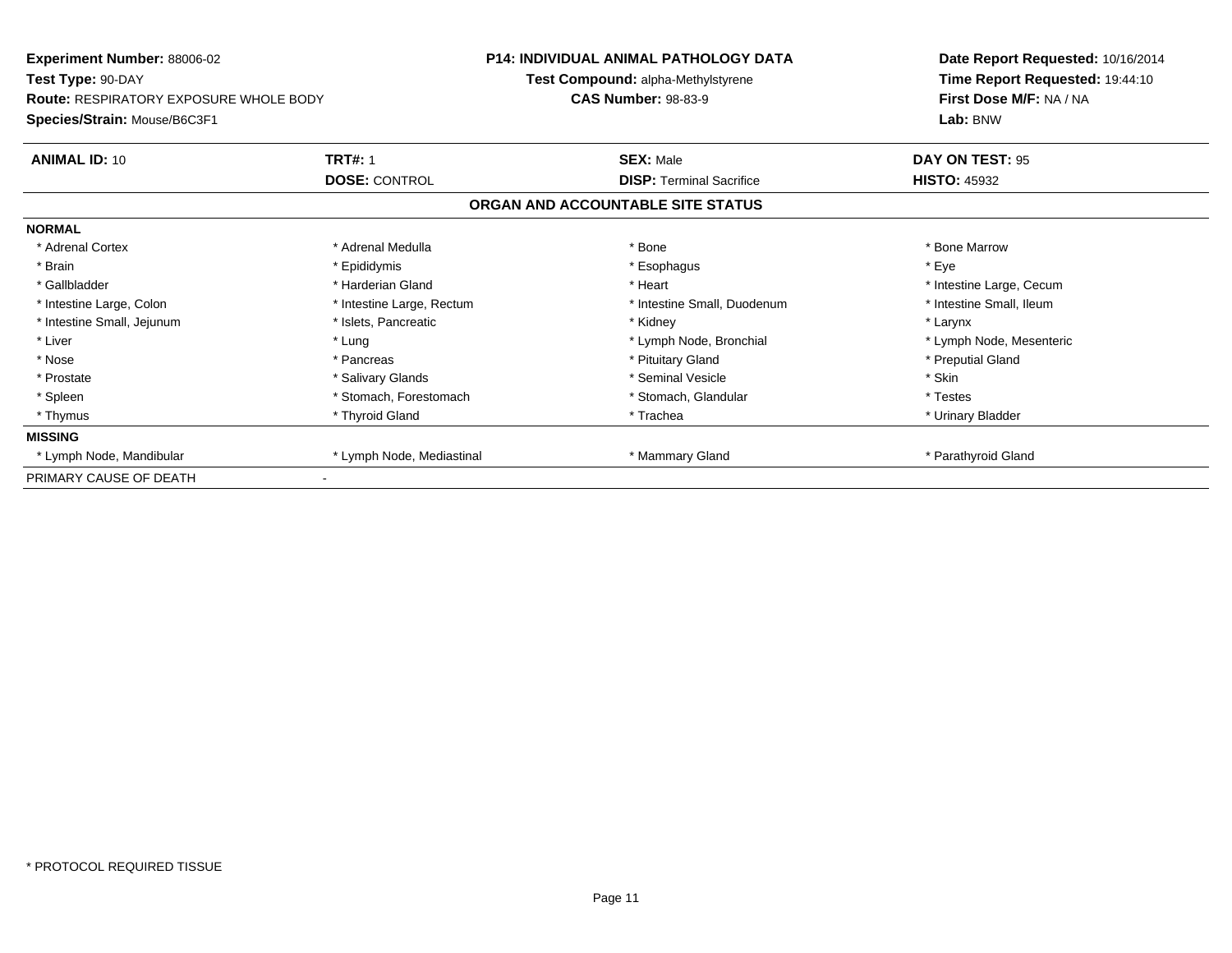**Experiment Number:** 88006-02
**Test Type:** 90-DAY
**Route:** RESPIRATORY EXPOSURE WHOLE BODY
**Species/Strain:** Mouse/B6C3F1

**P14: INDIVIDUAL ANIMAL PATHOLOGY DATA**
**Test Compound:** alpha-Methylstyrene
**CAS Number:** 98-83-9

**Date Report Requested:** 10/16/2014
**Time Report Requested:** 19:44:10
**First Dose M/F:** NA / NA
**Lab:** BNW

| **ANIMAL ID:** 10 | **TRT#:** 1 | **SEX:** Male | **DAY ON TEST:** 95 |
|---|---|---|---|
| | **DOSE:** CONTROL | **DISP:** Terminal Sacrifice | **HISTO:** 45932 |

## ORGAN AND ACCOUNTABLE SITE STATUS

| | | | |
|---|---|---|---|
| **NORMAL** | | | |
| * Adrenal Cortex | * Adrenal Medulla | * Bone | * Bone Marrow |
| * Brain | * Epididymis | * Esophagus | * Eye |
| * Gallbladder | * Harderian Gland | * Heart | * Intestine Large, Cecum |
| * Intestine Large, Colon | * Intestine Large, Rectum | * Intestine Small, Duodenum | * Intestine Small, Ileum |
| * Intestine Small, Jejunum | * Islets, Pancreatic | * Kidney | * Larynx |
| * Liver | * Lung | * Lymph Node, Bronchial | * Lymph Node, Mesenteric |
| * Nose | * Pancreas | * Pituitary Gland | * Preputial Gland |
| * Prostate | * Salivary Glands | * Seminal Vesicle | * Skin |
| * Spleen | * Stomach, Forestomach | * Stomach, Glandular | * Testes |
| * Thymus | * Thyroid Gland | * Trachea | * Urinary Bladder |
| **MISSING** | | | |
| * Lymph Node, Mandibular | * Lymph Node, Mediastinal | * Mammary Gland | * Parathyroid Gland |
| PRIMARY CAUSE OF DEATH | - | | |

* PROTOCOL REQUIRED TISSUE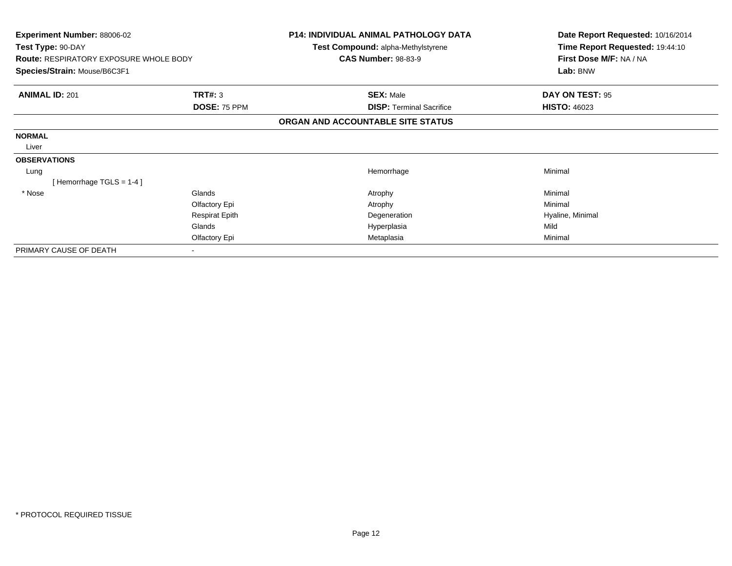**Experiment Number:** 88006-02
**Test Type:** 90-DAY
**Route:** RESPIRATORY EXPOSURE WHOLE BODY
**Species/Strain:** Mouse/B6C3F1

**P14: INDIVIDUAL ANIMAL PATHOLOGY DATA**
**Test Compound:** alpha-Methylstyrene
**CAS Number:** 98-83-9

**Date Report Requested:** 10/16/2014
**Time Report Requested:** 19:44:10
**First Dose M/F:** NA / NA
**Lab:** BNW

| **ANIMAL ID:** 201 | **TRT#:** 3 | **SEX:** Male | **DAY ON TEST:** 95 |
|---|---|---|---|
| | **DOSE:** 75 PPM | **DISP:** Terminal Sacrifice | **HISTO:** 46023 |

**ORGAN AND ACCOUNTABLE SITE STATUS**

| | | | |
|---|---|---|---|
| **NORMAL** | | | |
| Liver | | | |
| **OBSERVATIONS** | | | |
| Lung | | Hemorrhage | Minimal |
| [ Hemorrhage TGLS = 1-4 ] | | | |
| * Nose | Glands | Atrophy | Minimal |
| | Olfactory Epi | Atrophy | Minimal |
| | Respirat Epith | Degeneration | Hyaline, Minimal |
| | Glands | Hyperplasia | Mild |
| | Olfactory Epi | Metaplasia | Minimal |
| PRIMARY CAUSE OF DEATH | - | | |

* PROTOCOL REQUIRED TISSUE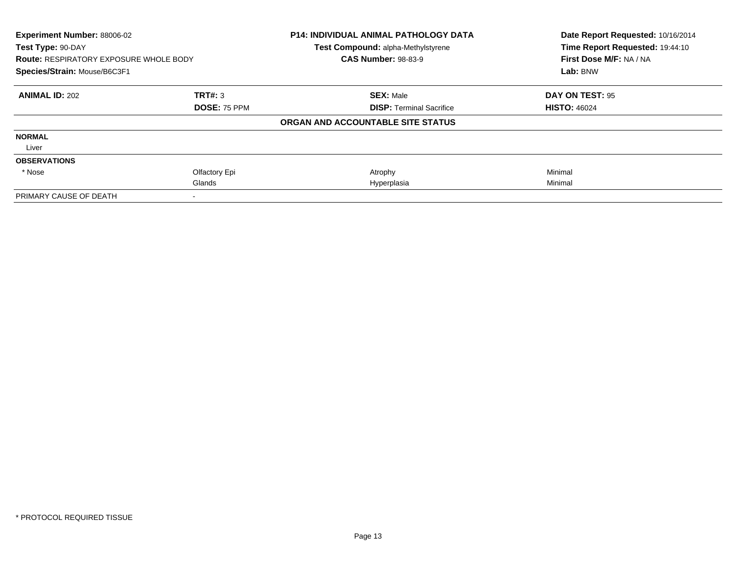**Experiment Number:** 88006-02
**Test Type:** 90-DAY
**Route:** RESPIRATORY EXPOSURE WHOLE BODY
**Species/Strain:** Mouse/B6C3F1

**P14: INDIVIDUAL ANIMAL PATHOLOGY DATA**
**Test Compound:** alpha-Methylstyrene
**CAS Number:** 98-83-9

**Date Report Requested:** 10/16/2014
**Time Report Requested:** 19:44:10
**First Dose M/F:** NA / NA
**Lab:** BNW

| **ANIMAL ID:** 202 | **TRT#:** 3 | **SEX:** Male | **DAY ON TEST:** 95 |
|---|---|---|---|
| | **DOSE:** 75 PPM | **DISP:** Terminal Sacrifice | **HISTO:** 46024 |

**ORGAN AND ACCOUNTABLE SITE STATUS**

| | | | |
|---|---|---|---|
| **NORMAL** | | | |
| Liver | | | |
| **OBSERVATIONS** | | | |
| * Nose | Olfactory Epi | Atrophy | Minimal |
| | Glands | Hyperplasia | Minimal |
| PRIMARY CAUSE OF DEATH | - | | |

* PROTOCOL REQUIRED TISSUE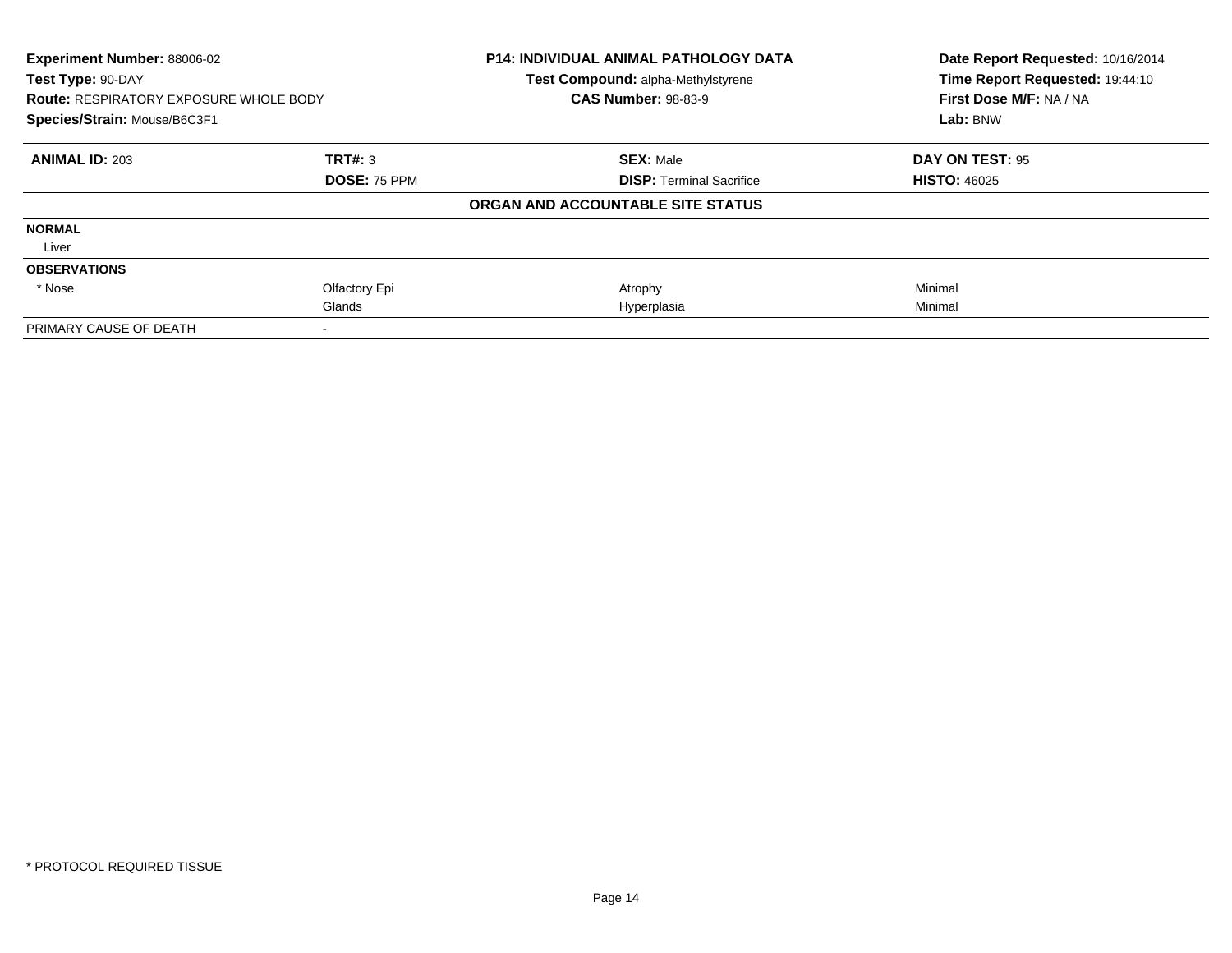**Experiment Number:** 88006-02
**Test Type:** 90-DAY
**Route:** RESPIRATORY EXPOSURE WHOLE BODY
**Species/Strain:** Mouse/B6C3F1

**P14: INDIVIDUAL ANIMAL PATHOLOGY DATA**
**Test Compound:** alpha-Methylstyrene
**CAS Number:** 98-83-9

**Date Report Requested:** 10/16/2014
**Time Report Requested:** 19:44:10
**First Dose M/F:** NA / NA
**Lab:** BNW

| **ANIMAL ID:** 203 | **TRT#:** 3 | **SEX:** Male | **DAY ON TEST:** 95 |
|---|---|---|---|
| | **DOSE:** 75 PPM | **DISP:** Terminal Sacrifice | **HISTO:** 46025 |
| | | **ORGAN AND ACCOUNTABLE SITE STATUS** | |
| **NORMAL** | | | |
| Liver | | | |
| **OBSERVATIONS** | | | |
| * Nose | Olfactory Epi | Atrophy | Minimal |
| | Glands | Hyperplasia | Minimal |
| PRIMARY CAUSE OF DEATH | - | | |

* PROTOCOL REQUIRED TISSUE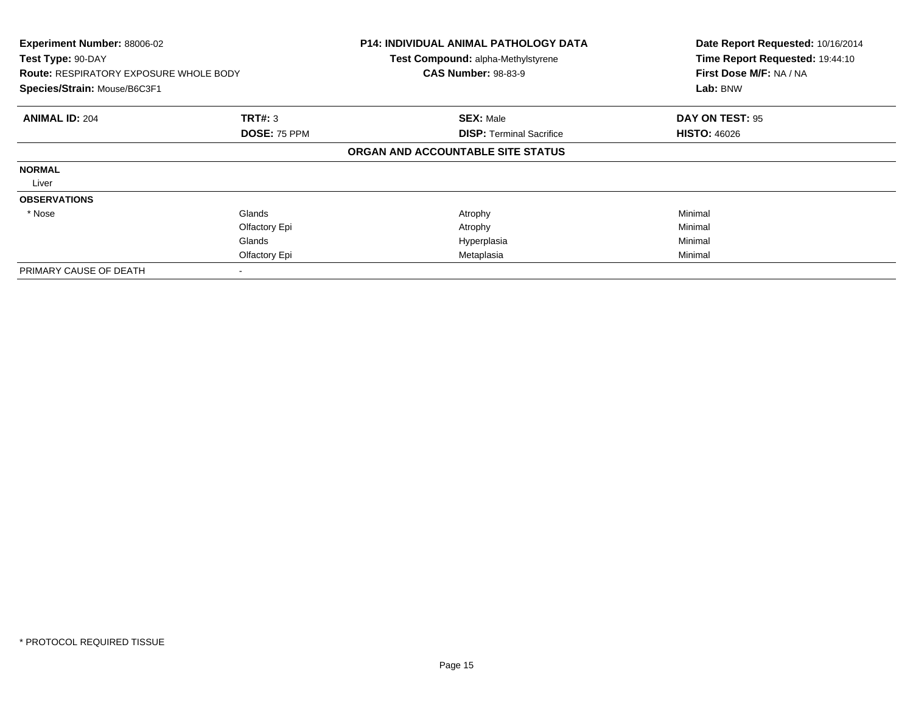**Experiment Number:** 88006-02
**Test Type:** 90-DAY
**Route:** RESPIRATORY EXPOSURE WHOLE BODY
**Species/Strain:** Mouse/B6C3F1

**P14: INDIVIDUAL ANIMAL PATHOLOGY DATA**
**Test Compound:** alpha-Methylstyrene
**CAS Number:** 98-83-9

**Date Report Requested:** 10/16/2014
**Time Report Requested:** 19:44:10
**First Dose M/F:** NA / NA
**Lab:** BNW

| **ANIMAL ID:** 204 | **TRT#:** 3 | **SEX:** Male | **DAY ON TEST:** 95 |
|---|---|---|---|
| | **DOSE:** 75 PPM | **DISP:** Terminal Sacrifice | **HISTO:** 46026 |

**ORGAN AND ACCOUNTABLE SITE STATUS**

| | | | |
|---|---|---|---|
| **NORMAL** | | | |
| Liver | | | |
| **OBSERVATIONS** | | | |
| * Nose | Glands | Atrophy | Minimal |
| | Olfactory Epi | Atrophy | Minimal |
| | Glands | Hyperplasia | Minimal |
| | Olfactory Epi | Metaplasia | Minimal |
| PRIMARY CAUSE OF DEATH | - | | |

* PROTOCOL REQUIRED TISSUE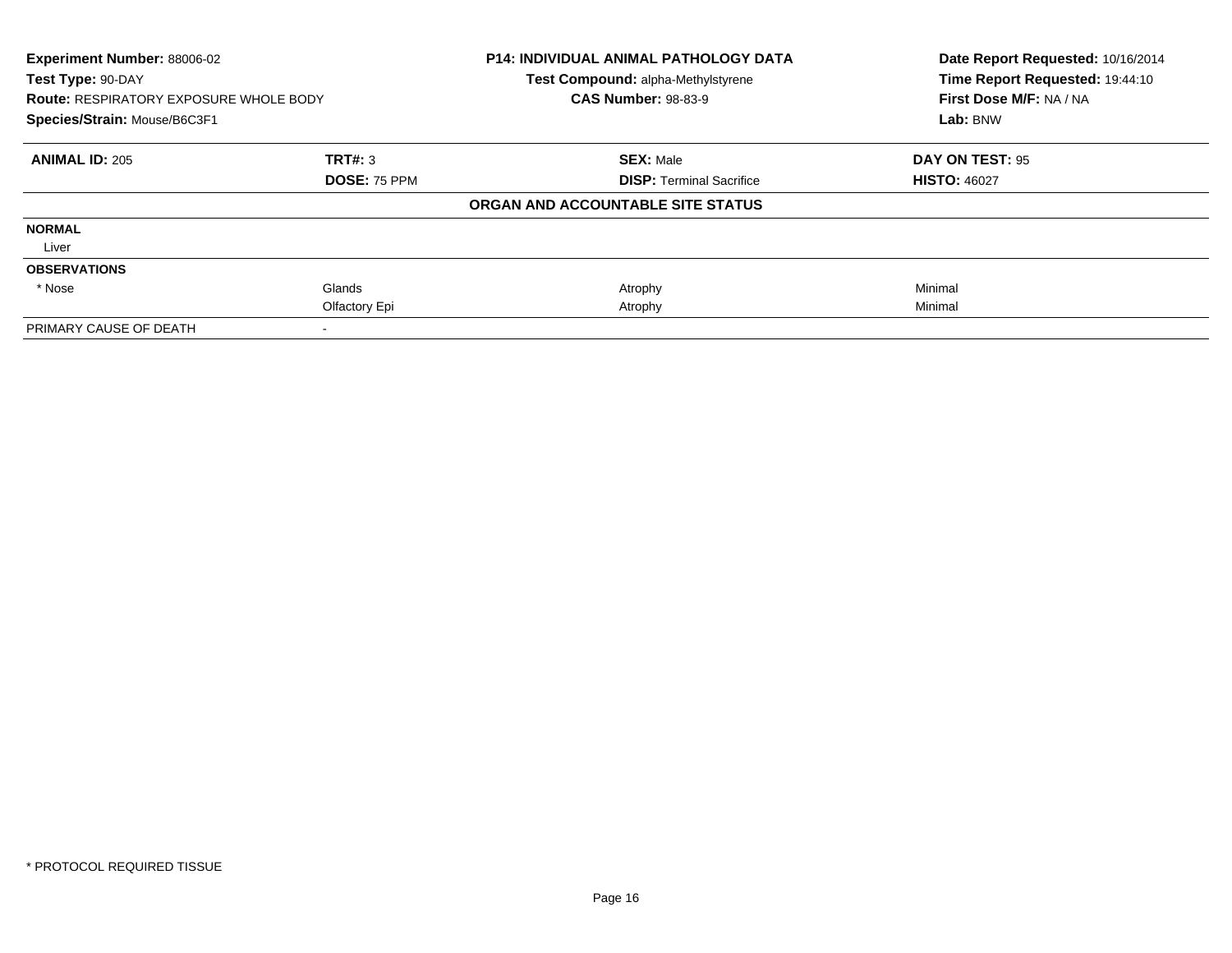**Experiment Number:** 88006-02
**Test Type:** 90-DAY
**Route:** RESPIRATORY EXPOSURE WHOLE BODY
**Species/Strain:** Mouse/B6C3F1

**P14: INDIVIDUAL ANIMAL PATHOLOGY DATA**
**Test Compound:** alpha-Methylstyrene
**CAS Number:** 98-83-9

**Date Report Requested:** 10/16/2014
**Time Report Requested:** 19:44:10
**First Dose M/F:** NA / NA
**Lab:** BNW

| **ANIMAL ID:** 205 | **TRT#:** 3 | **SEX:** Male | **DAY ON TEST:** 95 |
|---|---|---|---|
| | **DOSE:** 75 PPM | **DISP:** Terminal Sacrifice | **HISTO:** 46027 |

**ORGAN AND ACCOUNTABLE SITE STATUS**

| | | | |
|---|---|---|---|
| **NORMAL** | | | |
| Liver | | | |
| **OBSERVATIONS** | | | |
| * Nose | Glands | Atrophy | Minimal |
| | Olfactory Epi | Atrophy | Minimal |
| PRIMARY CAUSE OF DEATH | - | | |

* PROTOCOL REQUIRED TISSUE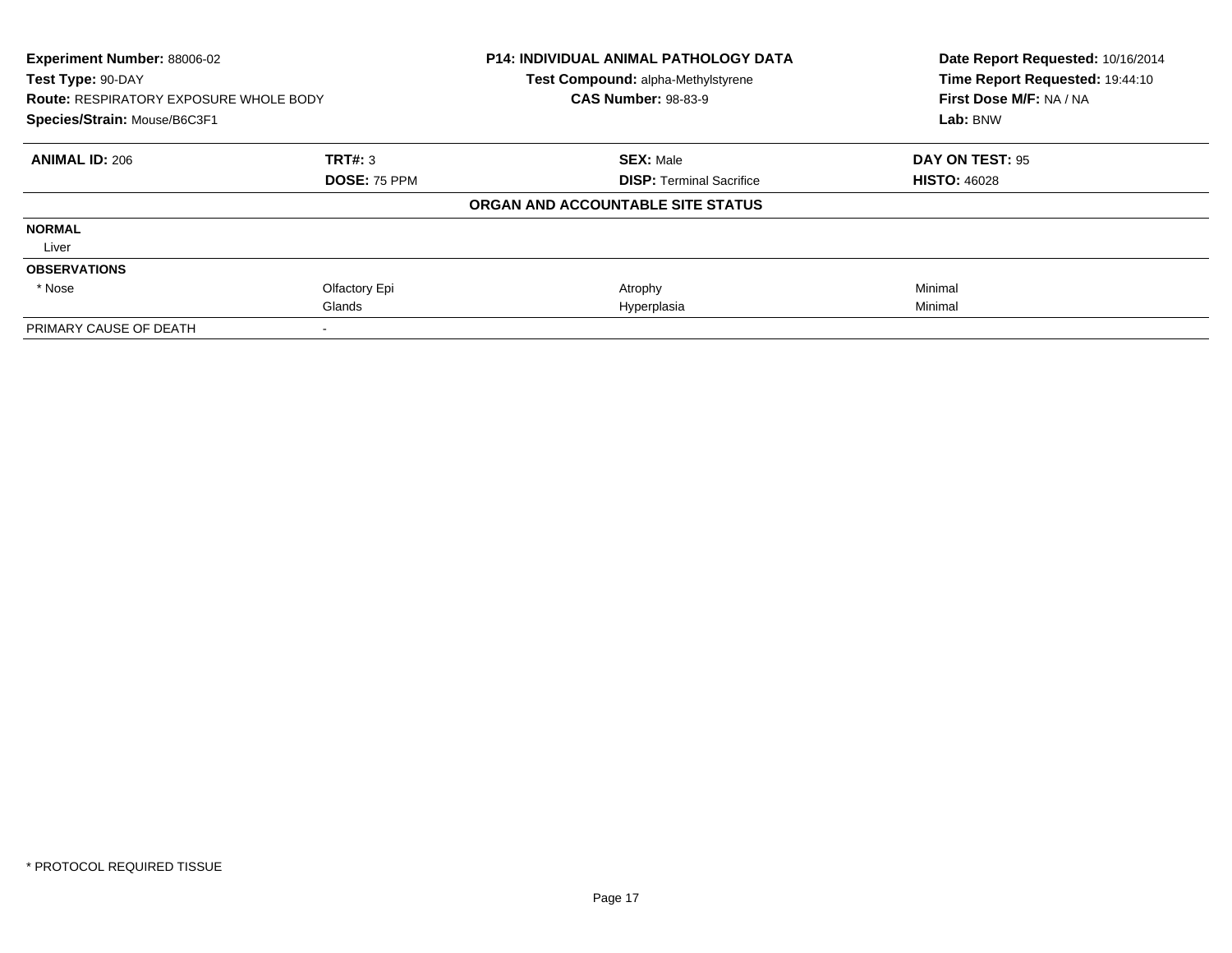**Experiment Number:** 88006-02
**Test Type:** 90-DAY
**Route:** RESPIRATORY EXPOSURE WHOLE BODY
**Species/Strain:** Mouse/B6C3F1

**P14: INDIVIDUAL ANIMAL PATHOLOGY DATA**
**Test Compound:** alpha-Methylstyrene
**CAS Number:** 98-83-9

**Date Report Requested:** 10/16/2014
**Time Report Requested:** 19:44:10
**First Dose M/F:** NA / NA
**Lab:** BNW

| **ANIMAL ID:** 206 | **TRT#:** 3 | **SEX:** Male | **DAY ON TEST:** 95 |
|---|---|---|---|
| | **DOSE:** 75 PPM | **DISP:** Terminal Sacrifice | **HISTO:** 46028 |
| | | **ORGAN AND ACCOUNTABLE SITE STATUS** | |
| **NORMAL** | | | |
| Liver | | | |
| **OBSERVATIONS** | | | |
| * Nose | Olfactory Epi | Atrophy | Minimal |
| | Glands | Hyperplasia | Minimal |
| PRIMARY CAUSE OF DEATH | - | | |

* PROTOCOL REQUIRED TISSUE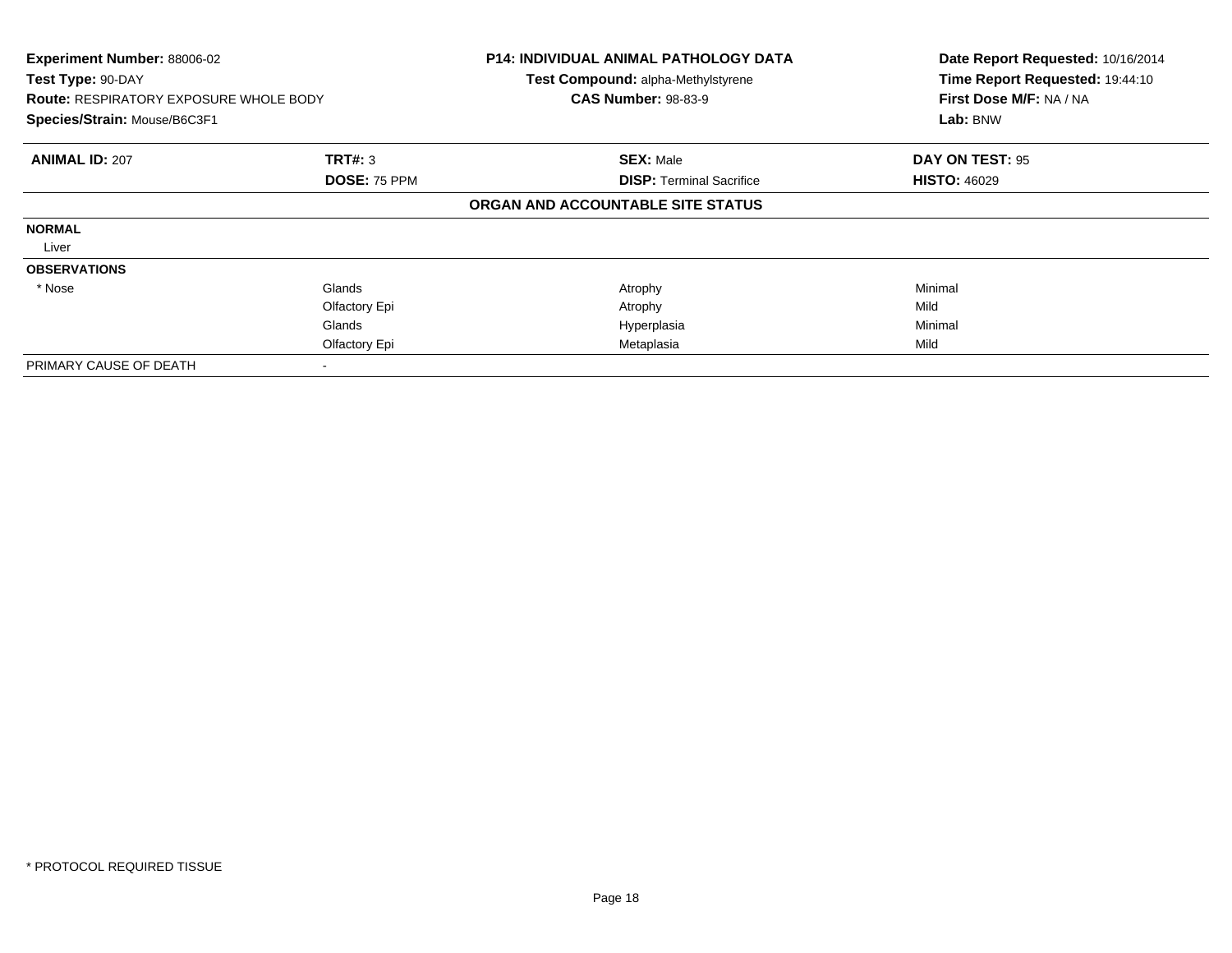**Experiment Number:** 88006-02
**Test Type:** 90-DAY
**Route:** RESPIRATORY EXPOSURE WHOLE BODY
**Species/Strain:** Mouse/B6C3F1

**P14: INDIVIDUAL ANIMAL PATHOLOGY DATA**
**Test Compound:** alpha-Methylstyrene
**CAS Number:** 98-83-9

**Date Report Requested:** 10/16/2014
**Time Report Requested:** 19:44:10
**First Dose M/F:** NA / NA
**Lab:** BNW

| **ANIMAL ID:** 207 | **TRT#:** 3 | **SEX:** Male | **DAY ON TEST:** 95 |
|---|---|---|---|
| | **DOSE:** 75 PPM | **DISP:** Terminal Sacrifice | **HISTO:** 46029 |

**ORGAN AND ACCOUNTABLE SITE STATUS**

| | | | |
|---|---|---|---|
| **NORMAL** | | | |
| Liver | | | |
| **OBSERVATIONS** | | | |
| * Nose | Glands | Atrophy | Minimal |
| | Olfactory Epi | Atrophy | Mild |
| | Glands | Hyperplasia | Minimal |
| | Olfactory Epi | Metaplasia | Mild |
| PRIMARY CAUSE OF DEATH | - | | |

\* PROTOCOL REQUIRED TISSUE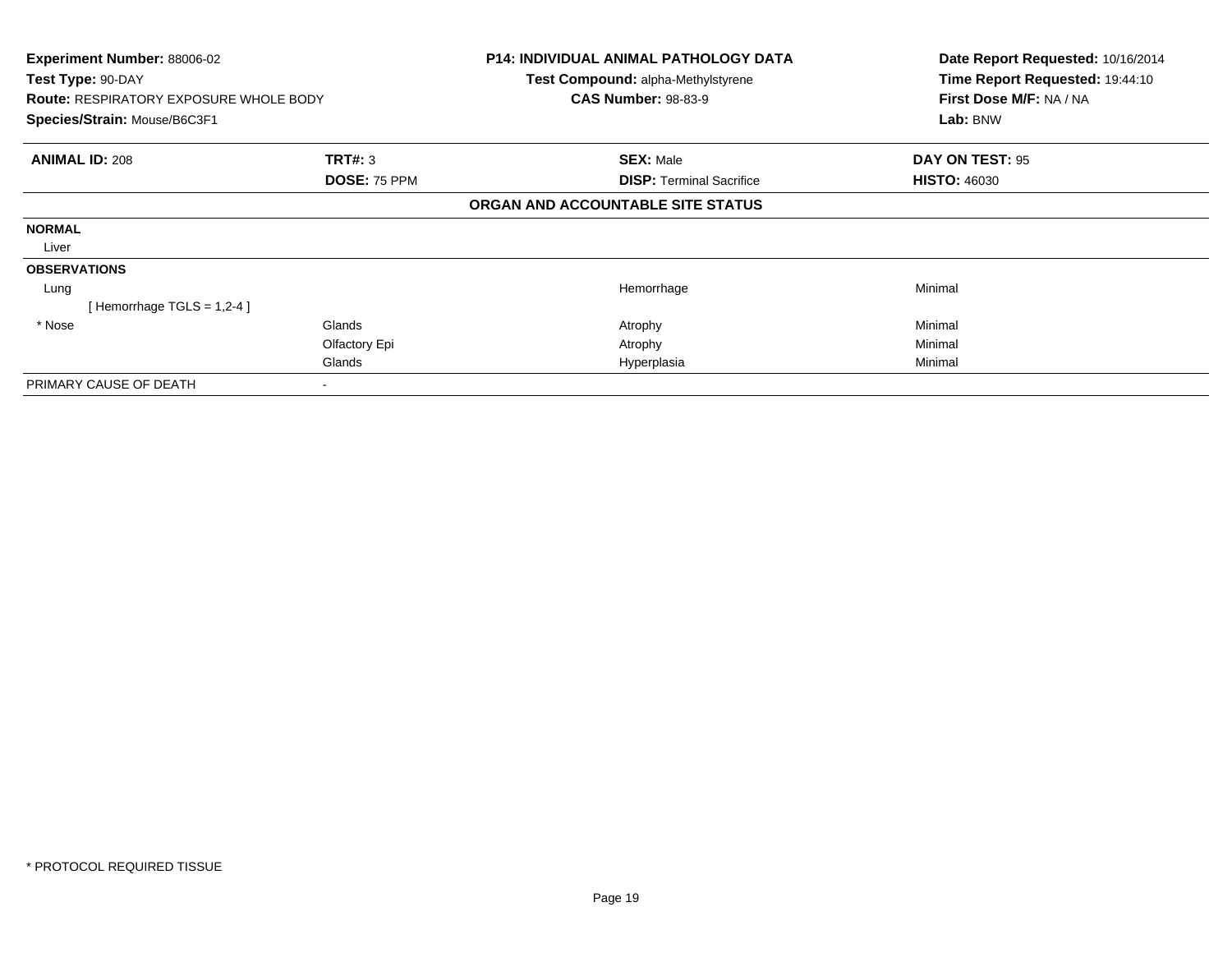**Experiment Number:** 88006-02
**Test Type:** 90-DAY
**Route:** RESPIRATORY EXPOSURE WHOLE BODY
**Species/Strain:** Mouse/B6C3F1

**P14: INDIVIDUAL ANIMAL PATHOLOGY DATA**
**Test Compound:** alpha-Methylstyrene
**CAS Number:** 98-83-9

**Date Report Requested:** 10/16/2014
**Time Report Requested:** 19:44:10
**First Dose M/F:** NA / NA
**Lab:** BNW

| **ANIMAL ID:** 208 | **TRT#:** 3 | **SEX:** Male | **DAY ON TEST:** 95 |
|---|---|---|---|
| | **DOSE:** 75 PPM | **DISP:** Terminal Sacrifice | **HISTO:** 46030 |

**ORGAN AND ACCOUNTABLE SITE STATUS**

| | | | |
|---|---|---|---|
| **NORMAL** | | | |
| Liver | | | |
| **OBSERVATIONS** | | | |
| Lung | | Hemorrhage | Minimal |
| [ Hemorrhage TGLS = 1,2-4 ] | | | |
| * Nose | Glands | Atrophy | Minimal |
| | Olfactory Epi | Atrophy | Minimal |
| | Glands | Hyperplasia | Minimal |
| PRIMARY CAUSE OF DEATH | - | | |

* PROTOCOL REQUIRED TISSUE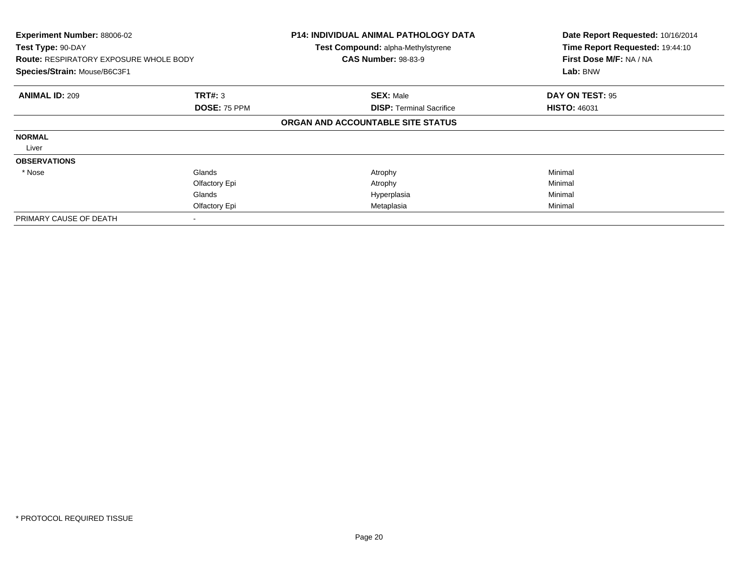**Experiment Number:** 88006-02
**Test Type:** 90-DAY
**Route:** RESPIRATORY EXPOSURE WHOLE BODY
**Species/Strain:** Mouse/B6C3F1

**P14: INDIVIDUAL ANIMAL PATHOLOGY DATA**
**Test Compound:** alpha-Methylstyrene
**CAS Number:** 98-83-9

**Date Report Requested:** 10/16/2014
**Time Report Requested:** 19:44:10
**First Dose M/F:** NA / NA
**Lab:** BNW

| **ANIMAL ID:** 209 | **TRT#:** 3 | **SEX:** Male | **DAY ON TEST:** 95 |
|---|---|---|---|
| | **DOSE:** 75 PPM | **DISP:** Terminal Sacrifice | **HISTO:** 46031 |
| | | **ORGAN AND ACCOUNTABLE SITE STATUS** | |
| **NORMAL** | | | |
| Liver | | | |
| **OBSERVATIONS** | | | |
| * Nose | Glands | Atrophy | Minimal |
| | Olfactory Epi | Atrophy | Minimal |
| | Glands | Hyperplasia | Minimal |
| | Olfactory Epi | Metaplasia | Minimal |
| PRIMARY CAUSE OF DEATH | - | | |

* PROTOCOL REQUIRED TISSUE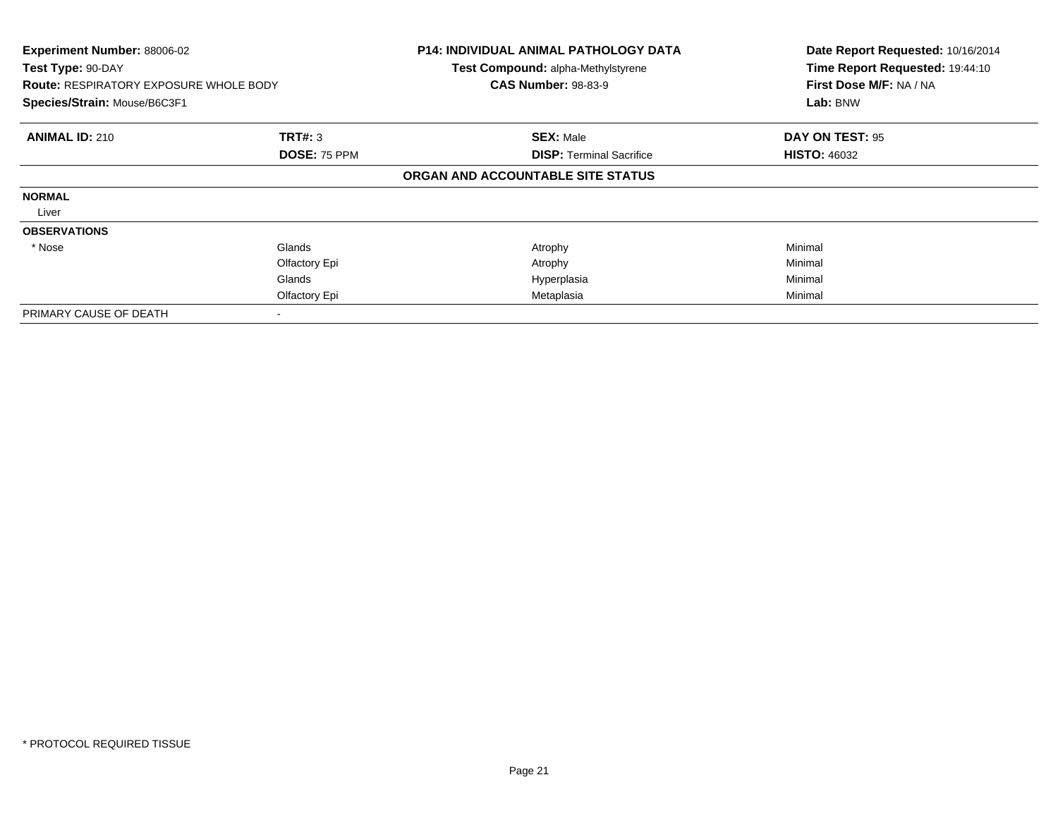**Experiment Number:** 88006-02
**Test Type:** 90-DAY
**Route:** RESPIRATORY EXPOSURE WHOLE BODY
**Species/Strain:** Mouse/B6C3F1

**P14: INDIVIDUAL ANIMAL PATHOLOGY DATA**
**Test Compound:** alpha-Methylstyrene
**CAS Number:** 98-83-9

**Date Report Requested:** 10/16/2014
**Time Report Requested:** 19:44:10
**First Dose M/F:** NA / NA
**Lab:** BNW

| **ANIMAL ID:** 210 | **TRT#:** 3 | **SEX:** Male | **DAY ON TEST:** 95 |
|---|---|---|---|
| | **DOSE:** 75 PPM | **DISP:** Terminal Sacrifice | **HISTO:** 46032 |

**ORGAN AND ACCOUNTABLE SITE STATUS**

| | | | |
|---|---|---|---|
| **NORMAL** | | | |
| Liver | | | |
| **OBSERVATIONS** | | | |
| * Nose | Glands | Atrophy | Minimal |
| | Olfactory Epi | Atrophy | Minimal |
| | Glands | Hyperplasia | Minimal |
| | Olfactory Epi | Metaplasia | Minimal |
| PRIMARY CAUSE OF DEATH | - | | |

* PROTOCOL REQUIRED TISSUE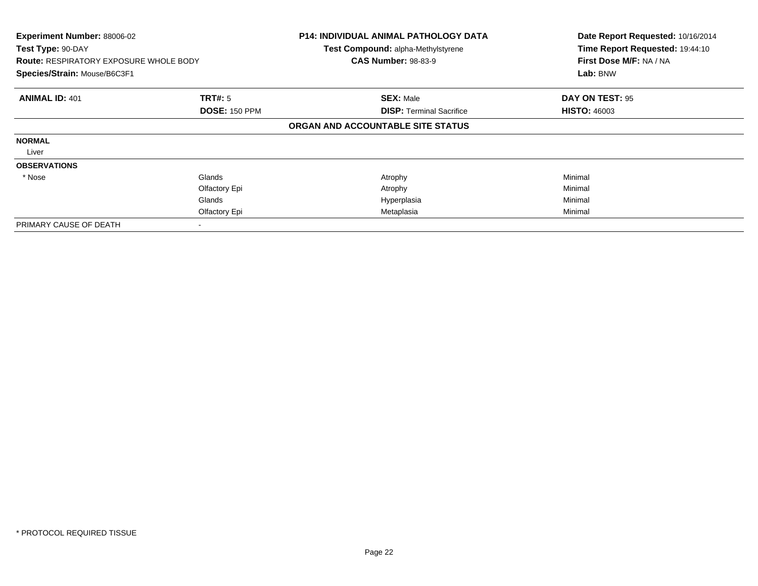**Experiment Number:** 88006-02
**Test Type:** 90-DAY
**Route:** RESPIRATORY EXPOSURE WHOLE BODY
**Species/Strain:** Mouse/B6C3F1

**P14: INDIVIDUAL ANIMAL PATHOLOGY DATA**
**Test Compound:** alpha-Methylstyrene
**CAS Number:** 98-83-9

**Date Report Requested:** 10/16/2014
**Time Report Requested:** 19:44:10
**First Dose M/F:** NA / NA
**Lab:** BNW

| **ANIMAL ID:** 401 | **TRT#:** 5 | **SEX:** Male | **DAY ON TEST:** 95 |
|---|---|---|---|
| | **DOSE:** 150 PPM | **DISP:** Terminal Sacrifice | **HISTO:** 46003 |
| | | **ORGAN AND ACCOUNTABLE SITE STATUS** | |
| **NORMAL** | | | |
| Liver | | | |
| **OBSERVATIONS** | | | |
| * Nose | Glands | Atrophy | Minimal |
| | Olfactory Epi | Atrophy | Minimal |
| | Glands | Hyperplasia | Minimal |
| | Olfactory Epi | Metaplasia | Minimal |
| PRIMARY CAUSE OF DEATH | - | | |

* PROTOCOL REQUIRED TISSUE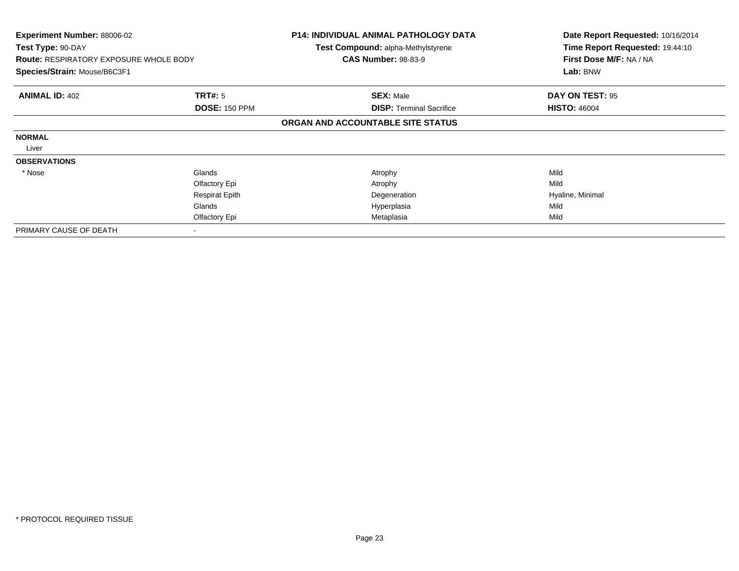**Experiment Number:** 88006-02
**Test Type:** 90-DAY
**Route:** RESPIRATORY EXPOSURE WHOLE BODY
**Species/Strain:** Mouse/B6C3F1

**P14: INDIVIDUAL ANIMAL PATHOLOGY DATA**
**Test Compound:** alpha-Methylstyrene
**CAS Number:** 98-83-9

**Date Report Requested:** 10/16/2014
**Time Report Requested:** 19:44:10
**First Dose M/F:** NA / NA
**Lab:** BNW

| **ANIMAL ID:** 402 | **TRT#:** 5 | **SEX:** Male | **DAY ON TEST:** 95 |
|---|---|---|---|
| | **DOSE:** 150 PPM | **DISP:** Terminal Sacrifice | **HISTO:** 46004 |

**ORGAN AND ACCOUNTABLE SITE STATUS**

| | | | |
|---|---|---|---|
| **NORMAL** | | | |
| Liver | | | |
| **OBSERVATIONS** | | | |
| * Nose | Glands | Atrophy | Mild |
| | Olfactory Epi | Atrophy | Mild |
| | Respirat Epith | Degeneration | Hyaline, Minimal |
| | Glands | Hyperplasia | Mild |
| | Olfactory Epi | Metaplasia | Mild |
| PRIMARY CAUSE OF DEATH | - | | |

* PROTOCOL REQUIRED TISSUE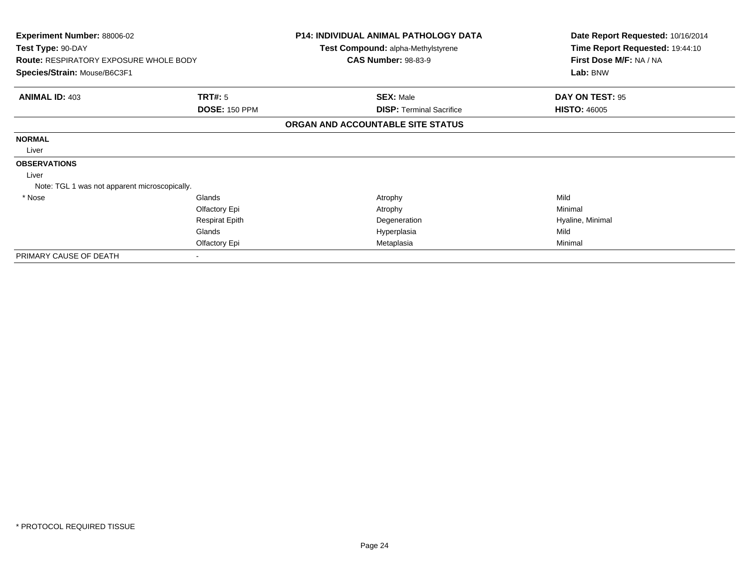**Experiment Number:** 88006-02
**Test Type:** 90-DAY
**Route:** RESPIRATORY EXPOSURE WHOLE BODY
**Species/Strain:** Mouse/B6C3F1

**P14: INDIVIDUAL ANIMAL PATHOLOGY DATA**
**Test Compound:** alpha-Methylstyrene
**CAS Number:** 98-83-9

**Date Report Requested:** 10/16/2014
**Time Report Requested:** 19:44:10
**First Dose M/F:** NA / NA
**Lab:** BNW

| **ANIMAL ID:** 403 | **TRT#:** 5 | **SEX:** Male | **DAY ON TEST:** 95 |
|---|---|---|---|
| | **DOSE:** 150 PPM | **DISP:** Terminal Sacrifice | **HISTO:** 46005 |

### ORGAN AND ACCOUNTABLE SITE STATUS

| | | | |
|---|---|---|---|
| **NORMAL** | | | |
| Liver | | | |
| **OBSERVATIONS** | | | |
| Liver | | | |
| Note: TGL 1 was not apparent microscopically. | | | |
| * Nose | Glands | Atrophy | Mild |
| | Olfactory Epi | Atrophy | Minimal |
| | Respirat Epith | Degeneration | Hyaline, Minimal |
| | Glands | Hyperplasia | Mild |
| | Olfactory Epi | Metaplasia | Minimal |
| PRIMARY CAUSE OF DEATH | - | | |

* PROTOCOL REQUIRED TISSUE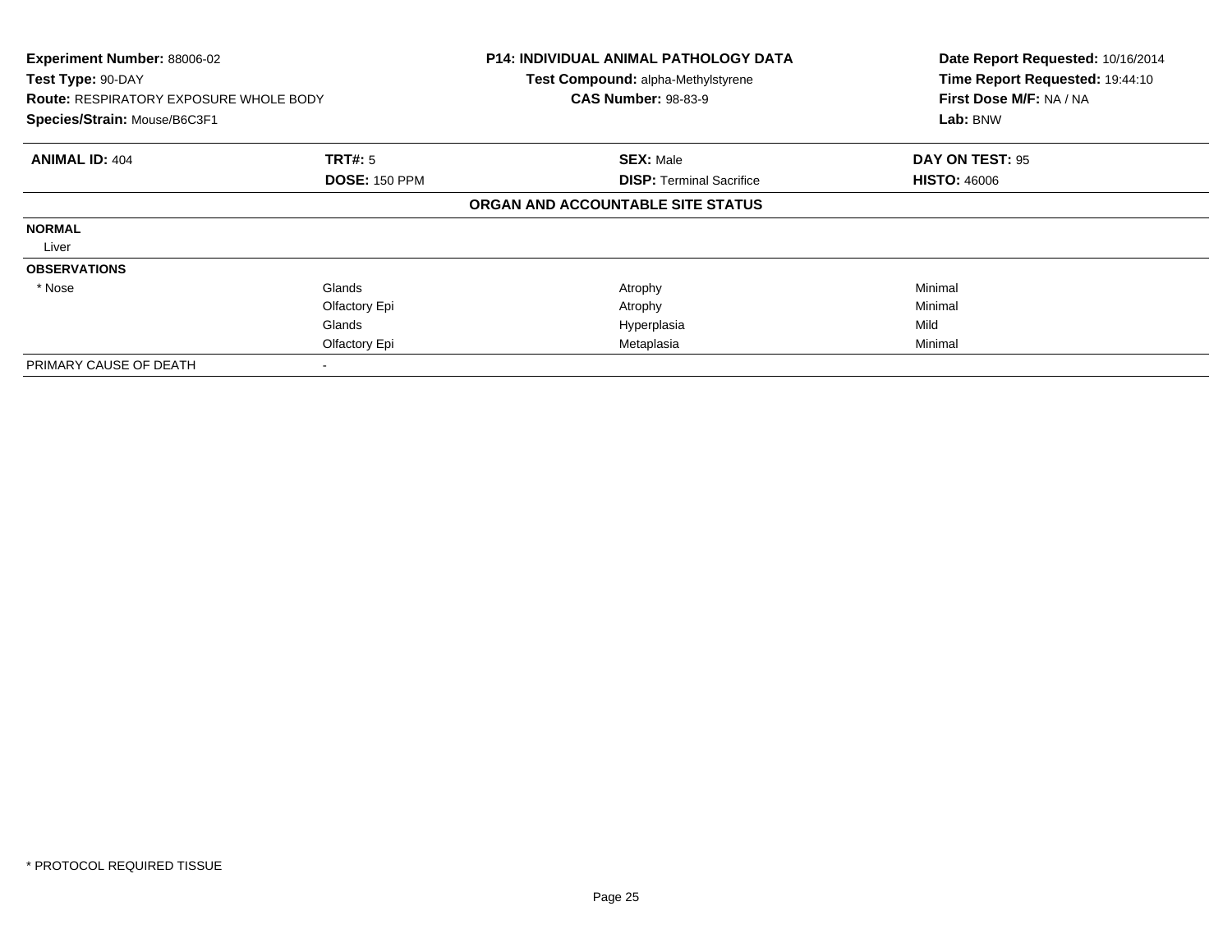| **Experiment Number:** 88006-02 | **P14: INDIVIDUAL ANIMAL PATHOLOGY DATA** | **Date Report Requested:** 10/16/2014 |
|---|---|---|
| **Test Type:** 90-DAY | **Test Compound:** alpha-Methylstyrene | **Time Report Requested:** 19:44:10 |
| **Route:** RESPIRATORY EXPOSURE WHOLE BODY | **CAS Number:** 98-83-9 | **First Dose M/F:** NA / NA |
| **Species/Strain:** Mouse/B6C3F1 | | **Lab:** BNW |

| **ANIMAL ID:** 404 | **TRT#:** 5 | **SEX:** Male | **DAY ON TEST:** 95 |
|---|---|---|---|
| | **DOSE:** 150 PPM | **DISP:** Terminal Sacrifice | **HISTO:** 46006 |
| | | **ORGAN AND ACCOUNTABLE SITE STATUS** | |
| **NORMAL** | | | |
| Liver | | | |
| **OBSERVATIONS** | | | |
| * Nose | Glands | Atrophy | Minimal |
| | Olfactory Epi | Atrophy | Minimal |
| | Glands | Hyperplasia | Mild |
| | Olfactory Epi | Metaplasia | Minimal |
| PRIMARY CAUSE OF DEATH | - | | |

* PROTOCOL REQUIRED TISSUE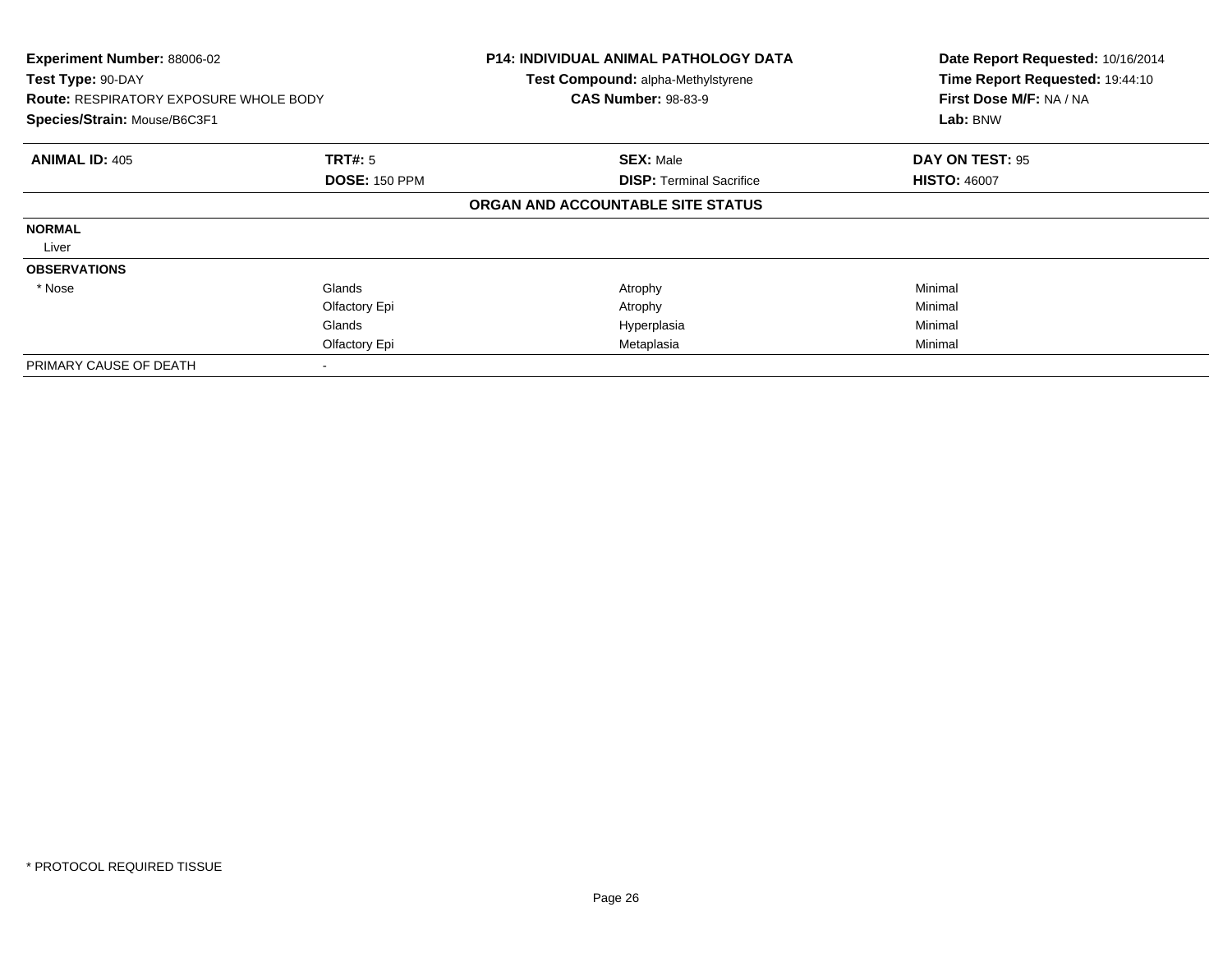**Experiment Number:** 88006-02
**Test Type:** 90-DAY
**Route:** RESPIRATORY EXPOSURE WHOLE BODY
**Species/Strain:** Mouse/B6C3F1

**P14: INDIVIDUAL ANIMAL PATHOLOGY DATA**
**Test Compound:** alpha-Methylstyrene
**CAS Number:** 98-83-9

**Date Report Requested:** 10/16/2014
**Time Report Requested:** 19:44:10
**First Dose M/F:** NA / NA
**Lab:** BNW

| **ANIMAL ID:** 405 | **TRT#:** 5 | **SEX:** Male | **DAY ON TEST:** 95 |
|---|---|---|---|
| | **DOSE:** 150 PPM | **DISP:** Terminal Sacrifice | **HISTO:** 46007 |
| | | **ORGAN AND ACCOUNTABLE SITE STATUS** | |
| **NORMAL** | | | |
| Liver | | | |
| **OBSERVATIONS** | | | |
| * Nose | Glands | Atrophy | Minimal |
| | Olfactory Epi | Atrophy | Minimal |
| | Glands | Hyperplasia | Minimal |
| | Olfactory Epi | Metaplasia | Minimal |
| PRIMARY CAUSE OF DEATH | - | | |

* PROTOCOL REQUIRED TISSUE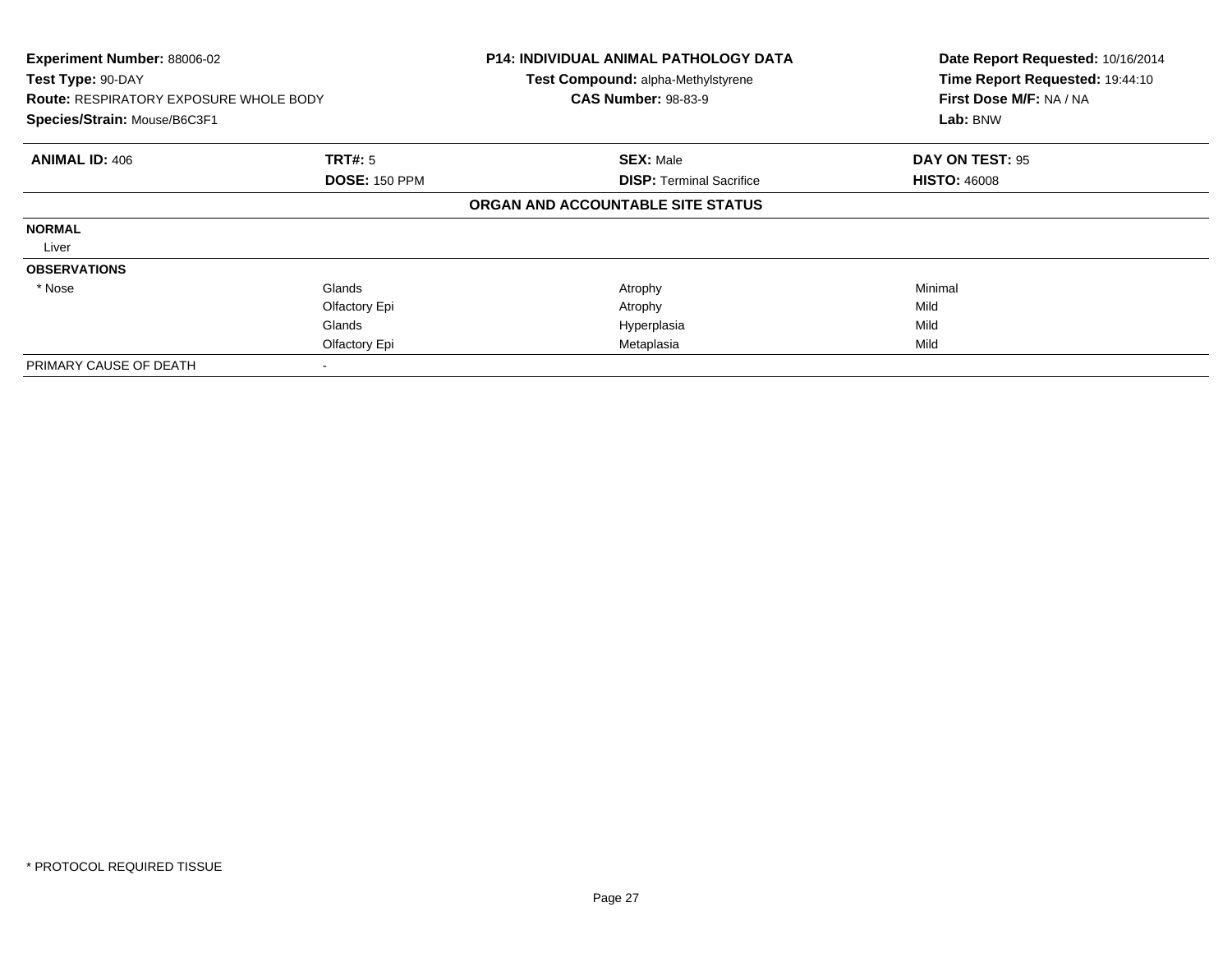**Experiment Number:** 88006-02
**Test Type:** 90-DAY
**Route:** RESPIRATORY EXPOSURE WHOLE BODY
**Species/Strain:** Mouse/B6C3F1

**P14: INDIVIDUAL ANIMAL PATHOLOGY DATA**
**Test Compound:** alpha-Methylstyrene
**CAS Number:** 98-83-9

**Date Report Requested:** 10/16/2014
**Time Report Requested:** 19:44:10
**First Dose M/F:** NA / NA
**Lab:** BNW

| **ANIMAL ID:** 406 | **TRT#:** 5 | **SEX:** Male | **DAY ON TEST:** 95 |
|---|---|---|---|
| | **DOSE:** 150 PPM | **DISP:** Terminal Sacrifice | **HISTO:** 46008 |

**ORGAN AND ACCOUNTABLE SITE STATUS**

| | | | |
|---|---|---|---|
| **NORMAL** | | | |
| Liver | | | |
| **OBSERVATIONS** | | | |
| * Nose | Glands | Atrophy | Minimal |
| | Olfactory Epi | Atrophy | Mild |
| | Glands | Hyperplasia | Mild |
| | Olfactory Epi | Metaplasia | Mild |
| PRIMARY CAUSE OF DEATH | - | | |

* PROTOCOL REQUIRED TISSUE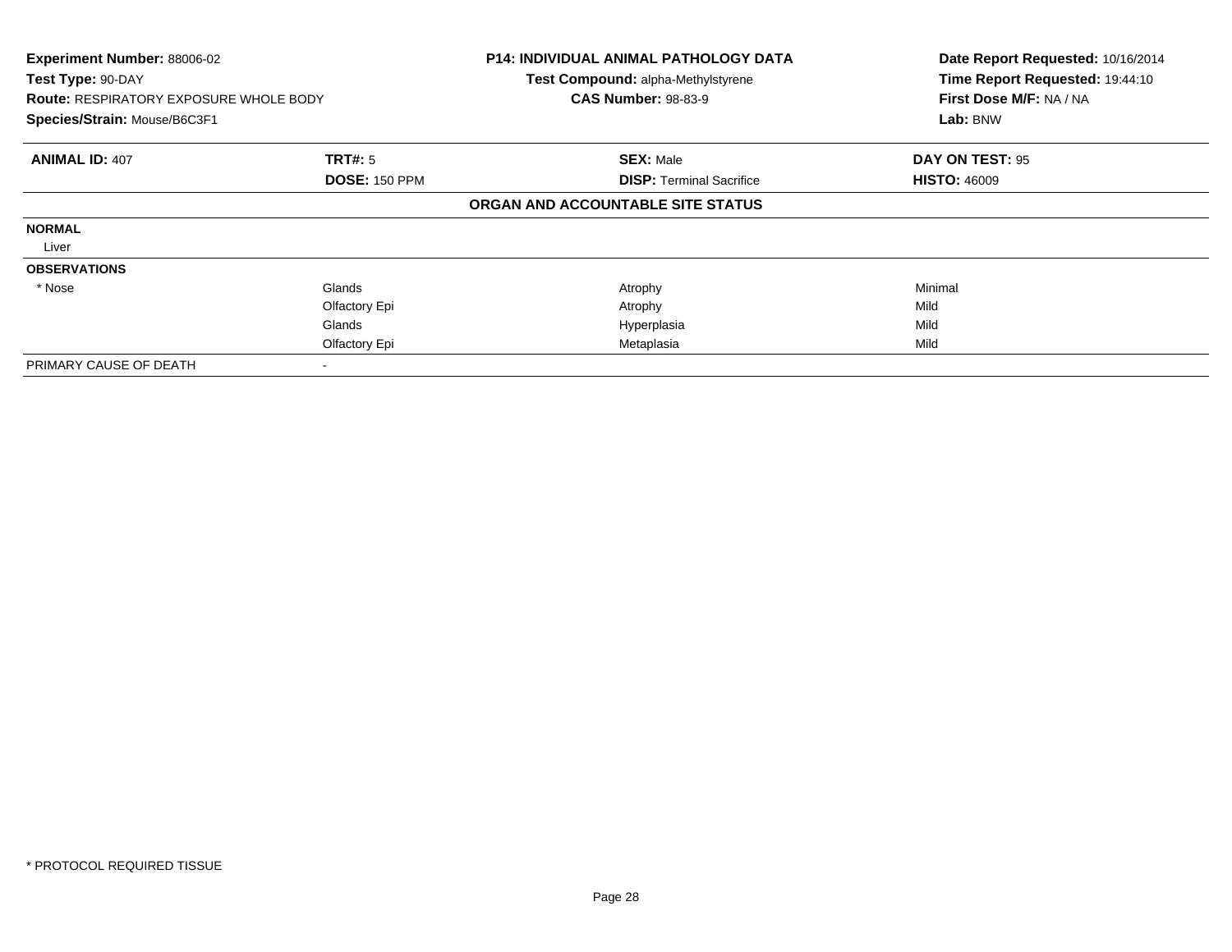**Experiment Number:** 88006-02
**Test Type:** 90-DAY
**Route:** RESPIRATORY EXPOSURE WHOLE BODY
**Species/Strain:** Mouse/B6C3F1

**P14: INDIVIDUAL ANIMAL PATHOLOGY DATA**
**Test Compound:** alpha-Methylstyrene
**CAS Number:** 98-83-9

**Date Report Requested:** 10/16/2014
**Time Report Requested:** 19:44:10
**First Dose M/F:** NA / NA
**Lab:** BNW

| **ANIMAL ID:** 407 | **TRT#:** 5 | **SEX:** Male | **DAY ON TEST:** 95 |
|---|---|---|---|
| | **DOSE:** 150 PPM | **DISP:** Terminal Sacrifice | **HISTO:** 46009 |

**ORGAN AND ACCOUNTABLE SITE STATUS**

| | | | |
|---|---|---|---|
| **NORMAL** | | | |
| Liver | | | |
| **OBSERVATIONS** | | | |
| * Nose | Glands | Atrophy | Minimal |
| | Olfactory Epi | Atrophy | Mild |
| | Glands | Hyperplasia | Mild |
| | Olfactory Epi | Metaplasia | Mild |
| PRIMARY CAUSE OF DEATH | - | | |

* PROTOCOL REQUIRED TISSUE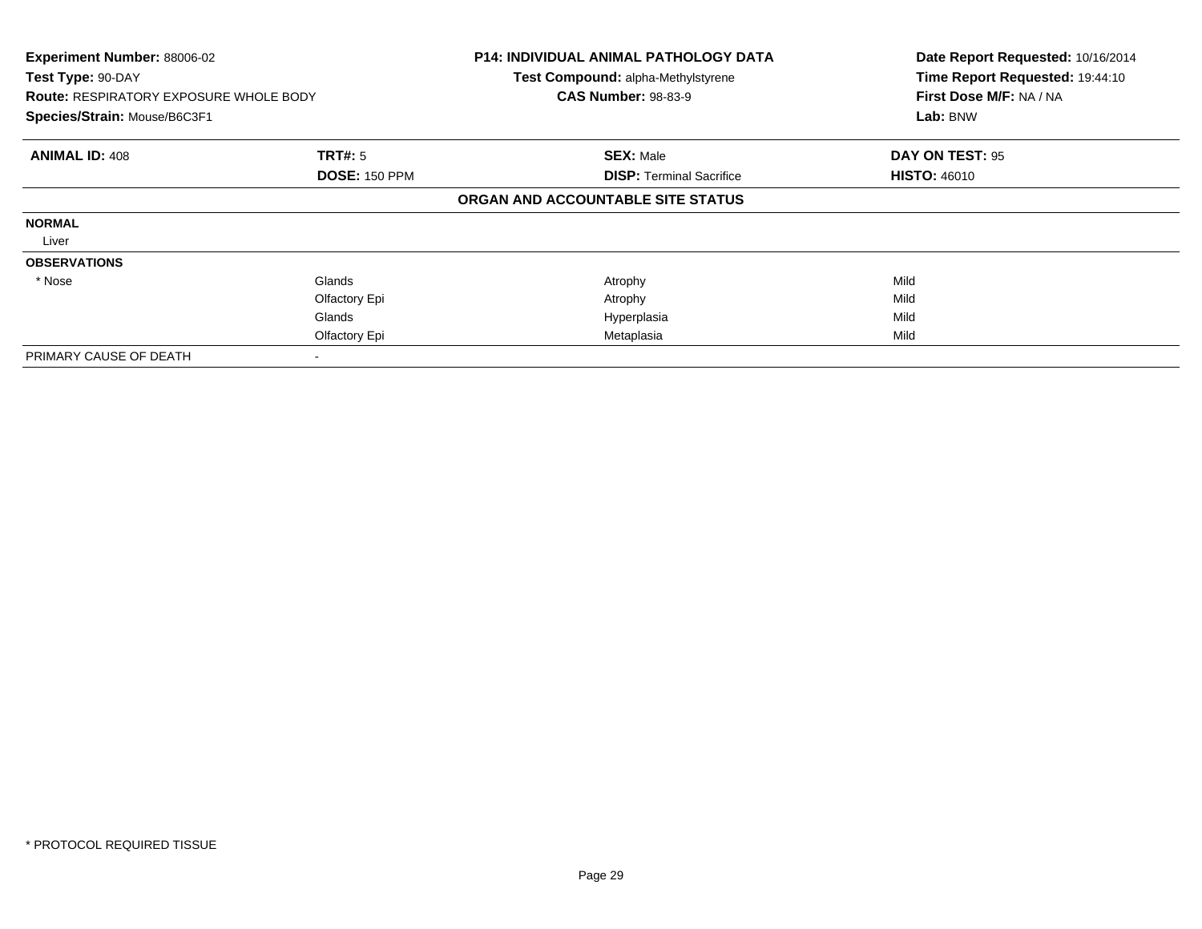**Experiment Number:** 88006-02
**Test Type:** 90-DAY
**Route:** RESPIRATORY EXPOSURE WHOLE BODY
**Species/Strain:** Mouse/B6C3F1

**P14: INDIVIDUAL ANIMAL PATHOLOGY DATA**
**Test Compound:** alpha-Methylstyrene
**CAS Number:** 98-83-9

**Date Report Requested:** 10/16/2014
**Time Report Requested:** 19:44:10
**First Dose M/F:** NA / NA
**Lab:** BNW

| **ANIMAL ID:** 408 | **TRT#:** 5 | **SEX:** Male | **DAY ON TEST:** 95 |
|---|---|---|---|
| | **DOSE:** 150 PPM | **DISP:** Terminal Sacrifice | **HISTO:** 46010 |
| | | **ORGAN AND ACCOUNTABLE SITE STATUS** | |
| **NORMAL** | | | |
| Liver | | | |
| **OBSERVATIONS** | | | |
| * Nose | Glands | Atrophy | Mild |
| | Olfactory Epi | Atrophy | Mild |
| | Glands | Hyperplasia | Mild |
| | Olfactory Epi | Metaplasia | Mild |
| PRIMARY CAUSE OF DEATH | - | | |

* PROTOCOL REQUIRED TISSUE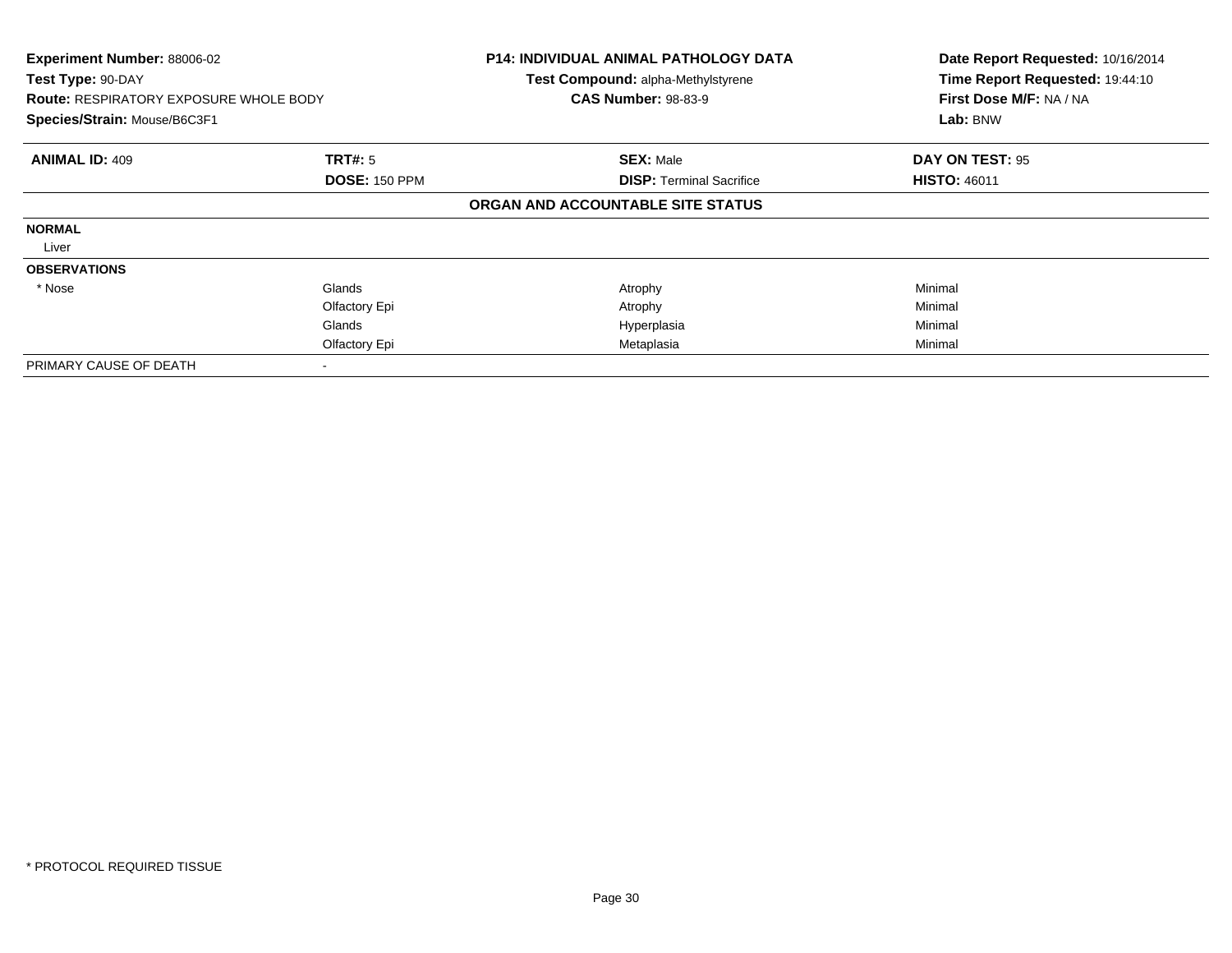**Experiment Number:** 88006-02
**Test Type:** 90-DAY
**Route:** RESPIRATORY EXPOSURE WHOLE BODY
**Species/Strain:** Mouse/B6C3F1

**P14: INDIVIDUAL ANIMAL PATHOLOGY DATA**
**Test Compound:** alpha-Methylstyrene
**CAS Number:** 98-83-9

**Date Report Requested:** 10/16/2014
**Time Report Requested:** 19:44:10
**First Dose M/F:** NA / NA
**Lab:** BNW

| **ANIMAL ID:** 409 | **TRT#:** 5 | **SEX:** Male | **DAY ON TEST:** 95 |
|---|---|---|---|
| | **DOSE:** 150 PPM | **DISP:** Terminal Sacrifice | **HISTO:** 46011 |

**ORGAN AND ACCOUNTABLE SITE STATUS**

| | | | |
|---|---|---|---|
| **NORMAL** | | | |
| Liver | | | |
| **OBSERVATIONS** | | | |
| * Nose | Glands | Atrophy | Minimal |
| | Olfactory Epi | Atrophy | Minimal |
| | Glands | Hyperplasia | Minimal |
| | Olfactory Epi | Metaplasia | Minimal |
| PRIMARY CAUSE OF DEATH | - | | |

* PROTOCOL REQUIRED TISSUE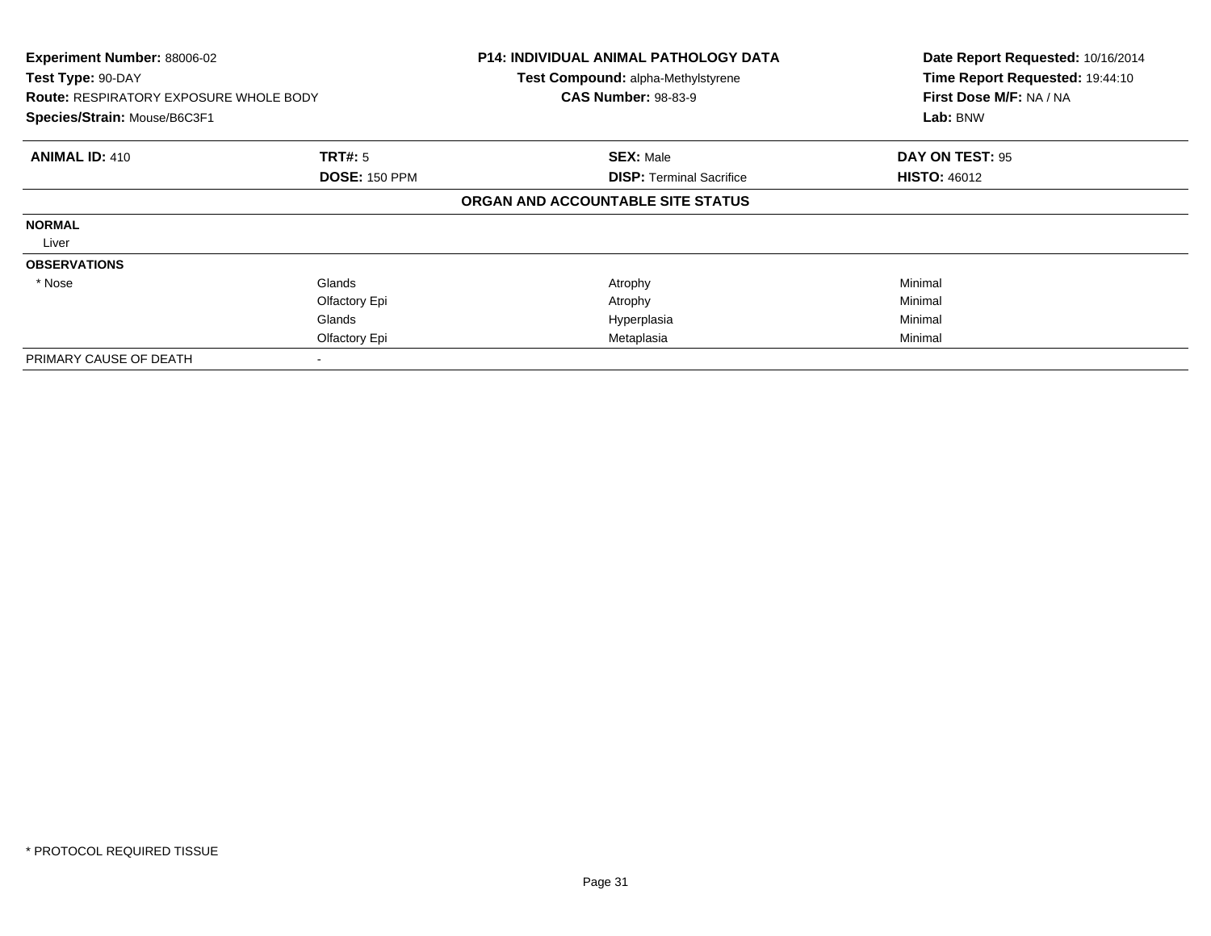**Experiment Number:** 88006-02
**Test Type:** 90-DAY
**Route:** RESPIRATORY EXPOSURE WHOLE BODY
**Species/Strain:** Mouse/B6C3F1

**P14: INDIVIDUAL ANIMAL PATHOLOGY DATA**
**Test Compound:** alpha-Methylstyrene
**CAS Number:** 98-83-9

**Date Report Requested:** 10/16/2014
**Time Report Requested:** 19:44:10
**First Dose M/F:** NA / NA
**Lab:** BNW

| **ANIMAL ID:** 410 | **TRT#:** 5 | **SEX:** Male | **DAY ON TEST:** 95 |
|---|---|---|---|
| | **DOSE:** 150 PPM | **DISP:** Terminal Sacrifice | **HISTO:** 46012 |

**ORGAN AND ACCOUNTABLE SITE STATUS**

| | | | |
|---|---|---|---|
| **NORMAL** | | | |
| Liver | | | |
| **OBSERVATIONS** | | | |
| * Nose | Glands | Atrophy | Minimal |
| | Olfactory Epi | Atrophy | Minimal |
| | Glands | Hyperplasia | Minimal |
| | Olfactory Epi | Metaplasia | Minimal |
| PRIMARY CAUSE OF DEATH | - | | |

* PROTOCOL REQUIRED TISSUE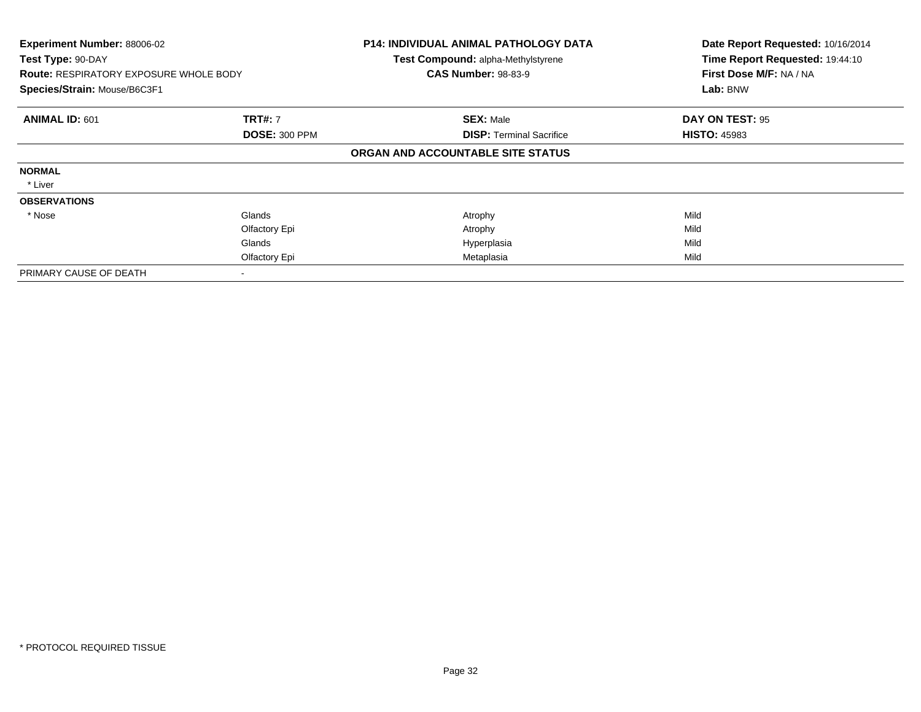**Experiment Number:** 88006-02
**Test Type:** 90-DAY
**Route:** RESPIRATORY EXPOSURE WHOLE BODY
**Species/Strain:** Mouse/B6C3F1

**P14: INDIVIDUAL ANIMAL PATHOLOGY DATA**
**Test Compound:** alpha-Methylstyrene
**CAS Number:** 98-83-9

**Date Report Requested:** 10/16/2014
**Time Report Requested:** 19:44:10
**First Dose M/F:** NA / NA
**Lab:** BNW

| **ANIMAL ID:** 601 | **TRT#:** 7 | **SEX:** Male | **DAY ON TEST:** 95 |
|---|---|---|---|
| | **DOSE:** 300 PPM | **DISP:** Terminal Sacrifice | **HISTO:** 45983 |
| | | **ORGAN AND ACCOUNTABLE SITE STATUS** | |
| **NORMAL** | | | |
| * Liver | | | |
| **OBSERVATIONS** | | | |
| * Nose | Glands | Atrophy | Mild |
| | Olfactory Epi | Atrophy | Mild |
| | Glands | Hyperplasia | Mild |
| | Olfactory Epi | Metaplasia | Mild |
| PRIMARY CAUSE OF DEATH | - | | |

* PROTOCOL REQUIRED TISSUE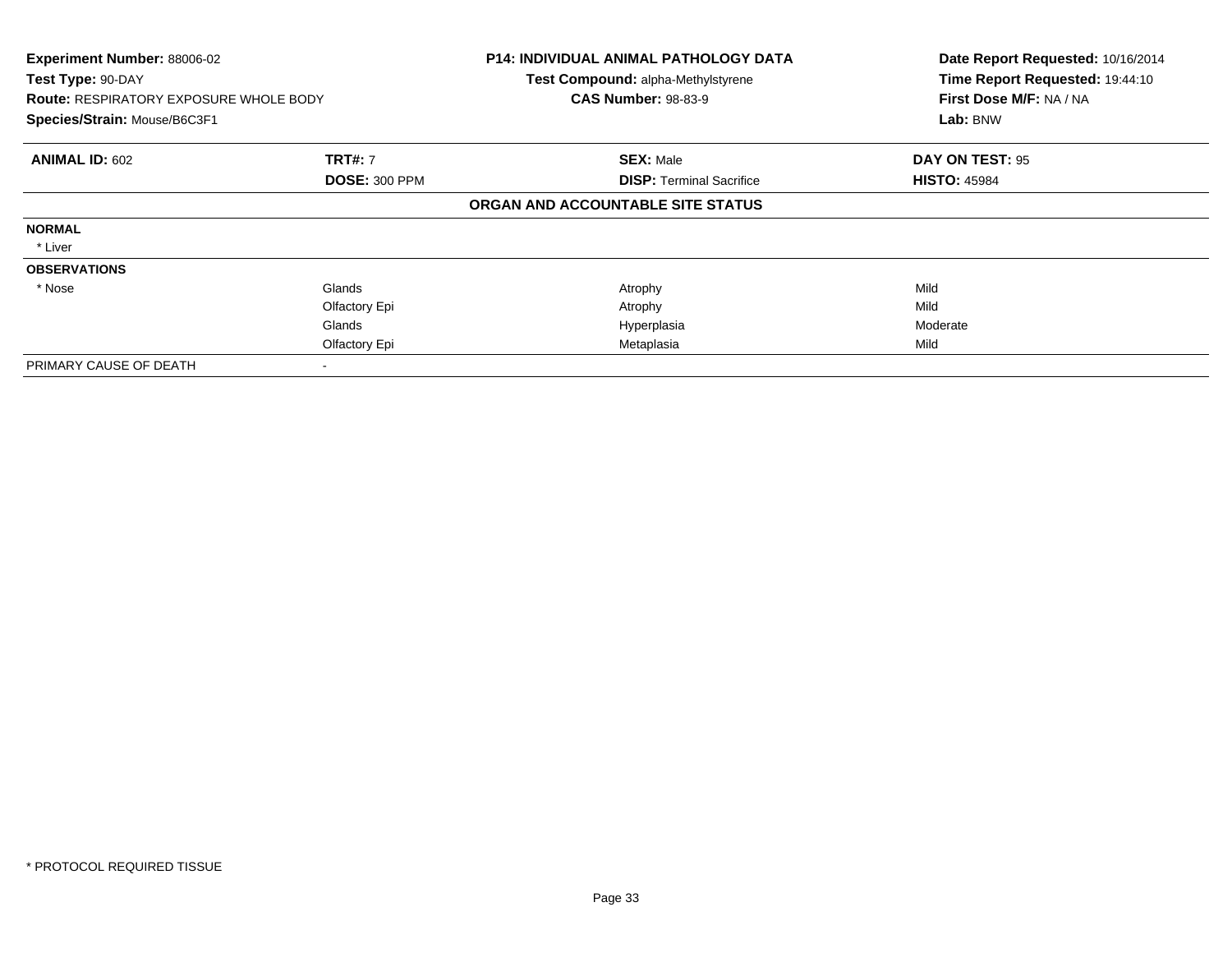**Experiment Number:** 88006-02
**Test Type:** 90-DAY
**Route:** RESPIRATORY EXPOSURE WHOLE BODY
**Species/Strain:** Mouse/B6C3F1

**P14: INDIVIDUAL ANIMAL PATHOLOGY DATA**
**Test Compound:** alpha-Methylstyrene
**CAS Number:** 98-83-9

**Date Report Requested:** 10/16/2014
**Time Report Requested:** 19:44:10
**First Dose M/F:** NA / NA
**Lab:** BNW

| **ANIMAL ID:** 602 | **TRT#:** 7 | **SEX:** Male | **DAY ON TEST:** 95 |
|---|---|---|---|
| | **DOSE:** 300 PPM | **DISP:** Terminal Sacrifice | **HISTO:** 45984 |
| | | **ORGAN AND ACCOUNTABLE SITE STATUS** | |
| **NORMAL** | | | |
| * Liver | | | |
| **OBSERVATIONS** | | | |
| * Nose | Glands | Atrophy | Mild |
| | Olfactory Epi | Atrophy | Mild |
| | Glands | Hyperplasia | Moderate |
| | Olfactory Epi | Metaplasia | Mild |
| PRIMARY CAUSE OF DEATH | - | | |

* PROTOCOL REQUIRED TISSUE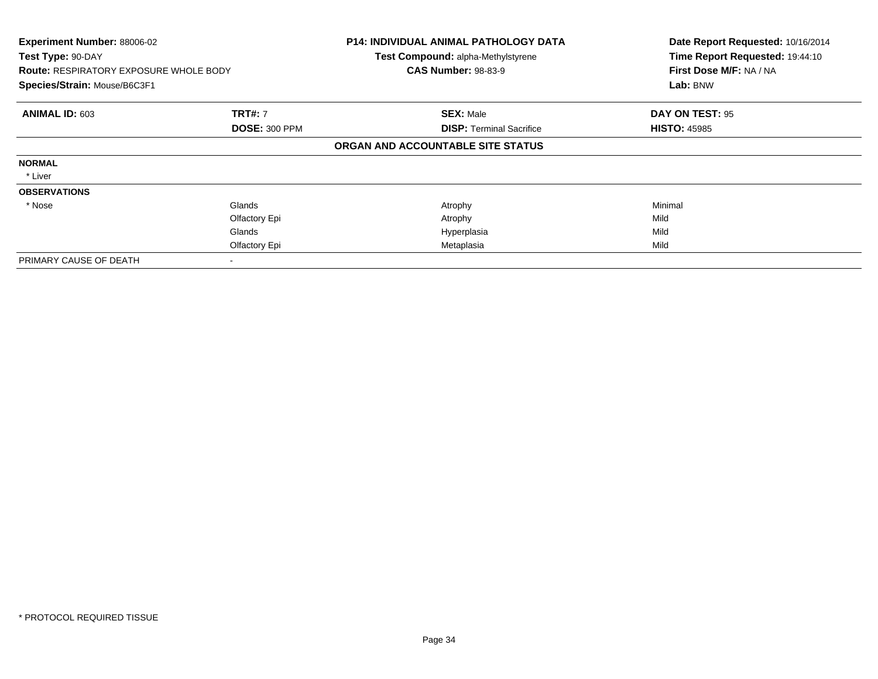**Experiment Number:** 88006-02
**Test Type:** 90-DAY
**Route:** RESPIRATORY EXPOSURE WHOLE BODY
**Species/Strain:** Mouse/B6C3F1

**P14: INDIVIDUAL ANIMAL PATHOLOGY DATA**
**Test Compound:** alpha-Methylstyrene
**CAS Number:** 98-83-9

**Date Report Requested:** 10/16/2014
**Time Report Requested:** 19:44:10
**First Dose M/F:** NA / NA
**Lab:** BNW

| **ANIMAL ID:** 603 | **TRT#:** 7 | **SEX:** Male | **DAY ON TEST:** 95 |
|---|---|---|---|
| | **DOSE:** 300 PPM | **DISP:** Terminal Sacrifice | **HISTO:** 45985 |

**ORGAN AND ACCOUNTABLE SITE STATUS**

| | | | |
|---|---|---|---|
| **NORMAL** | | | |
| * Liver | | | |
| **OBSERVATIONS** | | | |
| * Nose | Glands | Atrophy | Minimal |
| | Olfactory Epi | Atrophy | Mild |
| | Glands | Hyperplasia | Mild |
| | Olfactory Epi | Metaplasia | Mild |
| PRIMARY CAUSE OF DEATH | - | | |

* PROTOCOL REQUIRED TISSUE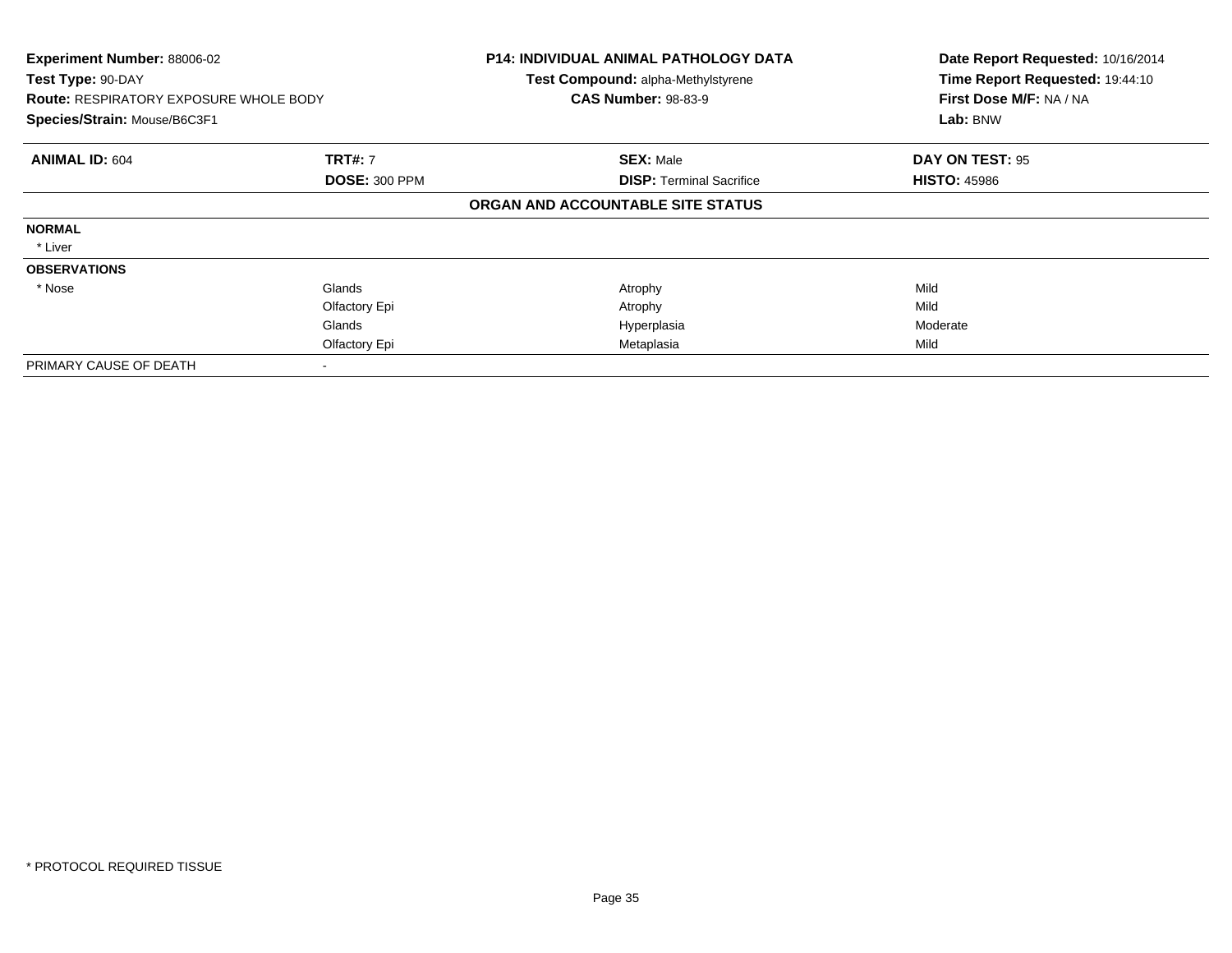| **Experiment Number:** 88006-02 | **P14: INDIVIDUAL ANIMAL PATHOLOGY DATA** | **Date Report Requested:** 10/16/2014 |
|---|---|---|
| **Test Type:** 90-DAY | **Test Compound:** alpha-Methylstyrene | **Time Report Requested:** 19:44:10 |
| **Route:** RESPIRATORY EXPOSURE WHOLE BODY | **CAS Number:** 98-83-9 | **First Dose M/F:** NA / NA |
| **Species/Strain:** Mouse/B6C3F1 | | **Lab:** BNW |

| **ANIMAL ID:** 604 | **TRT#:** 7 | **SEX:** Male | **DAY ON TEST:** 95 |
|---|---|---|---|
| | **DOSE:** 300 PPM | **DISP:** Terminal Sacrifice | **HISTO:** 45986 |

**ORGAN AND ACCOUNTABLE SITE STATUS**

| | | | |
|---|---|---|---|
| **NORMAL** | | | |
| * Liver | | | |
| **OBSERVATIONS** | | | |
| * Nose | Glands | Atrophy | Mild |
| | Olfactory Epi | Atrophy | Mild |
| | Glands | Hyperplasia | Moderate |
| | Olfactory Epi | Metaplasia | Mild |
| PRIMARY CAUSE OF DEATH | - | | |

* PROTOCOL REQUIRED TISSUE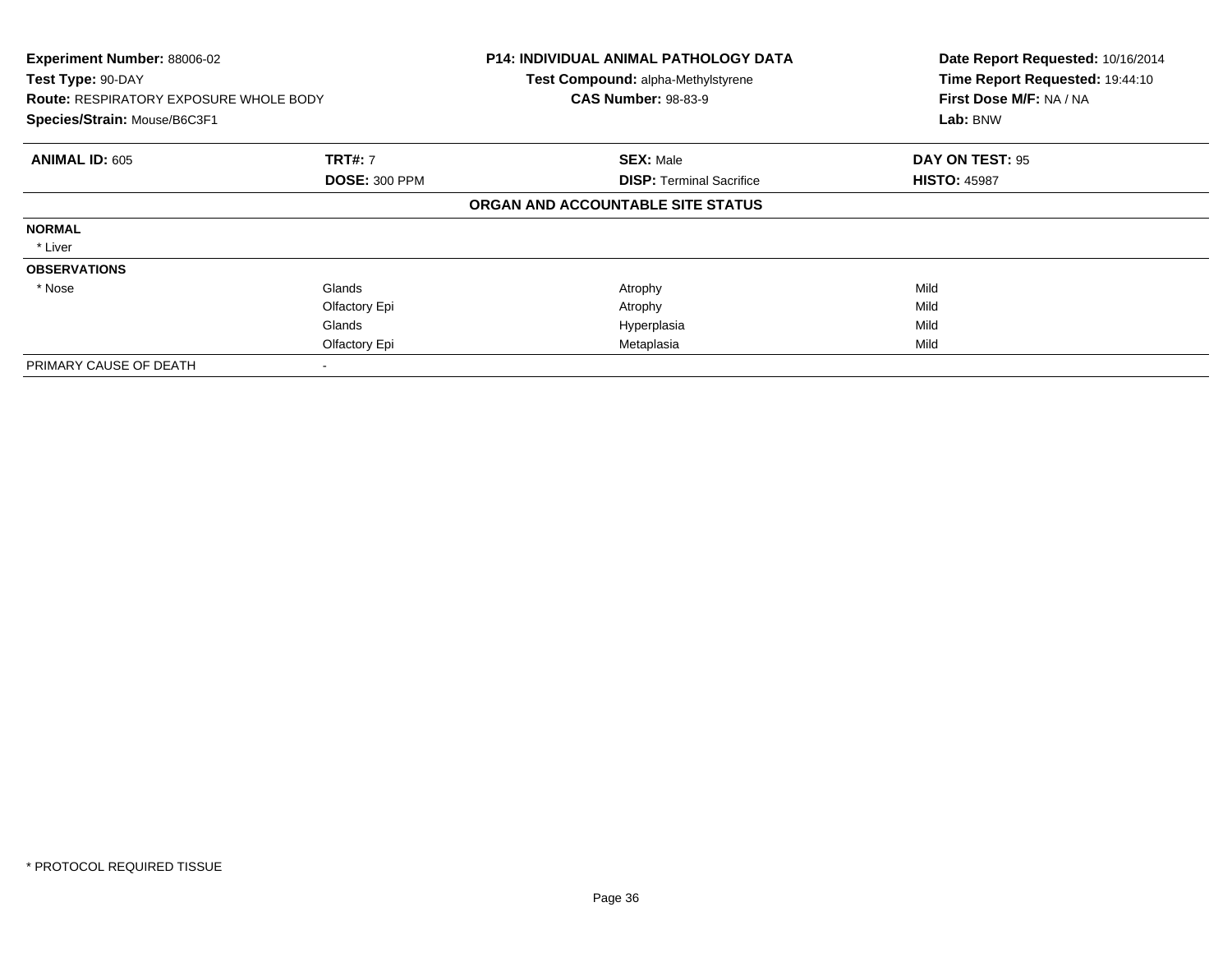**Experiment Number:** 88006-02
**Test Type:** 90-DAY
**Route:** RESPIRATORY EXPOSURE WHOLE BODY
**Species/Strain:** Mouse/B6C3F1

**P14: INDIVIDUAL ANIMAL PATHOLOGY DATA**
**Test Compound:** alpha-Methylstyrene
**CAS Number:** 98-83-9

**Date Report Requested:** 10/16/2014
**Time Report Requested:** 19:44:10
**First Dose M/F:** NA / NA
**Lab:** BNW

| **ANIMAL ID:** 605 | **TRT#:** 7 | **SEX:** Male | **DAY ON TEST:** 95 |
|---|---|---|---|
| | **DOSE:** 300 PPM | **DISP:** Terminal Sacrifice | **HISTO:** 45987 |

**ORGAN AND ACCOUNTABLE SITE STATUS**

| | | | |
|---|---|---|---|
| **NORMAL** | | | |
| * Liver | | | |
| **OBSERVATIONS** | | | |
| * Nose | Glands | Atrophy | Mild |
| | Olfactory Epi | Atrophy | Mild |
| | Glands | Hyperplasia | Mild |
| | Olfactory Epi | Metaplasia | Mild |
| PRIMARY CAUSE OF DEATH | - | | |

* PROTOCOL REQUIRED TISSUE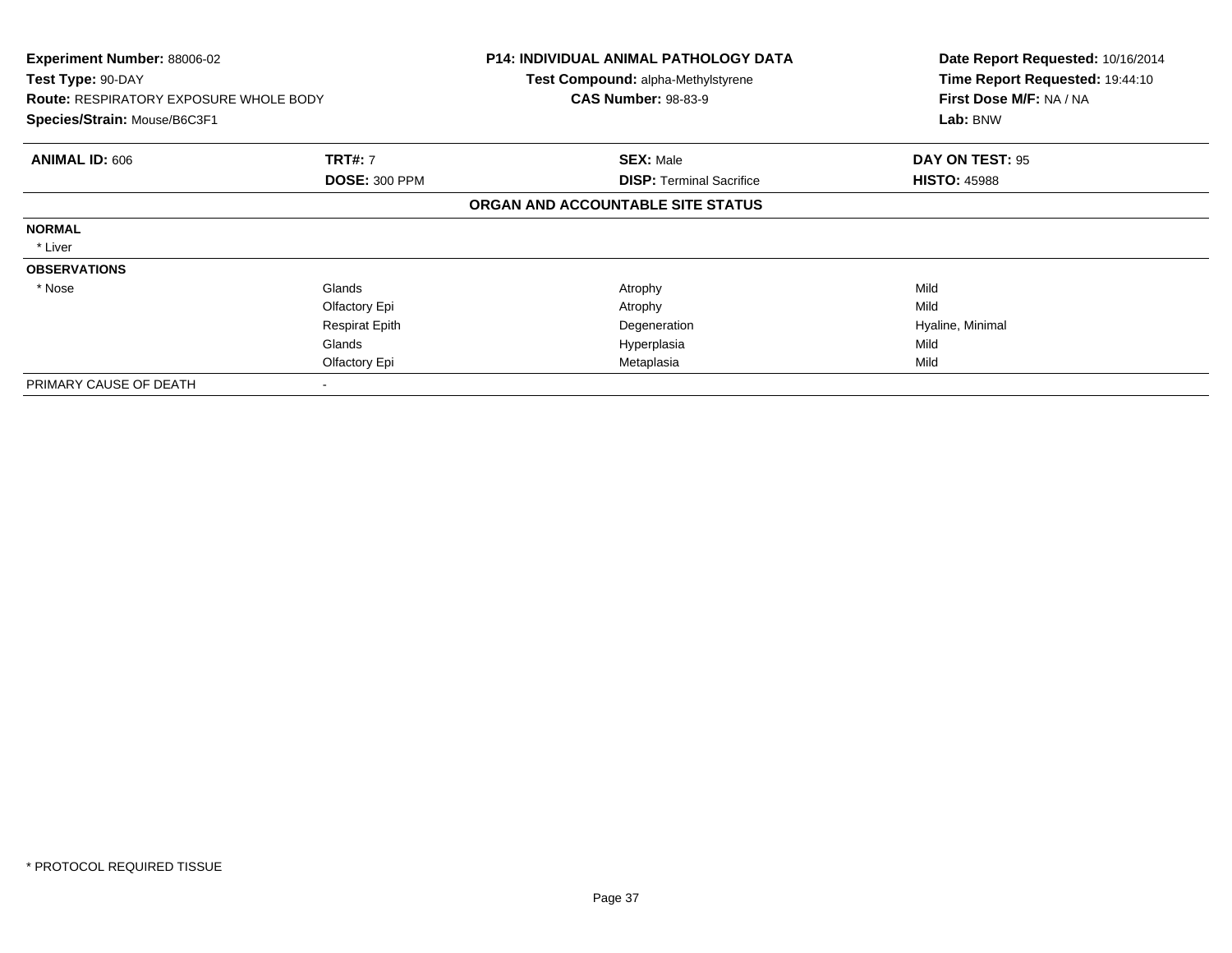**Experiment Number:** 88006-02
**Test Type:** 90-DAY
**Route:** RESPIRATORY EXPOSURE WHOLE BODY
**Species/Strain:** Mouse/B6C3F1

**P14: INDIVIDUAL ANIMAL PATHOLOGY DATA**
**Test Compound:** alpha-Methylstyrene
**CAS Number:** 98-83-9

**Date Report Requested:** 10/16/2014
**Time Report Requested:** 19:44:10
**First Dose M/F:** NA / NA
**Lab:** BNW

| **ANIMAL ID:** 606 | **TRT#:** 7 | **SEX:** Male | **DAY ON TEST:** 95 |
|---|---|---|---|
| | **DOSE:** 300 PPM | **DISP:** Terminal Sacrifice | **HISTO:** 45988 |

**ORGAN AND ACCOUNTABLE SITE STATUS**

| | | | |
|---|---|---|---|
| **NORMAL** | | | |
| * Liver | | | |
| **OBSERVATIONS** | | | |
| * Nose | Glands | Atrophy | Mild |
| | Olfactory Epi | Atrophy | Mild |
| | Respirat Epith | Degeneration | Hyaline, Minimal |
| | Glands | Hyperplasia | Mild |
| | Olfactory Epi | Metaplasia | Mild |
| PRIMARY CAUSE OF DEATH | - | | |

* PROTOCOL REQUIRED TISSUE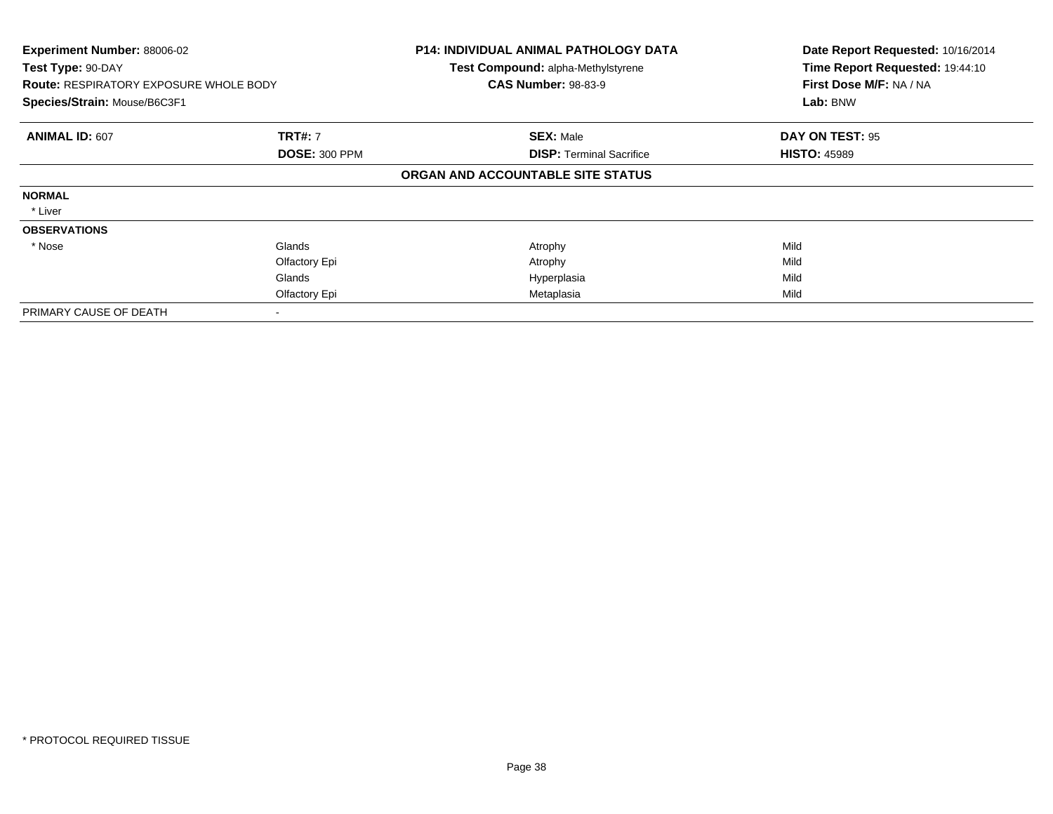**Experiment Number:** 88006-02
**Test Type:** 90-DAY
**Route:** RESPIRATORY EXPOSURE WHOLE BODY
**Species/Strain:** Mouse/B6C3F1

**P14: INDIVIDUAL ANIMAL PATHOLOGY DATA**
**Test Compound:** alpha-Methylstyrene
**CAS Number:** 98-83-9

**Date Report Requested:** 10/16/2014
**Time Report Requested:** 19:44:10
**First Dose M/F:** NA / NA
**Lab:** BNW

| **ANIMAL ID:** 607 | **TRT#:** 7 | **SEX:** Male | **DAY ON TEST:** 95 |
|---|---|---|---|
| | **DOSE:** 300 PPM | **DISP:** Terminal Sacrifice | **HISTO:** 45989 |

**ORGAN AND ACCOUNTABLE SITE STATUS**

| | | | |
|---|---|---|---|
| **NORMAL** | | | |
| * Liver | | | |
| **OBSERVATIONS** | | | |
| * Nose | Glands | Atrophy | Mild |
| | Olfactory Epi | Atrophy | Mild |
| | Glands | Hyperplasia | Mild |
| | Olfactory Epi | Metaplasia | Mild |
| PRIMARY CAUSE OF DEATH | - | | |

* PROTOCOL REQUIRED TISSUE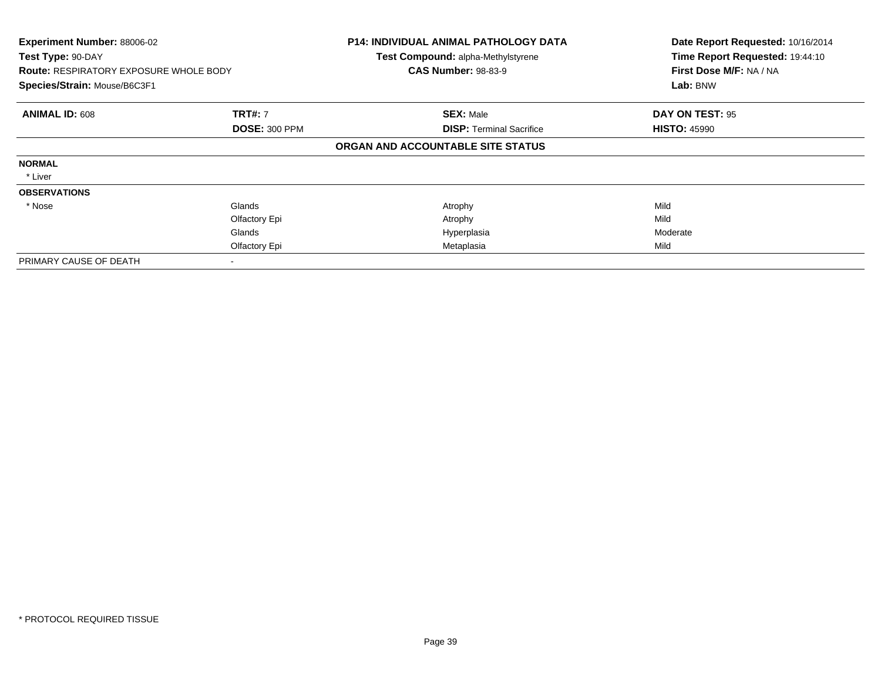**Experiment Number:** 88006-02
**Test Type:** 90-DAY
**Route:** RESPIRATORY EXPOSURE WHOLE BODY
**Species/Strain:** Mouse/B6C3F1

**P14: INDIVIDUAL ANIMAL PATHOLOGY DATA**
**Test Compound:** alpha-Methylstyrene
**CAS Number:** 98-83-9

**Date Report Requested:** 10/16/2014
**Time Report Requested:** 19:44:10
**First Dose M/F:** NA / NA
**Lab:** BNW

| **ANIMAL ID:** 608 | **TRT#:** 7 | **SEX:** Male | **DAY ON TEST:** 95 |
|---|---|---|---|
| | **DOSE:** 300 PPM | **DISP:** Terminal Sacrifice | **HISTO:** 45990 |
| | | **ORGAN AND ACCOUNTABLE SITE STATUS** | |
| **NORMAL** | | | |
| * Liver | | | |
| **OBSERVATIONS** | | | |
| * Nose | Glands | Atrophy | Mild |
| | Olfactory Epi | Atrophy | Mild |
| | Glands | Hyperplasia | Moderate |
| | Olfactory Epi | Metaplasia | Mild |
| PRIMARY CAUSE OF DEATH | - | | |

* PROTOCOL REQUIRED TISSUE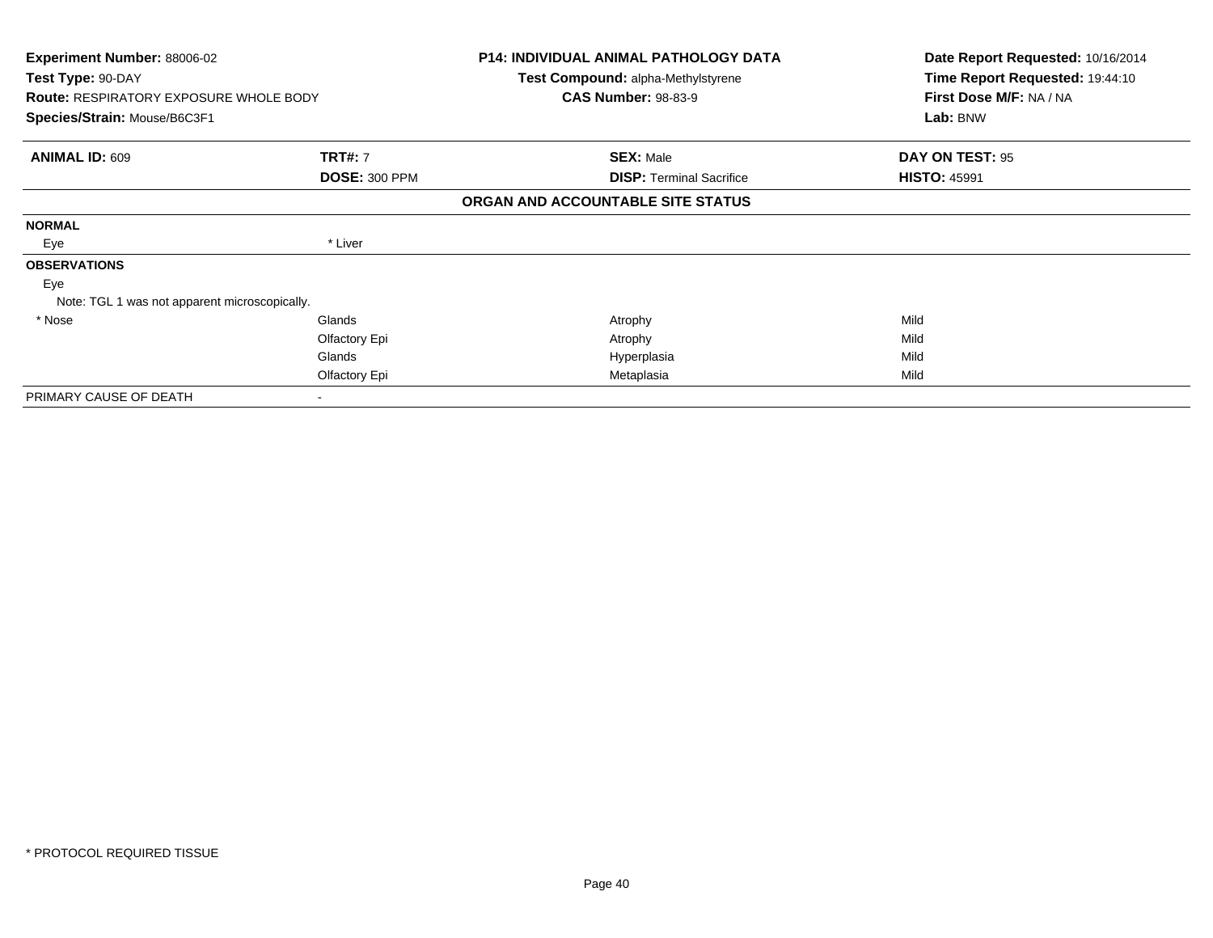| | | | |
|---|---|---|---|
| **Experiment Number:** 88006-02 | | **P14: INDIVIDUAL ANIMAL PATHOLOGY DATA** | **Date Report Requested:** 10/16/2014 |
| **Test Type:** 90-DAY | | **Test Compound:** alpha-Methylstyrene | **Time Report Requested:** 19:44:10 |
| **Route:** RESPIRATORY EXPOSURE WHOLE BODY | | **CAS Number:** 98-83-9 | **First Dose M/F:** NA / NA |
| **Species/Strain:** Mouse/B6C3F1 | | | **Lab:** BNW |

| **ANIMAL ID:** 609 | **TRT#:** 7 | **SEX:** Male | **DAY ON TEST:** 95 |
|---|---|---|---|
| | **DOSE:** 300 PPM | **DISP:** Terminal Sacrifice | **HISTO:** 45991 |
| | | **ORGAN AND ACCOUNTABLE SITE STATUS** | |
| **NORMAL** | | | |
| Eye | * Liver | | |
| **OBSERVATIONS** | | | |
| Eye | | | |
| Note: TGL 1 was not apparent microscopically. | | | |
| * Nose | Glands | Atrophy | Mild |
| | Olfactory Epi | Atrophy | Mild |
| | Glands | Hyperplasia | Mild |
| | Olfactory Epi | Metaplasia | Mild |
| PRIMARY CAUSE OF DEATH | - | | |

* PROTOCOL REQUIRED TISSUE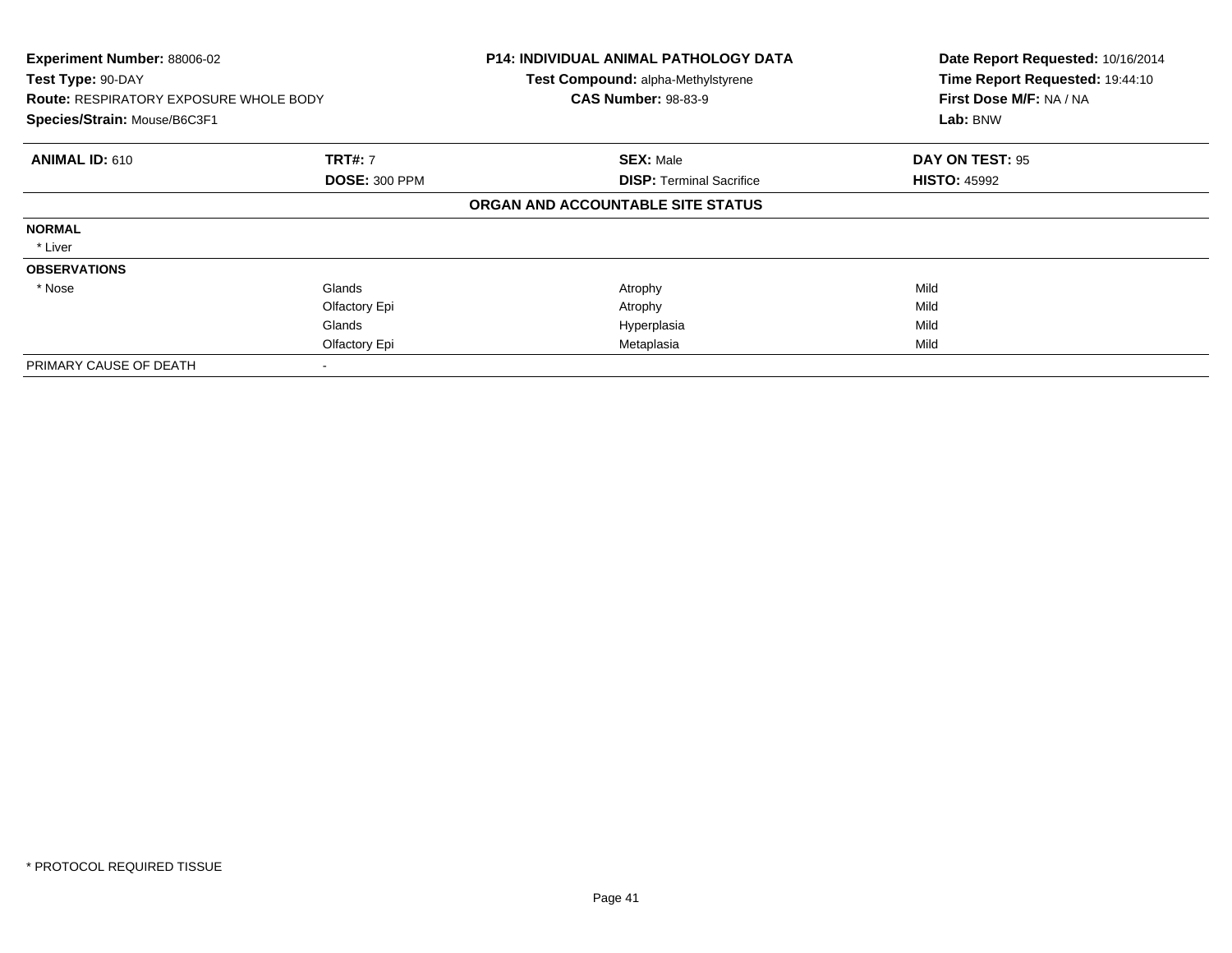**Experiment Number:** 88006-02
**Test Type:** 90-DAY
**Route:** RESPIRATORY EXPOSURE WHOLE BODY
**Species/Strain:** Mouse/B6C3F1

**P14: INDIVIDUAL ANIMAL PATHOLOGY DATA**
**Test Compound:** alpha-Methylstyrene
**CAS Number:** 98-83-9

**Date Report Requested:** 10/16/2014
**Time Report Requested:** 19:44:10
**First Dose M/F:** NA / NA
**Lab:** BNW

| **ANIMAL ID:** 610 | **TRT#:** 7 | **SEX:** Male | **DAY ON TEST:** 95 |
|---|---|---|---|
| | **DOSE:** 300 PPM | **DISP:** Terminal Sacrifice | **HISTO:** 45992 |

**ORGAN AND ACCOUNTABLE SITE STATUS**

| | | | |
|---|---|---|---|
| **NORMAL** | | | |
| * Liver | | | |
| **OBSERVATIONS** | | | |
| * Nose | Glands | Atrophy | Mild |
| | Olfactory Epi | Atrophy | Mild |
| | Glands | Hyperplasia | Mild |
| | Olfactory Epi | Metaplasia | Mild |
| PRIMARY CAUSE OF DEATH | - | | |

* PROTOCOL REQUIRED TISSUE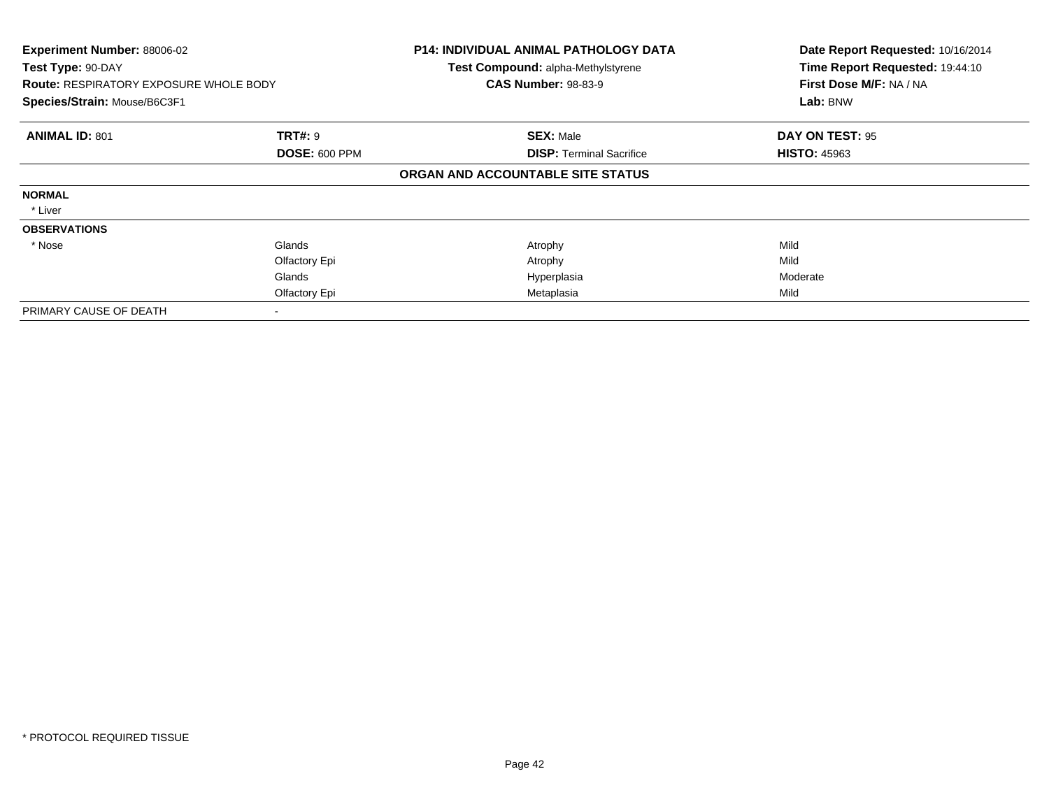**Experiment Number:** 88006-02
**Test Type:** 90-DAY
**Route:** RESPIRATORY EXPOSURE WHOLE BODY
**Species/Strain:** Mouse/B6C3F1

**P14: INDIVIDUAL ANIMAL PATHOLOGY DATA**
**Test Compound:** alpha-Methylstyrene
**CAS Number:** 98-83-9

**Date Report Requested:** 10/16/2014
**Time Report Requested:** 19:44:10
**First Dose M/F:** NA / NA
**Lab:** BNW

| **ANIMAL ID:** 801 | **TRT#:** 9 | **SEX:** Male | **DAY ON TEST:** 95 |
|---|---|---|---|
| | **DOSE:** 600 PPM | **DISP:** Terminal Sacrifice | **HISTO:** 45963 |

**ORGAN AND ACCOUNTABLE SITE STATUS**

| | | | |
|---|---|---|---|
| **NORMAL** | | | |
| * Liver | | | |
| **OBSERVATIONS** | | | |
| * Nose | Glands | Atrophy | Mild |
| | Olfactory Epi | Atrophy | Mild |
| | Glands | Hyperplasia | Moderate |
| | Olfactory Epi | Metaplasia | Mild |
| PRIMARY CAUSE OF DEATH | - | | |

* PROTOCOL REQUIRED TISSUE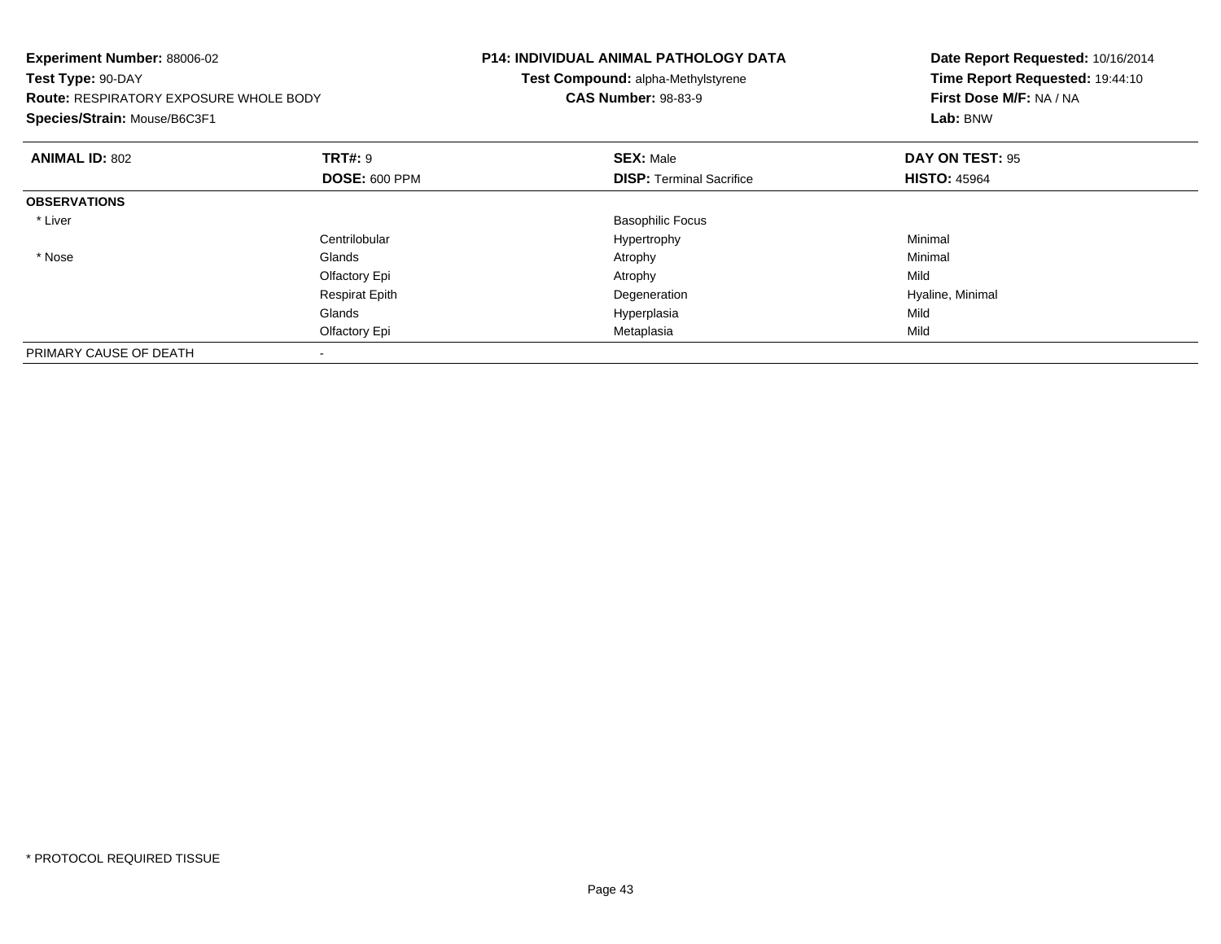**Experiment Number:** 88006-02
**Test Type:** 90-DAY
**Route:** RESPIRATORY EXPOSURE WHOLE BODY
**Species/Strain:** Mouse/B6C3F1

**P14: INDIVIDUAL ANIMAL PATHOLOGY DATA**
**Test Compound:** alpha-Methylstyrene
**CAS Number:** 98-83-9

**Date Report Requested:** 10/16/2014
**Time Report Requested:** 19:44:10
**First Dose M/F:** NA / NA
**Lab:** BNW

| **ANIMAL ID:** 802 | **TRT#:** 9 | **SEX:** Male | **DAY ON TEST:** 95 |
|---|---|---|---|
| | **DOSE:** 600 PPM | **DISP:** Terminal Sacrifice | **HISTO:** 45964 |
| **OBSERVATIONS** | | | |
| * Liver | | Basophilic Focus | |
| | Centrilobular | Hypertrophy | Minimal |
| * Nose | Glands | Atrophy | Minimal |
| | Olfactory Epi | Atrophy | Mild |
| | Respirat Epith | Degeneration | Hyaline, Minimal |
| | Glands | Hyperplasia | Mild |
| | Olfactory Epi | Metaplasia | Mild |
| PRIMARY CAUSE OF DEATH | - | | |

* PROTOCOL REQUIRED TISSUE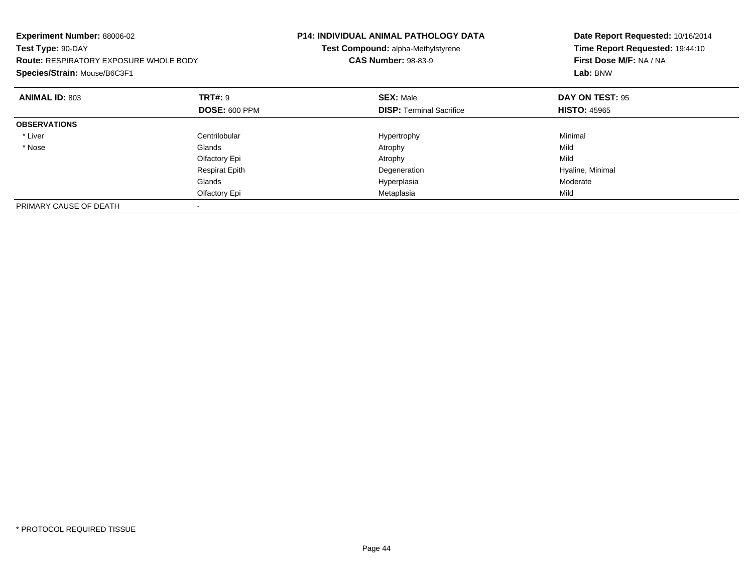**Experiment Number:** 88006-02
**Test Type:** 90-DAY
**Route:** RESPIRATORY EXPOSURE WHOLE BODY
**Species/Strain:** Mouse/B6C3F1

**P14: INDIVIDUAL ANIMAL PATHOLOGY DATA**
**Test Compound:** alpha-Methylstyrene
**CAS Number:** 98-83-9

**Date Report Requested:** 10/16/2014
**Time Report Requested:** 19:44:10
**First Dose M/F:** NA / NA
**Lab:** BNW

| **ANIMAL ID:** 803 | **TRT#:** 9 | **SEX:** Male | **DAY ON TEST:** 95 |
|---|---|---|---|
| | **DOSE:** 600 PPM | **DISP:** Terminal Sacrifice | **HISTO:** 45965 |
| **OBSERVATIONS** | | | |
| * Liver | Centrilobular | Hypertrophy | Minimal |
| * Nose | Glands | Atrophy | Mild |
| | Olfactory Epi | Atrophy | Mild |
| | Respirat Epith | Degeneration | Hyaline, Minimal |
| | Glands | Hyperplasia | Moderate |
| | Olfactory Epi | Metaplasia | Mild |
| PRIMARY CAUSE OF DEATH | - | | |

* PROTOCOL REQUIRED TISSUE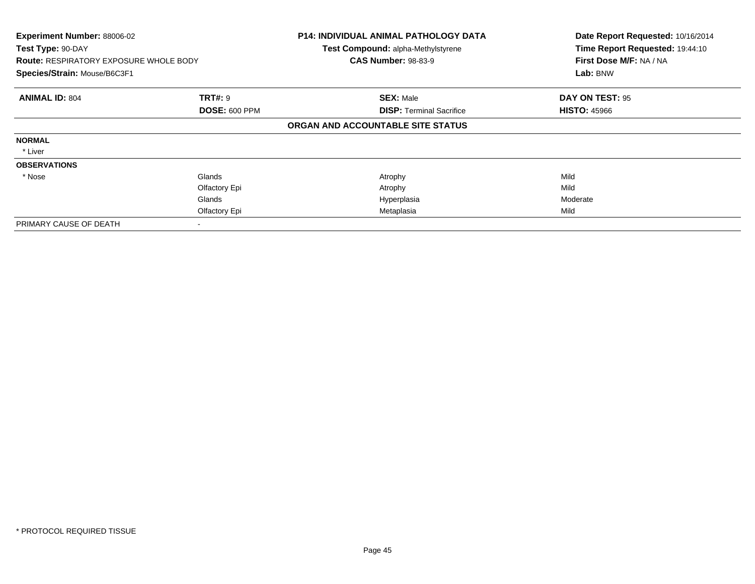**Experiment Number:** 88006-02
**Test Type:** 90-DAY
**Route:** RESPIRATORY EXPOSURE WHOLE BODY
**Species/Strain:** Mouse/B6C3F1

**P14: INDIVIDUAL ANIMAL PATHOLOGY DATA**
**Test Compound:** alpha-Methylstyrene
**CAS Number:** 98-83-9

**Date Report Requested:** 10/16/2014
**Time Report Requested:** 19:44:10
**First Dose M/F:** NA / NA
**Lab:** BNW

| **ANIMAL ID:** 804 | **TRT#:** 9 | **SEX:** Male | **DAY ON TEST:** 95 |
|---|---|---|---|
| | **DOSE:** 600 PPM | **DISP:** Terminal Sacrifice | **HISTO:** 45966 |
| | | **ORGAN AND ACCOUNTABLE SITE STATUS** | |
| **NORMAL** | | | |
| * Liver | | | |
| **OBSERVATIONS** | | | |
| * Nose | Glands | Atrophy | Mild |
| | Olfactory Epi | Atrophy | Mild |
| | Glands | Hyperplasia | Moderate |
| | Olfactory Epi | Metaplasia | Mild |
| PRIMARY CAUSE OF DEATH | - | | |

* PROTOCOL REQUIRED TISSUE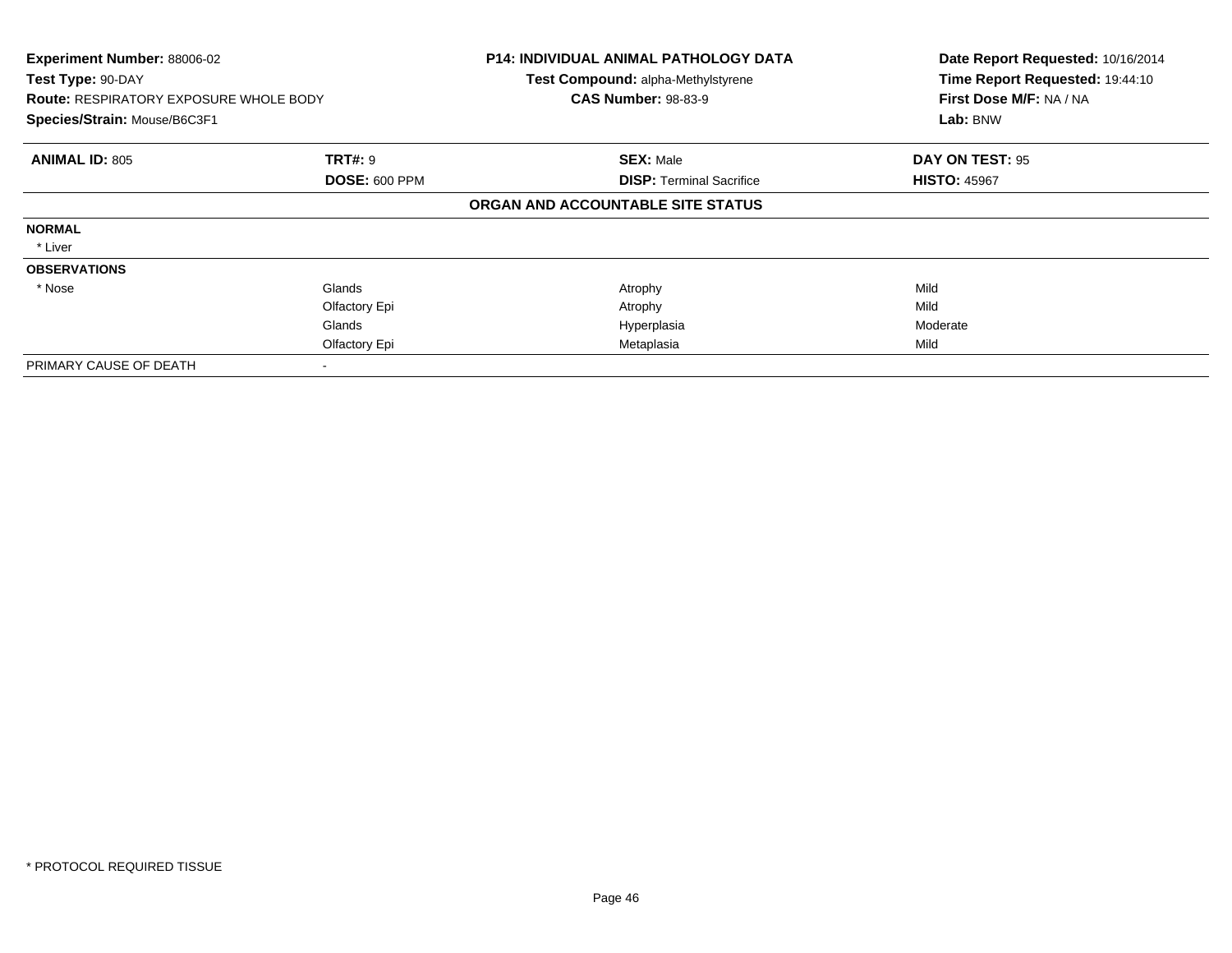**Experiment Number:** 88006-02
**Test Type:** 90-DAY
**Route:** RESPIRATORY EXPOSURE WHOLE BODY
**Species/Strain:** Mouse/B6C3F1

**P14: INDIVIDUAL ANIMAL PATHOLOGY DATA**
**Test Compound:** alpha-Methylstyrene
**CAS Number:** 98-83-9

**Date Report Requested:** 10/16/2014
**Time Report Requested:** 19:44:10
**First Dose M/F:** NA / NA
**Lab:** BNW

| **ANIMAL ID:** 805 | **TRT#:** 9 | **SEX:** Male | **DAY ON TEST:** 95 |
|---|---|---|---|
| | **DOSE:** 600 PPM | **DISP:** Terminal Sacrifice | **HISTO:** 45967 |
| | | **ORGAN AND ACCOUNTABLE SITE STATUS** | |
| **NORMAL** | | | |
| * Liver | | | |
| **OBSERVATIONS** | | | |
| * Nose | Glands | Atrophy | Mild |
| | Olfactory Epi | Atrophy | Mild |
| | Glands | Hyperplasia | Moderate |
| | Olfactory Epi | Metaplasia | Mild |
| PRIMARY CAUSE OF DEATH | - | | |

* PROTOCOL REQUIRED TISSUE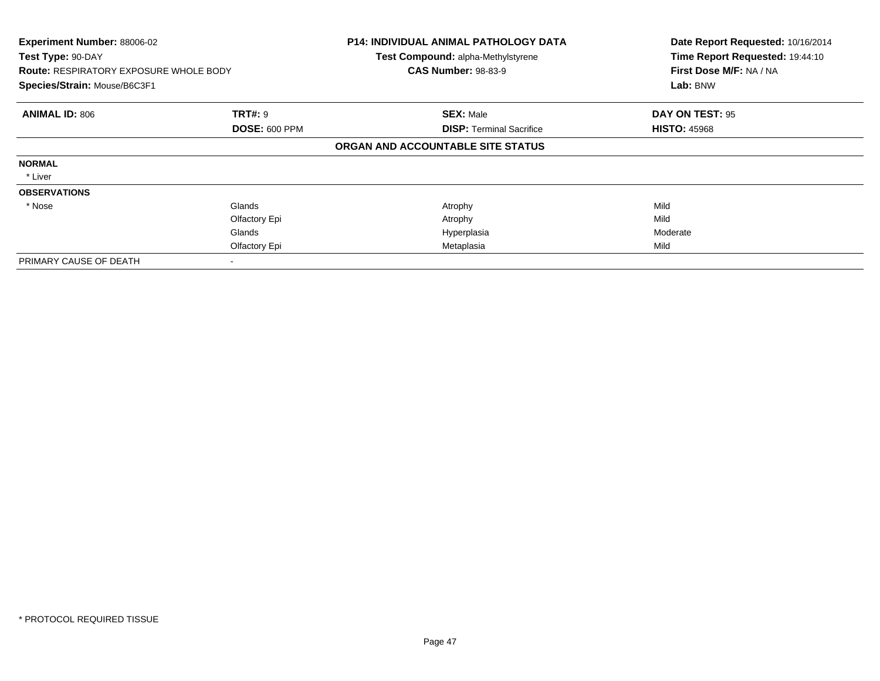**Experiment Number:** 88006-02
**Test Type:** 90-DAY
**Route:** RESPIRATORY EXPOSURE WHOLE BODY
**Species/Strain:** Mouse/B6C3F1

**P14: INDIVIDUAL ANIMAL PATHOLOGY DATA**
**Test Compound:** alpha-Methylstyrene
**CAS Number:** 98-83-9

**Date Report Requested:** 10/16/2014
**Time Report Requested:** 19:44:10
**First Dose M/F:** NA / NA
**Lab:** BNW

| **ANIMAL ID:** 806 | **TRT#:** 9 | **SEX:** Male | **DAY ON TEST:** 95 |
|---|---|---|---|
| | **DOSE:** 600 PPM | **DISP:** Terminal Sacrifice | **HISTO:** 45968 |

**ORGAN AND ACCOUNTABLE SITE STATUS**

| | | | |
|---|---|---|---|
| **NORMAL** | | | |
| * Liver | | | |
| **OBSERVATIONS** | | | |
| * Nose | Glands | Atrophy | Mild |
| | Olfactory Epi | Atrophy | Mild |
| | Glands | Hyperplasia | Moderate |
| | Olfactory Epi | Metaplasia | Mild |
| PRIMARY CAUSE OF DEATH | - | | |

* PROTOCOL REQUIRED TISSUE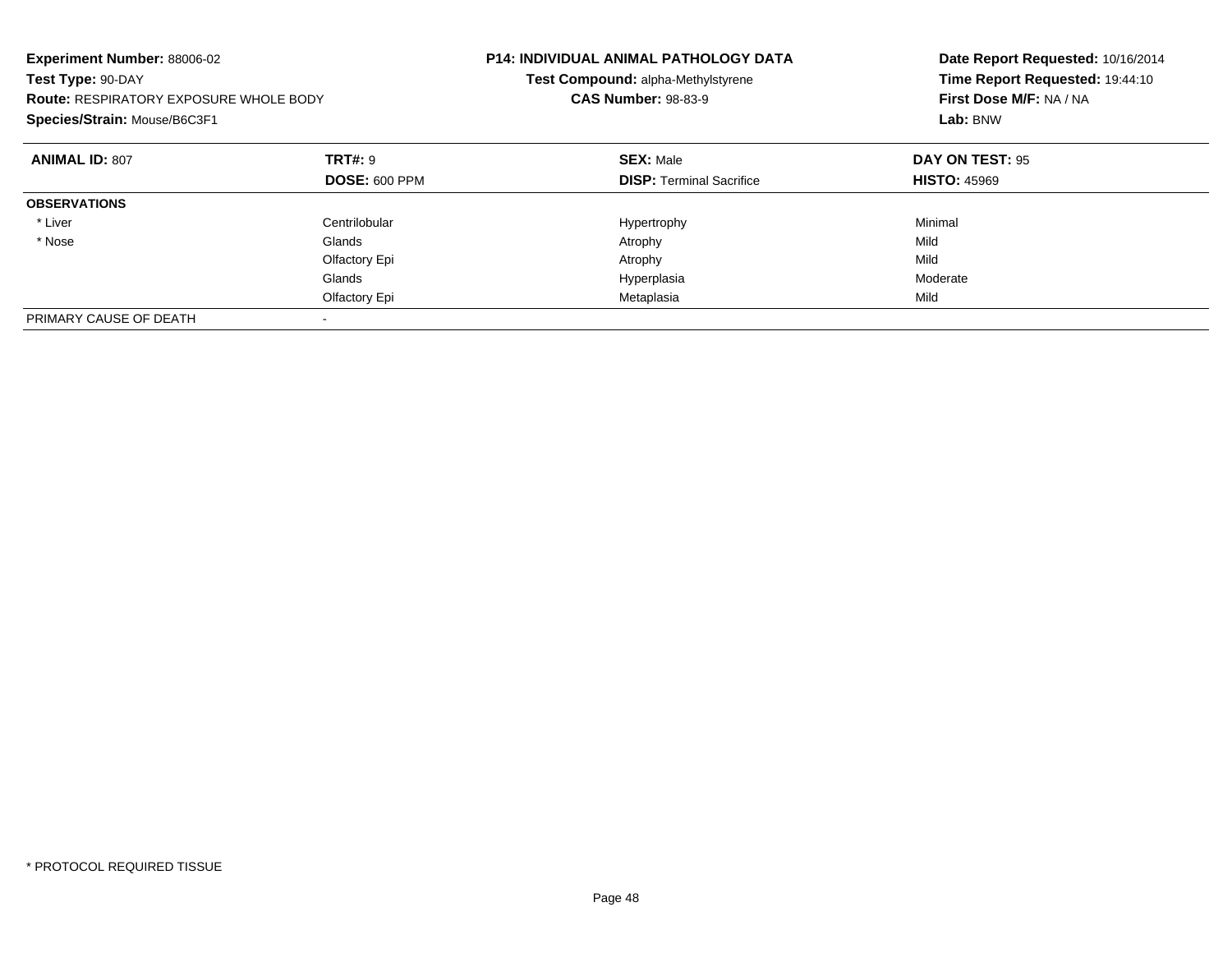**Experiment Number:** 88006-02
**Test Type:** 90-DAY
**Route:** RESPIRATORY EXPOSURE WHOLE BODY
**Species/Strain:** Mouse/B6C3F1

**P14: INDIVIDUAL ANIMAL PATHOLOGY DATA**
**Test Compound:** alpha-Methylstyrene
**CAS Number:** 98-83-9

**Date Report Requested:** 10/16/2014
**Time Report Requested:** 19:44:10
**First Dose M/F:** NA / NA
**Lab:** BNW

| **ANIMAL ID:** 807 | **TRT#:** 9 | **SEX:** Male | **DAY ON TEST:** 95 |
|---|---|---|---|
| | **DOSE:** 600 PPM | **DISP:** Terminal Sacrifice | **HISTO:** 45969 |
| **OBSERVATIONS** | | | |
| * Liver | Centrilobular | Hypertrophy | Minimal |
| * Nose | Glands | Atrophy | Mild |
| | Olfactory Epi | Atrophy | Mild |
| | Glands | Hyperplasia | Moderate |
| | Olfactory Epi | Metaplasia | Mild |
| PRIMARY CAUSE OF DEATH | - | | |

* PROTOCOL REQUIRED TISSUE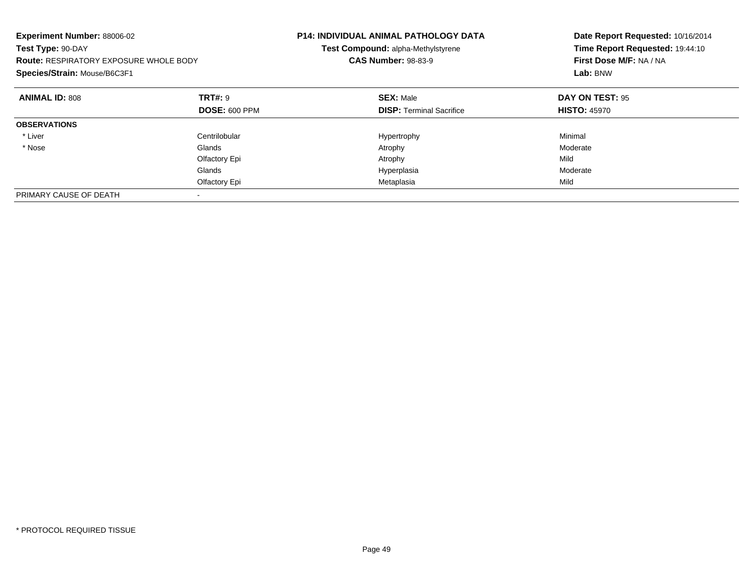**Experiment Number:** 88006-02
**Test Type:** 90-DAY
**Route:** RESPIRATORY EXPOSURE WHOLE BODY
**Species/Strain:** Mouse/B6C3F1

**P14: INDIVIDUAL ANIMAL PATHOLOGY DATA**
**Test Compound:** alpha-Methylstyrene
**CAS Number:** 98-83-9

**Date Report Requested:** 10/16/2014
**Time Report Requested:** 19:44:10
**First Dose M/F:** NA / NA
**Lab:** BNW

| **ANIMAL ID:** 808 | **TRT#:** 9 | **SEX:** Male | **DAY ON TEST:** 95 |
|---|---|---|---|
| | **DOSE:** 600 PPM | **DISP:** Terminal Sacrifice | **HISTO:** 45970 |
| **OBSERVATIONS** | | | |
| * Liver | Centrilobular | Hypertrophy | Minimal |
| * Nose | Glands | Atrophy | Moderate |
| | Olfactory Epi | Atrophy | Mild |
| | Glands | Hyperplasia | Moderate |
| | Olfactory Epi | Metaplasia | Mild |
| PRIMARY CAUSE OF DEATH | - | | |

* PROTOCOL REQUIRED TISSUE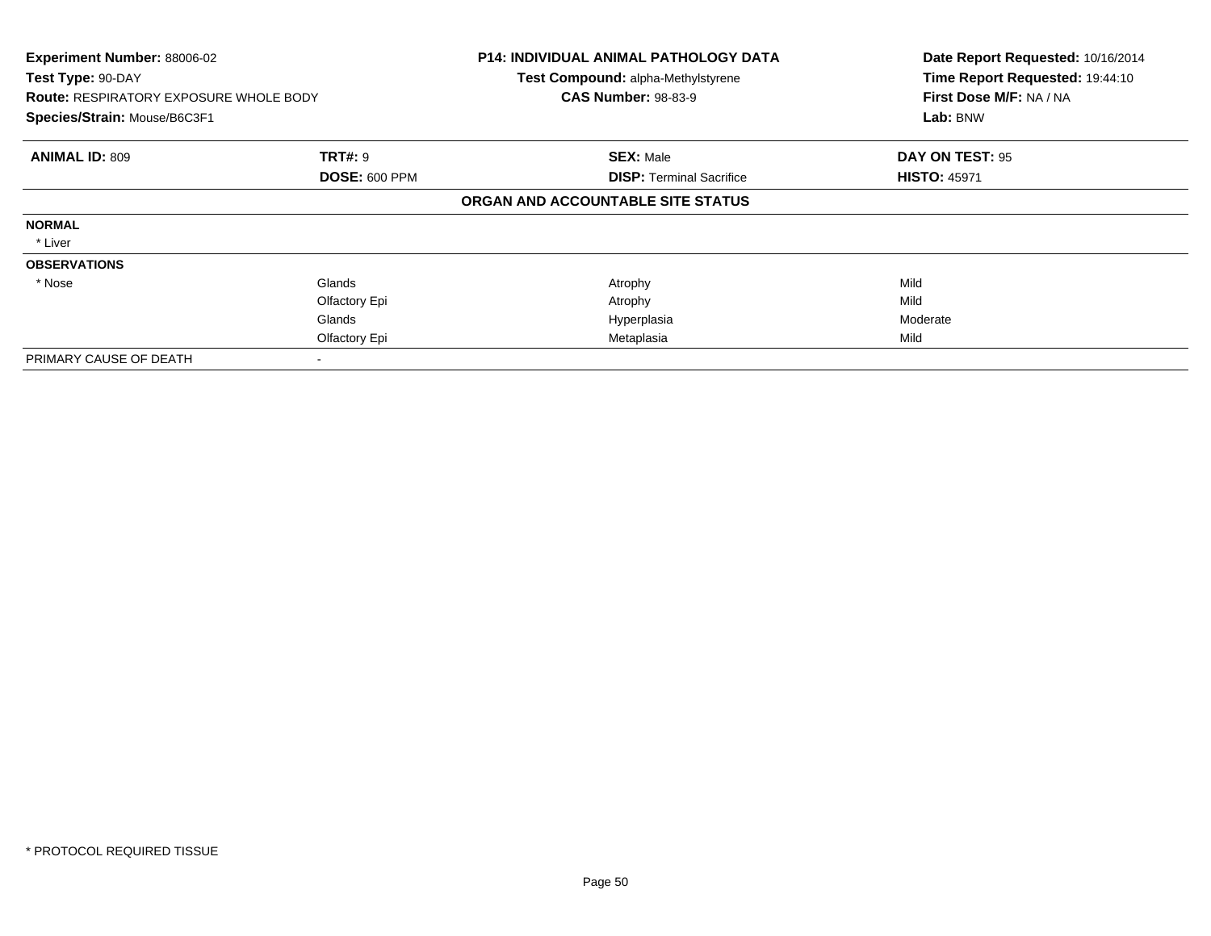**Experiment Number:** 88006-02
**Test Type:** 90-DAY
**Route:** RESPIRATORY EXPOSURE WHOLE BODY
**Species/Strain:** Mouse/B6C3F1

**P14: INDIVIDUAL ANIMAL PATHOLOGY DATA**
**Test Compound:** alpha-Methylstyrene
**CAS Number:** 98-83-9

**Date Report Requested:** 10/16/2014
**Time Report Requested:** 19:44:10
**First Dose M/F:** NA / NA
**Lab:** BNW

| **ANIMAL ID:** 809 | **TRT#:** 9 | **SEX:** Male | **DAY ON TEST:** 95 |
|---|---|---|---|
| | **DOSE:** 600 PPM | **DISP:** Terminal Sacrifice | **HISTO:** 45971 |
| | | **ORGAN AND ACCOUNTABLE SITE STATUS** | |
| **NORMAL** | | | |
| * Liver | | | |
| **OBSERVATIONS** | | | |
| * Nose | Glands | Atrophy | Mild |
| | Olfactory Epi | Atrophy | Mild |
| | Glands | Hyperplasia | Moderate |
| | Olfactory Epi | Metaplasia | Mild |
| PRIMARY CAUSE OF DEATH | - | | |

* PROTOCOL REQUIRED TISSUE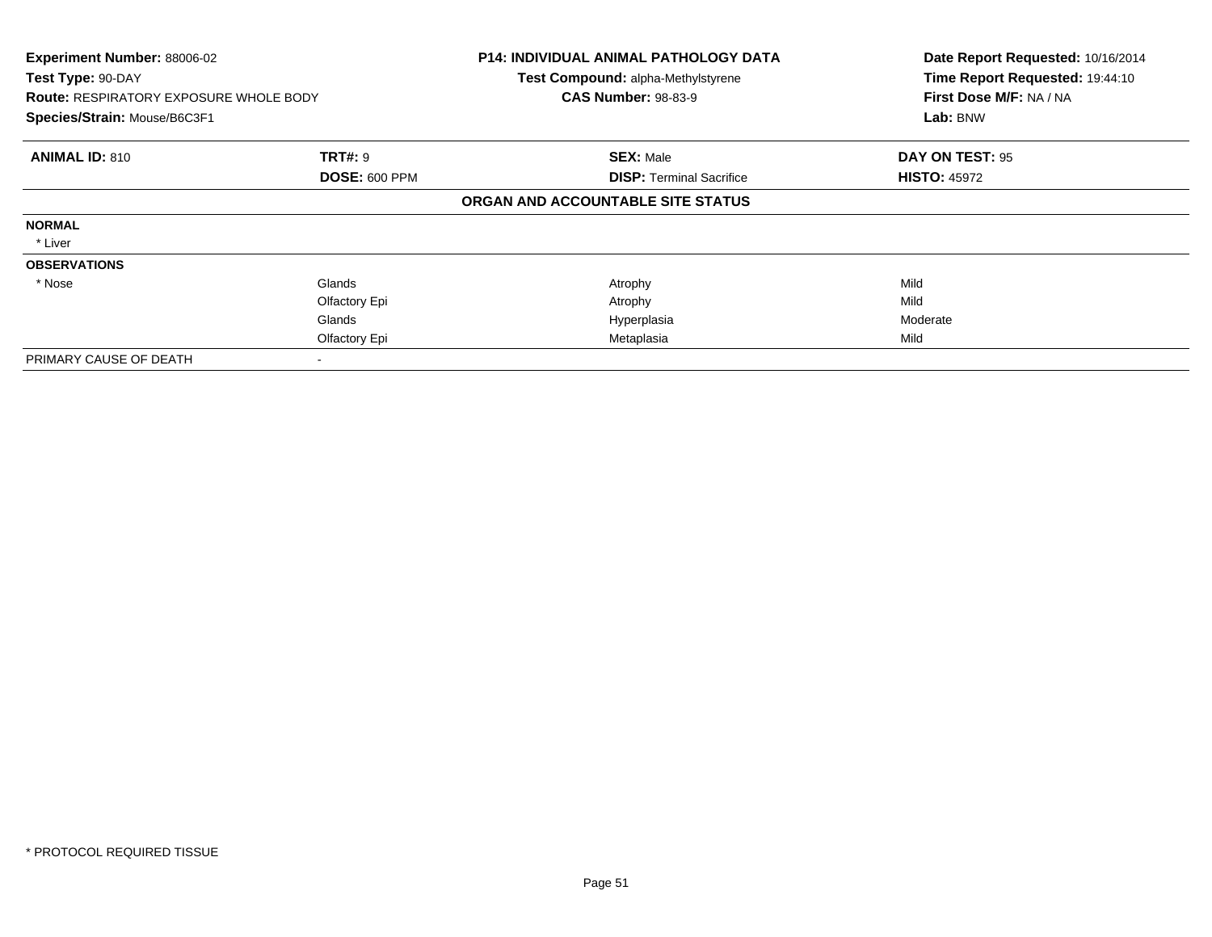**Experiment Number:** 88006-02
**Test Type:** 90-DAY
**Route:** RESPIRATORY EXPOSURE WHOLE BODY
**Species/Strain:** Mouse/B6C3F1

**P14: INDIVIDUAL ANIMAL PATHOLOGY DATA**
**Test Compound:** alpha-Methylstyrene
**CAS Number:** 98-83-9

**Date Report Requested:** 10/16/2014
**Time Report Requested:** 19:44:10
**First Dose M/F:** NA / NA
**Lab:** BNW

| **ANIMAL ID:** 810 | **TRT#:** 9 | **SEX:** Male | **DAY ON TEST:** 95 |
|---|---|---|---|
| | **DOSE:** 600 PPM | **DISP:** Terminal Sacrifice | **HISTO:** 45972 |
| | | **ORGAN AND ACCOUNTABLE SITE STATUS** | |
| **NORMAL** | | | |
| * Liver | | | |
| **OBSERVATIONS** | | | |
| * Nose | Glands | Atrophy | Mild |
| | Olfactory Epi | Atrophy | Mild |
| | Glands | Hyperplasia | Moderate |
| | Olfactory Epi | Metaplasia | Mild |
| PRIMARY CAUSE OF DEATH | - | | |

* PROTOCOL REQUIRED TISSUE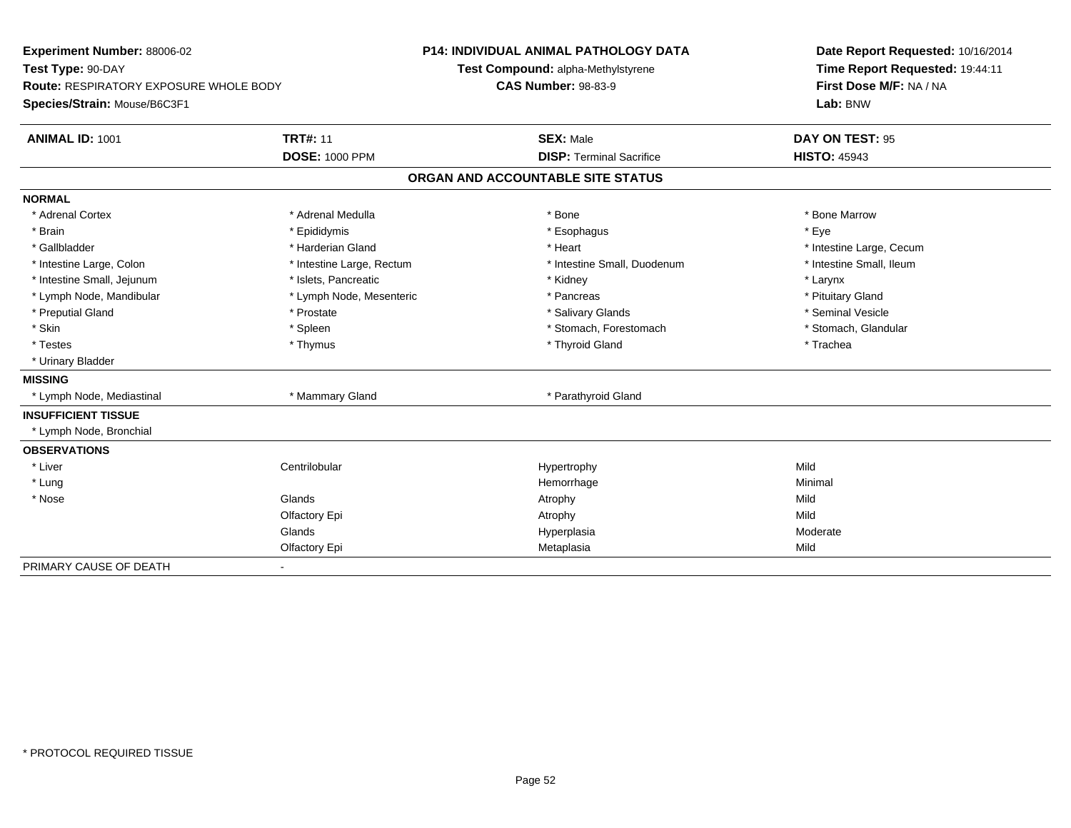**Experiment Number:** 88006-02
**Test Type:** 90-DAY
**Route:** RESPIRATORY EXPOSURE WHOLE BODY
**Species/Strain:** Mouse/B6C3F1

**P14: INDIVIDUAL ANIMAL PATHOLOGY DATA**
**Test Compound:** alpha-Methylstyrene
**CAS Number:** 98-83-9

**Date Report Requested:** 10/16/2014
**Time Report Requested:** 19:44:11
**First Dose M/F:** NA / NA
**Lab:** BNW

| **ANIMAL ID:** 1001 | **TRT#:** 11 | **SEX:** Male | **DAY ON TEST:** 95 |
|---|---|---|---|
| | **DOSE:** 1000 PPM | **DISP:** Terminal Sacrifice | **HISTO:** 45943 |

## ORGAN AND ACCOUNTABLE SITE STATUS

| | | | |
|---|---|---|---|
| **NORMAL** | | | |
| * Adrenal Cortex | * Adrenal Medulla | * Bone | * Bone Marrow |
| * Brain | * Epididymis | * Esophagus | * Eye |
| * Gallbladder | * Harderian Gland | * Heart | * Intestine Large, Cecum |
| * Intestine Large, Colon | * Intestine Large, Rectum | * Intestine Small, Duodenum | * Intestine Small, Ileum |
| * Intestine Small, Jejunum | * Islets, Pancreatic | * Kidney | * Larynx |
| * Lymph Node, Mandibular | * Lymph Node, Mesenteric | * Pancreas | * Pituitary Gland |
| * Preputial Gland | * Prostate | * Salivary Glands | * Seminal Vesicle |
| * Skin | * Spleen | * Stomach, Forestomach | * Stomach, Glandular |
| * Testes | * Thymus | * Thyroid Gland | * Trachea |
| * Urinary Bladder | | | |
| **MISSING** | | | |
| * Lymph Node, Mediastinal | * Mammary Gland | * Parathyroid Gland | |
| **INSUFFICIENT TISSUE** | | | |
| * Lymph Node, Bronchial | | | |
| **OBSERVATIONS** | | | |
| * Liver | Centrilobular | Hypertrophy | Mild |
| * Lung | | Hemorrhage | Minimal |
| * Nose | Glands | Atrophy | Mild |
| | Olfactory Epi | Atrophy | Mild |
| | Glands | Hyperplasia | Moderate |
| | Olfactory Epi | Metaplasia | Mild |
| PRIMARY CAUSE OF DEATH | - | | |

* PROTOCOL REQUIRED TISSUE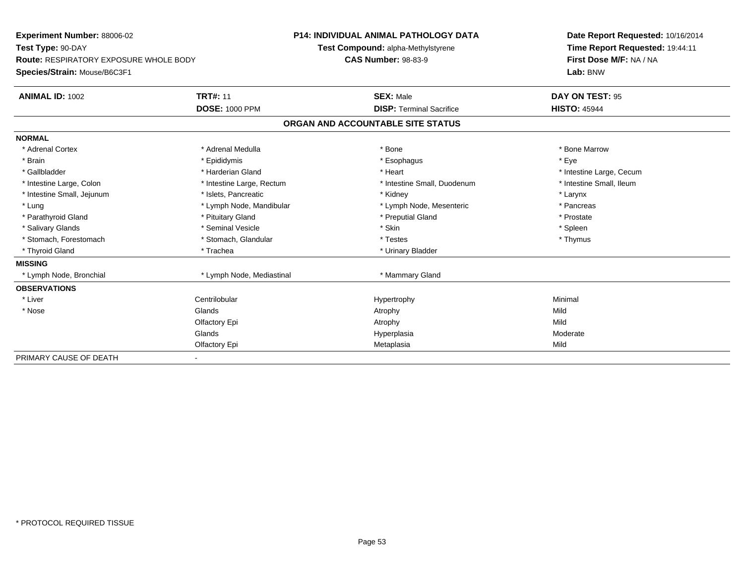**Experiment Number:** 88006-02
**Test Type:** 90-DAY
**Route:** RESPIRATORY EXPOSURE WHOLE BODY
**Species/Strain:** Mouse/B6C3F1

**P14: INDIVIDUAL ANIMAL PATHOLOGY DATA**
**Test Compound:** alpha-Methylstyrene
**CAS Number:** 98-83-9

**Date Report Requested:** 10/16/2014
**Time Report Requested:** 19:44:11
**First Dose M/F:** NA / NA
**Lab:** BNW

| **ANIMAL ID:** 1002 | **TRT#:** 11 | **SEX:** Male | **DAY ON TEST:** 95 |
|---|---|---|---|
| | **DOSE:** 1000 PPM | **DISP:** Terminal Sacrifice | **HISTO:** 45944 |

## ORGAN AND ACCOUNTABLE SITE STATUS

| | | | |
|---|---|---|---|
| **NORMAL** | | | |
| * Adrenal Cortex | * Adrenal Medulla | * Bone | * Bone Marrow |
| * Brain | * Epididymis | * Esophagus | * Eye |
| * Gallbladder | * Harderian Gland | * Heart | * Intestine Large, Cecum |
| * Intestine Large, Colon | * Intestine Large, Rectum | * Intestine Small, Duodenum | * Intestine Small, Ileum |
| * Intestine Small, Jejunum | * Islets, Pancreatic | * Kidney | * Larynx |
| * Lung | * Lymph Node, Mandibular | * Lymph Node, Mesenteric | * Pancreas |
| * Parathyroid Gland | * Pituitary Gland | * Preputial Gland | * Prostate |
| * Salivary Glands | * Seminal Vesicle | * Skin | * Spleen |
| * Stomach, Forestomach | * Stomach, Glandular | * Testes | * Thymus |
| * Thyroid Gland | * Trachea | * Urinary Bladder | |
| **MISSING** | | | |
| * Lymph Node, Bronchial | * Lymph Node, Mediastinal | * Mammary Gland | |
| **OBSERVATIONS** | | | |
| * Liver | Centrilobular | Hypertrophy | Minimal |
| * Nose | Glands | Atrophy | Mild |
| | Olfactory Epi | Atrophy | Mild |
| | Glands | Hyperplasia | Moderate |
| | Olfactory Epi | Metaplasia | Mild |
| PRIMARY CAUSE OF DEATH | - | | |

* PROTOCOL REQUIRED TISSUE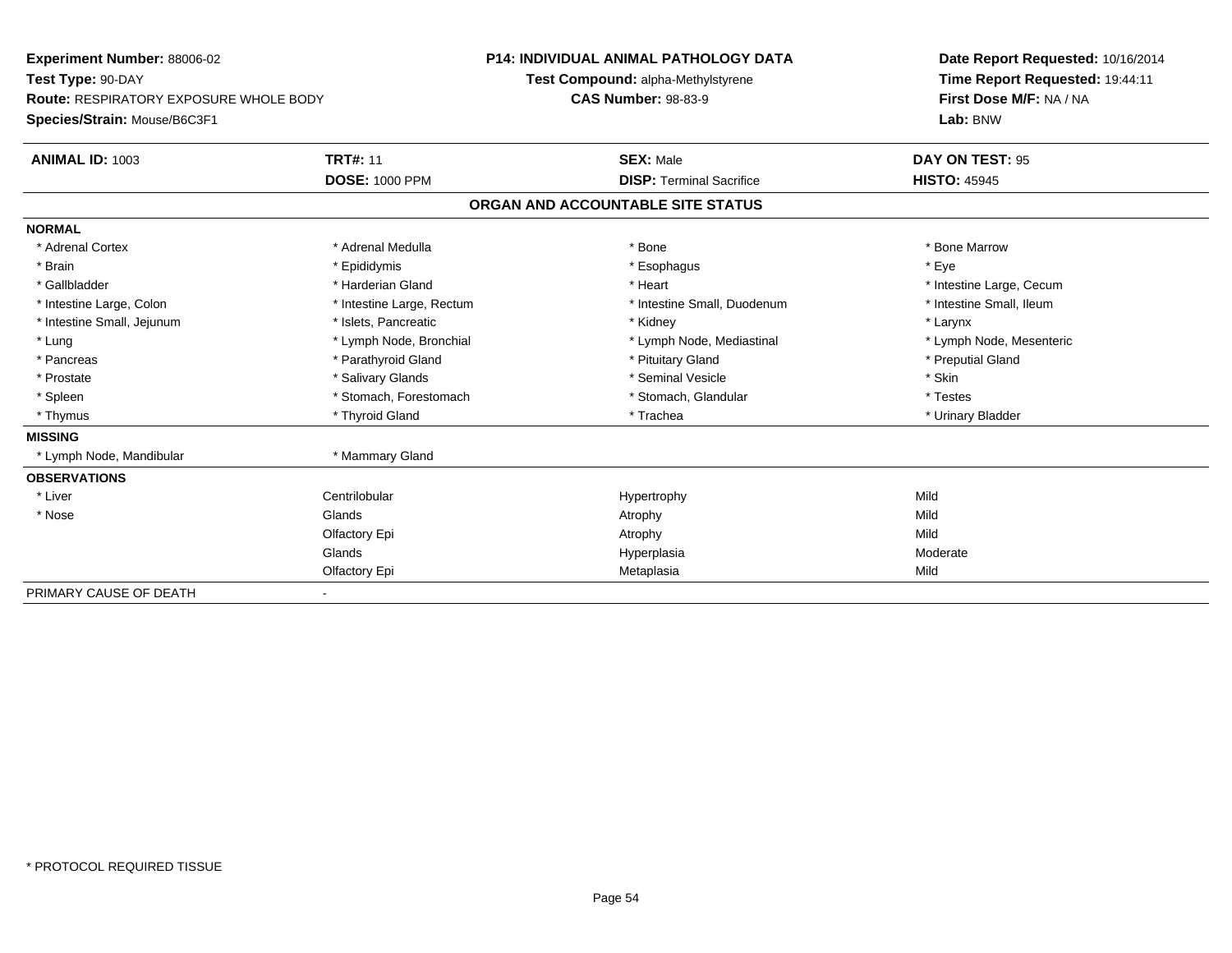**Experiment Number:** 88006-02
**Test Type:** 90-DAY
**Route:** RESPIRATORY EXPOSURE WHOLE BODY
**Species/Strain:** Mouse/B6C3F1

**P14: INDIVIDUAL ANIMAL PATHOLOGY DATA**
**Test Compound:** alpha-Methylstyrene
**CAS Number:** 98-83-9

**Date Report Requested:** 10/16/2014
**Time Report Requested:** 19:44:11
**First Dose M/F:** NA / NA
**Lab:** BNW

| **ANIMAL ID:** 1003 | **TRT#:** 11 | **SEX:** Male | **DAY ON TEST:** 95 |
|---|---|---|---|
| | **DOSE:** 1000 PPM | **DISP:** Terminal Sacrifice | **HISTO:** 45945 |

## ORGAN AND ACCOUNTABLE SITE STATUS

**NORMAL**

| | | | |
|---|---|---|---|
| * Adrenal Cortex | * Adrenal Medulla | * Bone | * Bone Marrow |
| * Brain | * Epididymis | * Esophagus | * Eye |
| * Gallbladder | * Harderian Gland | * Heart | * Intestine Large, Cecum |
| * Intestine Large, Colon | * Intestine Large, Rectum | * Intestine Small, Duodenum | * Intestine Small, Ileum |
| * Intestine Small, Jejunum | * Islets, Pancreatic | * Kidney | * Larynx |
| * Lung | * Lymph Node, Bronchial | * Lymph Node, Mediastinal | * Lymph Node, Mesenteric |
| * Pancreas | * Parathyroid Gland | * Pituitary Gland | * Preputial Gland |
| * Prostate | * Salivary Glands | * Seminal Vesicle | * Skin |
| * Spleen | * Stomach, Forestomach | * Stomach, Glandular | * Testes |
| * Thymus | * Thyroid Gland | * Trachea | * Urinary Bladder |

**MISSING**

| | |
|---|---|
| * Lymph Node, Mandibular | * Mammary Gland |

**OBSERVATIONS**

| | | | |
|---|---|---|---|
| * Liver | Centrilobular | Hypertrophy | Mild |
| * Nose | Glands | Atrophy | Mild |
| | Olfactory Epi | Atrophy | Mild |
| | Glands | Hyperplasia | Moderate |
| | Olfactory Epi | Metaplasia | Mild |

PRIMARY CAUSE OF DEATH -

* PROTOCOL REQUIRED TISSUE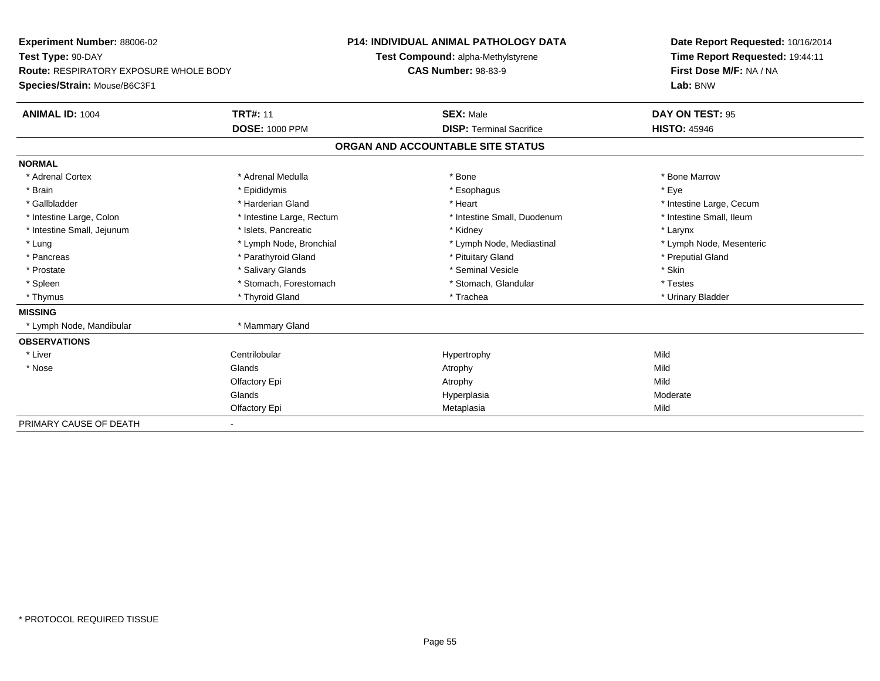**Experiment Number:** 88006-02
**Test Type:** 90-DAY
**Route:** RESPIRATORY EXPOSURE WHOLE BODY
**Species/Strain:** Mouse/B6C3F1

**P14: INDIVIDUAL ANIMAL PATHOLOGY DATA**
**Test Compound:** alpha-Methylstyrene
**CAS Number:** 98-83-9

**Date Report Requested:** 10/16/2014
**Time Report Requested:** 19:44:11
**First Dose M/F:** NA / NA
**Lab:** BNW

| **ANIMAL ID:** 1004 | **TRT#:** 11 | **SEX:** Male | **DAY ON TEST:** 95 |
|---|---|---|---|
| | **DOSE:** 1000 PPM | **DISP:** Terminal Sacrifice | **HISTO:** 45946 |

**ORGAN AND ACCOUNTABLE SITE STATUS**

| | | | |
|---|---|---|---|
| **NORMAL** | | | |
| * Adrenal Cortex | * Adrenal Medulla | * Bone | * Bone Marrow |
| * Brain | * Epididymis | * Esophagus | * Eye |
| * Gallbladder | * Harderian Gland | * Heart | * Intestine Large, Cecum |
| * Intestine Large, Colon | * Intestine Large, Rectum | * Intestine Small, Duodenum | * Intestine Small, Ileum |
| * Intestine Small, Jejunum | * Islets, Pancreatic | * Kidney | * Larynx |
| * Lung | * Lymph Node, Bronchial | * Lymph Node, Mediastinal | * Lymph Node, Mesenteric |
| * Pancreas | * Parathyroid Gland | * Pituitary Gland | * Preputial Gland |
| * Prostate | * Salivary Glands | * Seminal Vesicle | * Skin |
| * Spleen | * Stomach, Forestomach | * Stomach, Glandular | * Testes |
| * Thymus | * Thyroid Gland | * Trachea | * Urinary Bladder |
| **MISSING** | | | |
| * Lymph Node, Mandibular | * Mammary Gland | | |
| **OBSERVATIONS** | | | |
| * Liver | Centrilobular | Hypertrophy | Mild |
| * Nose | Glands | Atrophy | Mild |
| | Olfactory Epi | Atrophy | Mild |
| | Glands | Hyperplasia | Moderate |
| | Olfactory Epi | Metaplasia | Mild |
| PRIMARY CAUSE OF DEATH | - | | |

* PROTOCOL REQUIRED TISSUE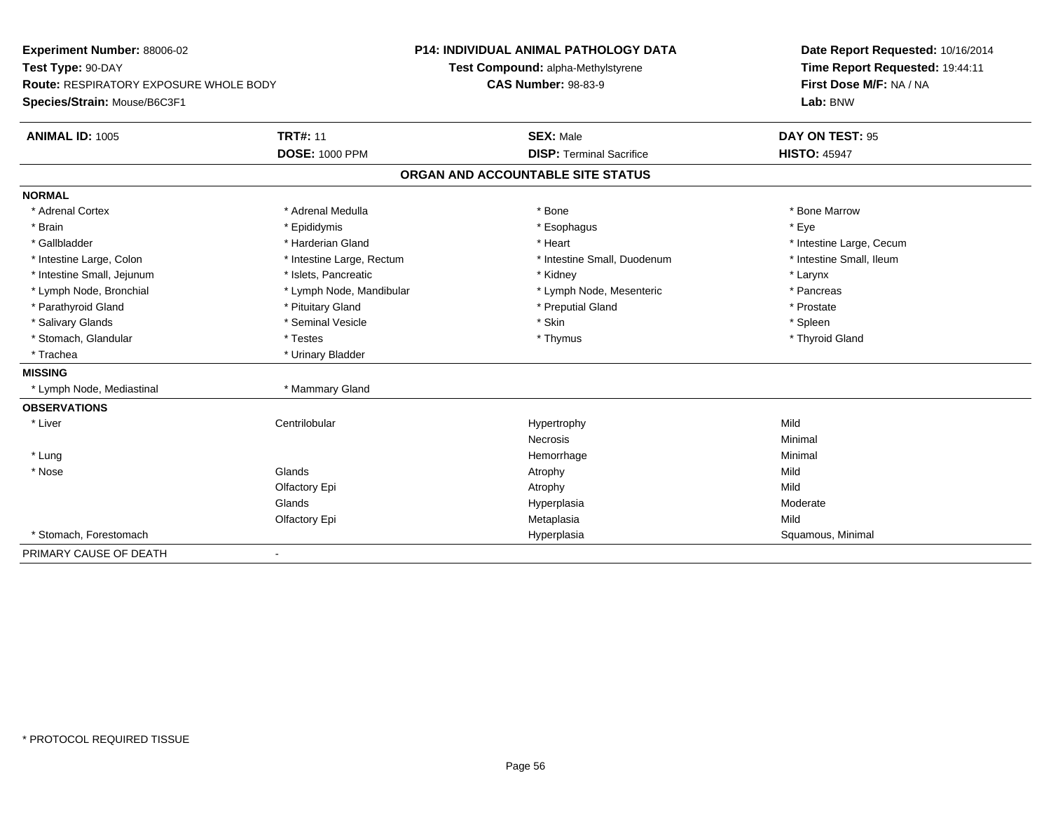**Experiment Number:** 88006-02
**Test Type:** 90-DAY
**Route:** RESPIRATORY EXPOSURE WHOLE BODY
**Species/Strain:** Mouse/B6C3F1

**P14: INDIVIDUAL ANIMAL PATHOLOGY DATA**
**Test Compound:** alpha-Methylstyrene
**CAS Number:** 98-83-9

**Date Report Requested:** 10/16/2014
**Time Report Requested:** 19:44:11
**First Dose M/F:** NA / NA
**Lab:** BNW

| **ANIMAL ID:** 1005 | **TRT#:** 11 | **SEX:** Male | **DAY ON TEST:** 95 |
|---|---|---|---|
| | **DOSE:** 1000 PPM | **DISP:** Terminal Sacrifice | **HISTO:** 45947 |

## ORGAN AND ACCOUNTABLE SITE STATUS

**NORMAL**

| | | | |
|---|---|---|---|
| * Adrenal Cortex | * Adrenal Medulla | * Bone | * Bone Marrow |
| * Brain | * Epididymis | * Esophagus | * Eye |
| * Gallbladder | * Harderian Gland | * Heart | * Intestine Large, Cecum |
| * Intestine Large, Colon | * Intestine Large, Rectum | * Intestine Small, Duodenum | * Intestine Small, Ileum |
| * Intestine Small, Jejunum | * Islets, Pancreatic | * Kidney | * Larynx |
| * Lymph Node, Bronchial | * Lymph Node, Mandibular | * Lymph Node, Mesenteric | * Pancreas |
| * Parathyroid Gland | * Pituitary Gland | * Preputial Gland | * Prostate |
| * Salivary Glands | * Seminal Vesicle | * Skin | * Spleen |
| * Stomach, Glandular | * Testes | * Thymus | * Thyroid Gland |
| * Trachea | * Urinary Bladder | | |

**MISSING**

| | |
|---|---|
| * Lymph Node, Mediastinal | * Mammary Gland |

**OBSERVATIONS**

| | | | |
|---|---|---|---|
| * Liver | Centrilobular | Hypertrophy | Mild |
| | | Necrosis | Minimal |
| * Lung | | Hemorrhage | Minimal |
| * Nose | Glands | Atrophy | Mild |
| | Olfactory Epi | Atrophy | Mild |
| | Glands | Hyperplasia | Moderate |
| | Olfactory Epi | Metaplasia | Mild |
| * Stomach, Forestomach | | Hyperplasia | Squamous, Minimal |

PRIMARY CAUSE OF DEATH -

\* PROTOCOL REQUIRED TISSUE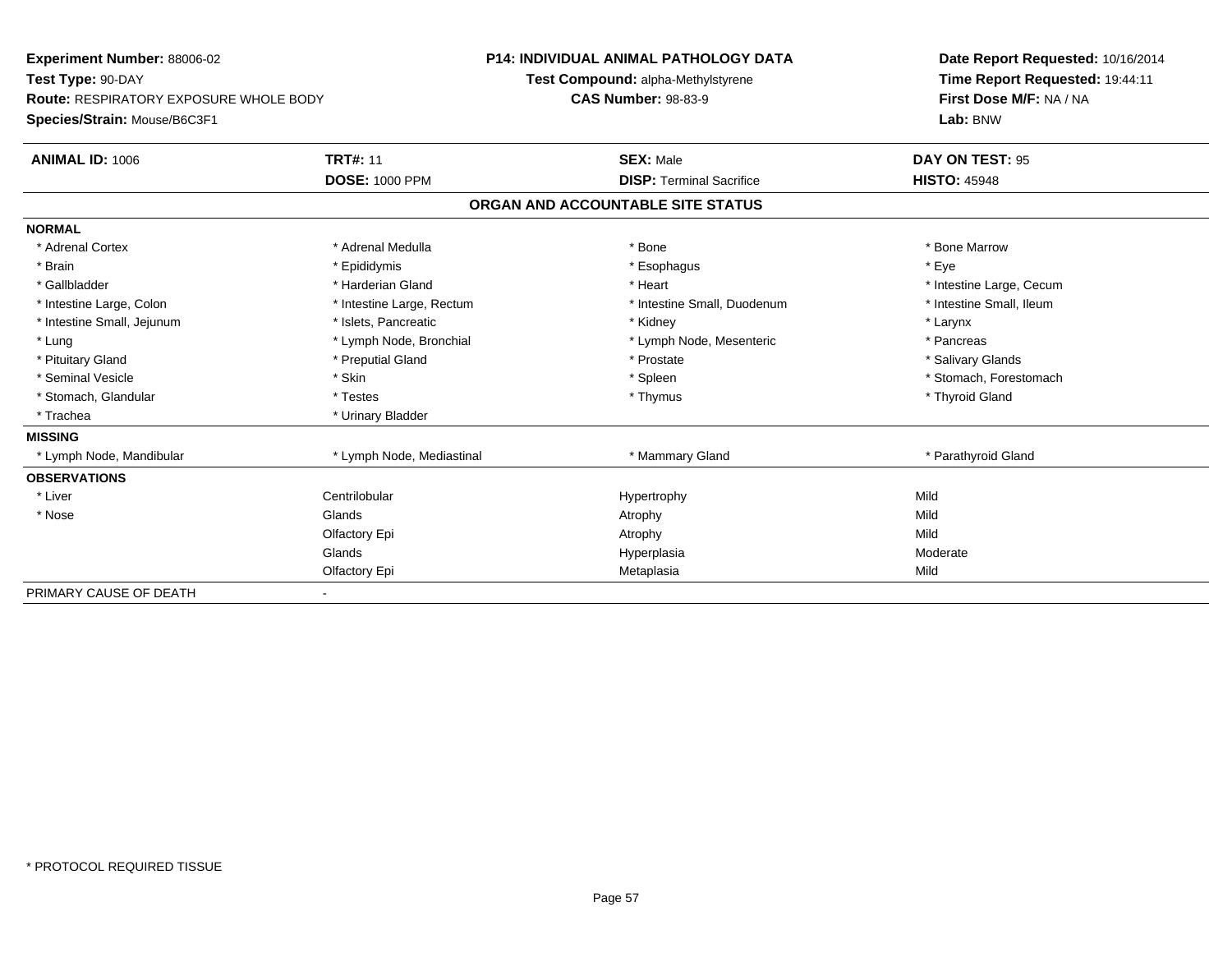**Experiment Number:** 88006-02
**Test Type:** 90-DAY
**Route:** RESPIRATORY EXPOSURE WHOLE BODY
**Species/Strain:** Mouse/B6C3F1

**P14: INDIVIDUAL ANIMAL PATHOLOGY DATA**
**Test Compound:** alpha-Methylstyrene
**CAS Number:** 98-83-9

**Date Report Requested:** 10/16/2014
**Time Report Requested:** 19:44:11
**First Dose M/F:** NA / NA
**Lab:** BNW

| **ANIMAL ID:** 1006 | **TRT#:** 11 | **SEX:** Male | **DAY ON TEST:** 95 |
|---|---|---|---|
| | **DOSE:** 1000 PPM | **DISP:** Terminal Sacrifice | **HISTO:** 45948 |

## ORGAN AND ACCOUNTABLE SITE STATUS

| | | | |
|---|---|---|---|
| **NORMAL** | | | |
| * Adrenal Cortex | * Adrenal Medulla | * Bone | * Bone Marrow |
| * Brain | * Epididymis | * Esophagus | * Eye |
| * Gallbladder | * Harderian Gland | * Heart | * Intestine Large, Cecum |
| * Intestine Large, Colon | * Intestine Large, Rectum | * Intestine Small, Duodenum | * Intestine Small, Ileum |
| * Intestine Small, Jejunum | * Islets, Pancreatic | * Kidney | * Larynx |
| * Lung | * Lymph Node, Bronchial | * Lymph Node, Mesenteric | * Pancreas |
| * Pituitary Gland | * Preputial Gland | * Prostate | * Salivary Glands |
| * Seminal Vesicle | * Skin | * Spleen | * Stomach, Forestomach |
| * Stomach, Glandular | * Testes | * Thymus | * Thyroid Gland |
| * Trachea | * Urinary Bladder | | |
| **MISSING** | | | |
| * Lymph Node, Mandibular | * Lymph Node, Mediastinal | * Mammary Gland | * Parathyroid Gland |
| **OBSERVATIONS** | | | |
| * Liver | Centrilobular | Hypertrophy | Mild |
| * Nose | Glands | Atrophy | Mild |
| | Olfactory Epi | Atrophy | Mild |
| | Glands | Hyperplasia | Moderate |
| | Olfactory Epi | Metaplasia | Mild |
| PRIMARY CAUSE OF DEATH | - | | |

\* PROTOCOL REQUIRED TISSUE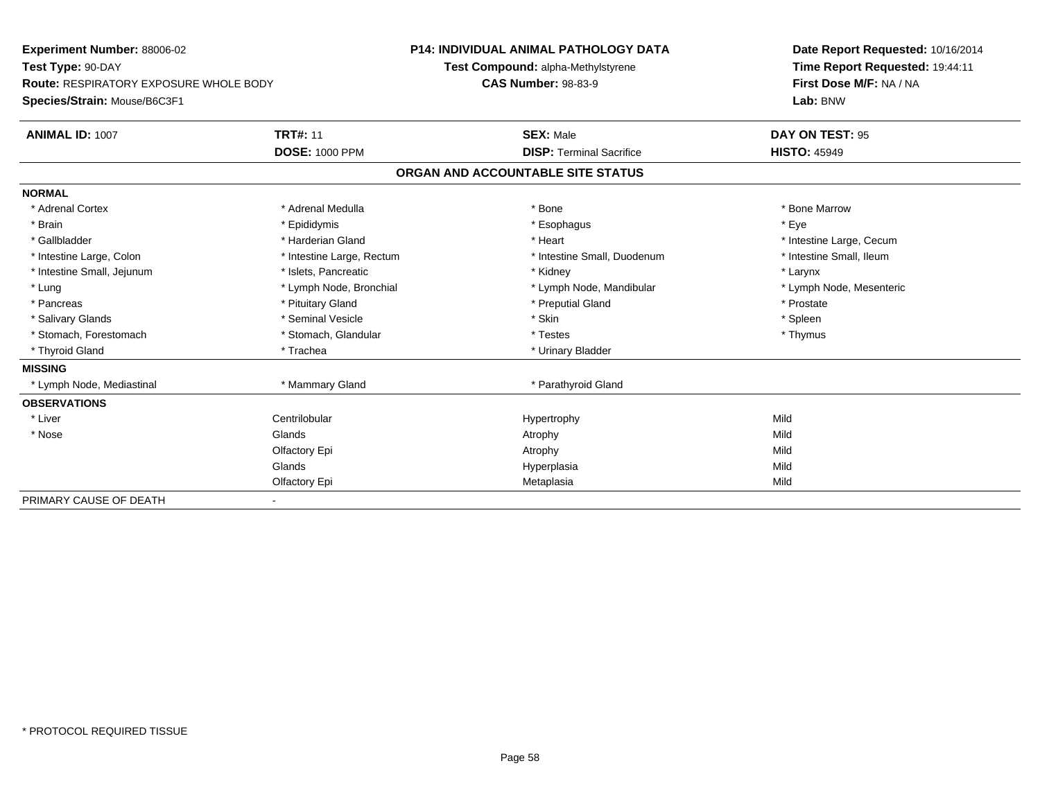**Experiment Number:** 88006-02
**Test Type:** 90-DAY
**Route:** RESPIRATORY EXPOSURE WHOLE BODY
**Species/Strain:** Mouse/B6C3F1

**P14: INDIVIDUAL ANIMAL PATHOLOGY DATA**
**Test Compound:** alpha-Methylstyrene
**CAS Number:** 98-83-9

**Date Report Requested:** 10/16/2014
**Time Report Requested:** 19:44:11
**First Dose M/F:** NA / NA
**Lab:** BNW

| **ANIMAL ID:** 1007 | **TRT#:** 11 | **SEX:** Male | **DAY ON TEST:** 95 |
|---|---|---|---|
| | **DOSE:** 1000 PPM | **DISP:** Terminal Sacrifice | **HISTO:** 45949 |

## ORGAN AND ACCOUNTABLE SITE STATUS

**NORMAL**

| | | | |
|---|---|---|---|
| * Adrenal Cortex | * Adrenal Medulla | * Bone | * Bone Marrow |
| * Brain | * Epididymis | * Esophagus | * Eye |
| * Gallbladder | * Harderian Gland | * Heart | * Intestine Large, Cecum |
| * Intestine Large, Colon | * Intestine Large, Rectum | * Intestine Small, Duodenum | * Intestine Small, Ileum |
| * Intestine Small, Jejunum | * Islets, Pancreatic | * Kidney | * Larynx |
| * Lung | * Lymph Node, Bronchial | * Lymph Node, Mandibular | * Lymph Node, Mesenteric |
| * Pancreas | * Pituitary Gland | * Preputial Gland | * Prostate |
| * Salivary Glands | * Seminal Vesicle | * Skin | * Spleen |
| * Stomach, Forestomach | * Stomach, Glandular | * Testes | * Thymus |
| * Thyroid Gland | * Trachea | * Urinary Bladder | |

**MISSING**

| | | |
|---|---|---|
| * Lymph Node, Mediastinal | * Mammary Gland | * Parathyroid Gland |

**OBSERVATIONS**

| | | | |
|---|---|---|---|
| * Liver | Centrilobular | Hypertrophy | Mild |
| * Nose | Glands | Atrophy | Mild |
| | Olfactory Epi | Atrophy | Mild |
| | Glands | Hyperplasia | Mild |
| | Olfactory Epi | Metaplasia | Mild |

PRIMARY CAUSE OF DEATH -

* PROTOCOL REQUIRED TISSUE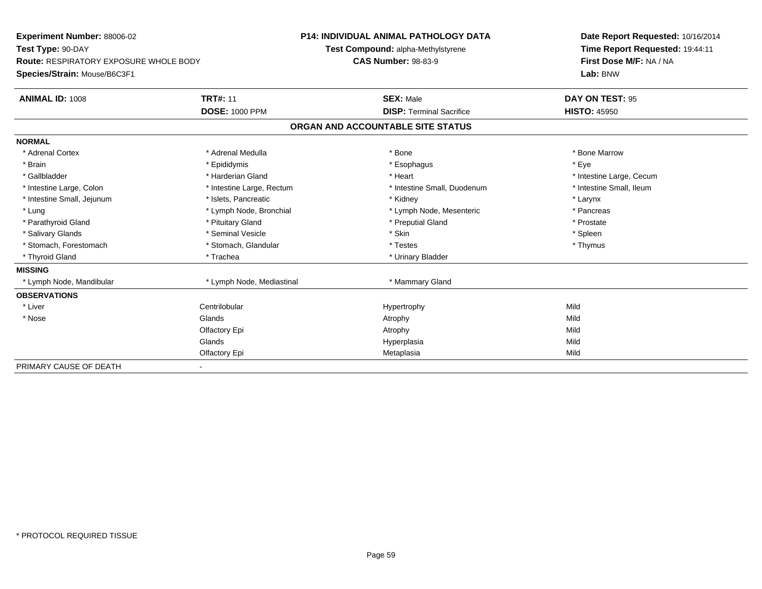**Experiment Number:** 88006-02
**Test Type:** 90-DAY
**Route:** RESPIRATORY EXPOSURE WHOLE BODY
**Species/Strain:** Mouse/B6C3F1

**P14: INDIVIDUAL ANIMAL PATHOLOGY DATA**
**Test Compound:** alpha-Methylstyrene
**CAS Number:** 98-83-9

**Date Report Requested:** 10/16/2014
**Time Report Requested:** 19:44:11
**First Dose M/F:** NA / NA
**Lab:** BNW

| **ANIMAL ID:** 1008 | **TRT#:** 11 | **SEX:** Male | **DAY ON TEST:** 95 |
|---|---|---|---|
| | **DOSE:** 1000 PPM | **DISP:** Terminal Sacrifice | **HISTO:** 45950 |

## ORGAN AND ACCOUNTABLE SITE STATUS

**NORMAL**

| | | | |
|---|---|---|---|
| * Adrenal Cortex | * Adrenal Medulla | * Bone | * Bone Marrow |
| * Brain | * Epididymis | * Esophagus | * Eye |
| * Gallbladder | * Harderian Gland | * Heart | * Intestine Large, Cecum |
| * Intestine Large, Colon | * Intestine Large, Rectum | * Intestine Small, Duodenum | * Intestine Small, Ileum |
| * Intestine Small, Jejunum | * Islets, Pancreatic | * Kidney | * Larynx |
| * Lung | * Lymph Node, Bronchial | * Lymph Node, Mesenteric | * Pancreas |
| * Parathyroid Gland | * Pituitary Gland | * Preputial Gland | * Prostate |
| * Salivary Glands | * Seminal Vesicle | * Skin | * Spleen |
| * Stomach, Forestomach | * Stomach, Glandular | * Testes | * Thymus |
| * Thyroid Gland | * Trachea | * Urinary Bladder | |

**MISSING**

| | | |
|---|---|---|
| * Lymph Node, Mandibular | * Lymph Node, Mediastinal | * Mammary Gland |

**OBSERVATIONS**

| | | | |
|---|---|---|---|
| * Liver | Centrilobular | Hypertrophy | Mild |
| * Nose | Glands | Atrophy | Mild |
| | Olfactory Epi | Atrophy | Mild |
| | Glands | Hyperplasia | Mild |
| | Olfactory Epi | Metaplasia | Mild |

PRIMARY CAUSE OF DEATH -

\* PROTOCOL REQUIRED TISSUE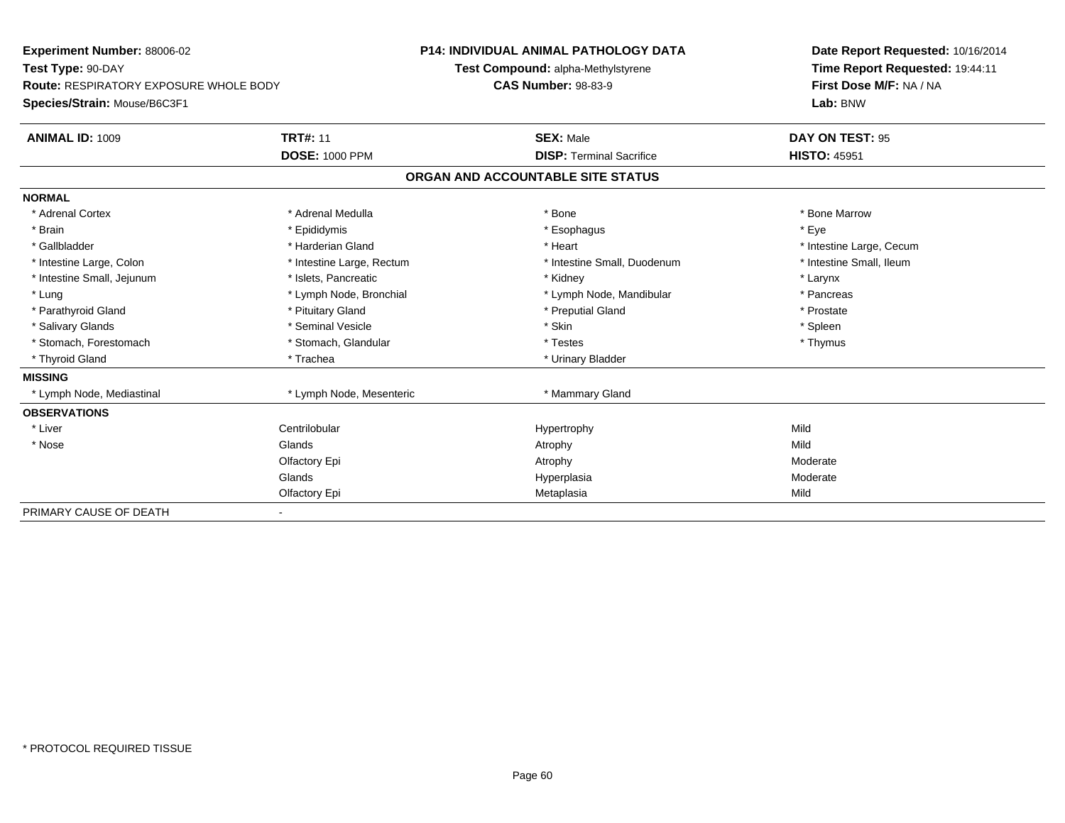**Experiment Number:** 88006-02
**Test Type:** 90-DAY
**Route:** RESPIRATORY EXPOSURE WHOLE BODY
**Species/Strain:** Mouse/B6C3F1

**P14: INDIVIDUAL ANIMAL PATHOLOGY DATA**
**Test Compound:** alpha-Methylstyrene
**CAS Number:** 98-83-9

**Date Report Requested:** 10/16/2014
**Time Report Requested:** 19:44:11
**First Dose M/F:** NA / NA
**Lab:** BNW

| **ANIMAL ID:** 1009 | **TRT#:** 11 | **SEX:** Male | **DAY ON TEST:** 95 |
|---|---|---|---|
| | **DOSE:** 1000 PPM | **DISP:** Terminal Sacrifice | **HISTO:** 45951 |

## ORGAN AND ACCOUNTABLE SITE STATUS

| | | | |
|---|---|---|---|
| **NORMAL** | | | |
| * Adrenal Cortex | * Adrenal Medulla | * Bone | * Bone Marrow |
| * Brain | * Epididymis | * Esophagus | * Eye |
| * Gallbladder | * Harderian Gland | * Heart | * Intestine Large, Cecum |
| * Intestine Large, Colon | * Intestine Large, Rectum | * Intestine Small, Duodenum | * Intestine Small, Ileum |
| * Intestine Small, Jejunum | * Islets, Pancreatic | * Kidney | * Larynx |
| * Lung | * Lymph Node, Bronchial | * Lymph Node, Mandibular | * Pancreas |
| * Parathyroid Gland | * Pituitary Gland | * Preputial Gland | * Prostate |
| * Salivary Glands | * Seminal Vesicle | * Skin | * Spleen |
| * Stomach, Forestomach | * Stomach, Glandular | * Testes | * Thymus |
| * Thyroid Gland | * Trachea | * Urinary Bladder | |
| **MISSING** | | | |
| * Lymph Node, Mediastinal | * Lymph Node, Mesenteric | * Mammary Gland | |
| **OBSERVATIONS** | | | |
| * Liver | Centrilobular | Hypertrophy | Mild |
| * Nose | Glands | Atrophy | Mild |
| | Olfactory Epi | Atrophy | Moderate |
| | Glands | Hyperplasia | Moderate |
| | Olfactory Epi | Metaplasia | Mild |
| PRIMARY CAUSE OF DEATH | - | | |

* PROTOCOL REQUIRED TISSUE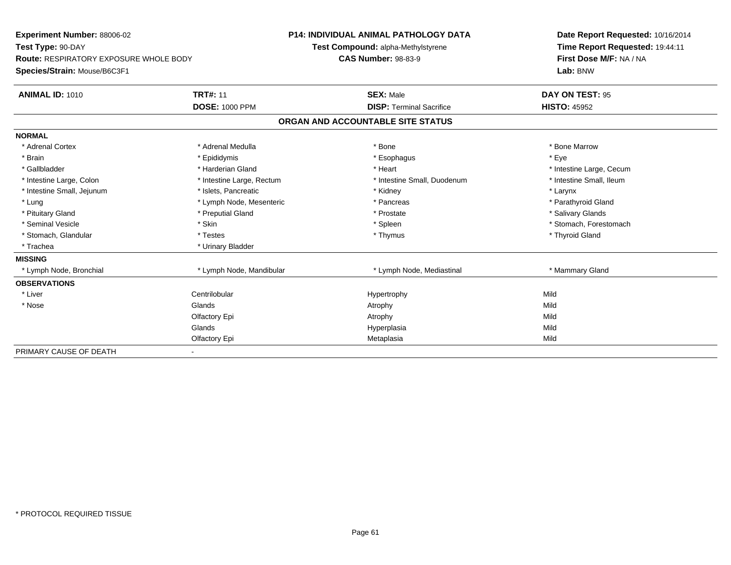**Experiment Number:** 88006-02
**Test Type:** 90-DAY
**Route:** RESPIRATORY EXPOSURE WHOLE BODY
**Species/Strain:** Mouse/B6C3F1

**P14: INDIVIDUAL ANIMAL PATHOLOGY DATA**
**Test Compound:** alpha-Methylstyrene
**CAS Number:** 98-83-9

**Date Report Requested:** 10/16/2014
**Time Report Requested:** 19:44:11
**First Dose M/F:** NA / NA
**Lab:** BNW

| **ANIMAL ID:** 1010 | **TRT#:** 11 | **SEX:** Male | **DAY ON TEST:** 95 |
|---|---|---|---|
| | **DOSE:** 1000 PPM | **DISP:** Terminal Sacrifice | **HISTO:** 45952 |

## ORGAN AND ACCOUNTABLE SITE STATUS

| | | | |
|---|---|---|---|
| **NORMAL** | | | |
| * Adrenal Cortex | * Adrenal Medulla | * Bone | * Bone Marrow |
| * Brain | * Epididymis | * Esophagus | * Eye |
| * Gallbladder | * Harderian Gland | * Heart | * Intestine Large, Cecum |
| * Intestine Large, Colon | * Intestine Large, Rectum | * Intestine Small, Duodenum | * Intestine Small, Ileum |
| * Intestine Small, Jejunum | * Islets, Pancreatic | * Kidney | * Larynx |
| * Lung | * Lymph Node, Mesenteric | * Pancreas | * Parathyroid Gland |
| * Pituitary Gland | * Preputial Gland | * Prostate | * Salivary Glands |
| * Seminal Vesicle | * Skin | * Spleen | * Stomach, Forestomach |
| * Stomach, Glandular | * Testes | * Thymus | * Thyroid Gland |
| * Trachea | * Urinary Bladder | | |
| **MISSING** | | | |
| * Lymph Node, Bronchial | * Lymph Node, Mandibular | * Lymph Node, Mediastinal | * Mammary Gland |
| **OBSERVATIONS** | | | |
| * Liver | Centrilobular | Hypertrophy | Mild |
| * Nose | Glands | Atrophy | Mild |
| | Olfactory Epi | Atrophy | Mild |
| | Glands | Hyperplasia | Mild |
| | Olfactory Epi | Metaplasia | Mild |
| PRIMARY CAUSE OF DEATH | - | | |

* PROTOCOL REQUIRED TISSUE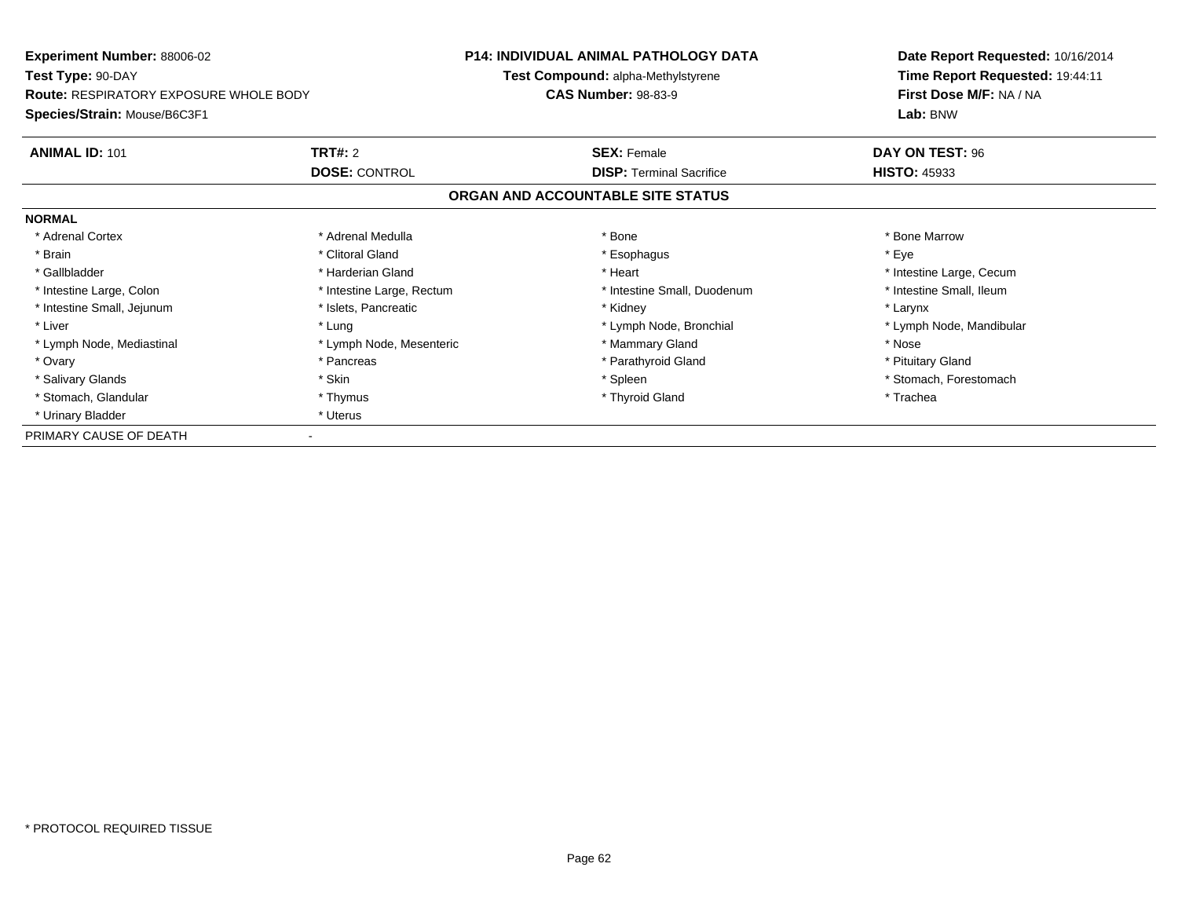**Experiment Number:** 88006-02
**Test Type:** 90-DAY
**Route:** RESPIRATORY EXPOSURE WHOLE BODY
**Species/Strain:** Mouse/B6C3F1

**P14: INDIVIDUAL ANIMAL PATHOLOGY DATA**
**Test Compound:** alpha-Methylstyrene
**CAS Number:** 98-83-9

**Date Report Requested:** 10/16/2014
**Time Report Requested:** 19:44:11
**First Dose M/F:** NA / NA
**Lab:** BNW

| **ANIMAL ID:** 101 | **TRT#:** 2 | **SEX:** Female | **DAY ON TEST:** 96 |
|---|---|---|---|
| | **DOSE:** CONTROL | **DISP:** Terminal Sacrifice | **HISTO:** 45933 |

## ORGAN AND ACCOUNTABLE SITE STATUS

**NORMAL**

| | | | |
|---|---|---|---|
| * Adrenal Cortex | * Adrenal Medulla | * Bone | * Bone Marrow |
| * Brain | * Clitoral Gland | * Esophagus | * Eye |
| * Gallbladder | * Harderian Gland | * Heart | * Intestine Large, Cecum |
| * Intestine Large, Colon | * Intestine Large, Rectum | * Intestine Small, Duodenum | * Intestine Small, Ileum |
| * Intestine Small, Jejunum | * Islets, Pancreatic | * Kidney | * Larynx |
| * Liver | * Lung | * Lymph Node, Bronchial | * Lymph Node, Mandibular |
| * Lymph Node, Mediastinal | * Lymph Node, Mesenteric | * Mammary Gland | * Nose |
| * Ovary | * Pancreas | * Parathyroid Gland | * Pituitary Gland |
| * Salivary Glands | * Skin | * Spleen | * Stomach, Forestomach |
| * Stomach, Glandular | * Thymus | * Thyroid Gland | * Trachea |
| * Urinary Bladder | * Uterus | | |

PRIMARY CAUSE OF DEATH -

* PROTOCOL REQUIRED TISSUE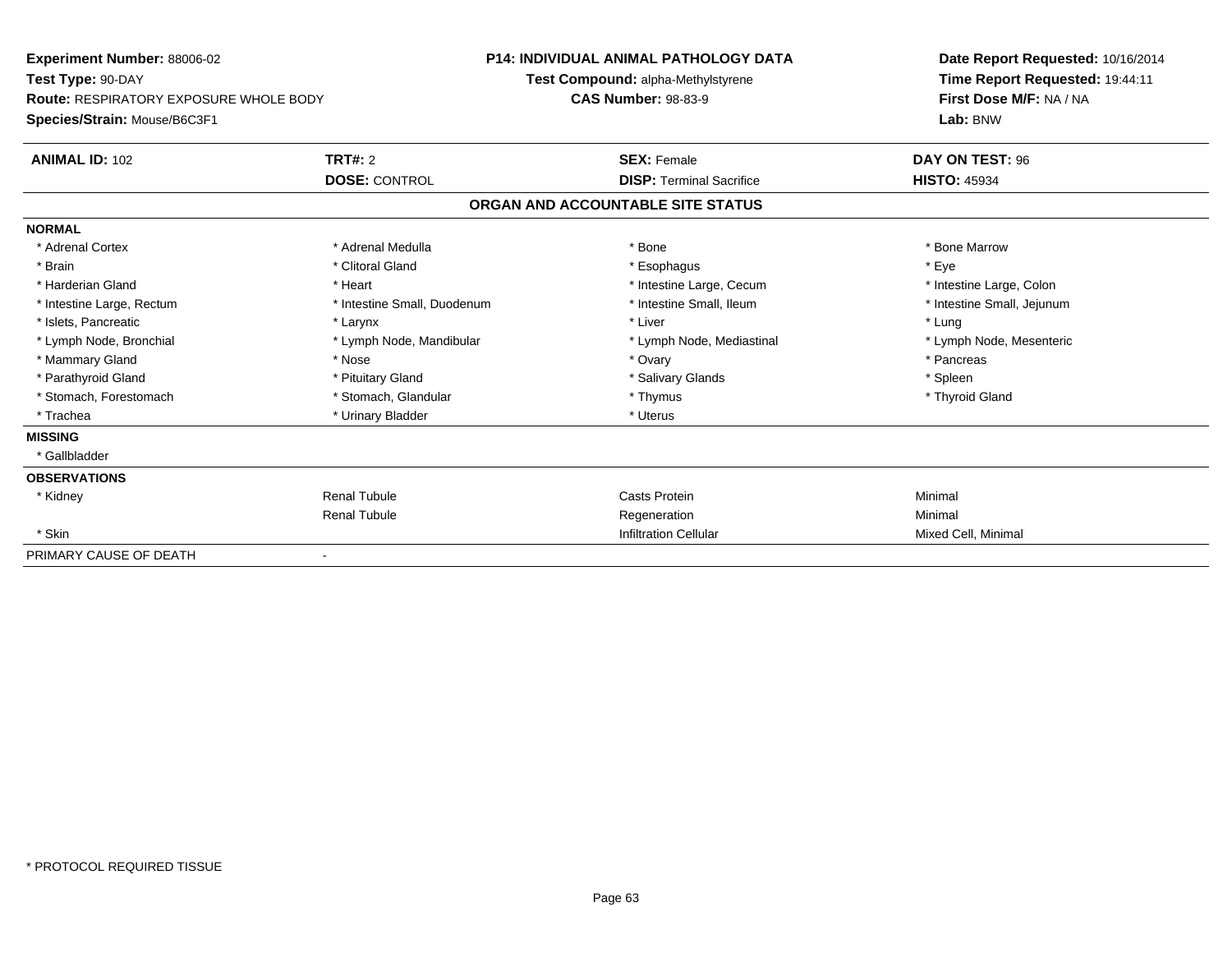**Experiment Number:** 88006-02
**Test Type:** 90-DAY
**Route:** RESPIRATORY EXPOSURE WHOLE BODY
**Species/Strain:** Mouse/B6C3F1

**P14: INDIVIDUAL ANIMAL PATHOLOGY DATA**
**Test Compound:** alpha-Methylstyrene
**CAS Number:** 98-83-9

**Date Report Requested:** 10/16/2014
**Time Report Requested:** 19:44:11
**First Dose M/F:** NA / NA
**Lab:** BNW

| **ANIMAL ID:** 102 | **TRT#:** 2 | **SEX:** Female | **DAY ON TEST:** 96 |
|---|---|---|---|
| | **DOSE:** CONTROL | **DISP:** Terminal Sacrifice | **HISTO:** 45934 |

## ORGAN AND ACCOUNTABLE SITE STATUS

| | | | |
|---|---|---|---|
| **NORMAL** | | | |
| * Adrenal Cortex | * Adrenal Medulla | * Bone | * Bone Marrow |
| * Brain | * Clitoral Gland | * Esophagus | * Eye |
| * Harderian Gland | * Heart | * Intestine Large, Cecum | * Intestine Large, Colon |
| * Intestine Large, Rectum | * Intestine Small, Duodenum | * Intestine Small, Ileum | * Intestine Small, Jejunum |
| * Islets, Pancreatic | * Larynx | * Liver | * Lung |
| * Lymph Node, Bronchial | * Lymph Node, Mandibular | * Lymph Node, Mediastinal | * Lymph Node, Mesenteric |
| * Mammary Gland | * Nose | * Ovary | * Pancreas |
| * Parathyroid Gland | * Pituitary Gland | * Salivary Glands | * Spleen |
| * Stomach, Forestomach | * Stomach, Glandular | * Thymus | * Thyroid Gland |
| * Trachea | * Urinary Bladder | * Uterus | |
| **MISSING** | | | |
| * Gallbladder | | | |
| **OBSERVATIONS** | | | |
| * Kidney | Renal Tubule | Casts Protein | Minimal |
| | Renal Tubule | Regeneration | Minimal |
| * Skin | | Infiltration Cellular | Mixed Cell, Minimal |
| PRIMARY CAUSE OF DEATH | - | | |

* PROTOCOL REQUIRED TISSUE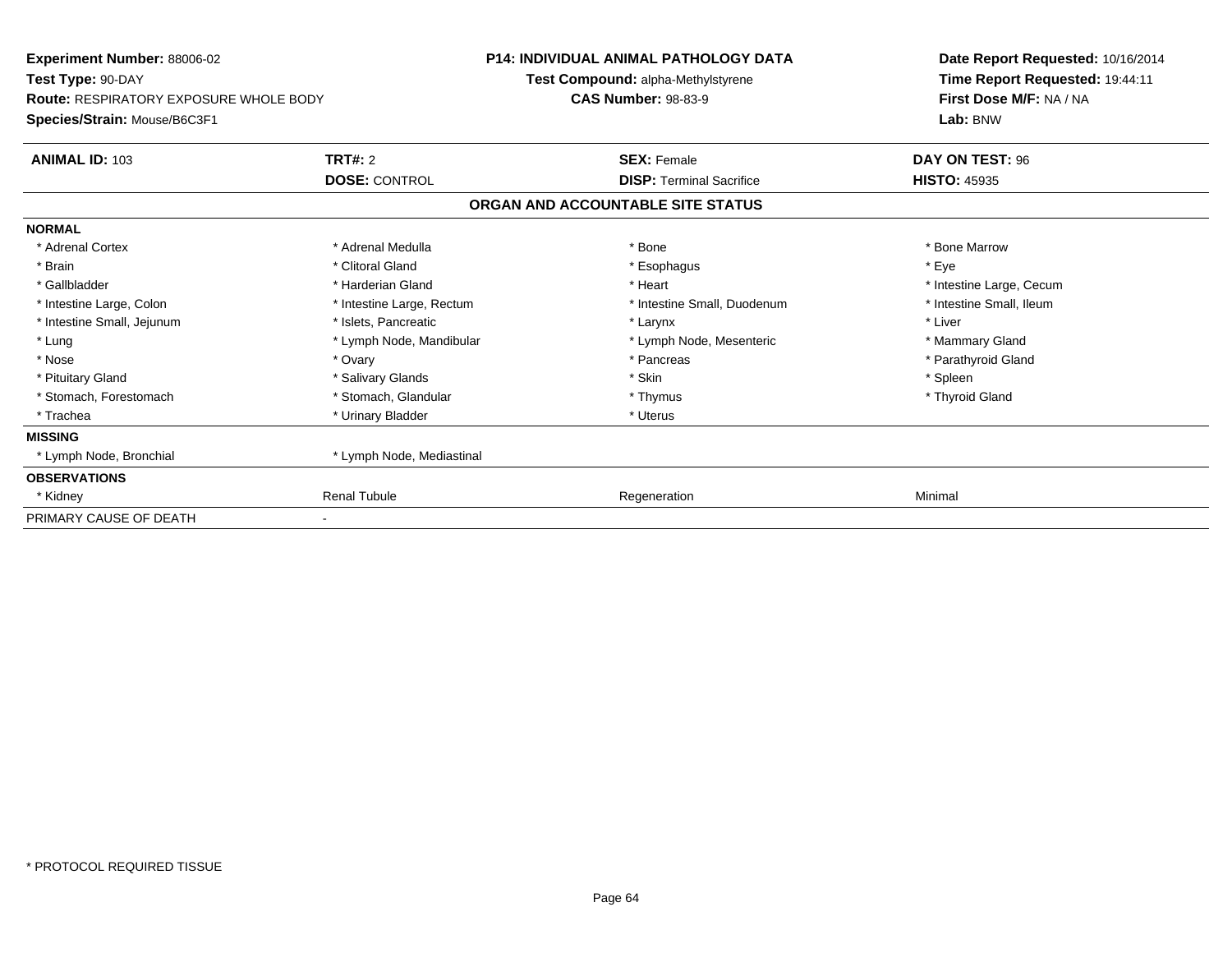**Experiment Number:** 88006-02
**Test Type:** 90-DAY
**Route:** RESPIRATORY EXPOSURE WHOLE BODY
**Species/Strain:** Mouse/B6C3F1

**P14: INDIVIDUAL ANIMAL PATHOLOGY DATA**
**Test Compound:** alpha-Methylstyrene
**CAS Number:** 98-83-9

**Date Report Requested:** 10/16/2014
**Time Report Requested:** 19:44:11
**First Dose M/F:** NA / NA
**Lab:** BNW

| **ANIMAL ID:** 103 | **TRT#:** 2 | **SEX:** Female | **DAY ON TEST:** 96 |
|---|---|---|---|
| | **DOSE:** CONTROL | **DISP:** Terminal Sacrifice | **HISTO:** 45935 |

## ORGAN AND ACCOUNTABLE SITE STATUS

| | | | |
|---|---|---|---|
| **NORMAL** | | | |
| * Adrenal Cortex | * Adrenal Medulla | * Bone | * Bone Marrow |
| * Brain | * Clitoral Gland | * Esophagus | * Eye |
| * Gallbladder | * Harderian Gland | * Heart | * Intestine Large, Cecum |
| * Intestine Large, Colon | * Intestine Large, Rectum | * Intestine Small, Duodenum | * Intestine Small, Ileum |
| * Intestine Small, Jejunum | * Islets, Pancreatic | * Larynx | * Liver |
| * Lung | * Lymph Node, Mandibular | * Lymph Node, Mesenteric | * Mammary Gland |
| * Nose | * Ovary | * Pancreas | * Parathyroid Gland |
| * Pituitary Gland | * Salivary Glands | * Skin | * Spleen |
| * Stomach, Forestomach | * Stomach, Glandular | * Thymus | * Thyroid Gland |
| * Trachea | * Urinary Bladder | * Uterus | |
| **MISSING** | | | |
| * Lymph Node, Bronchial | * Lymph Node, Mediastinal | | |
| **OBSERVATIONS** | | | |
| * Kidney | Renal Tubule | Regeneration | Minimal |
| PRIMARY CAUSE OF DEATH | - | | |

* PROTOCOL REQUIRED TISSUE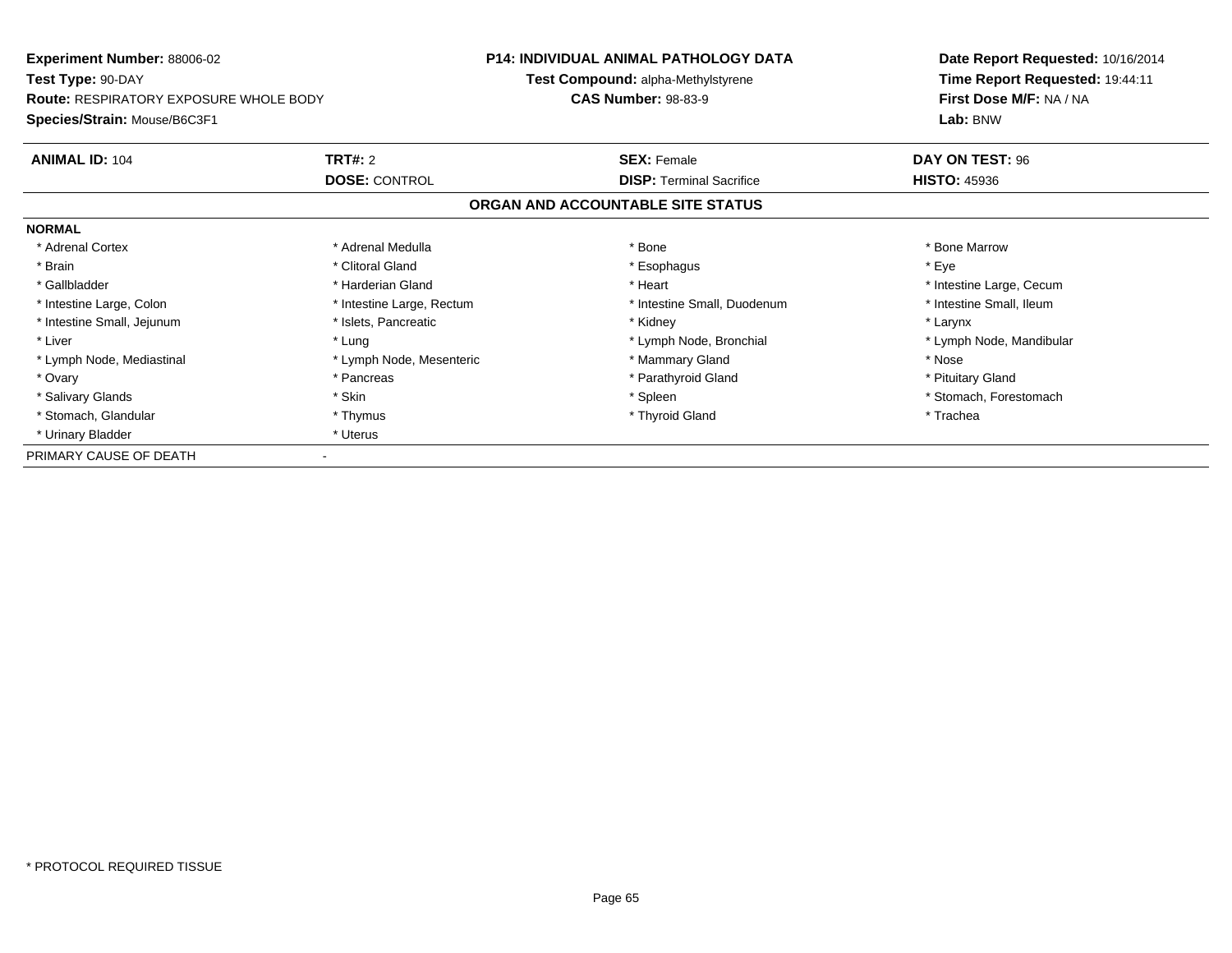**Experiment Number:** 88006-02
**Test Type:** 90-DAY
**Route:** RESPIRATORY EXPOSURE WHOLE BODY
**Species/Strain:** Mouse/B6C3F1

**P14: INDIVIDUAL ANIMAL PATHOLOGY DATA**
**Test Compound:** alpha-Methylstyrene
**CAS Number:** 98-83-9

**Date Report Requested:** 10/16/2014
**Time Report Requested:** 19:44:11
**First Dose M/F:** NA / NA
**Lab:** BNW

| **ANIMAL ID:** 104 | **TRT#:** 2 | **SEX:** Female | **DAY ON TEST:** 96 |
|---|---|---|---|
| | **DOSE:** CONTROL | **DISP:** Terminal Sacrifice | **HISTO:** 45936 |

## ORGAN AND ACCOUNTABLE SITE STATUS

**NORMAL**

| | | | |
|---|---|---|---|
| * Adrenal Cortex | * Adrenal Medulla | * Bone | * Bone Marrow |
| * Brain | * Clitoral Gland | * Esophagus | * Eye |
| * Gallbladder | * Harderian Gland | * Heart | * Intestine Large, Cecum |
| * Intestine Large, Colon | * Intestine Large, Rectum | * Intestine Small, Duodenum | * Intestine Small, Ileum |
| * Intestine Small, Jejunum | * Islets, Pancreatic | * Kidney | * Larynx |
| * Liver | * Lung | * Lymph Node, Bronchial | * Lymph Node, Mandibular |
| * Lymph Node, Mediastinal | * Lymph Node, Mesenteric | * Mammary Gland | * Nose |
| * Ovary | * Pancreas | * Parathyroid Gland | * Pituitary Gland |
| * Salivary Glands | * Skin | * Spleen | * Stomach, Forestomach |
| * Stomach, Glandular | * Thymus | * Thyroid Gland | * Trachea |
| * Urinary Bladder | * Uterus | | |

PRIMARY CAUSE OF DEATH -

* PROTOCOL REQUIRED TISSUE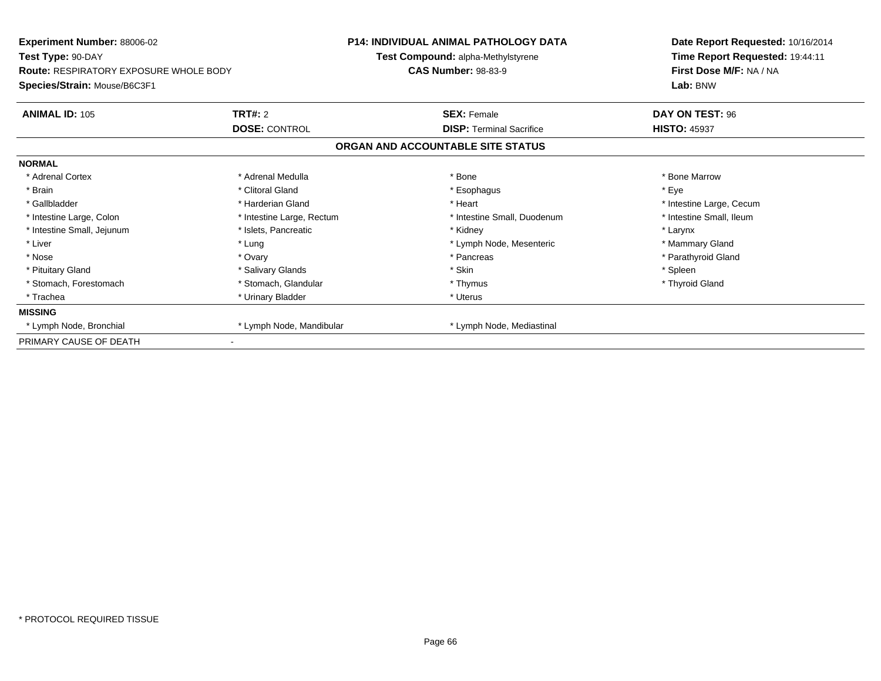**Experiment Number:** 88006-02
**Test Type:** 90-DAY
**Route:** RESPIRATORY EXPOSURE WHOLE BODY
**Species/Strain:** Mouse/B6C3F1

**P14: INDIVIDUAL ANIMAL PATHOLOGY DATA**
**Test Compound:** alpha-Methylstyrene
**CAS Number:** 98-83-9

**Date Report Requested:** 10/16/2014
**Time Report Requested:** 19:44:11
**First Dose M/F:** NA / NA
**Lab:** BNW

| **ANIMAL ID:** 105 | **TRT#:** 2 | **SEX:** Female | **DAY ON TEST:** 96 |
|---|---|---|---|
| | **DOSE:** CONTROL | **DISP:** Terminal Sacrifice | **HISTO:** 45937 |

## ORGAN AND ACCOUNTABLE SITE STATUS

| | | | |
|---|---|---|---|
| **NORMAL** | | | |
| * Adrenal Cortex | * Adrenal Medulla | * Bone | * Bone Marrow |
| * Brain | * Clitoral Gland | * Esophagus | * Eye |
| * Gallbladder | * Harderian Gland | * Heart | * Intestine Large, Cecum |
| * Intestine Large, Colon | * Intestine Large, Rectum | * Intestine Small, Duodenum | * Intestine Small, Ileum |
| * Intestine Small, Jejunum | * Islets, Pancreatic | * Kidney | * Larynx |
| * Liver | * Lung | * Lymph Node, Mesenteric | * Mammary Gland |
| * Nose | * Ovary | * Pancreas | * Parathyroid Gland |
| * Pituitary Gland | * Salivary Glands | * Skin | * Spleen |
| * Stomach, Forestomach | * Stomach, Glandular | * Thymus | * Thyroid Gland |
| * Trachea | * Urinary Bladder | * Uterus | |
| **MISSING** | | | |
| * Lymph Node, Bronchial | * Lymph Node, Mandibular | * Lymph Node, Mediastinal | |
| PRIMARY CAUSE OF DEATH | - | | |

* PROTOCOL REQUIRED TISSUE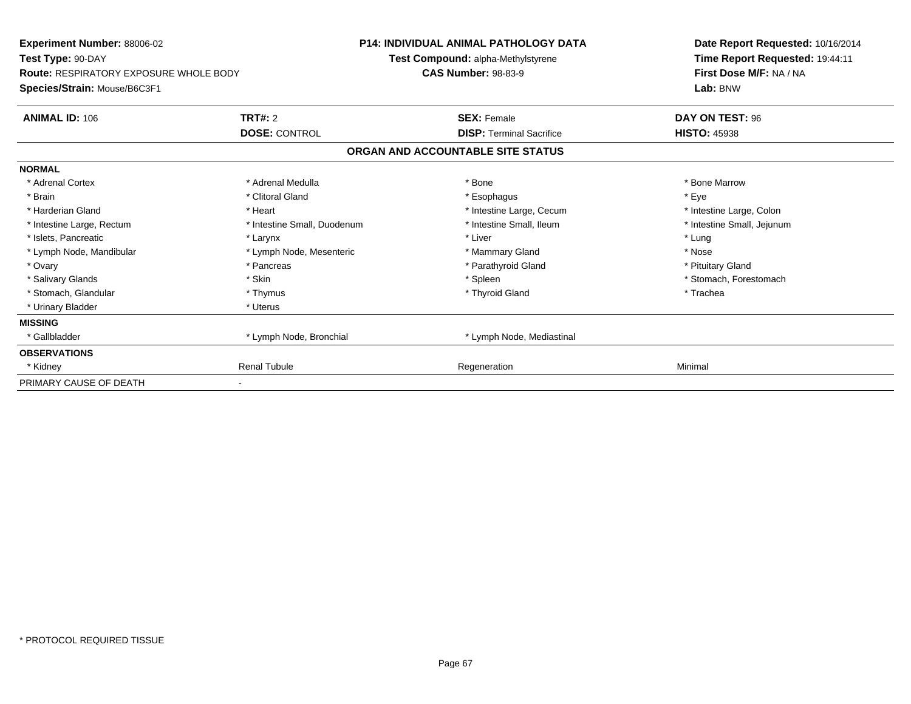**Experiment Number:** 88006-02
**Test Type:** 90-DAY
**Route:** RESPIRATORY EXPOSURE WHOLE BODY
**Species/Strain:** Mouse/B6C3F1

**P14: INDIVIDUAL ANIMAL PATHOLOGY DATA**
**Test Compound:** alpha-Methylstyrene
**CAS Number:** 98-83-9

**Date Report Requested:** 10/16/2014
**Time Report Requested:** 19:44:11
**First Dose M/F:** NA / NA
**Lab:** BNW

| **ANIMAL ID:** 106 | **TRT#:** 2 | **SEX:** Female | **DAY ON TEST:** 96 |
|---|---|---|---|
| | **DOSE:** CONTROL | **DISP:** Terminal Sacrifice | **HISTO:** 45938 |

**ORGAN AND ACCOUNTABLE SITE STATUS**

| | | | |
|---|---|---|---|
| **NORMAL** | | | |
| * Adrenal Cortex | * Adrenal Medulla | * Bone | * Bone Marrow |
| * Brain | * Clitoral Gland | * Esophagus | * Eye |
| * Harderian Gland | * Heart | * Intestine Large, Cecum | * Intestine Large, Colon |
| * Intestine Large, Rectum | * Intestine Small, Duodenum | * Intestine Small, Ileum | * Intestine Small, Jejunum |
| * Islets, Pancreatic | * Larynx | * Liver | * Lung |
| * Lymph Node, Mandibular | * Lymph Node, Mesenteric | * Mammary Gland | * Nose |
| * Ovary | * Pancreas | * Parathyroid Gland | * Pituitary Gland |
| * Salivary Glands | * Skin | * Spleen | * Stomach, Forestomach |
| * Stomach, Glandular | * Thymus | * Thyroid Gland | * Trachea |
| * Urinary Bladder | * Uterus | | |
| **MISSING** | | | |
| * Gallbladder | * Lymph Node, Bronchial | * Lymph Node, Mediastinal | |
| **OBSERVATIONS** | | | |
| * Kidney | Renal Tubule | Regeneration | Minimal |
| PRIMARY CAUSE OF DEATH | - | | |

* PROTOCOL REQUIRED TISSUE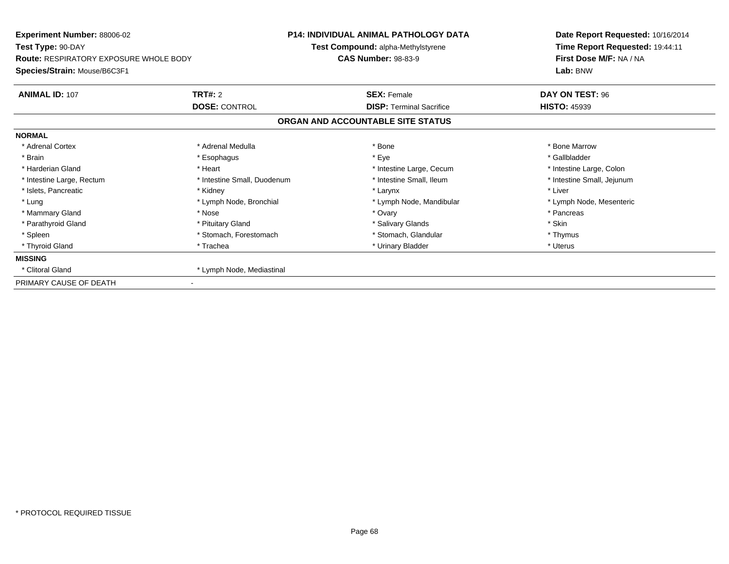**Experiment Number:** 88006-02
**Test Type:** 90-DAY
**Route:** RESPIRATORY EXPOSURE WHOLE BODY
**Species/Strain:** Mouse/B6C3F1

**P14: INDIVIDUAL ANIMAL PATHOLOGY DATA**
**Test Compound:** alpha-Methylstyrene
**CAS Number:** 98-83-9

**Date Report Requested:** 10/16/2014
**Time Report Requested:** 19:44:11
**First Dose M/F:** NA / NA
**Lab:** BNW

| **ANIMAL ID:** 107 | **TRT#:** 2 | **SEX:** Female | **DAY ON TEST:** 96 |
|---|---|---|---|
| | **DOSE:** CONTROL | **DISP:** Terminal Sacrifice | **HISTO:** 45939 |

## ORGAN AND ACCOUNTABLE SITE STATUS

**NORMAL**

| | | | |
|---|---|---|---|
| * Adrenal Cortex | * Adrenal Medulla | * Bone | * Bone Marrow |
| * Brain | * Esophagus | * Eye | * Gallbladder |
| * Harderian Gland | * Heart | * Intestine Large, Cecum | * Intestine Large, Colon |
| * Intestine Large, Rectum | * Intestine Small, Duodenum | * Intestine Small, Ileum | * Intestine Small, Jejunum |
| * Islets, Pancreatic | * Kidney | * Larynx | * Liver |
| * Lung | * Lymph Node, Bronchial | * Lymph Node, Mandibular | * Lymph Node, Mesenteric |
| * Mammary Gland | * Nose | * Ovary | * Pancreas |
| * Parathyroid Gland | * Pituitary Gland | * Salivary Glands | * Skin |
| * Spleen | * Stomach, Forestomach | * Stomach, Glandular | * Thymus |
| * Thyroid Gland | * Trachea | * Urinary Bladder | * Uterus |

**MISSING**

| | |
|---|---|
| * Clitoral Gland | * Lymph Node, Mediastinal |

PRIMARY CAUSE OF DEATH -

* PROTOCOL REQUIRED TISSUE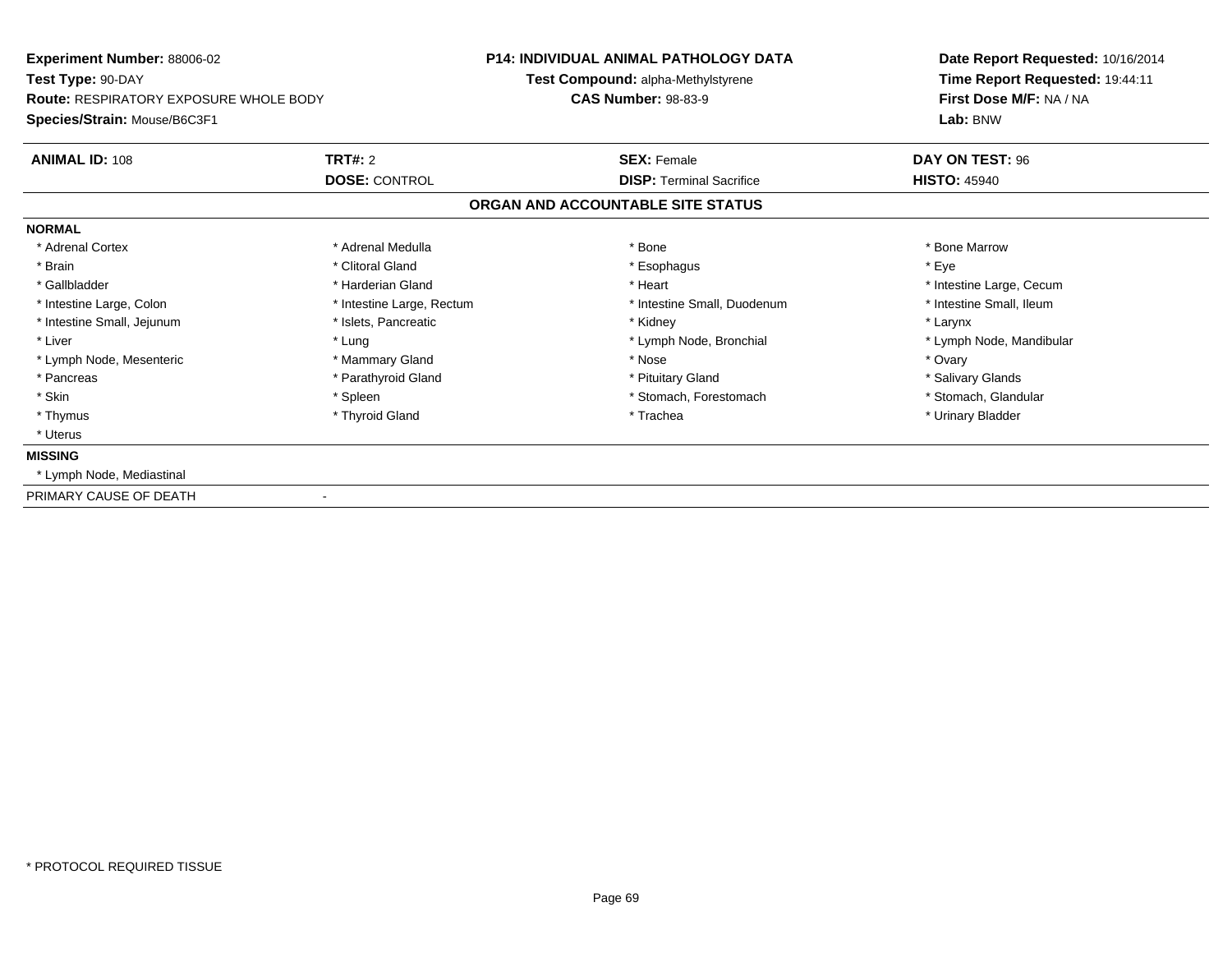**Experiment Number:** 88006-02
**Test Type:** 90-DAY
**Route:** RESPIRATORY EXPOSURE WHOLE BODY
**Species/Strain:** Mouse/B6C3F1

**P14: INDIVIDUAL ANIMAL PATHOLOGY DATA**
**Test Compound:** alpha-Methylstyrene
**CAS Number:** 98-83-9

**Date Report Requested:** 10/16/2014
**Time Report Requested:** 19:44:11
**First Dose M/F:** NA / NA
**Lab:** BNW

| **ANIMAL ID:** 108 | **TRT#:** 2 | **SEX:** Female | **DAY ON TEST:** 96 |
|---|---|---|---|
| | **DOSE:** CONTROL | **DISP:** Terminal Sacrifice | **HISTO:** 45940 |

## ORGAN AND ACCOUNTABLE SITE STATUS

**NORMAL**

| | | | |
|---|---|---|---|
| * Adrenal Cortex | * Adrenal Medulla | * Bone | * Bone Marrow |
| * Brain | * Clitoral Gland | * Esophagus | * Eye |
| * Gallbladder | * Harderian Gland | * Heart | * Intestine Large, Cecum |
| * Intestine Large, Colon | * Intestine Large, Rectum | * Intestine Small, Duodenum | * Intestine Small, Ileum |
| * Intestine Small, Jejunum | * Islets, Pancreatic | * Kidney | * Larynx |
| * Liver | * Lung | * Lymph Node, Bronchial | * Lymph Node, Mandibular |
| * Lymph Node, Mesenteric | * Mammary Gland | * Nose | * Ovary |
| * Pancreas | * Parathyroid Gland | * Pituitary Gland | * Salivary Glands |
| * Skin | * Spleen | * Stomach, Forestomach | * Stomach, Glandular |
| * Thymus | * Thyroid Gland | * Trachea | * Urinary Bladder |
| * Uterus | | | |

**MISSING**

* Lymph Node, Mediastinal

PRIMARY CAUSE OF DEATH -

* PROTOCOL REQUIRED TISSUE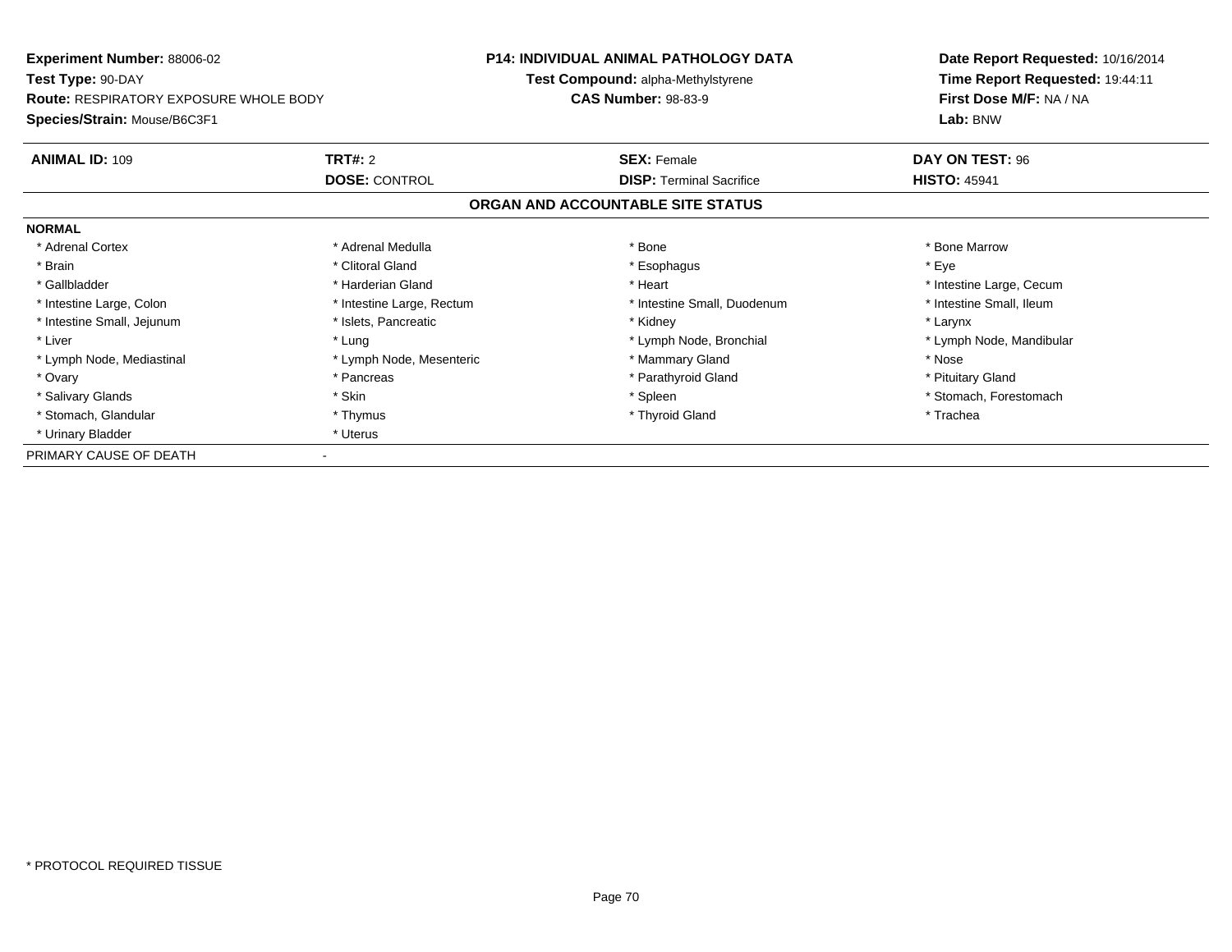**Experiment Number:** 88006-02
**Test Type:** 90-DAY
**Route:** RESPIRATORY EXPOSURE WHOLE BODY
**Species/Strain:** Mouse/B6C3F1

**P14: INDIVIDUAL ANIMAL PATHOLOGY DATA**
**Test Compound:** alpha-Methylstyrene
**CAS Number:** 98-83-9

**Date Report Requested:** 10/16/2014
**Time Report Requested:** 19:44:11
**First Dose M/F:** NA / NA
**Lab:** BNW

| **ANIMAL ID:** 109 | **TRT#:** 2 | **SEX:** Female | **DAY ON TEST:** 96 |
|---|---|---|---|
| | **DOSE:** CONTROL | **DISP:** Terminal Sacrifice | **HISTO:** 45941 |

**ORGAN AND ACCOUNTABLE SITE STATUS**

**NORMAL**

| | | | |
|---|---|---|---|
| * Adrenal Cortex | * Adrenal Medulla | * Bone | * Bone Marrow |
| * Brain | * Clitoral Gland | * Esophagus | * Eye |
| * Gallbladder | * Harderian Gland | * Heart | * Intestine Large, Cecum |
| * Intestine Large, Colon | * Intestine Large, Rectum | * Intestine Small, Duodenum | * Intestine Small, Ileum |
| * Intestine Small, Jejunum | * Islets, Pancreatic | * Kidney | * Larynx |
| * Liver | * Lung | * Lymph Node, Bronchial | * Lymph Node, Mandibular |
| * Lymph Node, Mediastinal | * Lymph Node, Mesenteric | * Mammary Gland | * Nose |
| * Ovary | * Pancreas | * Parathyroid Gland | * Pituitary Gland |
| * Salivary Glands | * Skin | * Spleen | * Stomach, Forestomach |
| * Stomach, Glandular | * Thymus | * Thyroid Gland | * Trachea |
| * Urinary Bladder | * Uterus | | |

PRIMARY CAUSE OF DEATH -

* PROTOCOL REQUIRED TISSUE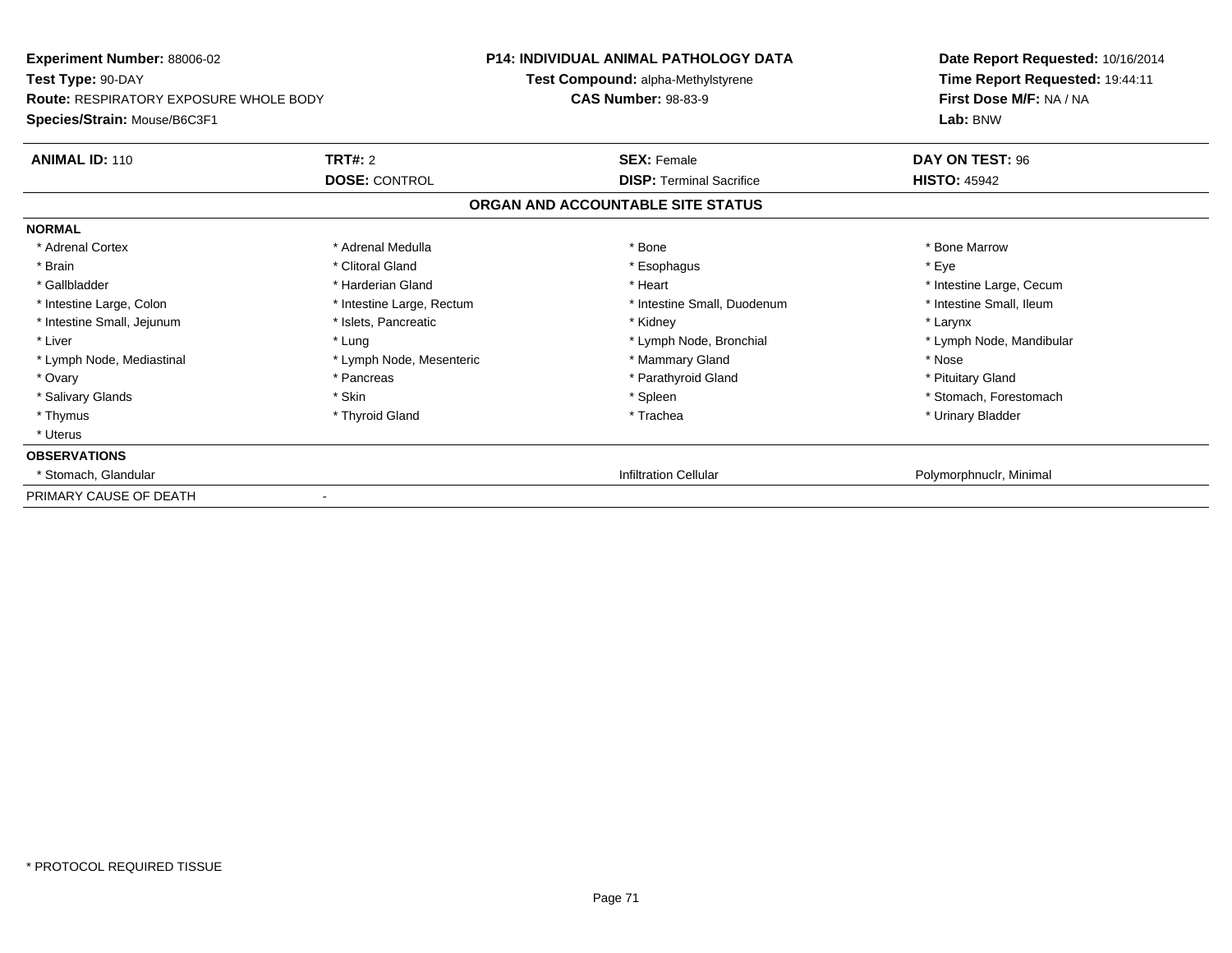**Experiment Number:** 88006-02
**Test Type:** 90-DAY
**Route:** RESPIRATORY EXPOSURE WHOLE BODY
**Species/Strain:** Mouse/B6C3F1

**P14: INDIVIDUAL ANIMAL PATHOLOGY DATA**
**Test Compound:** alpha-Methylstyrene
**CAS Number:** 98-83-9

**Date Report Requested:** 10/16/2014
**Time Report Requested:** 19:44:11
**First Dose M/F:** NA / NA
**Lab:** BNW

| **ANIMAL ID:** 110 | **TRT#:** 2 | **SEX:** Female | **DAY ON TEST:** 96 |
|---|---|---|---|
| | **DOSE:** CONTROL | **DISP:** Terminal Sacrifice | **HISTO:** 45942 |

## ORGAN AND ACCOUNTABLE SITE STATUS

**NORMAL**

| | | | |
|---|---|---|---|
| * Adrenal Cortex | * Adrenal Medulla | * Bone | * Bone Marrow |
| * Brain | * Clitoral Gland | * Esophagus | * Eye |
| * Gallbladder | * Harderian Gland | * Heart | * Intestine Large, Cecum |
| * Intestine Large, Colon | * Intestine Large, Rectum | * Intestine Small, Duodenum | * Intestine Small, Ileum |
| * Intestine Small, Jejunum | * Islets, Pancreatic | * Kidney | * Larynx |
| * Liver | * Lung | * Lymph Node, Bronchial | * Lymph Node, Mandibular |
| * Lymph Node, Mediastinal | * Lymph Node, Mesenteric | * Mammary Gland | * Nose |
| * Ovary | * Pancreas | * Parathyroid Gland | * Pituitary Gland |
| * Salivary Glands | * Skin | * Spleen | * Stomach, Forestomach |
| * Thymus | * Thyroid Gland | * Trachea | * Urinary Bladder |
| * Uterus | | | |

**OBSERVATIONS**

| | | |
|---|---|---|
| * Stomach, Glandular | Infiltration Cellular | Polymorphnuclr, Minimal |

PRIMARY CAUSE OF DEATH -

\* PROTOCOL REQUIRED TISSUE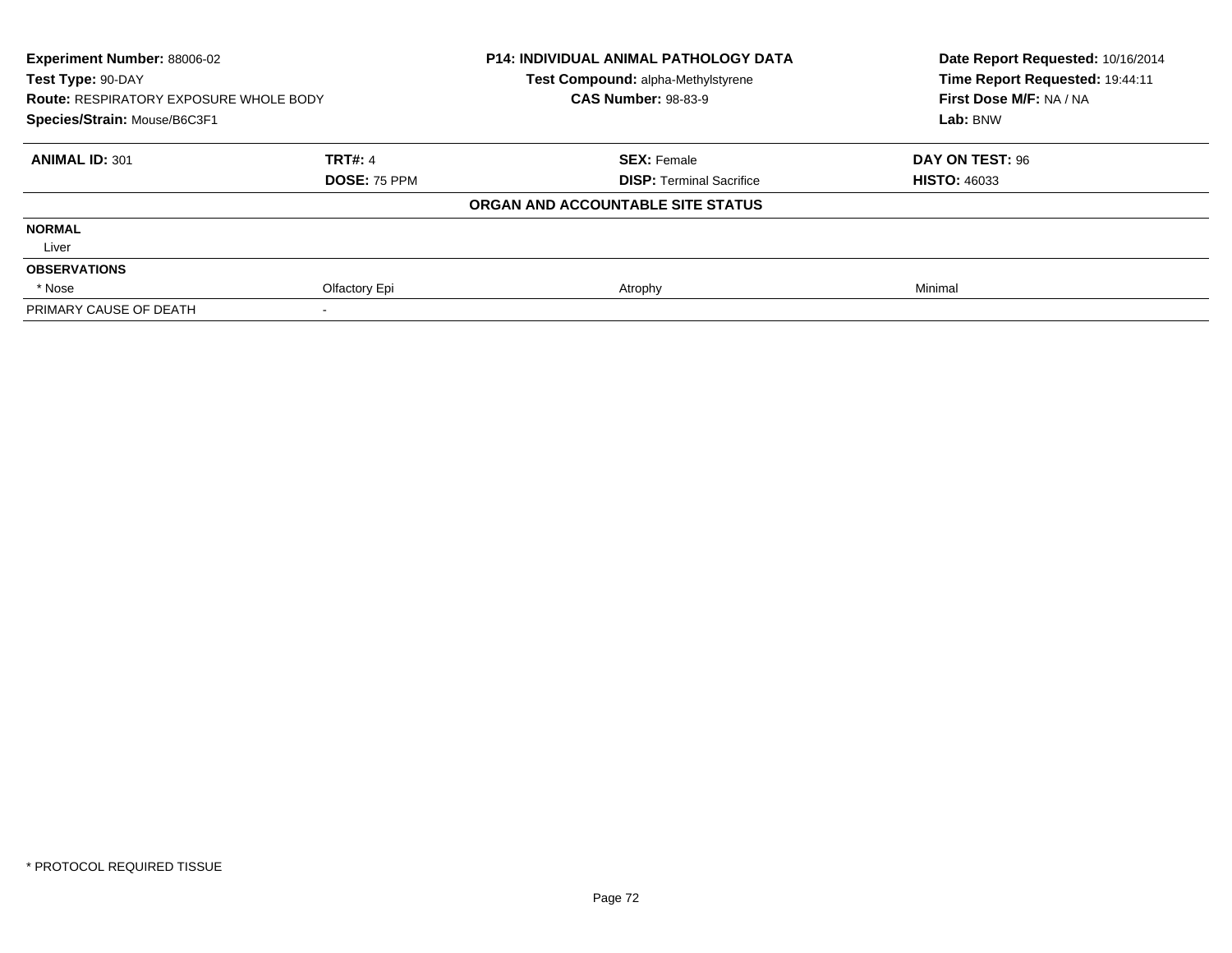**Experiment Number:** 88006-02
**Test Type:** 90-DAY
**Route:** RESPIRATORY EXPOSURE WHOLE BODY
**Species/Strain:** Mouse/B6C3F1

**P14: INDIVIDUAL ANIMAL PATHOLOGY DATA**
**Test Compound:** alpha-Methylstyrene
**CAS Number:** 98-83-9

**Date Report Requested:** 10/16/2014
**Time Report Requested:** 19:44:11
**First Dose M/F:** NA / NA
**Lab:** BNW

| **ANIMAL ID:** 301 | **TRT#:** 4 | **SEX:** Female | **DAY ON TEST:** 96 |
|---|---|---|---|
| | **DOSE:** 75 PPM | **DISP:** Terminal Sacrifice | **HISTO:** 46033 |
| | | **ORGAN AND ACCOUNTABLE SITE STATUS** | |
| **NORMAL** | | | |
| Liver | | | |
| **OBSERVATIONS** | | | |
| * Nose | Olfactory Epi | Atrophy | Minimal |
| PRIMARY CAUSE OF DEATH | - | | |

* PROTOCOL REQUIRED TISSUE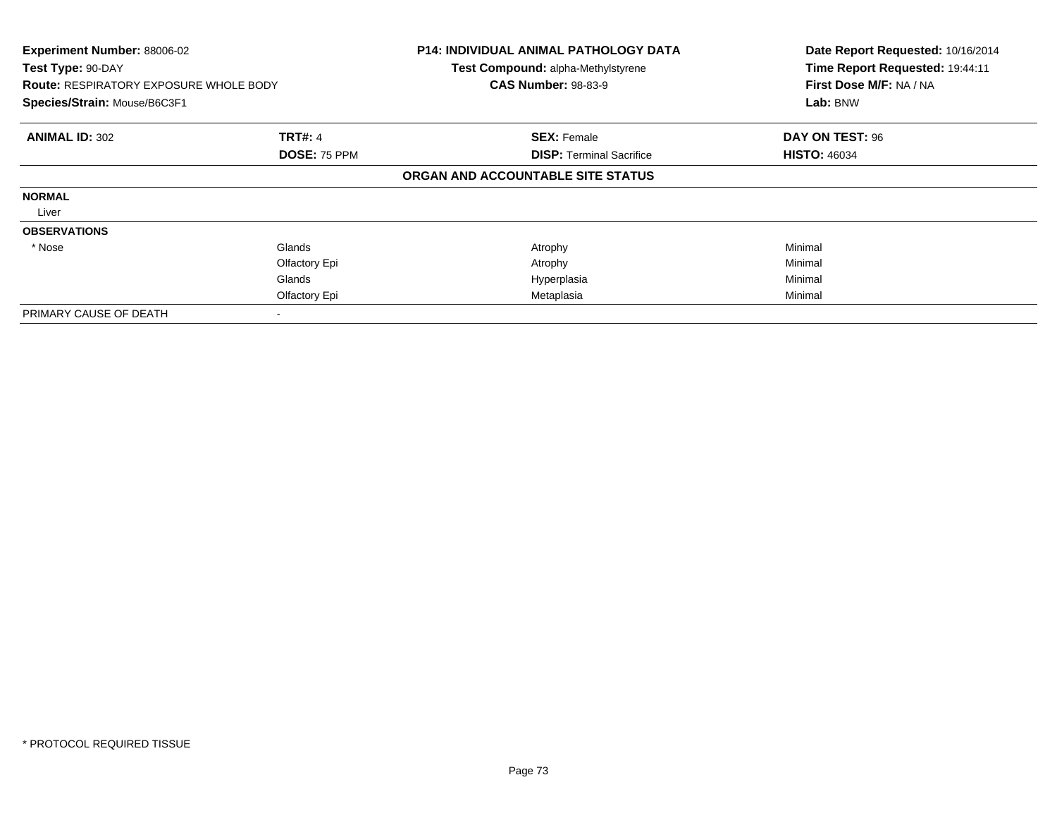**Experiment Number:** 88006-02
**Test Type:** 90-DAY
**Route:** RESPIRATORY EXPOSURE WHOLE BODY
**Species/Strain:** Mouse/B6C3F1

**P14: INDIVIDUAL ANIMAL PATHOLOGY DATA**
**Test Compound:** alpha-Methylstyrene
**CAS Number:** 98-83-9

**Date Report Requested:** 10/16/2014
**Time Report Requested:** 19:44:11
**First Dose M/F:** NA / NA
**Lab:** BNW

| **ANIMAL ID:** 302 | **TRT#:** 4 | **SEX:** Female | **DAY ON TEST:** 96 |
|---|---|---|---|
| | **DOSE:** 75 PPM | **DISP:** Terminal Sacrifice | **HISTO:** 46034 |

**ORGAN AND ACCOUNTABLE SITE STATUS**

| | | | |
|---|---|---|---|
| **NORMAL** | | | |
| Liver | | | |
| **OBSERVATIONS** | | | |
| * Nose | Glands | Atrophy | Minimal |
| | Olfactory Epi | Atrophy | Minimal |
| | Glands | Hyperplasia | Minimal |
| | Olfactory Epi | Metaplasia | Minimal |
| PRIMARY CAUSE OF DEATH | - | | |

* PROTOCOL REQUIRED TISSUE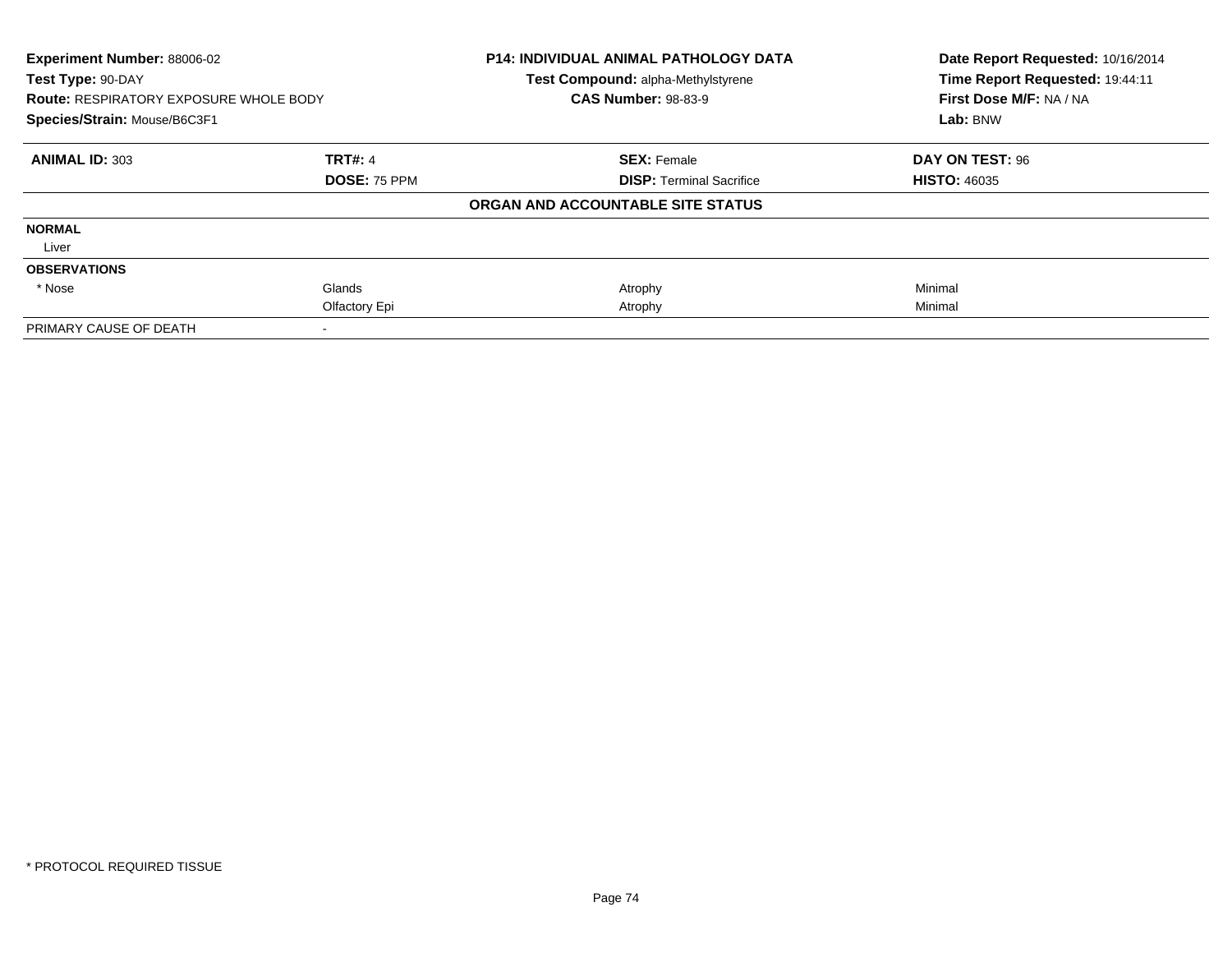**Experiment Number:** 88006-02
**Test Type:** 90-DAY
**Route:** RESPIRATORY EXPOSURE WHOLE BODY
**Species/Strain:** Mouse/B6C3F1

**P14: INDIVIDUAL ANIMAL PATHOLOGY DATA**
**Test Compound:** alpha-Methylstyrene
**CAS Number:** 98-83-9

**Date Report Requested:** 10/16/2014
**Time Report Requested:** 19:44:11
**First Dose M/F:** NA / NA
**Lab:** BNW

| **ANIMAL ID:** 303 | **TRT#:** 4 | **SEX:** Female | **DAY ON TEST:** 96 |
|---|---|---|---|
| | **DOSE:** 75 PPM | **DISP:** Terminal Sacrifice | **HISTO:** 46035 |
| | | **ORGAN AND ACCOUNTABLE SITE STATUS** | |
| **NORMAL** | | | |
| Liver | | | |
| **OBSERVATIONS** | | | |
| * Nose | Glands | Atrophy | Minimal |
| | Olfactory Epi | Atrophy | Minimal |
| PRIMARY CAUSE OF DEATH | - | | |

* PROTOCOL REQUIRED TISSUE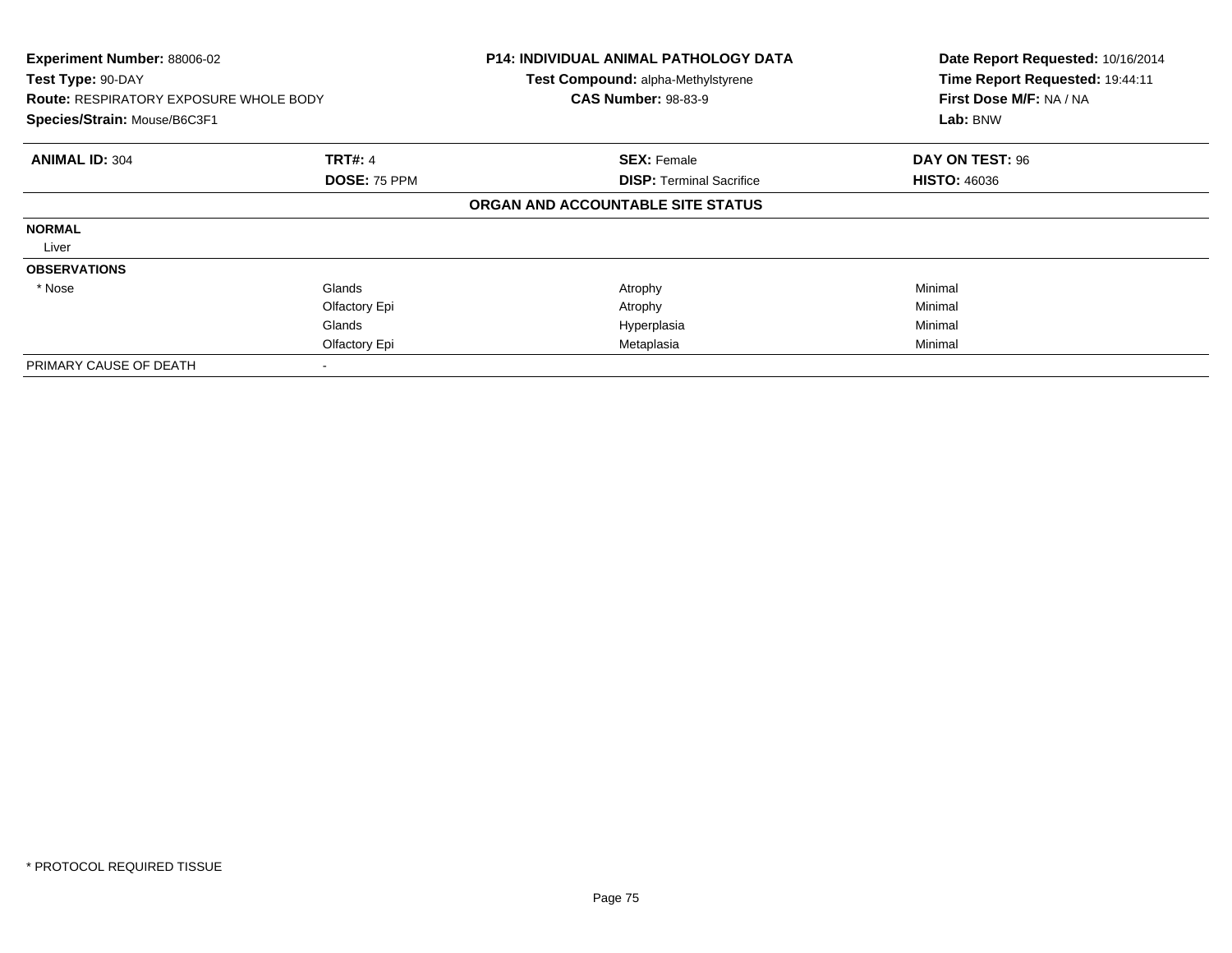**Experiment Number:** 88006-02
**Test Type:** 90-DAY
**Route:** RESPIRATORY EXPOSURE WHOLE BODY
**Species/Strain:** Mouse/B6C3F1

**P14: INDIVIDUAL ANIMAL PATHOLOGY DATA**
**Test Compound:** alpha-Methylstyrene
**CAS Number:** 98-83-9

**Date Report Requested:** 10/16/2014
**Time Report Requested:** 19:44:11
**First Dose M/F:** NA / NA
**Lab:** BNW

| **ANIMAL ID:** 304 | **TRT#:** 4 | **SEX:** Female | **DAY ON TEST:** 96 |
|---|---|---|---|
| | **DOSE:** 75 PPM | **DISP:** Terminal Sacrifice | **HISTO:** 46036 |

**ORGAN AND ACCOUNTABLE SITE STATUS**

| | | | |
|---|---|---|---|
| **NORMAL** | | | |
| Liver | | | |
| **OBSERVATIONS** | | | |
| * Nose | Glands | Atrophy | Minimal |
| | Olfactory Epi | Atrophy | Minimal |
| | Glands | Hyperplasia | Minimal |
| | Olfactory Epi | Metaplasia | Minimal |
| PRIMARY CAUSE OF DEATH | - | | |

* PROTOCOL REQUIRED TISSUE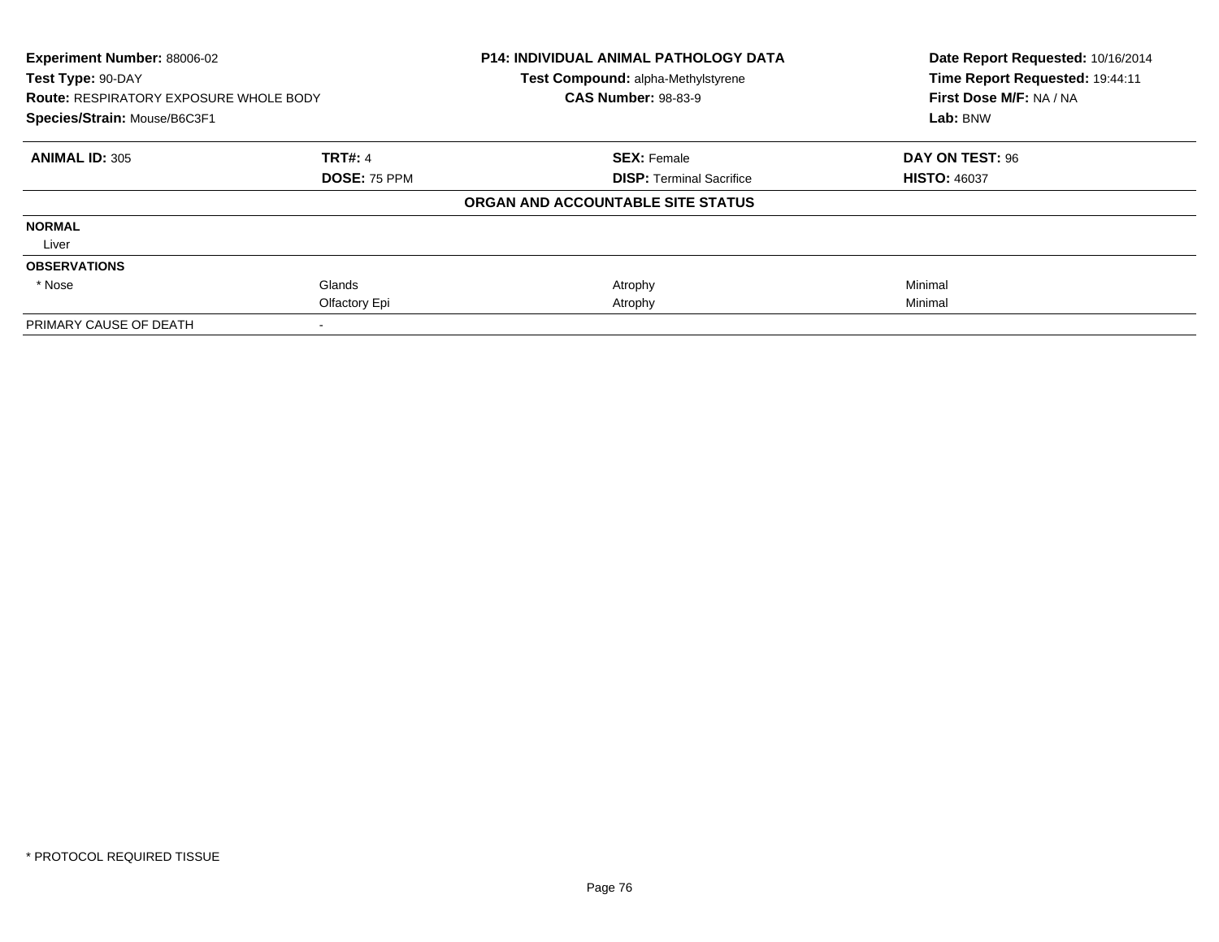**Experiment Number:** 88006-02
**Test Type:** 90-DAY
**Route:** RESPIRATORY EXPOSURE WHOLE BODY
**Species/Strain:** Mouse/B6C3F1

**P14: INDIVIDUAL ANIMAL PATHOLOGY DATA**
**Test Compound:** alpha-Methylstyrene
**CAS Number:** 98-83-9

**Date Report Requested:** 10/16/2014
**Time Report Requested:** 19:44:11
**First Dose M/F:** NA / NA
**Lab:** BNW

| **ANIMAL ID:** 305 | **TRT#:** 4 | **SEX:** Female | **DAY ON TEST:** 96 |
|---|---|---|---|
| | **DOSE:** 75 PPM | **DISP:** Terminal Sacrifice | **HISTO:** 46037 |

**ORGAN AND ACCOUNTABLE SITE STATUS**

| | | | |
|---|---|---|---|
| **NORMAL** | | | |
| Liver | | | |
| **OBSERVATIONS** | | | |
| * Nose | Glands | Atrophy | Minimal |
| | Olfactory Epi | Atrophy | Minimal |
| PRIMARY CAUSE OF DEATH | - | | |

* PROTOCOL REQUIRED TISSUE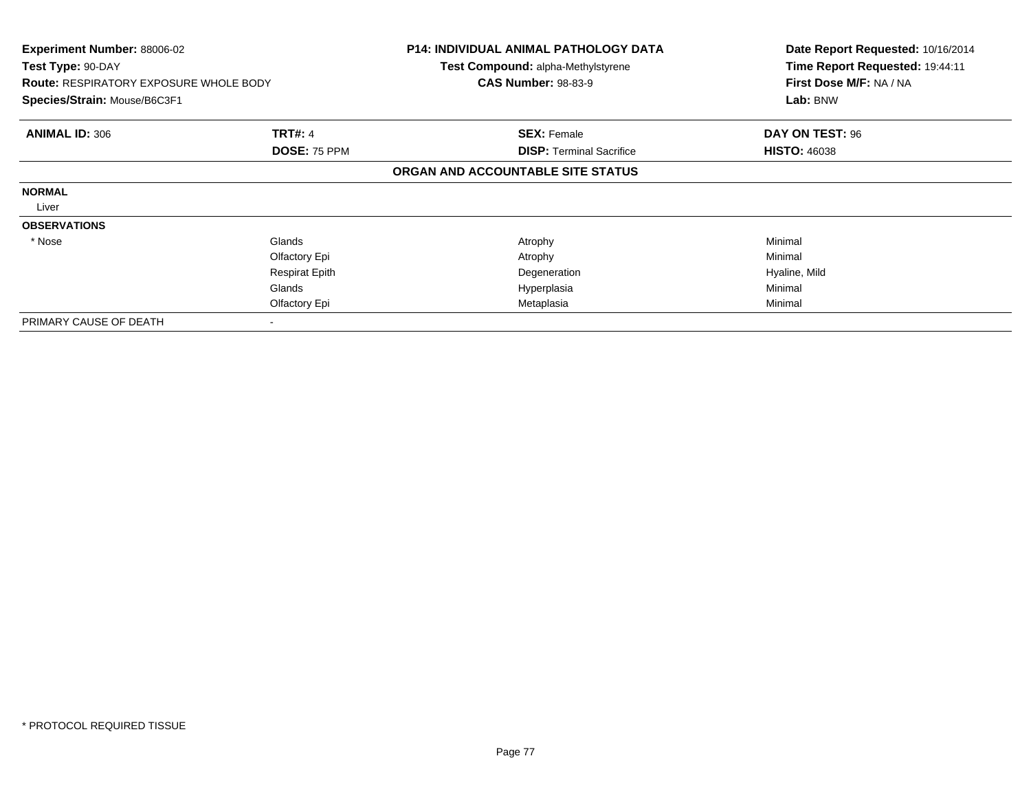**Experiment Number:** 88006-02
**Test Type:** 90-DAY
**Route:** RESPIRATORY EXPOSURE WHOLE BODY
**Species/Strain:** Mouse/B6C3F1

**P14: INDIVIDUAL ANIMAL PATHOLOGY DATA**
**Test Compound:** alpha-Methylstyrene
**CAS Number:** 98-83-9

**Date Report Requested:** 10/16/2014
**Time Report Requested:** 19:44:11
**First Dose M/F:** NA / NA
**Lab:** BNW

| **ANIMAL ID:** 306 | **TRT#:** 4 | **SEX:** Female | **DAY ON TEST:** 96 |
|---|---|---|---|
| | **DOSE:** 75 PPM | **DISP:** Terminal Sacrifice | **HISTO:** 46038 |

**ORGAN AND ACCOUNTABLE SITE STATUS**

| | | | |
|---|---|---|---|
| **NORMAL** | | | |
| Liver | | | |
| **OBSERVATIONS** | | | |
| * Nose | Glands | Atrophy | Minimal |
| | Olfactory Epi | Atrophy | Minimal |
| | Respirat Epith | Degeneration | Hyaline, Mild |
| | Glands | Hyperplasia | Minimal |
| | Olfactory Epi | Metaplasia | Minimal |
| PRIMARY CAUSE OF DEATH | - | | |

* PROTOCOL REQUIRED TISSUE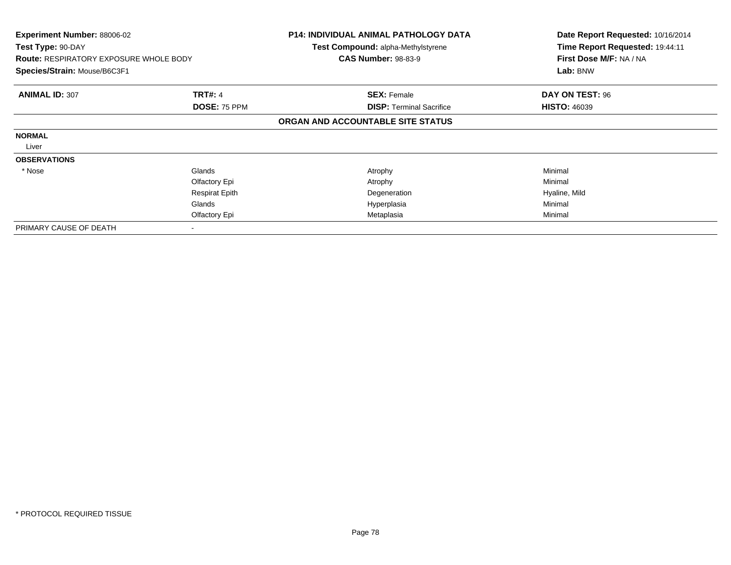**Experiment Number:** 88006-02
**Test Type:** 90-DAY
**Route:** RESPIRATORY EXPOSURE WHOLE BODY
**Species/Strain:** Mouse/B6C3F1

**P14: INDIVIDUAL ANIMAL PATHOLOGY DATA**
**Test Compound:** alpha-Methylstyrene
**CAS Number:** 98-83-9

**Date Report Requested:** 10/16/2014
**Time Report Requested:** 19:44:11
**First Dose M/F:** NA / NA
**Lab:** BNW

| **ANIMAL ID:** 307 | **TRT#:** 4 | **SEX:** Female | **DAY ON TEST:** 96 |
|---|---|---|---|
| | **DOSE:** 75 PPM | **DISP:** Terminal Sacrifice | **HISTO:** 46039 |

**ORGAN AND ACCOUNTABLE SITE STATUS**

| | | | |
|---|---|---|---|
| **NORMAL** | | | |
| Liver | | | |
| **OBSERVATIONS** | | | |
| * Nose | Glands | Atrophy | Minimal |
| | Olfactory Epi | Atrophy | Minimal |
| | Respirat Epith | Degeneration | Hyaline, Mild |
| | Glands | Hyperplasia | Minimal |
| | Olfactory Epi | Metaplasia | Minimal |
| PRIMARY CAUSE OF DEATH | - | | |

* PROTOCOL REQUIRED TISSUE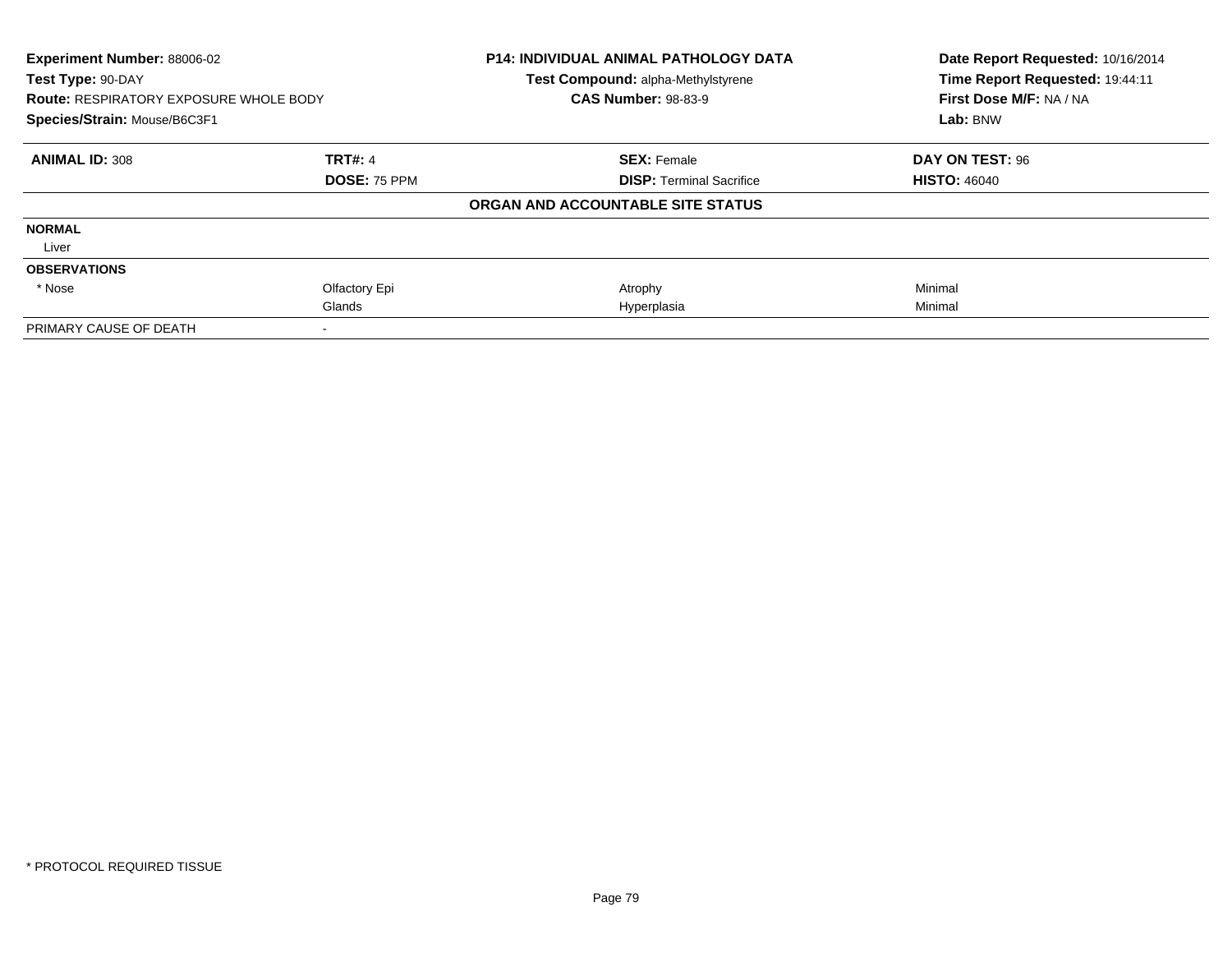**Experiment Number:** 88006-02
**Test Type:** 90-DAY
**Route:** RESPIRATORY EXPOSURE WHOLE BODY
**Species/Strain:** Mouse/B6C3F1

**P14: INDIVIDUAL ANIMAL PATHOLOGY DATA**
**Test Compound:** alpha-Methylstyrene
**CAS Number:** 98-83-9

**Date Report Requested:** 10/16/2014
**Time Report Requested:** 19:44:11
**First Dose M/F:** NA / NA
**Lab:** BNW

| **ANIMAL ID:** 308 | **TRT#:** 4 | **SEX:** Female | **DAY ON TEST:** 96 |
|---|---|---|---|
| | **DOSE:** 75 PPM | **DISP:** Terminal Sacrifice | **HISTO:** 46040 |
| | | **ORGAN AND ACCOUNTABLE SITE STATUS** | |
| **NORMAL** | | | |
| Liver | | | |
| **OBSERVATIONS** | | | |
| * Nose | Olfactory Epi | Atrophy | Minimal |
| | Glands | Hyperplasia | Minimal |
| PRIMARY CAUSE OF DEATH | - | | |

* PROTOCOL REQUIRED TISSUE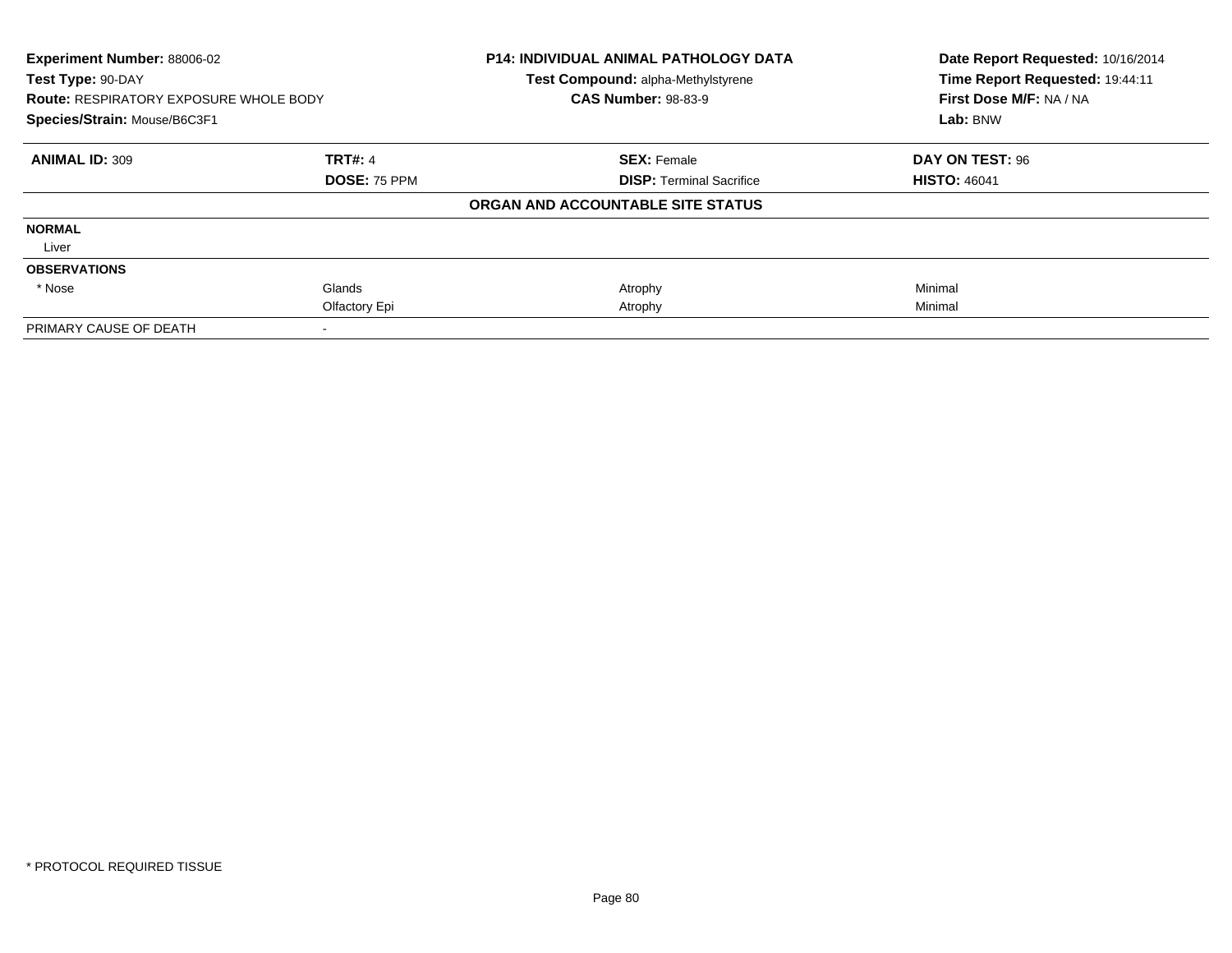**Experiment Number:** 88006-02
**Test Type:** 90-DAY
**Route:** RESPIRATORY EXPOSURE WHOLE BODY
**Species/Strain:** Mouse/B6C3F1

**P14: INDIVIDUAL ANIMAL PATHOLOGY DATA**
**Test Compound:** alpha-Methylstyrene
**CAS Number:** 98-83-9

**Date Report Requested:** 10/16/2014
**Time Report Requested:** 19:44:11
**First Dose M/F:** NA / NA
**Lab:** BNW

| **ANIMAL ID:** 309 | **TRT#:** 4 | **SEX:** Female | **DAY ON TEST:** 96 |
|---|---|---|---|
| | **DOSE:** 75 PPM | **DISP:** Terminal Sacrifice | **HISTO:** 46041 |
| | | **ORGAN AND ACCOUNTABLE SITE STATUS** | |
| **NORMAL** | | | |
| Liver | | | |
| **OBSERVATIONS** | | | |
| * Nose | Glands | Atrophy | Minimal |
| | Olfactory Epi | Atrophy | Minimal |
| PRIMARY CAUSE OF DEATH | - | | |

* PROTOCOL REQUIRED TISSUE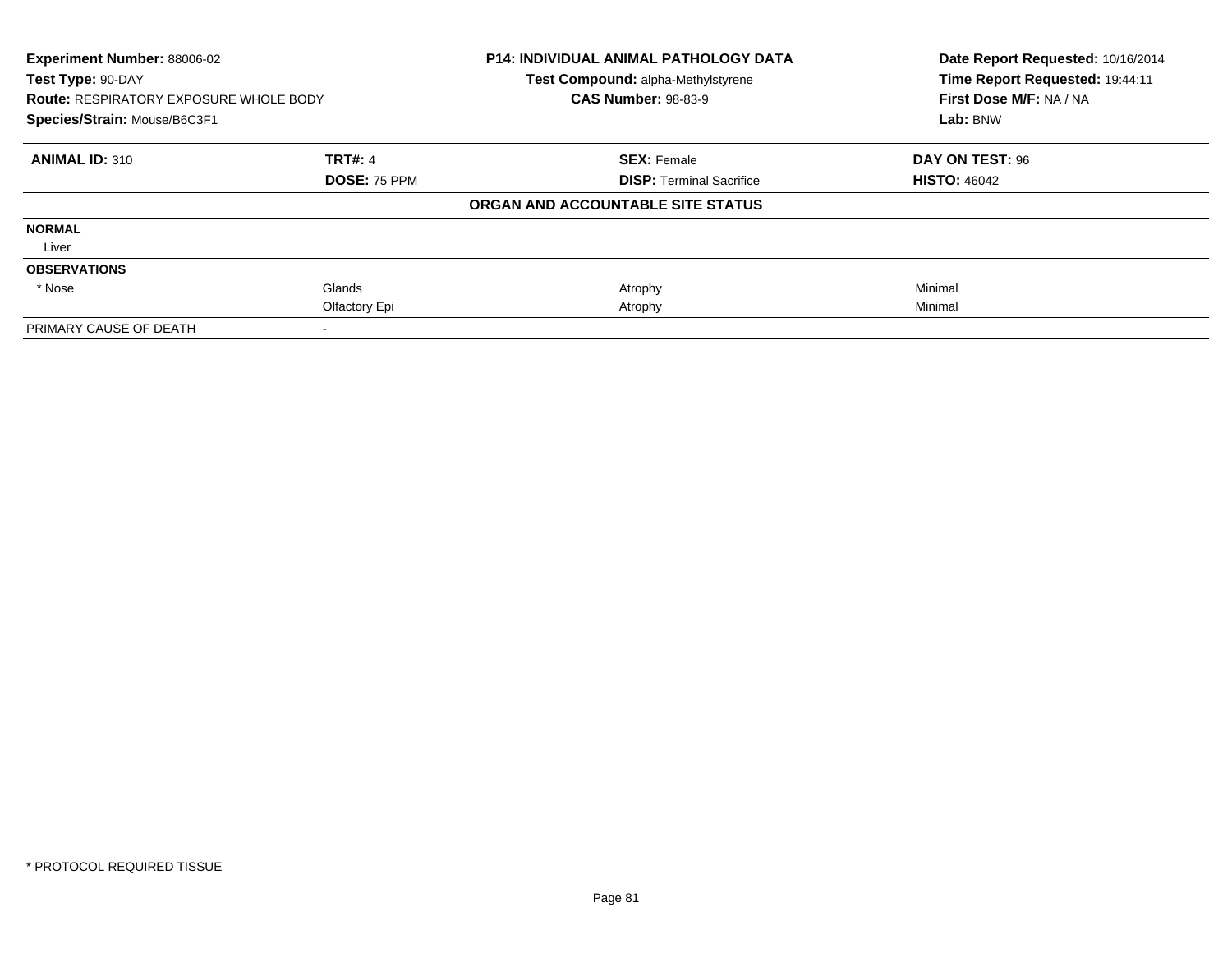**Experiment Number:** 88006-02
**Test Type:** 90-DAY
**Route:** RESPIRATORY EXPOSURE WHOLE BODY
**Species/Strain:** Mouse/B6C3F1

**P14: INDIVIDUAL ANIMAL PATHOLOGY DATA**
**Test Compound:** alpha-Methylstyrene
**CAS Number:** 98-83-9

**Date Report Requested:** 10/16/2014
**Time Report Requested:** 19:44:11
**First Dose M/F:** NA / NA
**Lab:** BNW

| **ANIMAL ID:** 310 | **TRT#:** 4 | **SEX:** Female | **DAY ON TEST:** 96 |
|---|---|---|---|
| | **DOSE:** 75 PPM | **DISP:** Terminal Sacrifice | **HISTO:** 46042 |

**ORGAN AND ACCOUNTABLE SITE STATUS**

| | | | |
|---|---|---|---|
| **NORMAL** | | | |
| Liver | | | |
| **OBSERVATIONS** | | | |
| * Nose | Glands | Atrophy | Minimal |
| | Olfactory Epi | Atrophy | Minimal |
| PRIMARY CAUSE OF DEATH | - | | |

* PROTOCOL REQUIRED TISSUE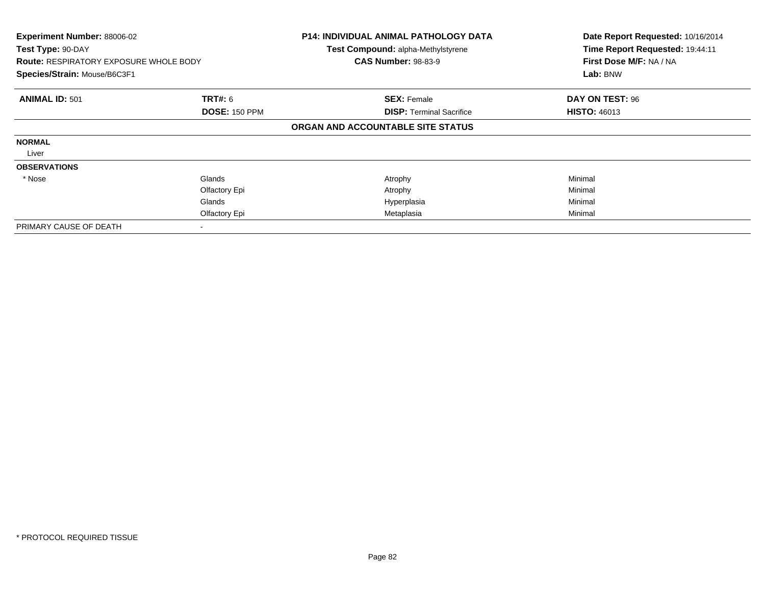**Experiment Number:** 88006-02
**Test Type:** 90-DAY
**Route:** RESPIRATORY EXPOSURE WHOLE BODY
**Species/Strain:** Mouse/B6C3F1

**P14: INDIVIDUAL ANIMAL PATHOLOGY DATA**
**Test Compound:** alpha-Methylstyrene
**CAS Number:** 98-83-9

**Date Report Requested:** 10/16/2014
**Time Report Requested:** 19:44:11
**First Dose M/F:** NA / NA
**Lab:** BNW

| **ANIMAL ID:** 501 | **TRT#:** 6 | **SEX:** Female | **DAY ON TEST:** 96 |
|---|---|---|---|
| | **DOSE:** 150 PPM | **DISP:** Terminal Sacrifice | **HISTO:** 46013 |

**ORGAN AND ACCOUNTABLE SITE STATUS**

| | | | |
|---|---|---|---|
| **NORMAL** | | | |
| Liver | | | |
| **OBSERVATIONS** | | | |
| * Nose | Glands | Atrophy | Minimal |
| | Olfactory Epi | Atrophy | Minimal |
| | Glands | Hyperplasia | Minimal |
| | Olfactory Epi | Metaplasia | Minimal |
| PRIMARY CAUSE OF DEATH | - | | |

* PROTOCOL REQUIRED TISSUE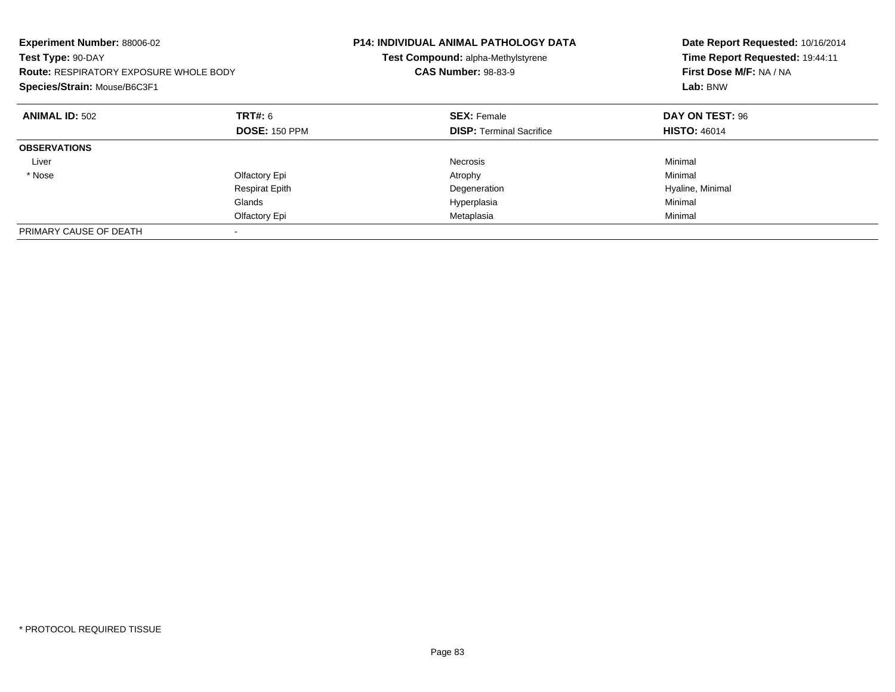**Experiment Number:** 88006-02
**Test Type:** 90-DAY
**Route:** RESPIRATORY EXPOSURE WHOLE BODY
**Species/Strain:** Mouse/B6C3F1

**P14: INDIVIDUAL ANIMAL PATHOLOGY DATA**
**Test Compound:** alpha-Methylstyrene
**CAS Number:** 98-83-9

**Date Report Requested:** 10/16/2014
**Time Report Requested:** 19:44:11
**First Dose M/F:** NA / NA
**Lab:** BNW

| **ANIMAL ID:** 502 | **TRT#:** 6 | **SEX:** Female | **DAY ON TEST:** 96 |
|---|---|---|---|
| | **DOSE:** 150 PPM | **DISP:** Terminal Sacrifice | **HISTO:** 46014 |
| **OBSERVATIONS** | | | |
| Liver | | Necrosis | Minimal |
| * Nose | Olfactory Epi | Atrophy | Minimal |
| | Respirat Epith | Degeneration | Hyaline, Minimal |
| | Glands | Hyperplasia | Minimal |
| | Olfactory Epi | Metaplasia | Minimal |
| PRIMARY CAUSE OF DEATH | - | | |

* PROTOCOL REQUIRED TISSUE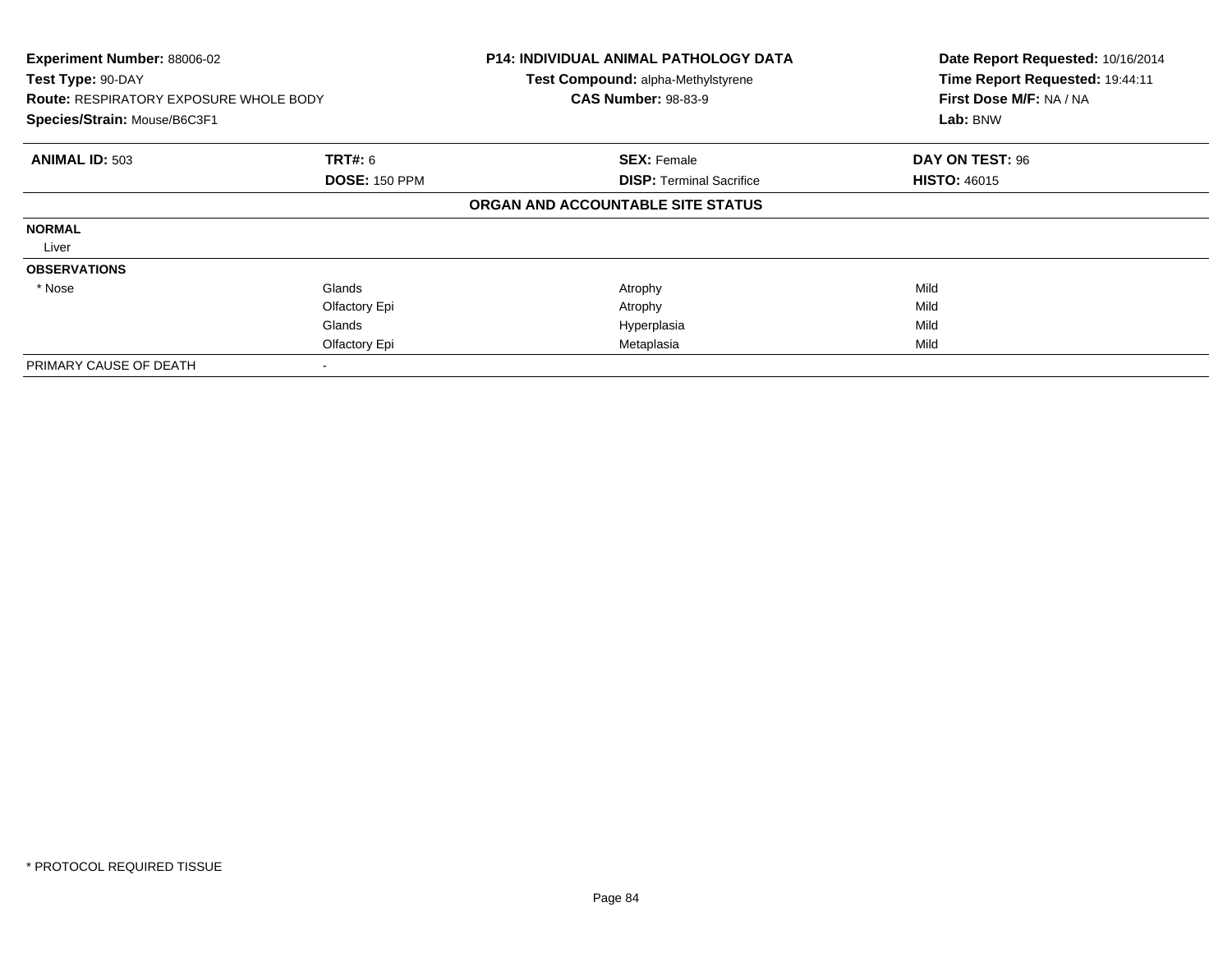**Experiment Number:** 88006-02
**Test Type:** 90-DAY
**Route:** RESPIRATORY EXPOSURE WHOLE BODY
**Species/Strain:** Mouse/B6C3F1

**P14: INDIVIDUAL ANIMAL PATHOLOGY DATA**
**Test Compound:** alpha-Methylstyrene
**CAS Number:** 98-83-9

**Date Report Requested:** 10/16/2014
**Time Report Requested:** 19:44:11
**First Dose M/F:** NA / NA
**Lab:** BNW

| **ANIMAL ID:** 503 | **TRT#:** 6 | **SEX:** Female | **DAY ON TEST:** 96 |
|---|---|---|---|
| | **DOSE:** 150 PPM | **DISP:** Terminal Sacrifice | **HISTO:** 46015 |

**ORGAN AND ACCOUNTABLE SITE STATUS**

| | | | |
|---|---|---|---|
| **NORMAL** | | | |
| Liver | | | |
| **OBSERVATIONS** | | | |
| * Nose | Glands | Atrophy | Mild |
| | Olfactory Epi | Atrophy | Mild |
| | Glands | Hyperplasia | Mild |
| | Olfactory Epi | Metaplasia | Mild |
| PRIMARY CAUSE OF DEATH | - | | |

* PROTOCOL REQUIRED TISSUE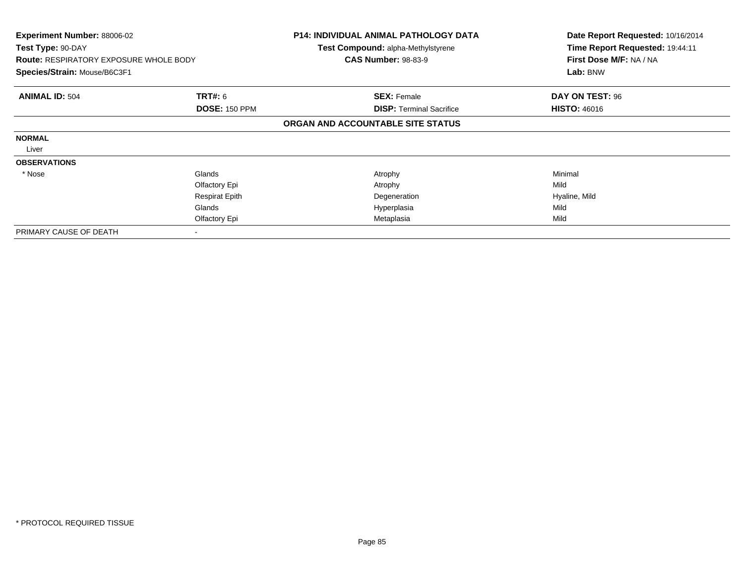**Experiment Number:** 88006-02
**Test Type:** 90-DAY
**Route:** RESPIRATORY EXPOSURE WHOLE BODY
**Species/Strain:** Mouse/B6C3F1

**P14: INDIVIDUAL ANIMAL PATHOLOGY DATA**
**Test Compound:** alpha-Methylstyrene
**CAS Number:** 98-83-9

**Date Report Requested:** 10/16/2014
**Time Report Requested:** 19:44:11
**First Dose M/F:** NA / NA
**Lab:** BNW

| **ANIMAL ID:** 504 | **TRT#:** 6 | **SEX:** Female | **DAY ON TEST:** 96 |
|---|---|---|---|
| | **DOSE:** 150 PPM | **DISP:** Terminal Sacrifice | **HISTO:** 46016 |

**ORGAN AND ACCOUNTABLE SITE STATUS**

| | | | |
|---|---|---|---|
| **NORMAL** | | | |
| Liver | | | |
| **OBSERVATIONS** | | | |
| * Nose | Glands | Atrophy | Minimal |
| | Olfactory Epi | Atrophy | Mild |
| | Respirat Epith | Degeneration | Hyaline, Mild |
| | Glands | Hyperplasia | Mild |
| | Olfactory Epi | Metaplasia | Mild |
| PRIMARY CAUSE OF DEATH | - | | |

* PROTOCOL REQUIRED TISSUE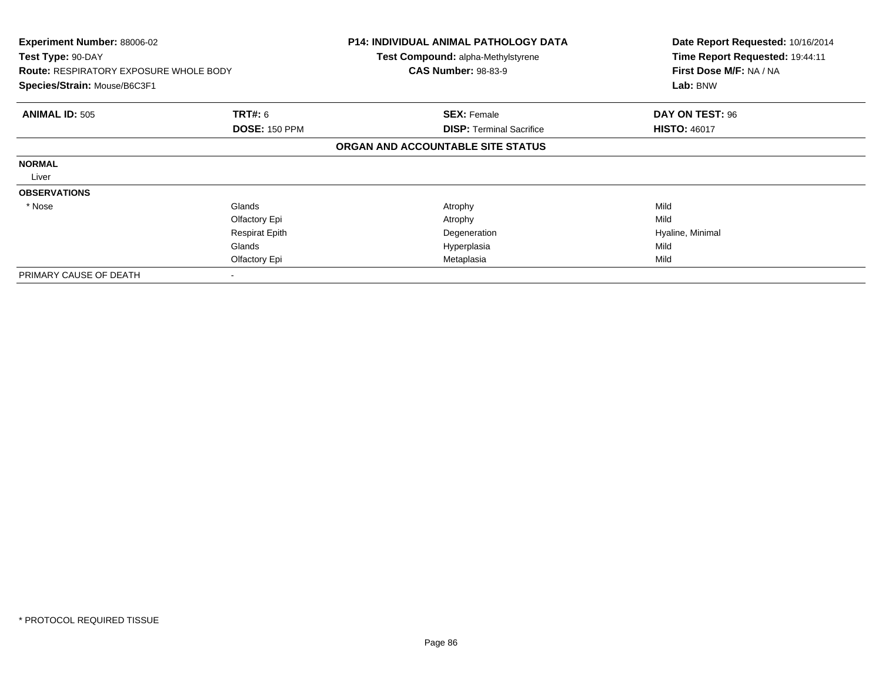| **Experiment Number:** 88006-02 | **P14: INDIVIDUAL ANIMAL PATHOLOGY DATA** | **Date Report Requested:** 10/16/2014 |
|---|---|---|
| **Test Type:** 90-DAY | **Test Compound:** alpha-Methylstyrene | **Time Report Requested:** 19:44:11 |
| **Route:** RESPIRATORY EXPOSURE WHOLE BODY | **CAS Number:** 98-83-9 | **First Dose M/F:** NA / NA |
| **Species/Strain:** Mouse/B6C3F1 | | **Lab:** BNW |

| **ANIMAL ID:** 505 | **TRT#:** 6 | **SEX:** Female | **DAY ON TEST:** 96 |
|---|---|---|---|
| | **DOSE:** 150 PPM | **DISP:** Terminal Sacrifice | **HISTO:** 46017 |

**ORGAN AND ACCOUNTABLE SITE STATUS**

| | | | |
|---|---|---|---|
| **NORMAL** | | | |
| Liver | | | |
| **OBSERVATIONS** | | | |
| * Nose | Glands | Atrophy | Mild |
| | Olfactory Epi | Atrophy | Mild |
| | Respirat Epith | Degeneration | Hyaline, Minimal |
| | Glands | Hyperplasia | Mild |
| | Olfactory Epi | Metaplasia | Mild |
| PRIMARY CAUSE OF DEATH | - | | |

* PROTOCOL REQUIRED TISSUE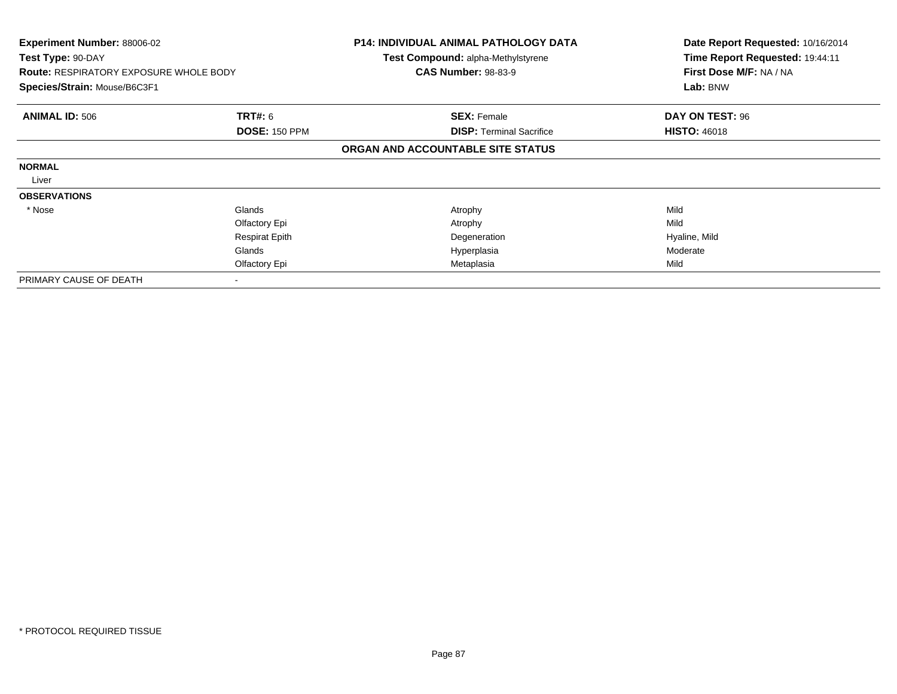**Experiment Number:** 88006-02
**Test Type:** 90-DAY
**Route:** RESPIRATORY EXPOSURE WHOLE BODY
**Species/Strain:** Mouse/B6C3F1

**P14: INDIVIDUAL ANIMAL PATHOLOGY DATA**
**Test Compound:** alpha-Methylstyrene
**CAS Number:** 98-83-9

**Date Report Requested:** 10/16/2014
**Time Report Requested:** 19:44:11
**First Dose M/F:** NA / NA
**Lab:** BNW

| **ANIMAL ID:** 506 | **TRT#:** 6 | **SEX:** Female | **DAY ON TEST:** 96 |
|---|---|---|---|
| | **DOSE:** 150 PPM | **DISP:** Terminal Sacrifice | **HISTO:** 46018 |

**ORGAN AND ACCOUNTABLE SITE STATUS**

| | | | |
|---|---|---|---|
| **NORMAL** | | | |
| Liver | | | |
| **OBSERVATIONS** | | | |
| * Nose | Glands | Atrophy | Mild |
| | Olfactory Epi | Atrophy | Mild |
| | Respirat Epith | Degeneration | Hyaline, Mild |
| | Glands | Hyperplasia | Moderate |
| | Olfactory Epi | Metaplasia | Mild |
| PRIMARY CAUSE OF DEATH | - | | |

* PROTOCOL REQUIRED TISSUE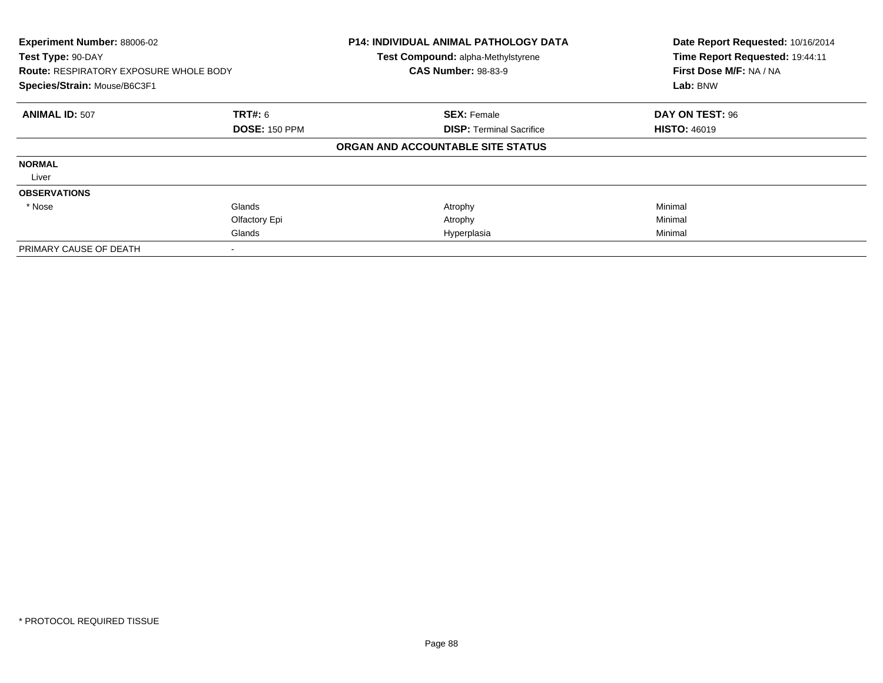**Experiment Number:** 88006-02
**Test Type:** 90-DAY
**Route:** RESPIRATORY EXPOSURE WHOLE BODY
**Species/Strain:** Mouse/B6C3F1

**P14: INDIVIDUAL ANIMAL PATHOLOGY DATA**
**Test Compound:** alpha-Methylstyrene
**CAS Number:** 98-83-9

**Date Report Requested:** 10/16/2014
**Time Report Requested:** 19:44:11
**First Dose M/F:** NA / NA
**Lab:** BNW

| **ANIMAL ID:** 507 | **TRT#:** 6 | **SEX:** Female | **DAY ON TEST:** 96 |
|---|---|---|---|
| | **DOSE:** 150 PPM | **DISP:** Terminal Sacrifice | **HISTO:** 46019 |

**ORGAN AND ACCOUNTABLE SITE STATUS**

| | | | |
|---|---|---|---|
| **NORMAL** | | | |
| Liver | | | |
| **OBSERVATIONS** | | | |
| * Nose | Glands | Atrophy | Minimal |
| | Olfactory Epi | Atrophy | Minimal |
| | Glands | Hyperplasia | Minimal |
| PRIMARY CAUSE OF DEATH | - | | |

* PROTOCOL REQUIRED TISSUE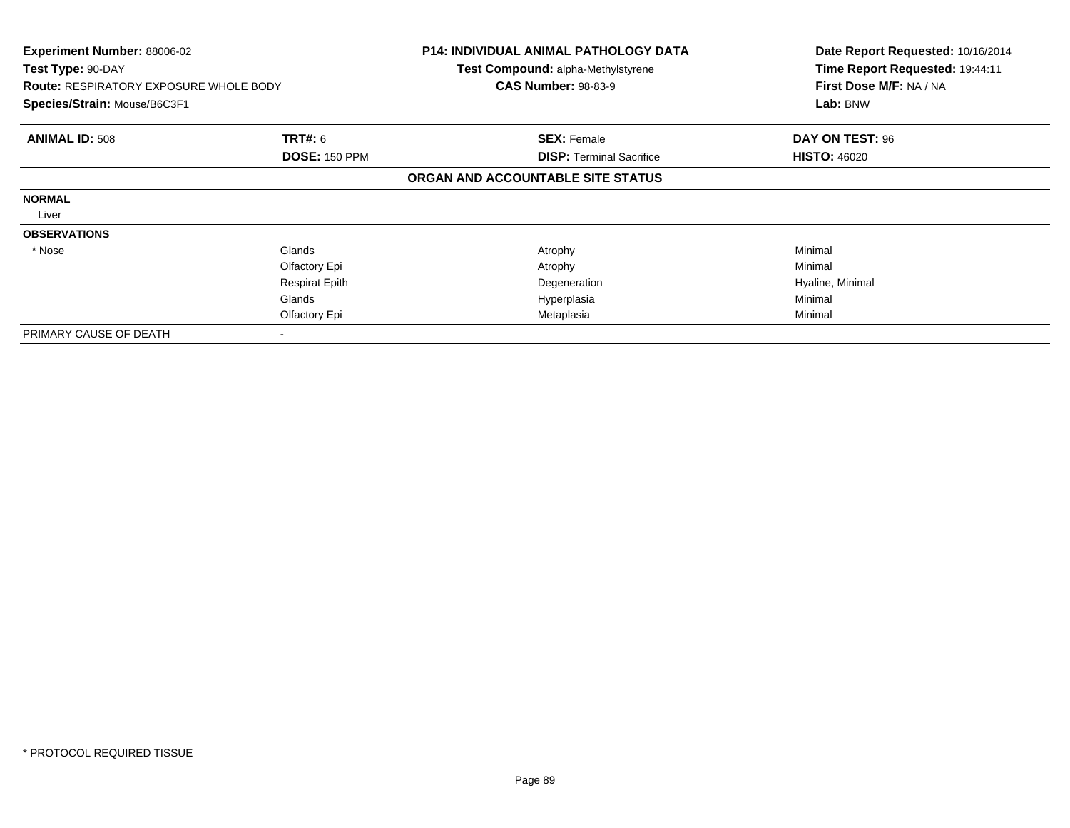**Experiment Number:** 88006-02
**Test Type:** 90-DAY
**Route:** RESPIRATORY EXPOSURE WHOLE BODY
**Species/Strain:** Mouse/B6C3F1

**P14: INDIVIDUAL ANIMAL PATHOLOGY DATA**
**Test Compound:** alpha-Methylstyrene
**CAS Number:** 98-83-9

**Date Report Requested:** 10/16/2014
**Time Report Requested:** 19:44:11
**First Dose M/F:** NA / NA
**Lab:** BNW

| **ANIMAL ID:** 508 | **TRT#:** 6 | **SEX:** Female | **DAY ON TEST:** 96 |
|---|---|---|---|
| | **DOSE:** 150 PPM | **DISP:** Terminal Sacrifice | **HISTO:** 46020 |

**ORGAN AND ACCOUNTABLE SITE STATUS**

| | | | |
|---|---|---|---|
| **NORMAL** | | | |
| Liver | | | |
| **OBSERVATIONS** | | | |
| * Nose | Glands | Atrophy | Minimal |
| | Olfactory Epi | Atrophy | Minimal |
| | Respirat Epith | Degeneration | Hyaline, Minimal |
| | Glands | Hyperplasia | Minimal |
| | Olfactory Epi | Metaplasia | Minimal |
| PRIMARY CAUSE OF DEATH | - | | |

* PROTOCOL REQUIRED TISSUE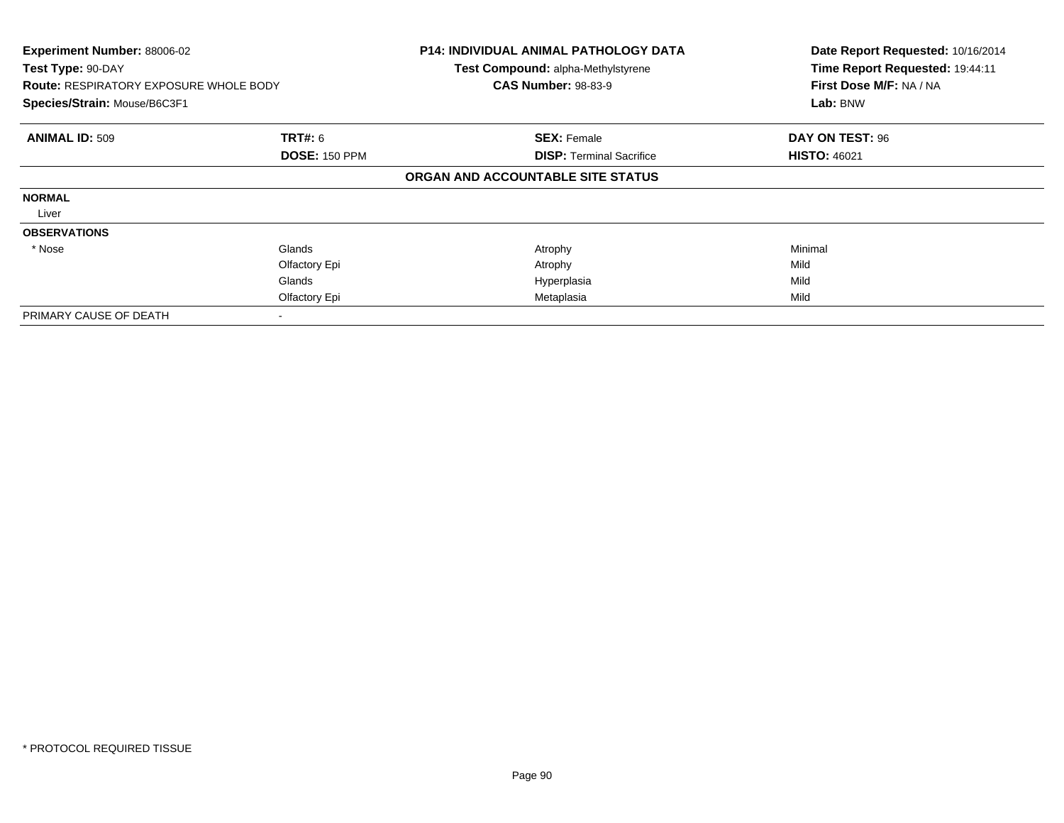**Experiment Number:** 88006-02
**Test Type:** 90-DAY
**Route:** RESPIRATORY EXPOSURE WHOLE BODY
**Species/Strain:** Mouse/B6C3F1

**P14: INDIVIDUAL ANIMAL PATHOLOGY DATA**
**Test Compound:** alpha-Methylstyrene
**CAS Number:** 98-83-9

**Date Report Requested:** 10/16/2014
**Time Report Requested:** 19:44:11
**First Dose M/F:** NA / NA
**Lab:** BNW

| **ANIMAL ID:** 509 | **TRT#:** 6 | **SEX:** Female | **DAY ON TEST:** 96 |
|---|---|---|---|
| | **DOSE:** 150 PPM | **DISP:** Terminal Sacrifice | **HISTO:** 46021 |

**ORGAN AND ACCOUNTABLE SITE STATUS**

| | | | |
|---|---|---|---|
| **NORMAL** | | | |
| Liver | | | |
| **OBSERVATIONS** | | | |
| * Nose | Glands | Atrophy | Minimal |
| | Olfactory Epi | Atrophy | Mild |
| | Glands | Hyperplasia | Mild |
| | Olfactory Epi | Metaplasia | Mild |
| PRIMARY CAUSE OF DEATH | - | | |

* PROTOCOL REQUIRED TISSUE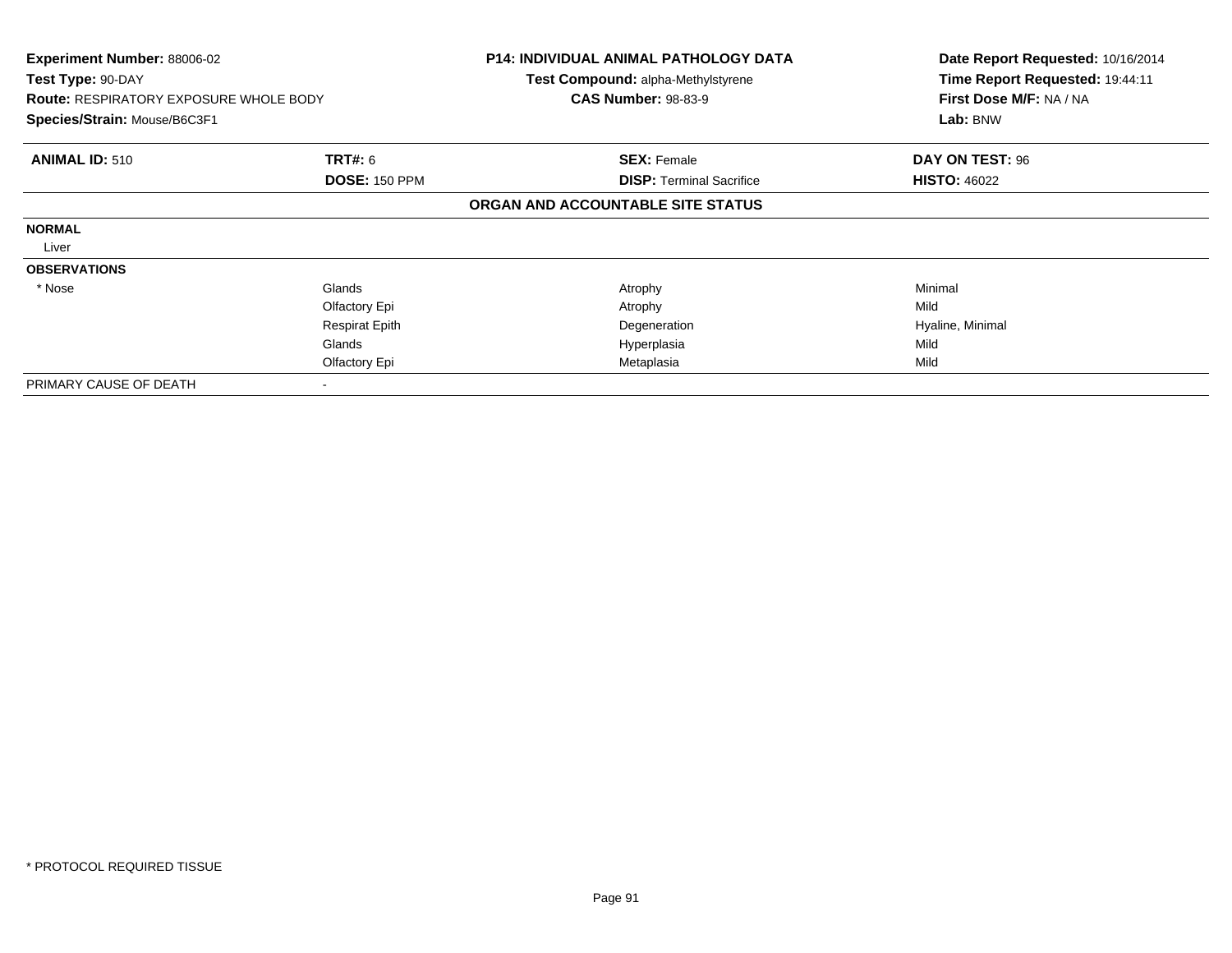**Experiment Number:** 88006-02
**Test Type:** 90-DAY
**Route:** RESPIRATORY EXPOSURE WHOLE BODY
**Species/Strain:** Mouse/B6C3F1

**P14: INDIVIDUAL ANIMAL PATHOLOGY DATA**
**Test Compound:** alpha-Methylstyrene
**CAS Number:** 98-83-9

**Date Report Requested:** 10/16/2014
**Time Report Requested:** 19:44:11
**First Dose M/F:** NA / NA
**Lab:** BNW

| **ANIMAL ID:** 510 | **TRT#:** 6 | **SEX:** Female | **DAY ON TEST:** 96 |
|---|---|---|---|
| | **DOSE:** 150 PPM | **DISP:** Terminal Sacrifice | **HISTO:** 46022 |

**ORGAN AND ACCOUNTABLE SITE STATUS**

| | | | |
|---|---|---|---|
| **NORMAL** | | | |
| Liver | | | |
| **OBSERVATIONS** | | | |
| * Nose | Glands | Atrophy | Minimal |
| | Olfactory Epi | Atrophy | Mild |
| | Respirat Epith | Degeneration | Hyaline, Minimal |
| | Glands | Hyperplasia | Mild |
| | Olfactory Epi | Metaplasia | Mild |
| PRIMARY CAUSE OF DEATH | - | | |

* PROTOCOL REQUIRED TISSUE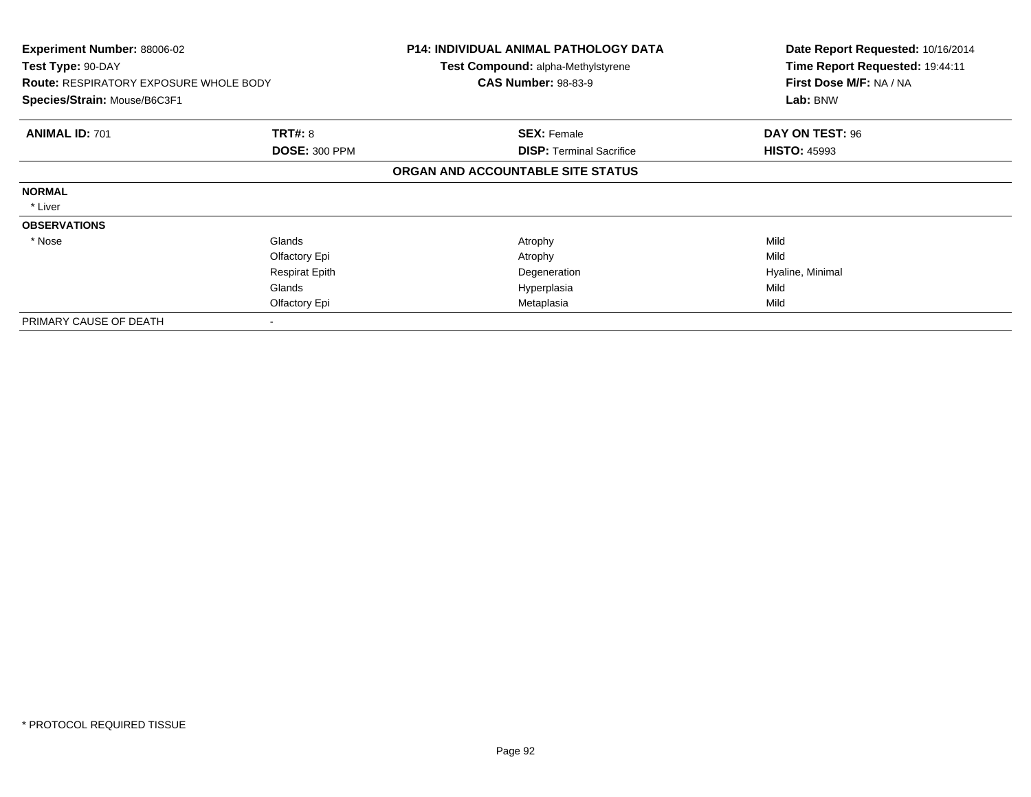**Experiment Number:** 88006-02
**Test Type:** 90-DAY
**Route:** RESPIRATORY EXPOSURE WHOLE BODY
**Species/Strain:** Mouse/B6C3F1

**P14: INDIVIDUAL ANIMAL PATHOLOGY DATA**
**Test Compound:** alpha-Methylstyrene
**CAS Number:** 98-83-9

**Date Report Requested:** 10/16/2014
**Time Report Requested:** 19:44:11
**First Dose M/F:** NA / NA
**Lab:** BNW

| **ANIMAL ID:** 701 | **TRT#:** 8 | **SEX:** Female | **DAY ON TEST:** 96 |
|---|---|---|---|
| | **DOSE:** 300 PPM | **DISP:** Terminal Sacrifice | **HISTO:** 45993 |

**ORGAN AND ACCOUNTABLE SITE STATUS**

| | | | |
|---|---|---|---|
| **NORMAL** | | | |
| * Liver | | | |
| **OBSERVATIONS** | | | |
| * Nose | Glands | Atrophy | Mild |
| | Olfactory Epi | Atrophy | Mild |
| | Respirat Epith | Degeneration | Hyaline, Minimal |
| | Glands | Hyperplasia | Mild |
| | Olfactory Epi | Metaplasia | Mild |
| PRIMARY CAUSE OF DEATH | - | | |

* PROTOCOL REQUIRED TISSUE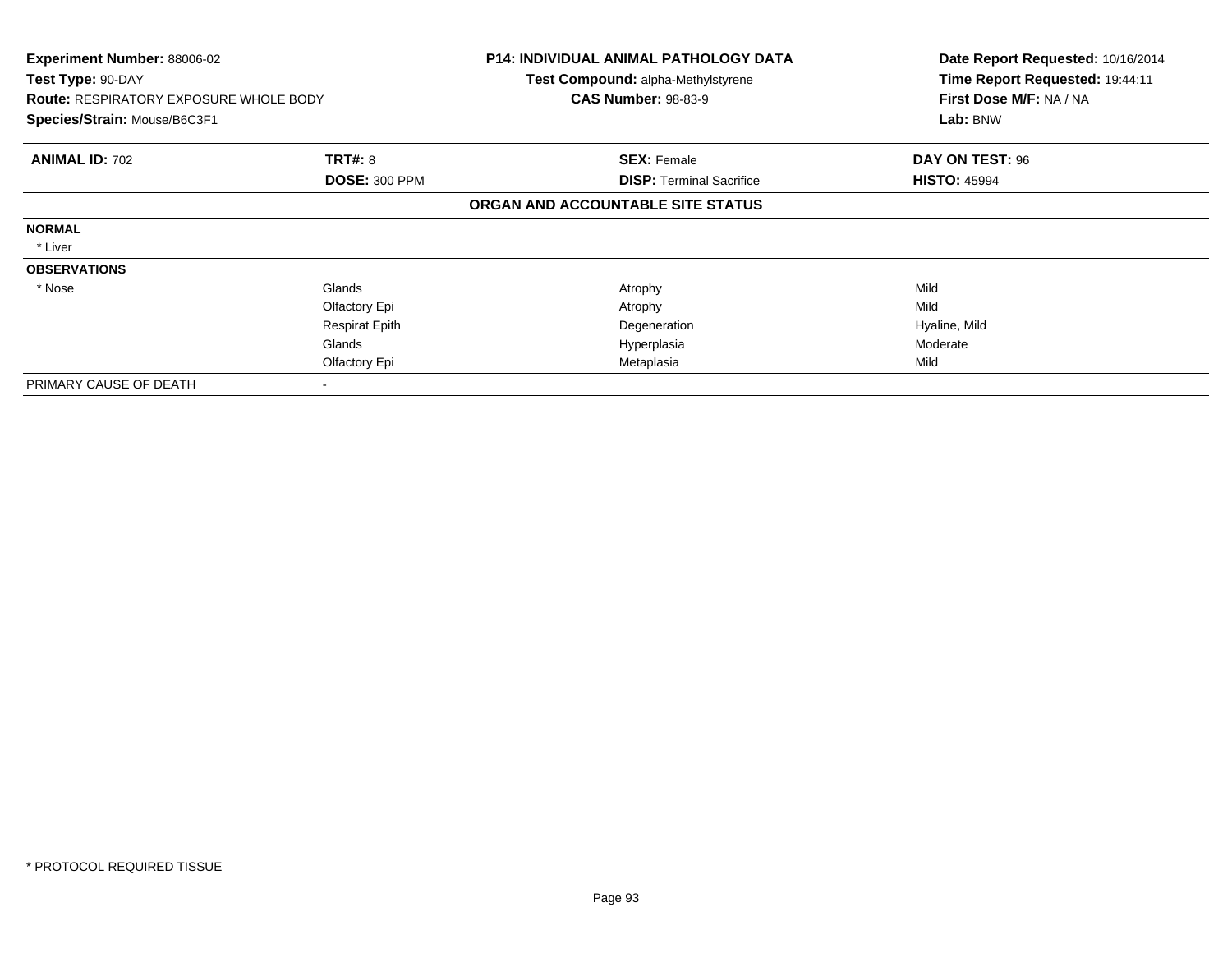**Experiment Number:** 88006-02
**Test Type:** 90-DAY
**Route:** RESPIRATORY EXPOSURE WHOLE BODY
**Species/Strain:** Mouse/B6C3F1

**P14: INDIVIDUAL ANIMAL PATHOLOGY DATA**
**Test Compound:** alpha-Methylstyrene
**CAS Number:** 98-83-9

**Date Report Requested:** 10/16/2014
**Time Report Requested:** 19:44:11
**First Dose M/F:** NA / NA
**Lab:** BNW

| **ANIMAL ID:** 702 | **TRT#:** 8 | **SEX:** Female | **DAY ON TEST:** 96 |
|---|---|---|---|
| | **DOSE:** 300 PPM | **DISP:** Terminal Sacrifice | **HISTO:** 45994 |

**ORGAN AND ACCOUNTABLE SITE STATUS**

| | | | |
|---|---|---|---|
| **NORMAL** | | | |
| * Liver | | | |
| **OBSERVATIONS** | | | |
| * Nose | Glands | Atrophy | Mild |
| | Olfactory Epi | Atrophy | Mild |
| | Respirat Epith | Degeneration | Hyaline, Mild |
| | Glands | Hyperplasia | Moderate |
| | Olfactory Epi | Metaplasia | Mild |
| PRIMARY CAUSE OF DEATH | - | | |

* PROTOCOL REQUIRED TISSUE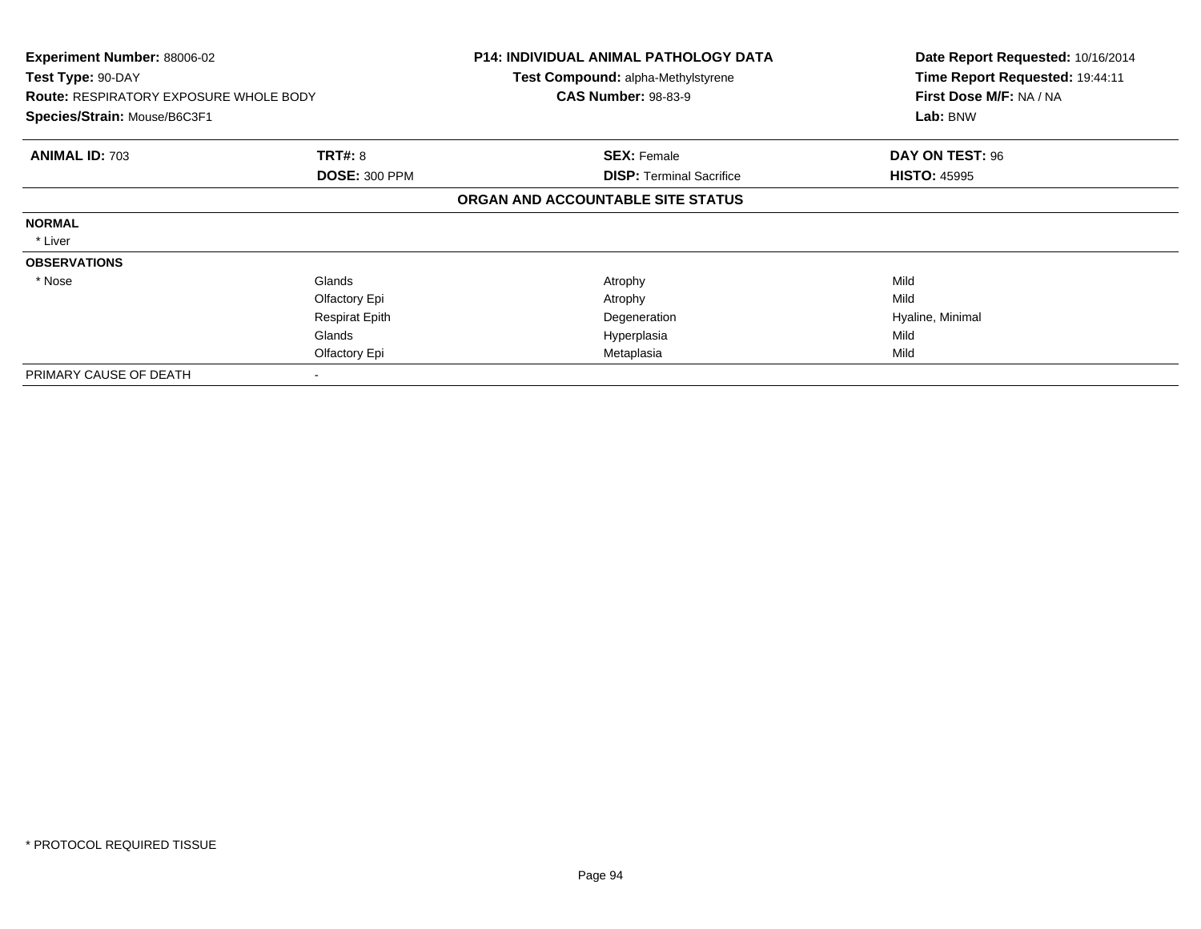**Experiment Number:** 88006-02
**Test Type:** 90-DAY
**Route:** RESPIRATORY EXPOSURE WHOLE BODY
**Species/Strain:** Mouse/B6C3F1

**P14: INDIVIDUAL ANIMAL PATHOLOGY DATA**
**Test Compound:** alpha-Methylstyrene
**CAS Number:** 98-83-9

**Date Report Requested:** 10/16/2014
**Time Report Requested:** 19:44:11
**First Dose M/F:** NA / NA
**Lab:** BNW

| **ANIMAL ID:** 703 | **TRT#:** 8 | **SEX:** Female | **DAY ON TEST:** 96 |
|---|---|---|---|
| | **DOSE:** 300 PPM | **DISP:** Terminal Sacrifice | **HISTO:** 45995 |

**ORGAN AND ACCOUNTABLE SITE STATUS**

| | | | |
|---|---|---|---|
| **NORMAL** | | | |
| * Liver | | | |
| **OBSERVATIONS** | | | |
| * Nose | Glands | Atrophy | Mild |
| | Olfactory Epi | Atrophy | Mild |
| | Respirat Epith | Degeneration | Hyaline, Minimal |
| | Glands | Hyperplasia | Mild |
| | Olfactory Epi | Metaplasia | Mild |
| PRIMARY CAUSE OF DEATH | - | | |

* PROTOCOL REQUIRED TISSUE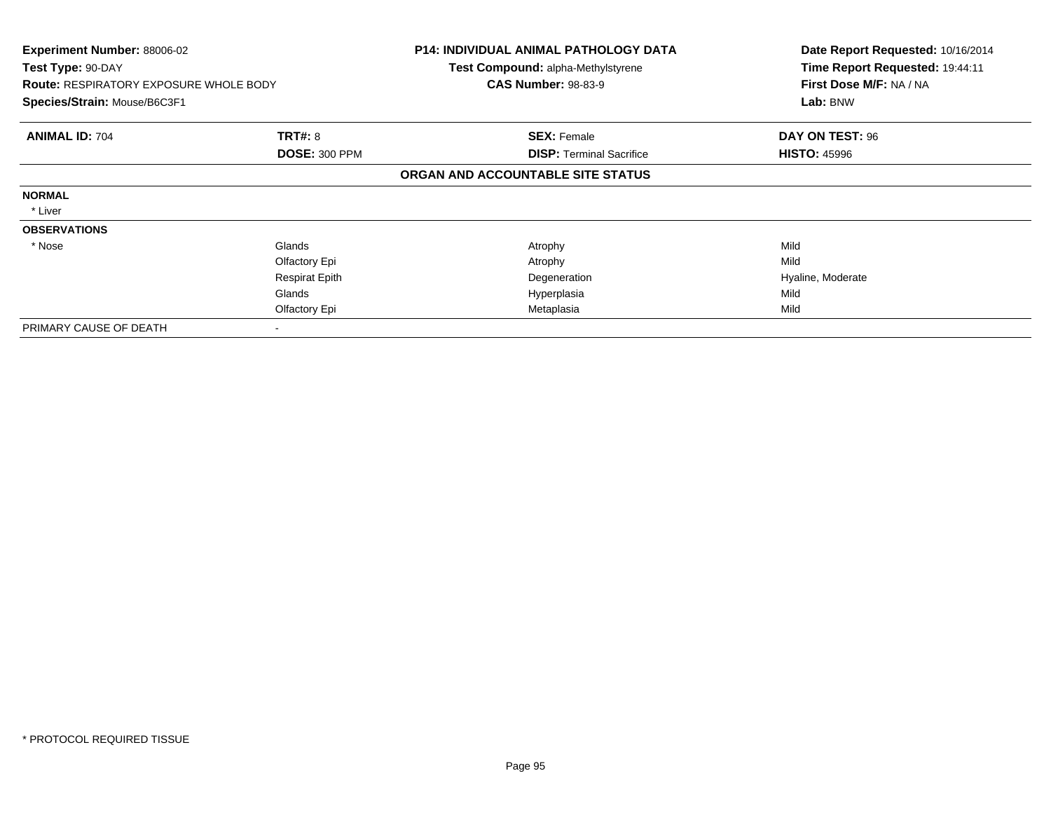**Experiment Number:** 88006-02
**Test Type:** 90-DAY
**Route:** RESPIRATORY EXPOSURE WHOLE BODY
**Species/Strain:** Mouse/B6C3F1

**P14: INDIVIDUAL ANIMAL PATHOLOGY DATA**
**Test Compound:** alpha-Methylstyrene
**CAS Number:** 98-83-9

**Date Report Requested:** 10/16/2014
**Time Report Requested:** 19:44:11
**First Dose M/F:** NA / NA
**Lab:** BNW

| **ANIMAL ID:** 704 | **TRT#:** 8 | **SEX:** Female | **DAY ON TEST:** 96 |
|---|---|---|---|
| | **DOSE:** 300 PPM | **DISP:** Terminal Sacrifice | **HISTO:** 45996 |
| | | **ORGAN AND ACCOUNTABLE SITE STATUS** | |
| **NORMAL** | | | |
| * Liver | | | |
| **OBSERVATIONS** | | | |
| * Nose | Glands | Atrophy | Mild |
| | Olfactory Epi | Atrophy | Mild |
| | Respirat Epith | Degeneration | Hyaline, Moderate |
| | Glands | Hyperplasia | Mild |
| | Olfactory Epi | Metaplasia | Mild |
| PRIMARY CAUSE OF DEATH | - | | |

* PROTOCOL REQUIRED TISSUE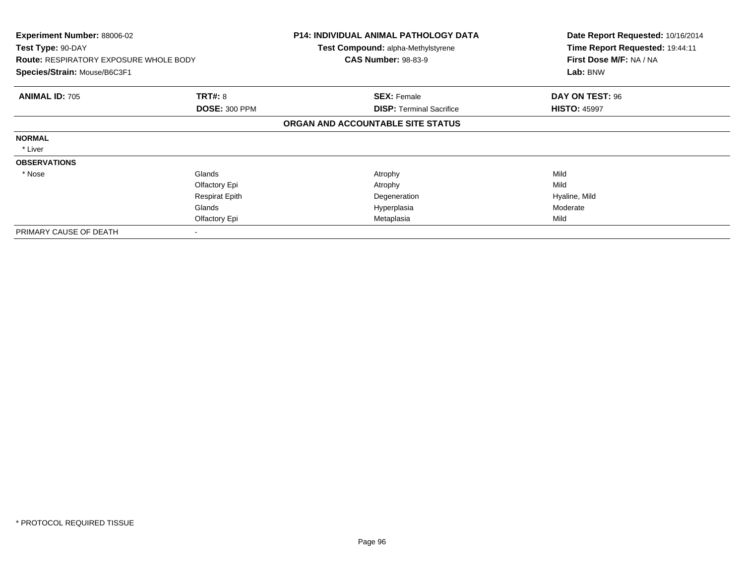**Experiment Number:** 88006-02
**Test Type:** 90-DAY
**Route:** RESPIRATORY EXPOSURE WHOLE BODY
**Species/Strain:** Mouse/B6C3F1

**P14: INDIVIDUAL ANIMAL PATHOLOGY DATA**
**Test Compound:** alpha-Methylstyrene
**CAS Number:** 98-83-9

**Date Report Requested:** 10/16/2014
**Time Report Requested:** 19:44:11
**First Dose M/F:** NA / NA
**Lab:** BNW

| **ANIMAL ID:** 705 | **TRT#:** 8 | **SEX:** Female | **DAY ON TEST:** 96 |
|---|---|---|---|
| | **DOSE:** 300 PPM | **DISP:** Terminal Sacrifice | **HISTO:** 45997 |

**ORGAN AND ACCOUNTABLE SITE STATUS**

| | | | |
|---|---|---|---|
| **NORMAL** | | | |
| * Liver | | | |
| **OBSERVATIONS** | | | |
| * Nose | Glands | Atrophy | Mild |
| | Olfactory Epi | Atrophy | Mild |
| | Respirat Epith | Degeneration | Hyaline, Mild |
| | Glands | Hyperplasia | Moderate |
| | Olfactory Epi | Metaplasia | Mild |
| PRIMARY CAUSE OF DEATH | - | | |

* PROTOCOL REQUIRED TISSUE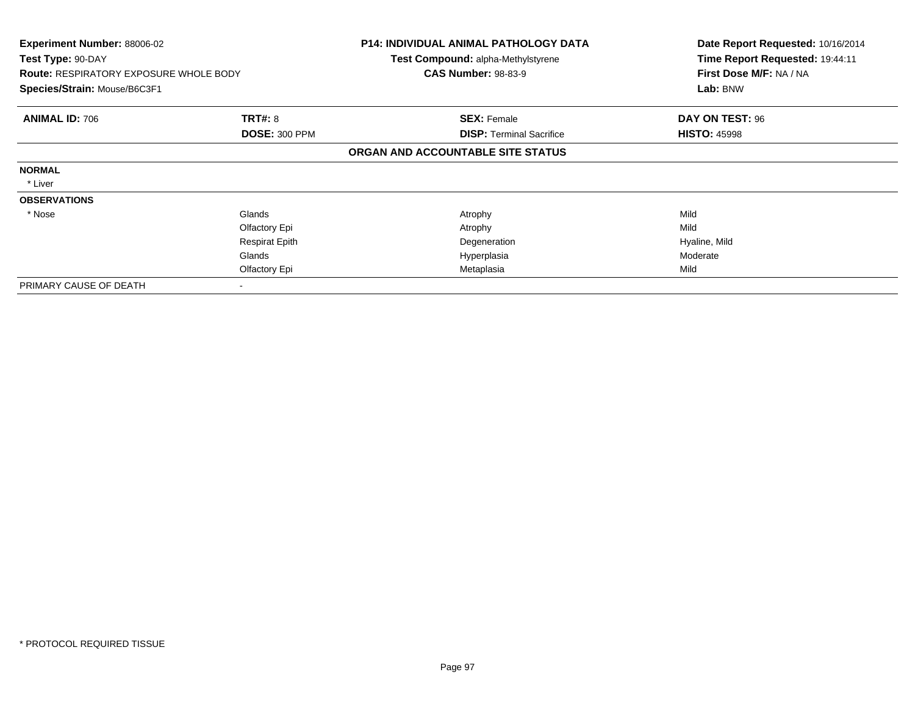**Experiment Number:** 88006-02
**Test Type:** 90-DAY
**Route:** RESPIRATORY EXPOSURE WHOLE BODY
**Species/Strain:** Mouse/B6C3F1

**P14: INDIVIDUAL ANIMAL PATHOLOGY DATA**
**Test Compound:** alpha-Methylstyrene
**CAS Number:** 98-83-9

**Date Report Requested:** 10/16/2014
**Time Report Requested:** 19:44:11
**First Dose M/F:** NA / NA
**Lab:** BNW

| **ANIMAL ID:** 706 | **TRT#:** 8 | **SEX:** Female | **DAY ON TEST:** 96 |
|---|---|---|---|
| | **DOSE:** 300 PPM | **DISP:** Terminal Sacrifice | **HISTO:** 45998 |

**ORGAN AND ACCOUNTABLE SITE STATUS**

| | | | |
|---|---|---|---|
| **NORMAL** | | | |
| * Liver | | | |
| **OBSERVATIONS** | | | |
| * Nose | Glands | Atrophy | Mild |
| | Olfactory Epi | Atrophy | Mild |
| | Respirat Epith | Degeneration | Hyaline, Mild |
| | Glands | Hyperplasia | Moderate |
| | Olfactory Epi | Metaplasia | Mild |
| PRIMARY CAUSE OF DEATH | - | | |

* PROTOCOL REQUIRED TISSUE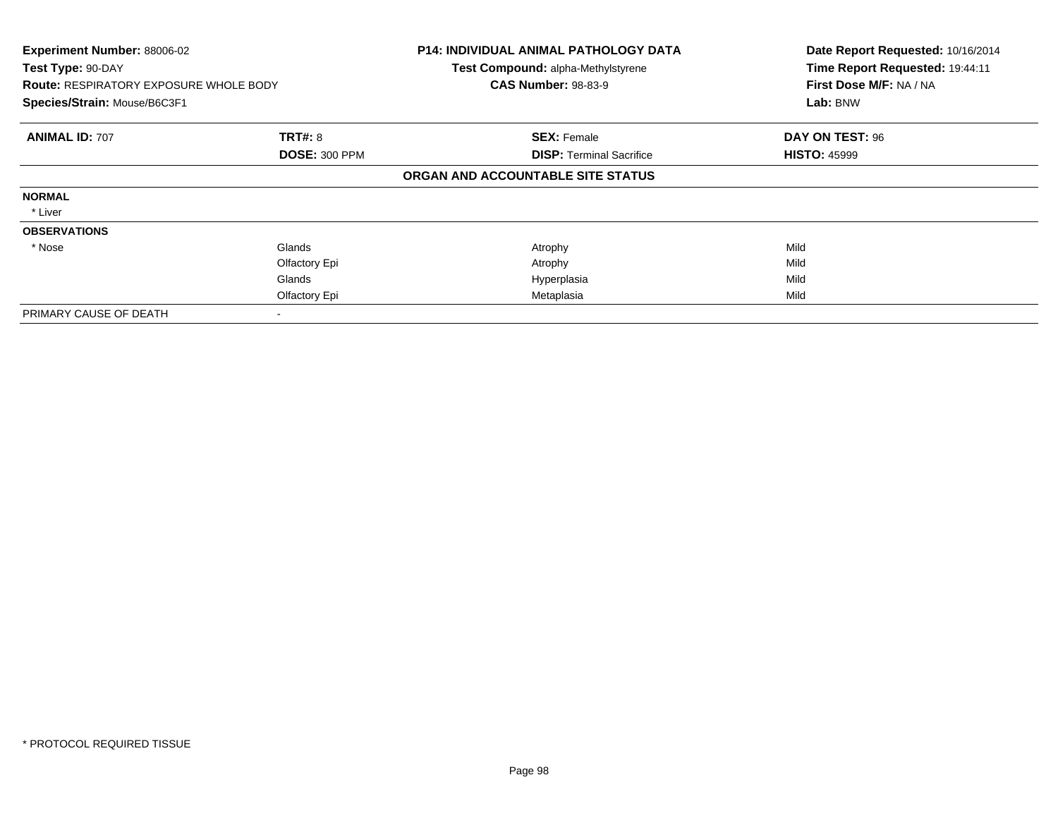**Experiment Number:** 88006-02
**Test Type:** 90-DAY
**Route:** RESPIRATORY EXPOSURE WHOLE BODY
**Species/Strain:** Mouse/B6C3F1

**P14: INDIVIDUAL ANIMAL PATHOLOGY DATA**
**Test Compound:** alpha-Methylstyrene
**CAS Number:** 98-83-9

**Date Report Requested:** 10/16/2014
**Time Report Requested:** 19:44:11
**First Dose M/F:** NA / NA
**Lab:** BNW

| **ANIMAL ID:** 707 | **TRT#:** 8 | **SEX:** Female | **DAY ON TEST:** 96 |
|---|---|---|---|
| | **DOSE:** 300 PPM | **DISP:** Terminal Sacrifice | **HISTO:** 45999 |

**ORGAN AND ACCOUNTABLE SITE STATUS**

| | | | |
|---|---|---|---|
| **NORMAL** | | | |
| * Liver | | | |
| **OBSERVATIONS** | | | |
| * Nose | Glands | Atrophy | Mild |
| | Olfactory Epi | Atrophy | Mild |
| | Glands | Hyperplasia | Mild |
| | Olfactory Epi | Metaplasia | Mild |
| PRIMARY CAUSE OF DEATH | - | | |

* PROTOCOL REQUIRED TISSUE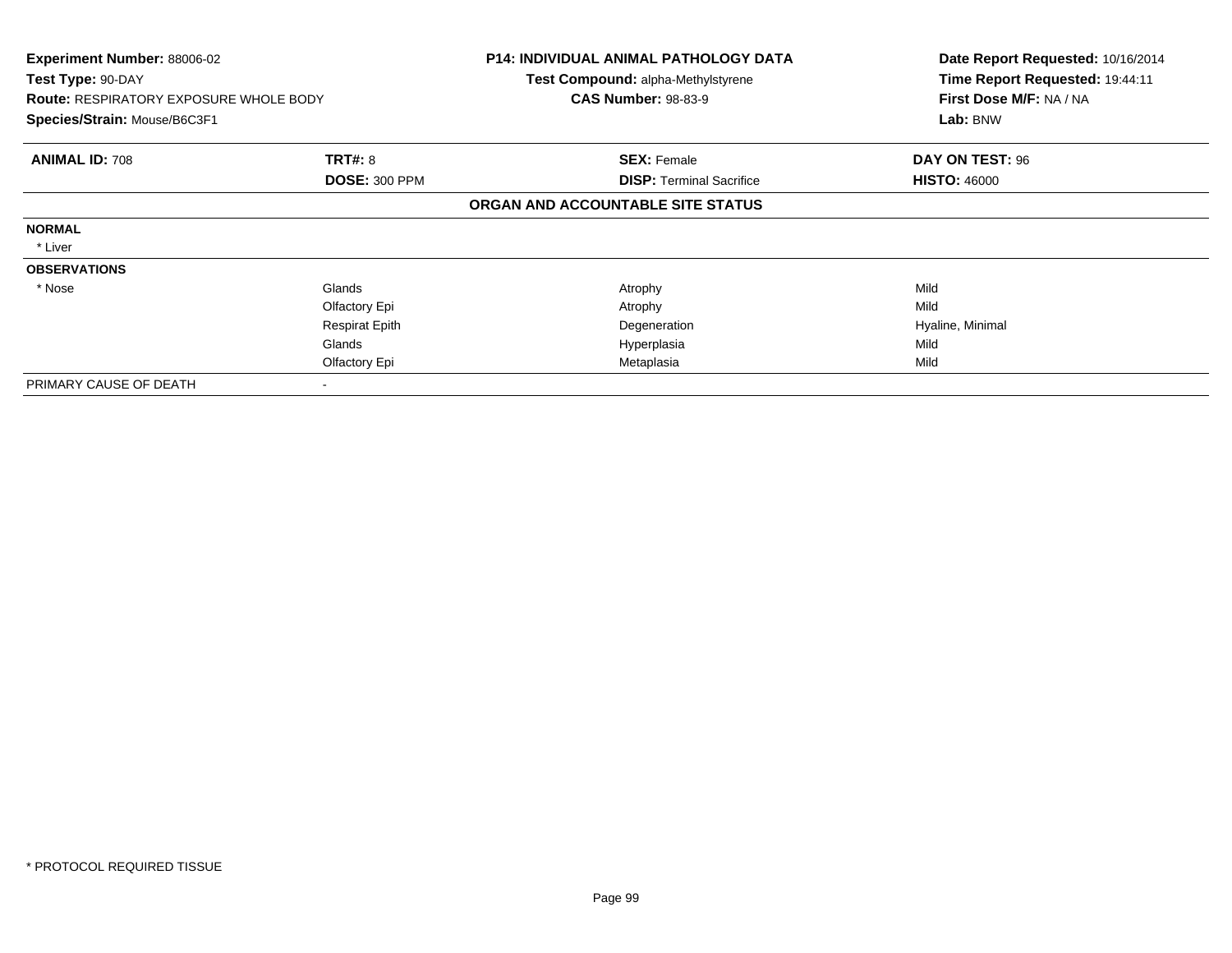**Experiment Number:** 88006-02
**Test Type:** 90-DAY
**Route:** RESPIRATORY EXPOSURE WHOLE BODY
**Species/Strain:** Mouse/B6C3F1

**P14: INDIVIDUAL ANIMAL PATHOLOGY DATA**
**Test Compound:** alpha-Methylstyrene
**CAS Number:** 98-83-9

**Date Report Requested:** 10/16/2014
**Time Report Requested:** 19:44:11
**First Dose M/F:** NA / NA
**Lab:** BNW

| **ANIMAL ID:** 708 | **TRT#:** 8 | **SEX:** Female | **DAY ON TEST:** 96 |
|---|---|---|---|
| | **DOSE:** 300 PPM | **DISP:** Terminal Sacrifice | **HISTO:** 46000 |

**ORGAN AND ACCOUNTABLE SITE STATUS**

| | | | |
|---|---|---|---|
| **NORMAL** | | | |
| * Liver | | | |
| **OBSERVATIONS** | | | |
| * Nose | Glands | Atrophy | Mild |
| | Olfactory Epi | Atrophy | Mild |
| | Respirat Epith | Degeneration | Hyaline, Minimal |
| | Glands | Hyperplasia | Mild |
| | Olfactory Epi | Metaplasia | Mild |
| PRIMARY CAUSE OF DEATH | - | | |

* PROTOCOL REQUIRED TISSUE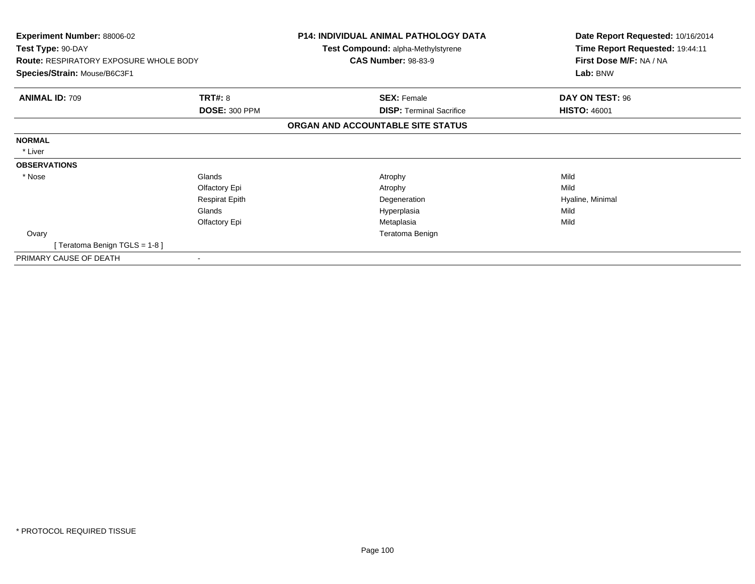**Experiment Number:** 88006-02
**Test Type:** 90-DAY
**Route:** RESPIRATORY EXPOSURE WHOLE BODY
**Species/Strain:** Mouse/B6C3F1

**P14: INDIVIDUAL ANIMAL PATHOLOGY DATA**
**Test Compound:** alpha-Methylstyrene
**CAS Number:** 98-83-9

**Date Report Requested:** 10/16/2014
**Time Report Requested:** 19:44:11
**First Dose M/F:** NA / NA
**Lab:** BNW

| **ANIMAL ID:** 709 | **TRT#:** 8 | **SEX:** Female | **DAY ON TEST:** 96 |
|---|---|---|---|
| | **DOSE:** 300 PPM | **DISP:** Terminal Sacrifice | **HISTO:** 46001 |

**ORGAN AND ACCOUNTABLE SITE STATUS**

| | | | |
|---|---|---|---|
| **NORMAL** | | | |
| * Liver | | | |
| **OBSERVATIONS** | | | |
| * Nose | Glands | Atrophy | Mild |
| | Olfactory Epi | Atrophy | Mild |
| | Respirat Epith | Degeneration | Hyaline, Minimal |
| | Glands | Hyperplasia | Mild |
| | Olfactory Epi | Metaplasia | Mild |
| Ovary | | Teratoma Benign | |
| [ Teratoma Benign TGLS = 1-8 ] | | | |
| PRIMARY CAUSE OF DEATH | - | | |

* PROTOCOL REQUIRED TISSUE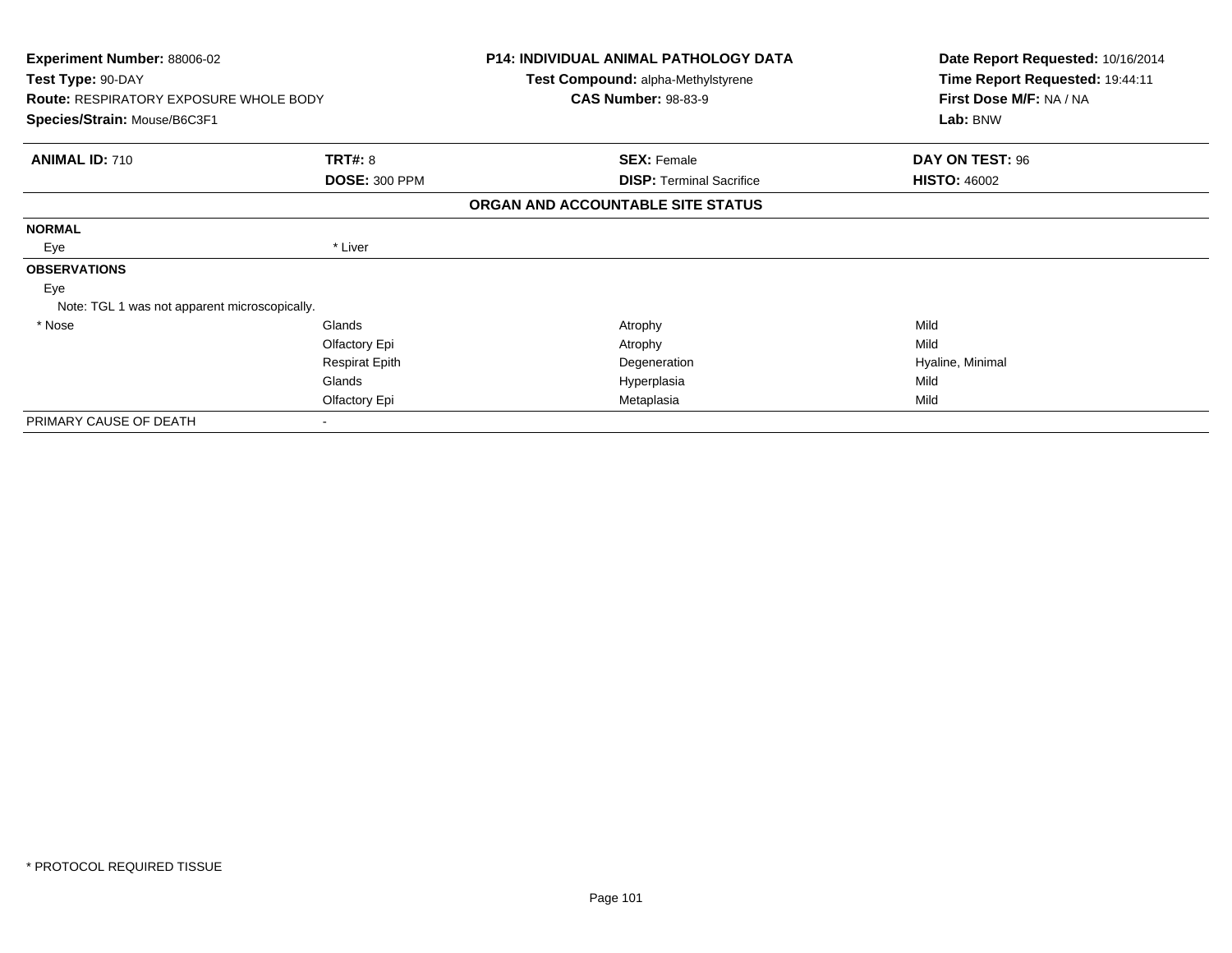**Experiment Number:** 88006-02
**Test Type:** 90-DAY
**Route:** RESPIRATORY EXPOSURE WHOLE BODY
**Species/Strain:** Mouse/B6C3F1

**P14: INDIVIDUAL ANIMAL PATHOLOGY DATA**
**Test Compound:** alpha-Methylstyrene
**CAS Number:** 98-83-9

**Date Report Requested:** 10/16/2014
**Time Report Requested:** 19:44:11
**First Dose M/F:** NA / NA
**Lab:** BNW

| **ANIMAL ID:** 710 | **TRT#:** 8 | **SEX:** Female | **DAY ON TEST:** 96 |
|---|---|---|---|
| | **DOSE:** 300 PPM | **DISP:** Terminal Sacrifice | **HISTO:** 46002 |

## ORGAN AND ACCOUNTABLE SITE STATUS

| | | | |
|---|---|---|---|
| **NORMAL** | | | |
| Eye | * Liver | | |
| **OBSERVATIONS** | | | |
| Eye | | | |
| Note: TGL 1 was not apparent microscopically. | | | |
| * Nose | Glands | Atrophy | Mild |
| | Olfactory Epi | Atrophy | Mild |
| | Respirat Epith | Degeneration | Hyaline, Minimal |
| | Glands | Hyperplasia | Mild |
| | Olfactory Epi | Metaplasia | Mild |
| PRIMARY CAUSE OF DEATH | - | | |

* PROTOCOL REQUIRED TISSUE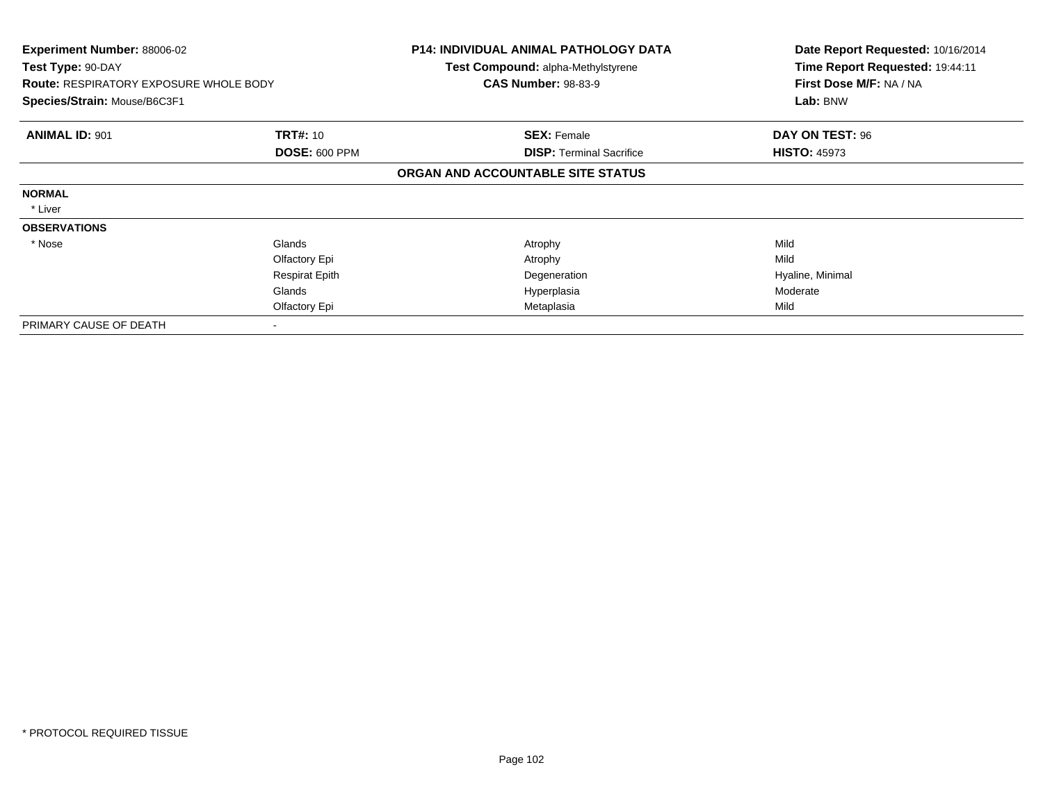**Experiment Number:** 88006-02
**Test Type:** 90-DAY
**Route:** RESPIRATORY EXPOSURE WHOLE BODY
**Species/Strain:** Mouse/B6C3F1

**P14: INDIVIDUAL ANIMAL PATHOLOGY DATA**
**Test Compound:** alpha-Methylstyrene
**CAS Number:** 98-83-9

**Date Report Requested:** 10/16/2014
**Time Report Requested:** 19:44:11
**First Dose M/F:** NA / NA
**Lab:** BNW

| **ANIMAL ID:** 901 | **TRT#:** 10 | **SEX:** Female | **DAY ON TEST:** 96 |
|---|---|---|---|
| | **DOSE:** 600 PPM | **DISP:** Terminal Sacrifice | **HISTO:** 45973 |

**ORGAN AND ACCOUNTABLE SITE STATUS**

| | | | |
|---|---|---|---|
| **NORMAL** | | | |
| * Liver | | | |
| **OBSERVATIONS** | | | |
| * Nose | Glands | Atrophy | Mild |
| | Olfactory Epi | Atrophy | Mild |
| | Respirat Epith | Degeneration | Hyaline, Minimal |
| | Glands | Hyperplasia | Moderate |
| | Olfactory Epi | Metaplasia | Mild |
| PRIMARY CAUSE OF DEATH | - | | |

* PROTOCOL REQUIRED TISSUE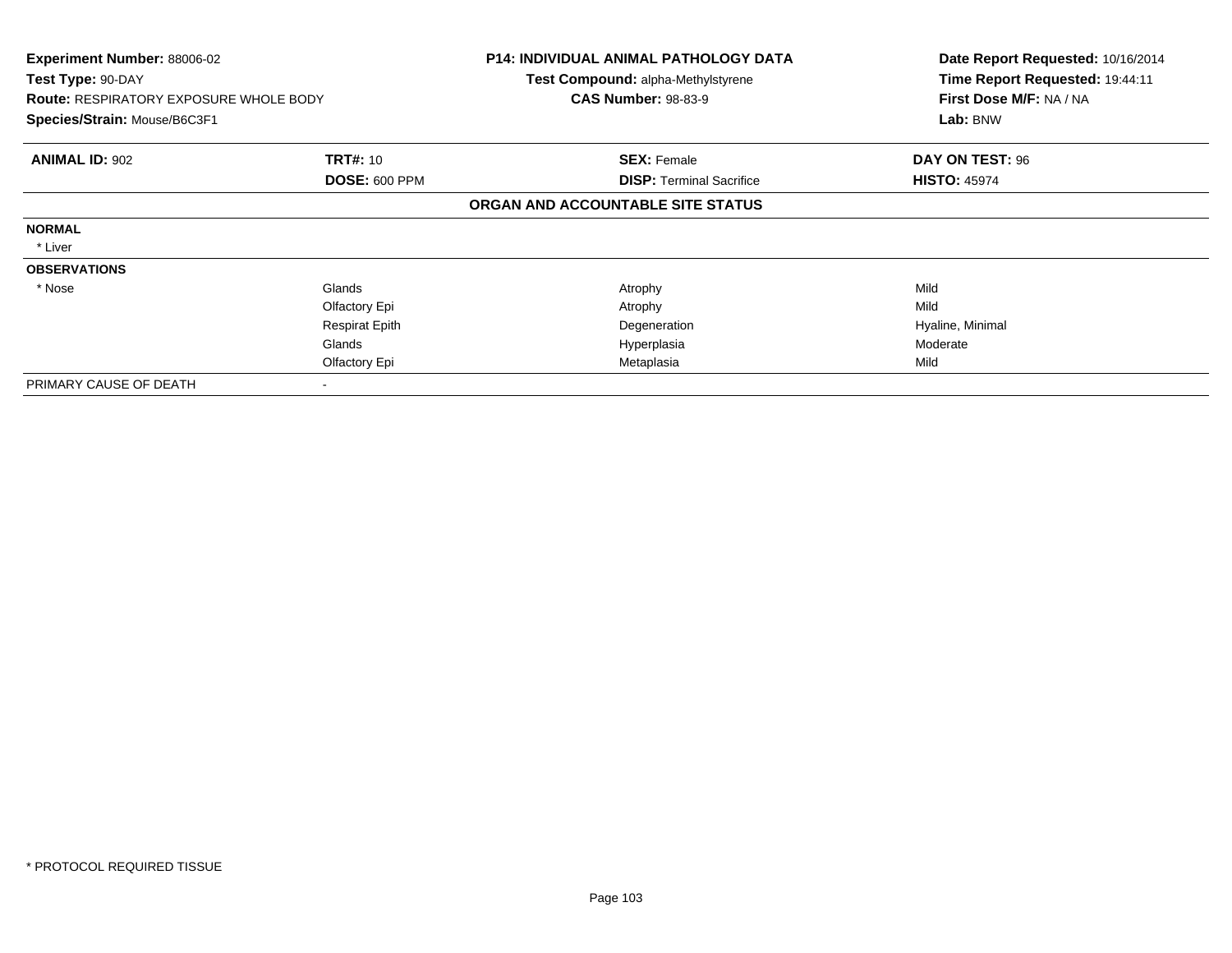**Experiment Number:** 88006-02
**Test Type:** 90-DAY
**Route:** RESPIRATORY EXPOSURE WHOLE BODY
**Species/Strain:** Mouse/B6C3F1

**P14: INDIVIDUAL ANIMAL PATHOLOGY DATA**
**Test Compound:** alpha-Methylstyrene
**CAS Number:** 98-83-9

**Date Report Requested:** 10/16/2014
**Time Report Requested:** 19:44:11
**First Dose M/F:** NA / NA
**Lab:** BNW

| **ANIMAL ID:** 902 | **TRT#:** 10 | **SEX:** Female | **DAY ON TEST:** 96 |
|---|---|---|---|
| | **DOSE:** 600 PPM | **DISP:** Terminal Sacrifice | **HISTO:** 45974 |

**ORGAN AND ACCOUNTABLE SITE STATUS**

| | | | |
|---|---|---|---|
| **NORMAL** | | | |
| * Liver | | | |
| **OBSERVATIONS** | | | |
| * Nose | Glands | Atrophy | Mild |
| | Olfactory Epi | Atrophy | Mild |
| | Respirat Epith | Degeneration | Hyaline, Minimal |
| | Glands | Hyperplasia | Moderate |
| | Olfactory Epi | Metaplasia | Mild |
| PRIMARY CAUSE OF DEATH | - | | |

* PROTOCOL REQUIRED TISSUE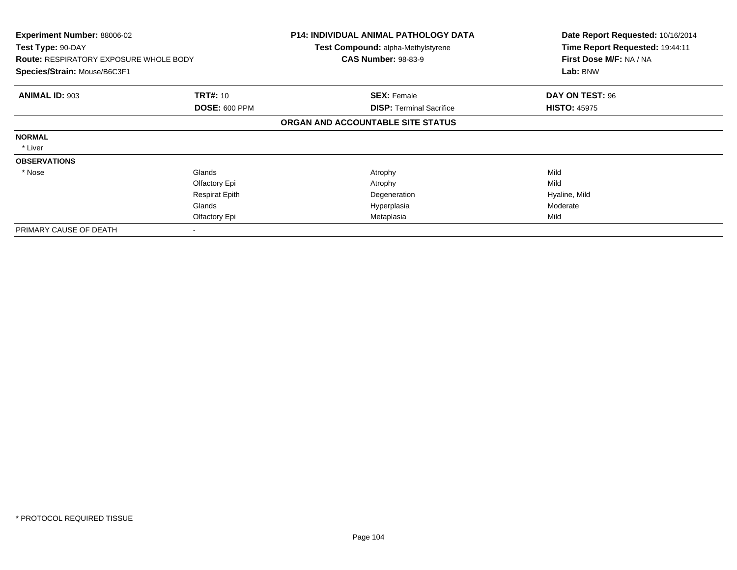**Experiment Number:** 88006-02
**Test Type:** 90-DAY
**Route:** RESPIRATORY EXPOSURE WHOLE BODY
**Species/Strain:** Mouse/B6C3F1

**P14: INDIVIDUAL ANIMAL PATHOLOGY DATA**
**Test Compound:** alpha-Methylstyrene
**CAS Number:** 98-83-9

**Date Report Requested:** 10/16/2014
**Time Report Requested:** 19:44:11
**First Dose M/F:** NA / NA
**Lab:** BNW

| **ANIMAL ID:** 903 | **TRT#:** 10 | **SEX:** Female | **DAY ON TEST:** 96 |
|---|---|---|---|
| | **DOSE:** 600 PPM | **DISP:** Terminal Sacrifice | **HISTO:** 45975 |
| | | **ORGAN AND ACCOUNTABLE SITE STATUS** | |
| **NORMAL** | | | |
| * Liver | | | |
| **OBSERVATIONS** | | | |
| * Nose | Glands | Atrophy | Mild |
| | Olfactory Epi | Atrophy | Mild |
| | Respirat Epith | Degeneration | Hyaline, Mild |
| | Glands | Hyperplasia | Moderate |
| | Olfactory Epi | Metaplasia | Mild |
| PRIMARY CAUSE OF DEATH | - | | |

* PROTOCOL REQUIRED TISSUE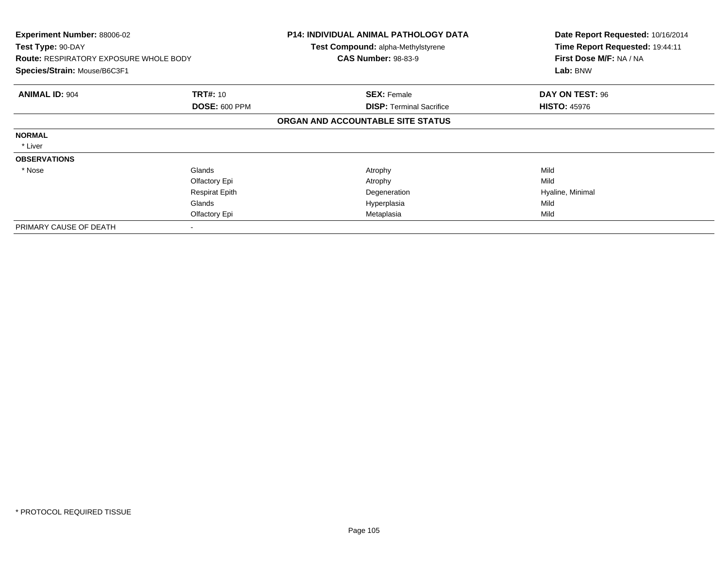**Experiment Number:** 88006-02
**Test Type:** 90-DAY
**Route:** RESPIRATORY EXPOSURE WHOLE BODY
**Species/Strain:** Mouse/B6C3F1

**P14: INDIVIDUAL ANIMAL PATHOLOGY DATA**
**Test Compound:** alpha-Methylstyrene
**CAS Number:** 98-83-9

**Date Report Requested:** 10/16/2014
**Time Report Requested:** 19:44:11
**First Dose M/F:** NA / NA
**Lab:** BNW

| **ANIMAL ID:** 904 | **TRT#:** 10 | **SEX:** Female | **DAY ON TEST:** 96 |
|---|---|---|---|
| | **DOSE:** 600 PPM | **DISP:** Terminal Sacrifice | **HISTO:** 45976 |

**ORGAN AND ACCOUNTABLE SITE STATUS**

| | | | |
|---|---|---|---|
| **NORMAL** | | | |
| * Liver | | | |
| **OBSERVATIONS** | | | |
| * Nose | Glands | Atrophy | Mild |
| | Olfactory Epi | Atrophy | Mild |
| | Respirat Epith | Degeneration | Hyaline, Minimal |
| | Glands | Hyperplasia | Mild |
| | Olfactory Epi | Metaplasia | Mild |
| PRIMARY CAUSE OF DEATH | - | | |

* PROTOCOL REQUIRED TISSUE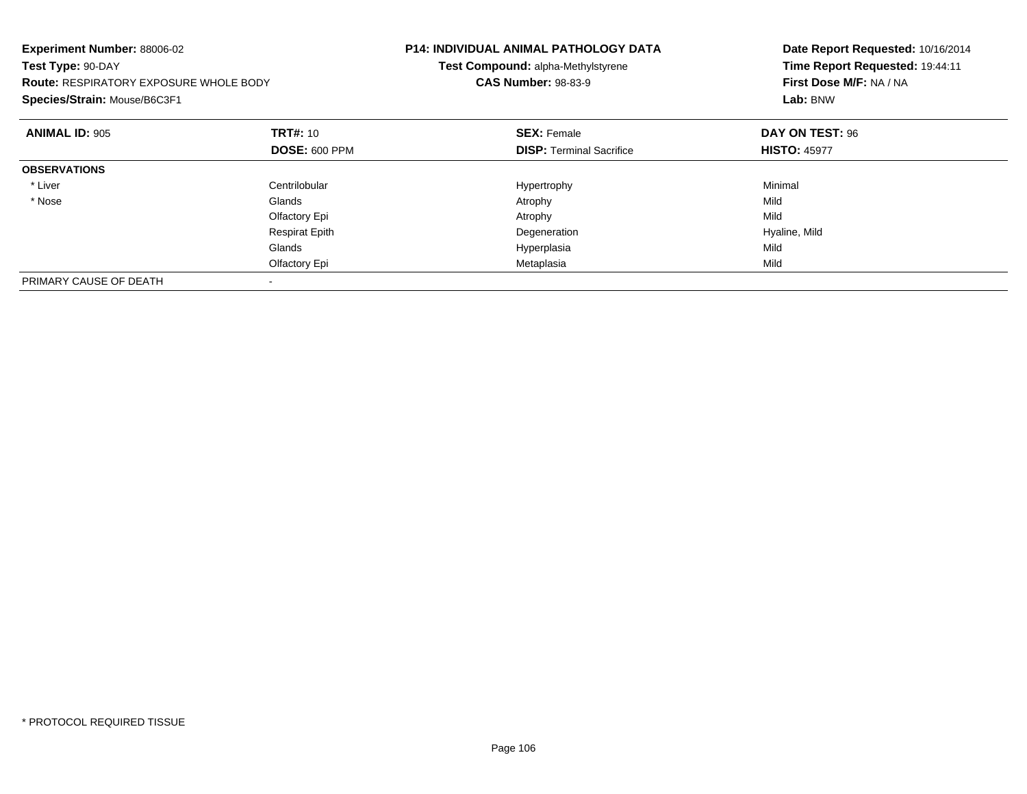**Experiment Number:** 88006-02
**Test Type:** 90-DAY
**Route:** RESPIRATORY EXPOSURE WHOLE BODY
**Species/Strain:** Mouse/B6C3F1

**P14: INDIVIDUAL ANIMAL PATHOLOGY DATA**
**Test Compound:** alpha-Methylstyrene
**CAS Number:** 98-83-9

**Date Report Requested:** 10/16/2014
**Time Report Requested:** 19:44:11
**First Dose M/F:** NA / NA
**Lab:** BNW

| **ANIMAL ID:** 905 | **TRT#:** 10 | **SEX:** Female | **DAY ON TEST:** 96 |
|---|---|---|---|
| | **DOSE:** 600 PPM | **DISP:** Terminal Sacrifice | **HISTO:** 45977 |
| **OBSERVATIONS** | | | |
| * Liver | Centrilobular | Hypertrophy | Minimal |
| * Nose | Glands | Atrophy | Mild |
| | Olfactory Epi | Atrophy | Mild |
| | Respirat Epith | Degeneration | Hyaline, Mild |
| | Glands | Hyperplasia | Mild |
| | Olfactory Epi | Metaplasia | Mild |
| PRIMARY CAUSE OF DEATH | - | | |

* PROTOCOL REQUIRED TISSUE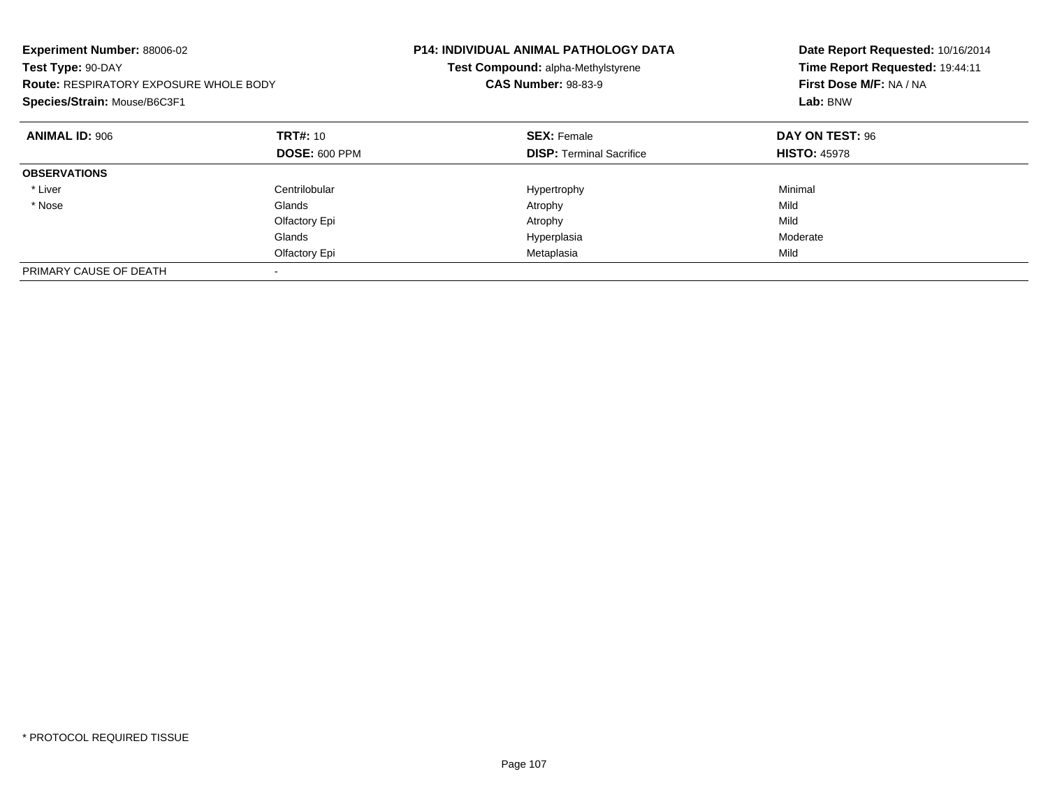**Experiment Number:** 88006-02
**Test Type:** 90-DAY
**Route:** RESPIRATORY EXPOSURE WHOLE BODY
**Species/Strain:** Mouse/B6C3F1

**P14: INDIVIDUAL ANIMAL PATHOLOGY DATA**
**Test Compound:** alpha-Methylstyrene
**CAS Number:** 98-83-9

**Date Report Requested:** 10/16/2014
**Time Report Requested:** 19:44:11
**First Dose M/F:** NA / NA
**Lab:** BNW

| **ANIMAL ID:** 906 | **TRT#:** 10 | **SEX:** Female | **DAY ON TEST:** 96 |
|---|---|---|---|
| | **DOSE:** 600 PPM | **DISP:** Terminal Sacrifice | **HISTO:** 45978 |
| **OBSERVATIONS** | | | |
| * Liver | Centrilobular | Hypertrophy | Minimal |
| * Nose | Glands | Atrophy | Mild |
| | Olfactory Epi | Atrophy | Mild |
| | Glands | Hyperplasia | Moderate |
| | Olfactory Epi | Metaplasia | Mild |
| PRIMARY CAUSE OF DEATH | - | | |

* PROTOCOL REQUIRED TISSUE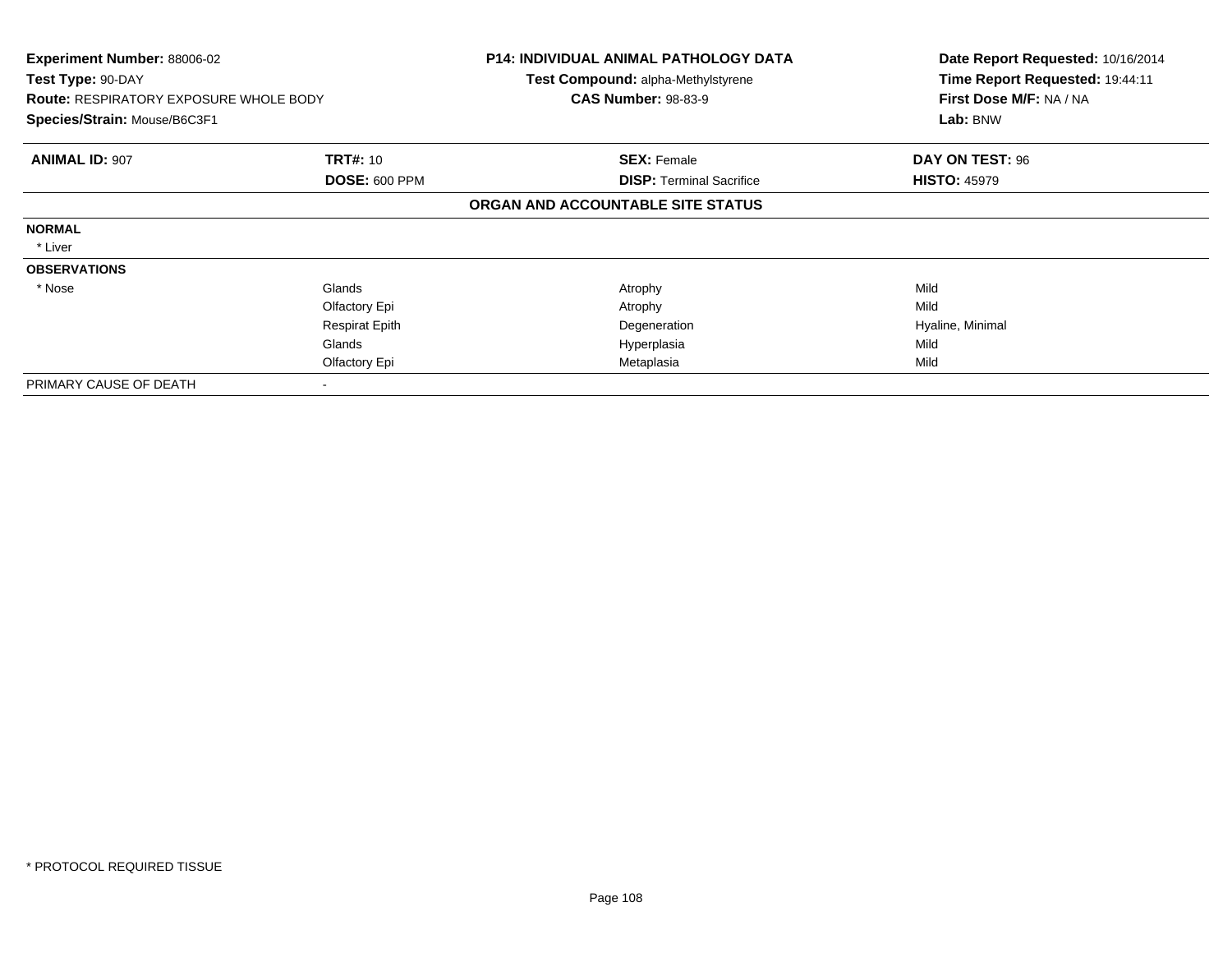**Experiment Number:** 88006-02
**Test Type:** 90-DAY
**Route:** RESPIRATORY EXPOSURE WHOLE BODY
**Species/Strain:** Mouse/B6C3F1

**P14: INDIVIDUAL ANIMAL PATHOLOGY DATA**
**Test Compound:** alpha-Methylstyrene
**CAS Number:** 98-83-9

**Date Report Requested:** 10/16/2014
**Time Report Requested:** 19:44:11
**First Dose M/F:** NA / NA
**Lab:** BNW

| **ANIMAL ID:** 907 | **TRT#:** 10 | **SEX:** Female | **DAY ON TEST:** 96 |
|---|---|---|---|
| | **DOSE:** 600 PPM | **DISP:** Terminal Sacrifice | **HISTO:** 45979 |

**ORGAN AND ACCOUNTABLE SITE STATUS**

| | | | |
|---|---|---|---|
| **NORMAL** | | | |
| * Liver | | | |
| **OBSERVATIONS** | | | |
| * Nose | Glands | Atrophy | Mild |
| | Olfactory Epi | Atrophy | Mild |
| | Respirat Epith | Degeneration | Hyaline, Minimal |
| | Glands | Hyperplasia | Mild |
| | Olfactory Epi | Metaplasia | Mild |
| PRIMARY CAUSE OF DEATH | - | | |

* PROTOCOL REQUIRED TISSUE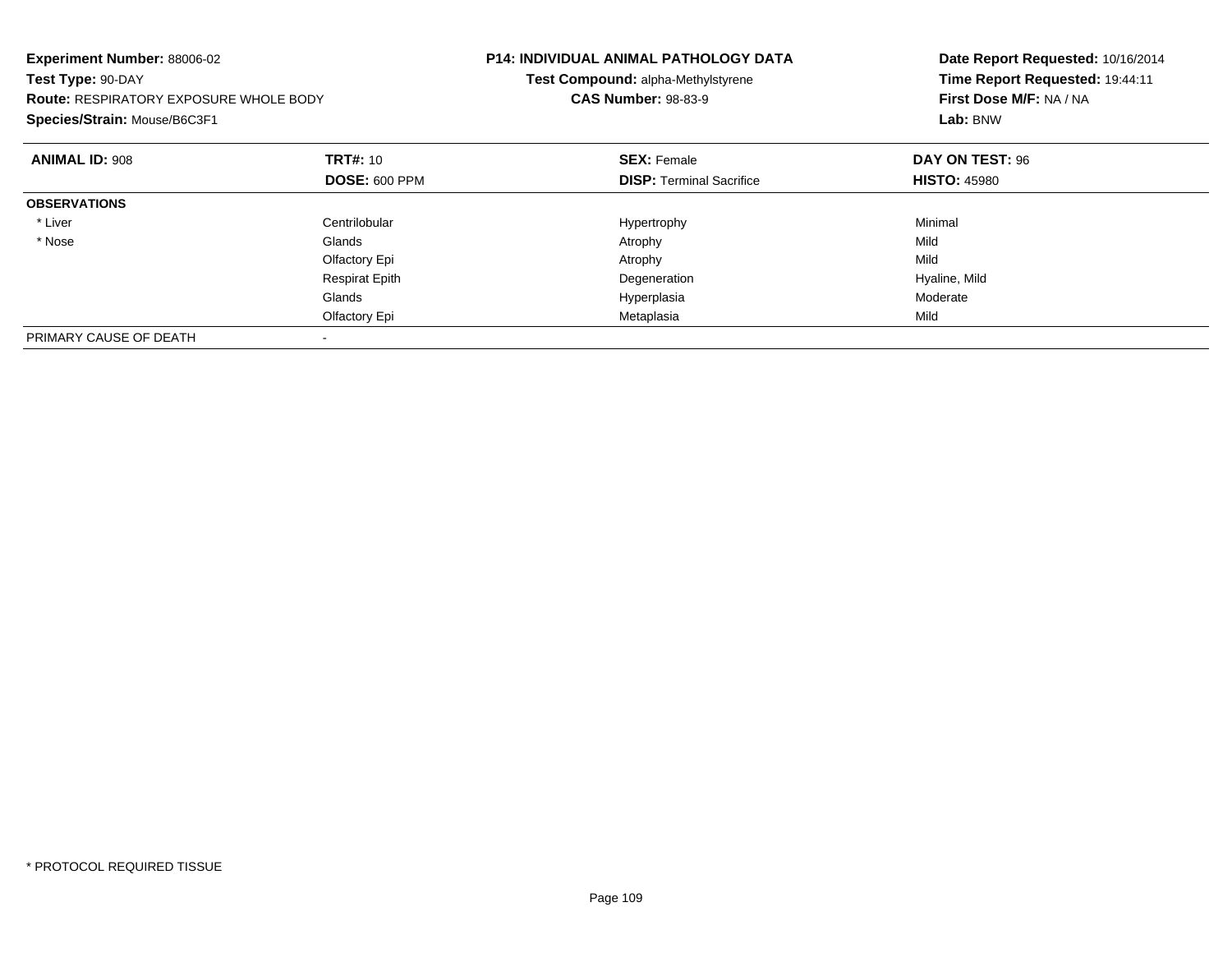**Experiment Number:** 88006-02
**Test Type:** 90-DAY
**Route:** RESPIRATORY EXPOSURE WHOLE BODY
**Species/Strain:** Mouse/B6C3F1

**P14: INDIVIDUAL ANIMAL PATHOLOGY DATA**
**Test Compound:** alpha-Methylstyrene
**CAS Number:** 98-83-9

**Date Report Requested:** 10/16/2014
**Time Report Requested:** 19:44:11
**First Dose M/F:** NA / NA
**Lab:** BNW

| **ANIMAL ID:** 908 | **TRT#:** 10 | **SEX:** Female | **DAY ON TEST:** 96 |
|---|---|---|---|
| | **DOSE:** 600 PPM | **DISP:** Terminal Sacrifice | **HISTO:** 45980 |
| **OBSERVATIONS** | | | |
| * Liver | Centrilobular | Hypertrophy | Minimal |
| * Nose | Glands | Atrophy | Mild |
| | Olfactory Epi | Atrophy | Mild |
| | Respirat Epith | Degeneration | Hyaline, Mild |
| | Glands | Hyperplasia | Moderate |
| | Olfactory Epi | Metaplasia | Mild |
| PRIMARY CAUSE OF DEATH | - | | |

* PROTOCOL REQUIRED TISSUE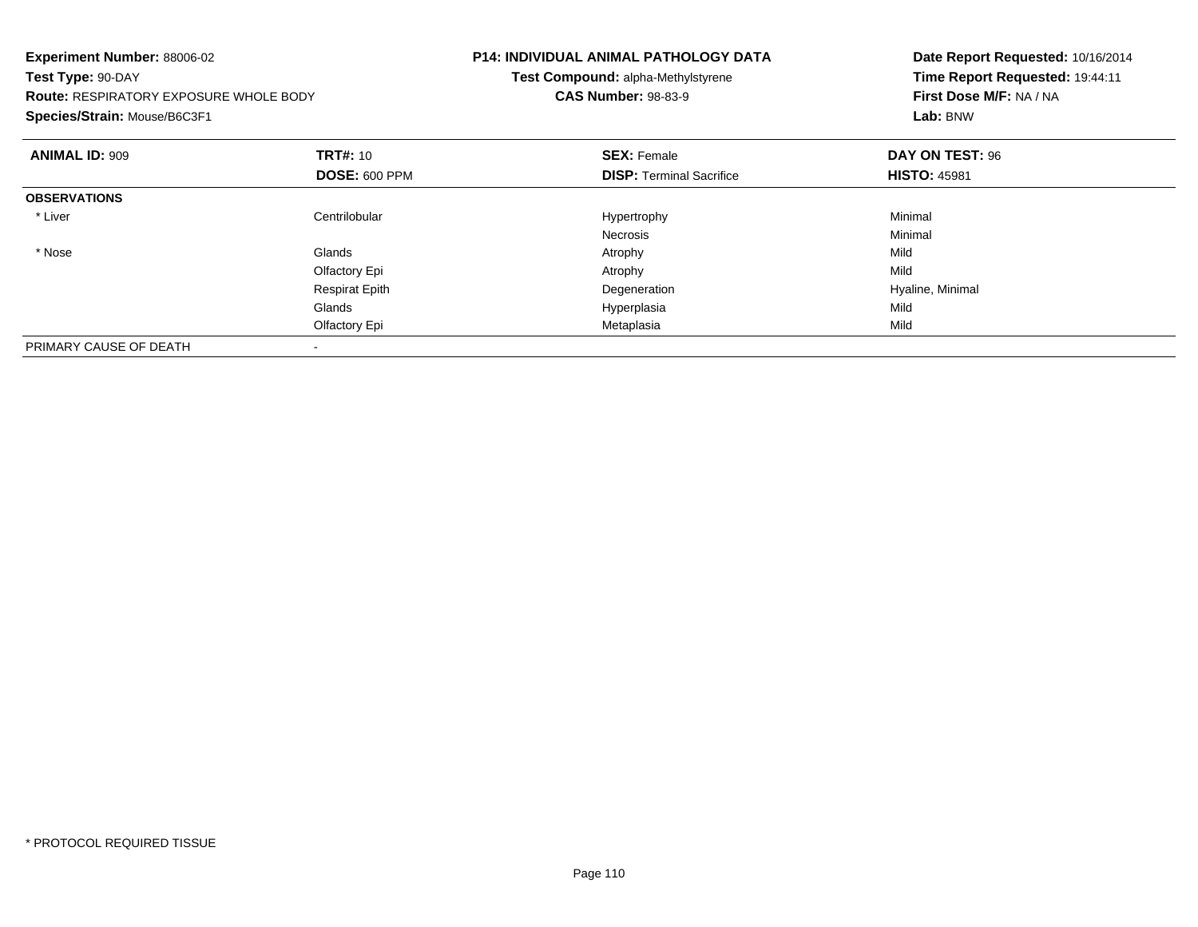**Experiment Number:** 88006-02
**Test Type:** 90-DAY
**Route:** RESPIRATORY EXPOSURE WHOLE BODY
**Species/Strain:** Mouse/B6C3F1

**P14: INDIVIDUAL ANIMAL PATHOLOGY DATA**
**Test Compound:** alpha-Methylstyrene
**CAS Number:** 98-83-9

**Date Report Requested:** 10/16/2014
**Time Report Requested:** 19:44:11
**First Dose M/F:** NA / NA
**Lab:** BNW

| **ANIMAL ID:** 909 | **TRT#:** 10 | **SEX:** Female | **DAY ON TEST:** 96 |
|---|---|---|---|
| | **DOSE:** 600 PPM | **DISP:** Terminal Sacrifice | **HISTO:** 45981 |
| **OBSERVATIONS** | | | |
| * Liver | Centrilobular | Hypertrophy | Minimal |
| | | Necrosis | Minimal |
| * Nose | Glands | Atrophy | Mild |
| | Olfactory Epi | Atrophy | Mild |
| | Respirat Epith | Degeneration | Hyaline, Minimal |
| | Glands | Hyperplasia | Mild |
| | Olfactory Epi | Metaplasia | Mild |
| PRIMARY CAUSE OF DEATH | - | | |

* PROTOCOL REQUIRED TISSUE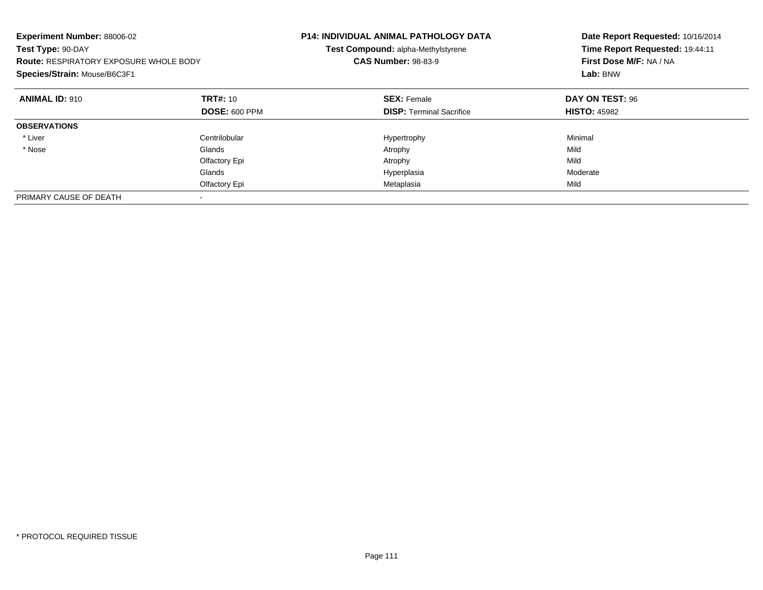**Experiment Number:** 88006-02
**Test Type:** 90-DAY
**Route:** RESPIRATORY EXPOSURE WHOLE BODY
**Species/Strain:** Mouse/B6C3F1

**P14: INDIVIDUAL ANIMAL PATHOLOGY DATA**
**Test Compound:** alpha-Methylstyrene
**CAS Number:** 98-83-9

**Date Report Requested:** 10/16/2014
**Time Report Requested:** 19:44:11
**First Dose M/F:** NA / NA
**Lab:** BNW

| **ANIMAL ID:** 910 | **TRT#:** 10 | **SEX:** Female | **DAY ON TEST:** 96 |
|---|---|---|---|
| | **DOSE:** 600 PPM | **DISP:** Terminal Sacrifice | **HISTO:** 45982 |
| **OBSERVATIONS** | | | |
| * Liver | Centrilobular | Hypertrophy | Minimal |
| * Nose | Glands | Atrophy | Mild |
| | Olfactory Epi | Atrophy | Mild |
| | Glands | Hyperplasia | Moderate |
| | Olfactory Epi | Metaplasia | Mild |
| PRIMARY CAUSE OF DEATH | - | | |

* PROTOCOL REQUIRED TISSUE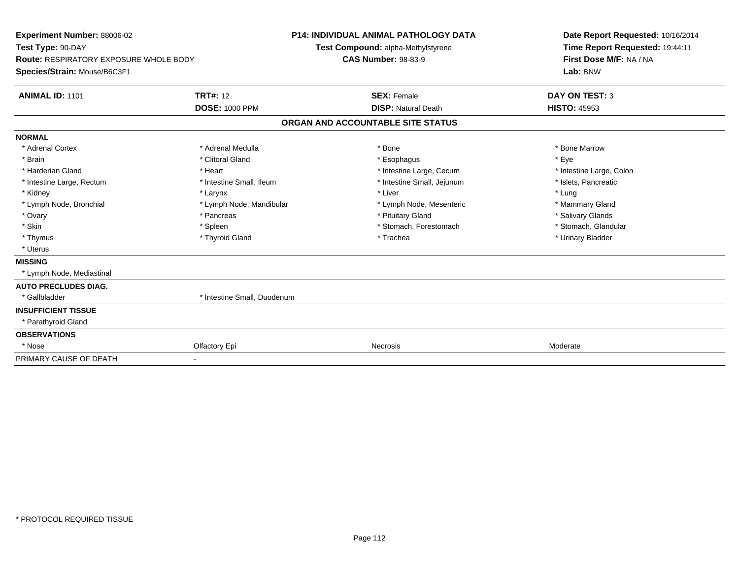**Experiment Number:** 88006-02
**Test Type:** 90-DAY
**Route:** RESPIRATORY EXPOSURE WHOLE BODY
**Species/Strain:** Mouse/B6C3F1

**P14: INDIVIDUAL ANIMAL PATHOLOGY DATA**
**Test Compound:** alpha-Methylstyrene
**CAS Number:** 98-83-9

**Date Report Requested:** 10/16/2014
**Time Report Requested:** 19:44:11
**First Dose M/F:** NA / NA
**Lab:** BNW

| **ANIMAL ID:** 1101 | **TRT#:** 12 | **SEX:** Female | **DAY ON TEST:** 3 |
|---|---|---|---|
| | **DOSE:** 1000 PPM | **DISP:** Natural Death | **HISTO:** 45953 |

## ORGAN AND ACCOUNTABLE SITE STATUS

| | | | |
|---|---|---|---|
| **NORMAL** | | | |
| * Adrenal Cortex | * Adrenal Medulla | * Bone | * Bone Marrow |
| * Brain | * Clitoral Gland | * Esophagus | * Eye |
| * Harderian Gland | * Heart | * Intestine Large, Cecum | * Intestine Large, Colon |
| * Intestine Large, Rectum | * Intestine Small, Ileum | * Intestine Small, Jejunum | * Islets, Pancreatic |
| * Kidney | * Larynx | * Liver | * Lung |
| * Lymph Node, Bronchial | * Lymph Node, Mandibular | * Lymph Node, Mesenteric | * Mammary Gland |
| * Ovary | * Pancreas | * Pituitary Gland | * Salivary Glands |
| * Skin | * Spleen | * Stomach, Forestomach | * Stomach, Glandular |
| * Thymus | * Thyroid Gland | * Trachea | * Urinary Bladder |
| * Uterus | | | |
| **MISSING** | | | |
| * Lymph Node, Mediastinal | | | |
| **AUTO PRECLUDES DIAG.** | | | |
| * Gallbladder | * Intestine Small, Duodenum | | |
| **INSUFFICIENT TISSUE** | | | |
| * Parathyroid Gland | | | |
| **OBSERVATIONS** | | | |
| * Nose | Olfactory Epi | Necrosis | Moderate |
| PRIMARY CAUSE OF DEATH | - | | |

* PROTOCOL REQUIRED TISSUE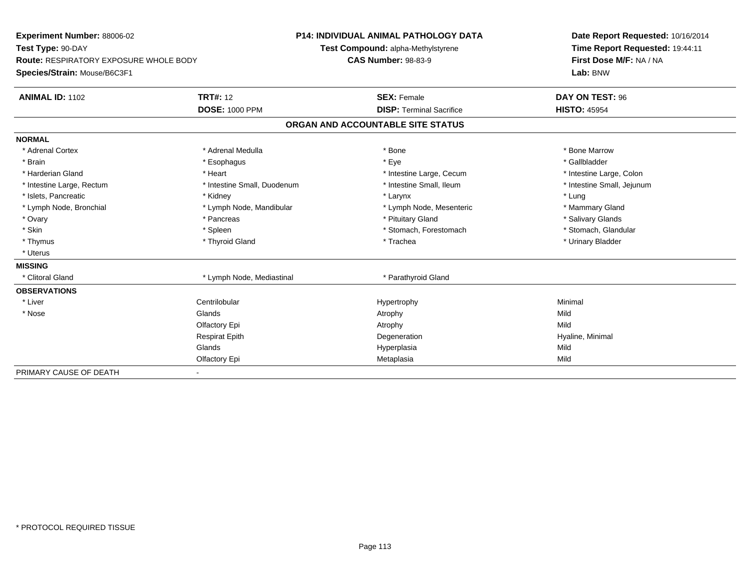**Experiment Number:** 88006-02
**Test Type:** 90-DAY
**Route:** RESPIRATORY EXPOSURE WHOLE BODY
**Species/Strain:** Mouse/B6C3F1

**P14: INDIVIDUAL ANIMAL PATHOLOGY DATA**
**Test Compound:** alpha-Methylstyrene
**CAS Number:** 98-83-9

**Date Report Requested:** 10/16/2014
**Time Report Requested:** 19:44:11
**First Dose M/F:** NA / NA
**Lab:** BNW

| **ANIMAL ID:** 1102 | **TRT#:** 12 | **SEX:** Female | **DAY ON TEST:** 96 |
|---|---|---|---|
| | **DOSE:** 1000 PPM | **DISP:** Terminal Sacrifice | **HISTO:** 45954 |

## ORGAN AND ACCOUNTABLE SITE STATUS

**NORMAL**

| | | | |
|---|---|---|---|
| * Adrenal Cortex | * Adrenal Medulla | * Bone | * Bone Marrow |
| * Brain | * Esophagus | * Eye | * Gallbladder |
| * Harderian Gland | * Heart | * Intestine Large, Cecum | * Intestine Large, Colon |
| * Intestine Large, Rectum | * Intestine Small, Duodenum | * Intestine Small, Ileum | * Intestine Small, Jejunum |
| * Islets, Pancreatic | * Kidney | * Larynx | * Lung |
| * Lymph Node, Bronchial | * Lymph Node, Mandibular | * Lymph Node, Mesenteric | * Mammary Gland |
| * Ovary | * Pancreas | * Pituitary Gland | * Salivary Glands |
| * Skin | * Spleen | * Stomach, Forestomach | * Stomach, Glandular |
| * Thymus | * Thyroid Gland | * Trachea | * Urinary Bladder |
| * Uterus | | | |

**MISSING**

| | | |
|---|---|---|
| * Clitoral Gland | * Lymph Node, Mediastinal | * Parathyroid Gland |

**OBSERVATIONS**

| | | | |
|---|---|---|---|
| * Liver | Centrilobular | Hypertrophy | Minimal |
| * Nose | Glands | Atrophy | Mild |
| | Olfactory Epi | Atrophy | Mild |
| | Respirat Epith | Degeneration | Hyaline, Minimal |
| | Glands | Hyperplasia | Mild |
| | Olfactory Epi | Metaplasia | Mild |

PRIMARY CAUSE OF DEATH -

* PROTOCOL REQUIRED TISSUE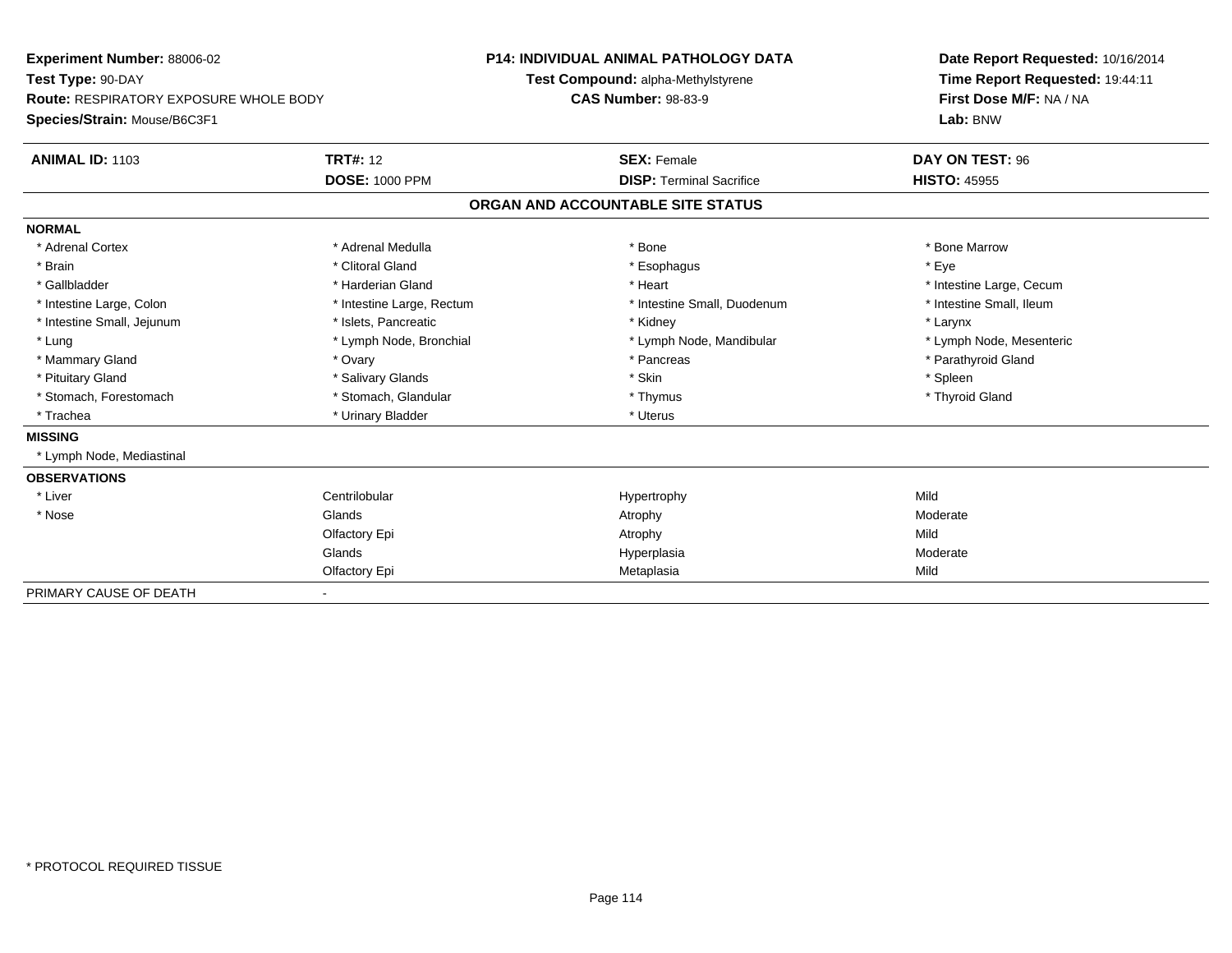**Experiment Number:** 88006-02
**Test Type:** 90-DAY
**Route:** RESPIRATORY EXPOSURE WHOLE BODY
**Species/Strain:** Mouse/B6C3F1

**P14: INDIVIDUAL ANIMAL PATHOLOGY DATA**
**Test Compound:** alpha-Methylstyrene
**CAS Number:** 98-83-9

**Date Report Requested:** 10/16/2014
**Time Report Requested:** 19:44:11
**First Dose M/F:** NA / NA
**Lab:** BNW

| **ANIMAL ID:** 1103 | **TRT#:** 12 | **SEX:** Female | **DAY ON TEST:** 96 |
|---|---|---|---|
| | **DOSE:** 1000 PPM | **DISP:** Terminal Sacrifice | **HISTO:** 45955 |

## ORGAN AND ACCOUNTABLE SITE STATUS

**NORMAL**

| | | | |
|---|---|---|---|
| * Adrenal Cortex | * Adrenal Medulla | * Bone | * Bone Marrow |
| * Brain | * Clitoral Gland | * Esophagus | * Eye |
| * Gallbladder | * Harderian Gland | * Heart | * Intestine Large, Cecum |
| * Intestine Large, Colon | * Intestine Large, Rectum | * Intestine Small, Duodenum | * Intestine Small, Ileum |
| * Intestine Small, Jejunum | * Islets, Pancreatic | * Kidney | * Larynx |
| * Lung | * Lymph Node, Bronchial | * Lymph Node, Mandibular | * Lymph Node, Mesenteric |
| * Mammary Gland | * Ovary | * Pancreas | * Parathyroid Gland |
| * Pituitary Gland | * Salivary Glands | * Skin | * Spleen |
| * Stomach, Forestomach | * Stomach, Glandular | * Thymus | * Thyroid Gland |
| * Trachea | * Urinary Bladder | * Uterus | |

**MISSING**

* Lymph Node, Mediastinal

**OBSERVATIONS**

| | | | |
|---|---|---|---|
| * Liver | Centrilobular | Hypertrophy | Mild |
| * Nose | Glands | Atrophy | Moderate |
| | Olfactory Epi | Atrophy | Mild |
| | Glands | Hyperplasia | Moderate |
| | Olfactory Epi | Metaplasia | Mild |

PRIMARY CAUSE OF DEATH -

* PROTOCOL REQUIRED TISSUE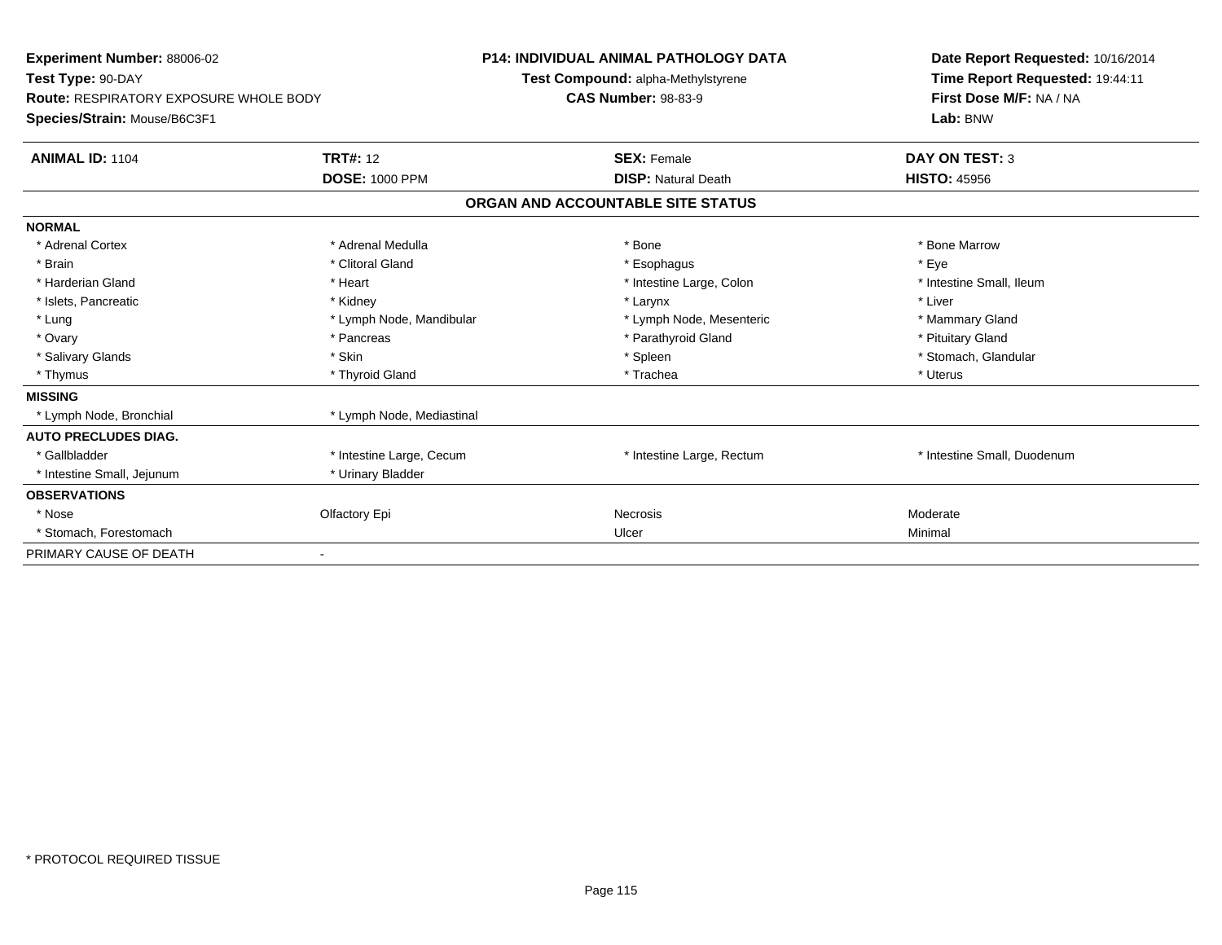**Experiment Number:** 88006-02
**Test Type:** 90-DAY
**Route:** RESPIRATORY EXPOSURE WHOLE BODY
**Species/Strain:** Mouse/B6C3F1

**P14: INDIVIDUAL ANIMAL PATHOLOGY DATA**
**Test Compound:** alpha-Methylstyrene
**CAS Number:** 98-83-9

**Date Report Requested:** 10/16/2014
**Time Report Requested:** 19:44:11
**First Dose M/F:** NA / NA
**Lab:** BNW

| **ANIMAL ID:** 1104 | **TRT#:** 12 | **SEX:** Female | **DAY ON TEST:** 3 |
|---|---|---|---|
| | **DOSE:** 1000 PPM | **DISP:** Natural Death | **HISTO:** 45956 |

**ORGAN AND ACCOUNTABLE SITE STATUS**

| | | | |
|---|---|---|---|
| **NORMAL** | | | |
| * Adrenal Cortex | * Adrenal Medulla | * Bone | * Bone Marrow |
| * Brain | * Clitoral Gland | * Esophagus | * Eye |
| * Harderian Gland | * Heart | * Intestine Large, Colon | * Intestine Small, Ileum |
| * Islets, Pancreatic | * Kidney | * Larynx | * Liver |
| * Lung | * Lymph Node, Mandibular | * Lymph Node, Mesenteric | * Mammary Gland |
| * Ovary | * Pancreas | * Parathyroid Gland | * Pituitary Gland |
| * Salivary Glands | * Skin | * Spleen | * Stomach, Glandular |
| * Thymus | * Thyroid Gland | * Trachea | * Uterus |
| **MISSING** | | | |
| * Lymph Node, Bronchial | * Lymph Node, Mediastinal | | |
| **AUTO PRECLUDES DIAG.** | | | |
| * Gallbladder | * Intestine Large, Cecum | * Intestine Large, Rectum | * Intestine Small, Duodenum |
| * Intestine Small, Jejunum | * Urinary Bladder | | |
| **OBSERVATIONS** | | | |
| * Nose | Olfactory Epi | Necrosis | Moderate |
| * Stomach, Forestomach | | Ulcer | Minimal |
| PRIMARY CAUSE OF DEATH | - | | |

* PROTOCOL REQUIRED TISSUE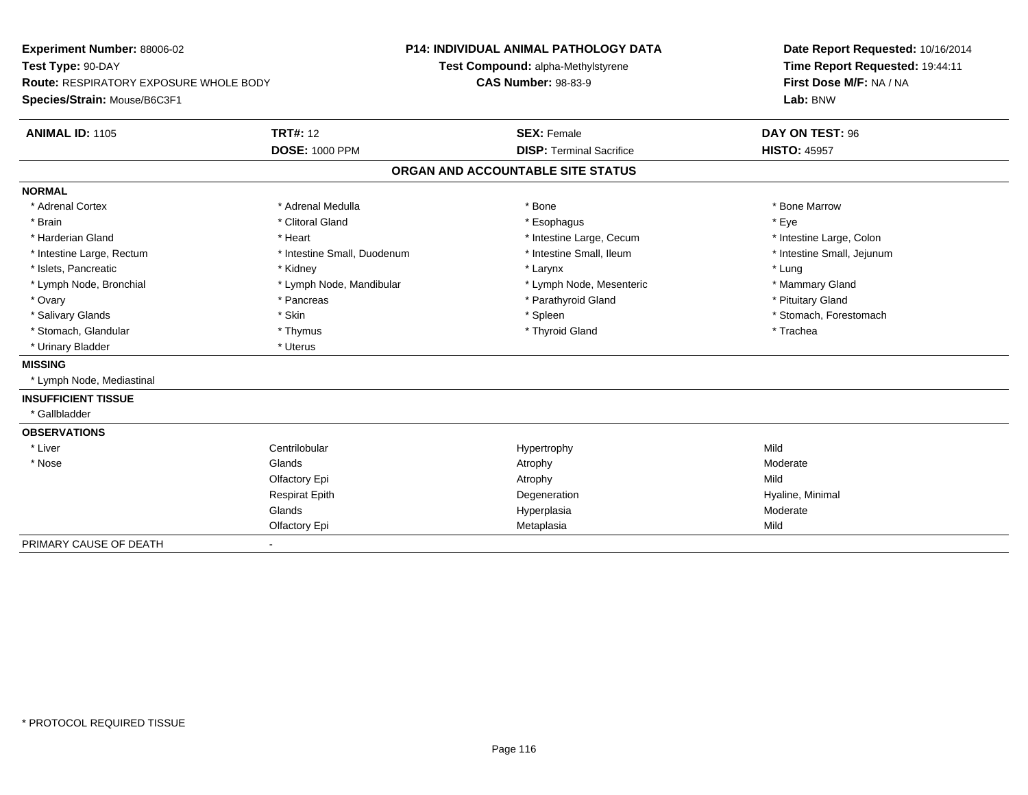**Experiment Number:** 88006-02
**Test Type:** 90-DAY
**Route:** RESPIRATORY EXPOSURE WHOLE BODY
**Species/Strain:** Mouse/B6C3F1

**P14: INDIVIDUAL ANIMAL PATHOLOGY DATA**
**Test Compound:** alpha-Methylstyrene
**CAS Number:** 98-83-9

**Date Report Requested:** 10/16/2014
**Time Report Requested:** 19:44:11
**First Dose M/F:** NA / NA
**Lab:** BNW

| **ANIMAL ID:** 1105 | **TRT#:** 12 | **SEX:** Female | **DAY ON TEST:** 96 |
|---|---|---|---|
| | **DOSE:** 1000 PPM | **DISP:** Terminal Sacrifice | **HISTO:** 45957 |

## ORGAN AND ACCOUNTABLE SITE STATUS

**NORMAL**

| | | | |
|---|---|---|---|
| * Adrenal Cortex | * Adrenal Medulla | * Bone | * Bone Marrow |
| * Brain | * Clitoral Gland | * Esophagus | * Eye |
| * Harderian Gland | * Heart | * Intestine Large, Cecum | * Intestine Large, Colon |
| * Intestine Large, Rectum | * Intestine Small, Duodenum | * Intestine Small, Ileum | * Intestine Small, Jejunum |
| * Islets, Pancreatic | * Kidney | * Larynx | * Lung |
| * Lymph Node, Bronchial | * Lymph Node, Mandibular | * Lymph Node, Mesenteric | * Mammary Gland |
| * Ovary | * Pancreas | * Parathyroid Gland | * Pituitary Gland |
| * Salivary Glands | * Skin | * Spleen | * Stomach, Forestomach |
| * Stomach, Glandular | * Thymus | * Thyroid Gland | * Trachea |
| * Urinary Bladder | * Uterus | | |

**MISSING**

* Lymph Node, Mediastinal

**INSUFFICIENT TISSUE**

* Gallbladder

**OBSERVATIONS**

| | | | |
|---|---|---|---|
| * Liver | Centrilobular | Hypertrophy | Mild |
| * Nose | Glands | Atrophy | Moderate |
| | Olfactory Epi | Atrophy | Mild |
| | Respirat Epith | Degeneration | Hyaline, Minimal |
| | Glands | Hyperplasia | Moderate |
| | Olfactory Epi | Metaplasia | Mild |

PRIMARY CAUSE OF DEATH -

* PROTOCOL REQUIRED TISSUE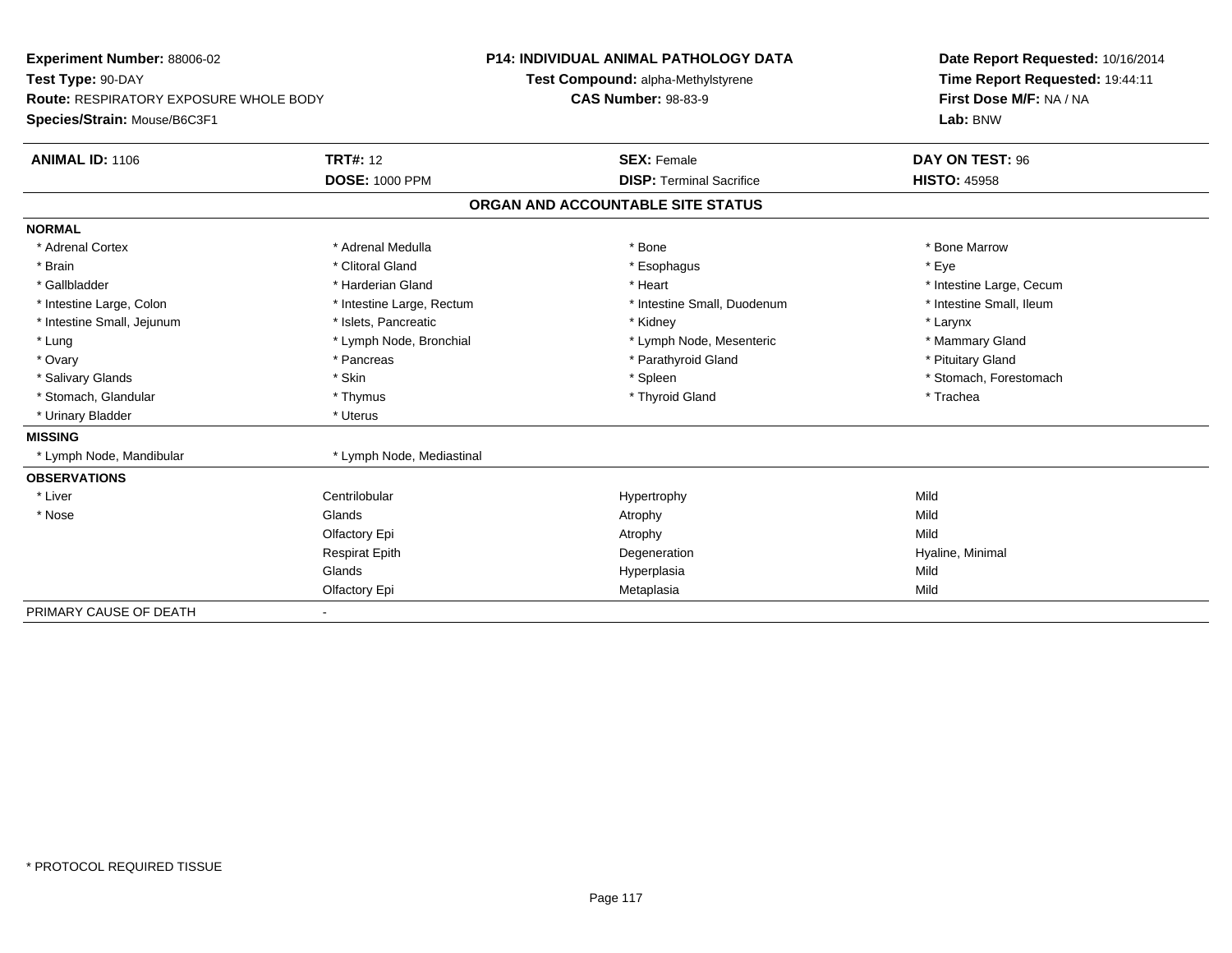**Experiment Number:** 88006-02
**Test Type:** 90-DAY
**Route:** RESPIRATORY EXPOSURE WHOLE BODY
**Species/Strain:** Mouse/B6C3F1

**P14: INDIVIDUAL ANIMAL PATHOLOGY DATA**
**Test Compound:** alpha-Methylstyrene
**CAS Number:** 98-83-9

**Date Report Requested:** 10/16/2014
**Time Report Requested:** 19:44:11
**First Dose M/F:** NA / NA
**Lab:** BNW

| **ANIMAL ID:** 1106 | **TRT#:** 12 | **SEX:** Female | **DAY ON TEST:** 96 |
|---|---|---|---|
| | **DOSE:** 1000 PPM | **DISP:** Terminal Sacrifice | **HISTO:** 45958 |

## ORGAN AND ACCOUNTABLE SITE STATUS

| | | | |
|---|---|---|---|
| **NORMAL** | | | |
| * Adrenal Cortex | * Adrenal Medulla | * Bone | * Bone Marrow |
| * Brain | * Clitoral Gland | * Esophagus | * Eye |
| * Gallbladder | * Harderian Gland | * Heart | * Intestine Large, Cecum |
| * Intestine Large, Colon | * Intestine Large, Rectum | * Intestine Small, Duodenum | * Intestine Small, Ileum |
| * Intestine Small, Jejunum | * Islets, Pancreatic | * Kidney | * Larynx |
| * Lung | * Lymph Node, Bronchial | * Lymph Node, Mesenteric | * Mammary Gland |
| * Ovary | * Pancreas | * Parathyroid Gland | * Pituitary Gland |
| * Salivary Glands | * Skin | * Spleen | * Stomach, Forestomach |
| * Stomach, Glandular | * Thymus | * Thyroid Gland | * Trachea |
| * Urinary Bladder | * Uterus | | |
| **MISSING** | | | |
| * Lymph Node, Mandibular | * Lymph Node, Mediastinal | | |
| **OBSERVATIONS** | | | |
| * Liver | Centrilobular | Hypertrophy | Mild |
| * Nose | Glands | Atrophy | Mild |
| | Olfactory Epi | Atrophy | Mild |
| | Respirat Epith | Degeneration | Hyaline, Minimal |
| | Glands | Hyperplasia | Mild |
| | Olfactory Epi | Metaplasia | Mild |
| PRIMARY CAUSE OF DEATH | - | | |

* PROTOCOL REQUIRED TISSUE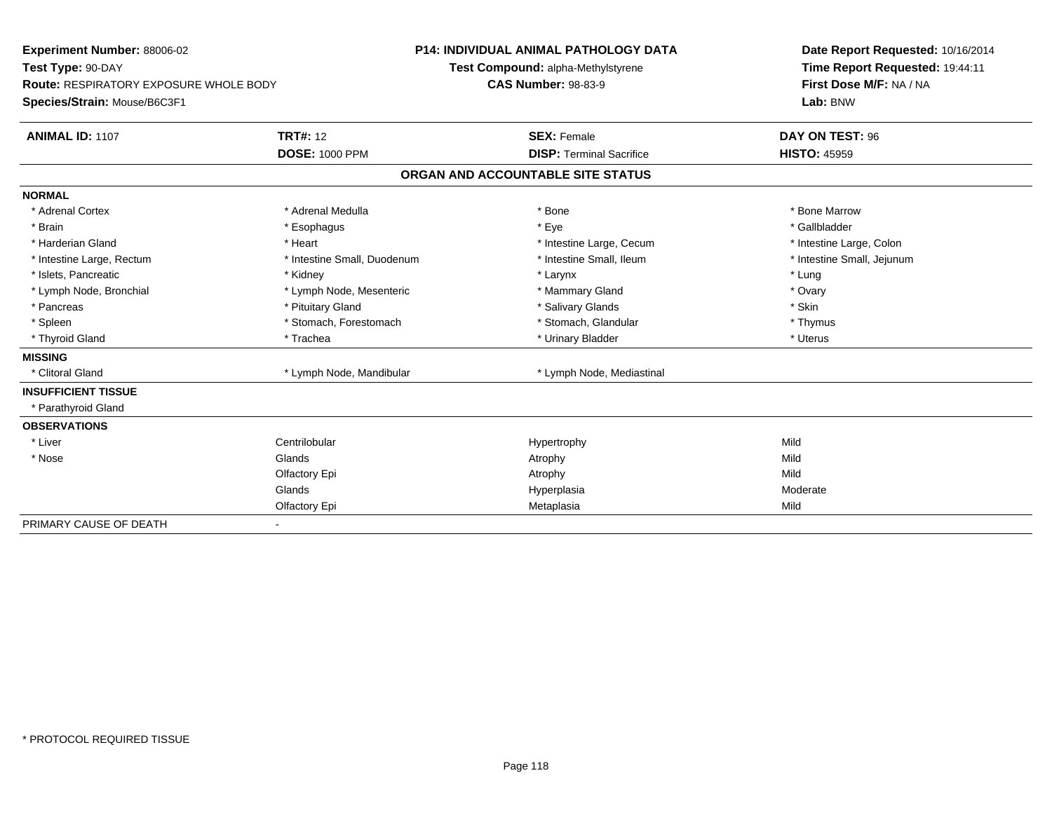**Experiment Number:** 88006-02
**Test Type:** 90-DAY
**Route:** RESPIRATORY EXPOSURE WHOLE BODY
**Species/Strain:** Mouse/B6C3F1

**P14: INDIVIDUAL ANIMAL PATHOLOGY DATA**
**Test Compound:** alpha-Methylstyrene
**CAS Number:** 98-83-9

**Date Report Requested:** 10/16/2014
**Time Report Requested:** 19:44:11
**First Dose M/F:** NA / NA
**Lab:** BNW

| **ANIMAL ID:** 1107 | **TRT#:** 12 | **SEX:** Female | **DAY ON TEST:** 96 |
|---|---|---|---|
| | **DOSE:** 1000 PPM | **DISP:** Terminal Sacrifice | **HISTO:** 45959 |

## ORGAN AND ACCOUNTABLE SITE STATUS

| | | | |
|---|---|---|---|
| **NORMAL** | | | |
| * Adrenal Cortex | * Adrenal Medulla | * Bone | * Bone Marrow |
| * Brain | * Esophagus | * Eye | * Gallbladder |
| * Harderian Gland | * Heart | * Intestine Large, Cecum | * Intestine Large, Colon |
| * Intestine Large, Rectum | * Intestine Small, Duodenum | * Intestine Small, Ileum | * Intestine Small, Jejunum |
| * Islets, Pancreatic | * Kidney | * Larynx | * Lung |
| * Lymph Node, Bronchial | * Lymph Node, Mesenteric | * Mammary Gland | * Ovary |
| * Pancreas | * Pituitary Gland | * Salivary Glands | * Skin |
| * Spleen | * Stomach, Forestomach | * Stomach, Glandular | * Thymus |
| * Thyroid Gland | * Trachea | * Urinary Bladder | * Uterus |
| **MISSING** | | | |
| * Clitoral Gland | * Lymph Node, Mandibular | * Lymph Node, Mediastinal | |
| **INSUFFICIENT TISSUE** | | | |
| * Parathyroid Gland | | | |
| **OBSERVATIONS** | | | |
| * Liver | Centrilobular | Hypertrophy | Mild |
| * Nose | Glands | Atrophy | Mild |
| | Olfactory Epi | Atrophy | Mild |
| | Glands | Hyperplasia | Moderate |
| | Olfactory Epi | Metaplasia | Mild |
| PRIMARY CAUSE OF DEATH | - | | |

* PROTOCOL REQUIRED TISSUE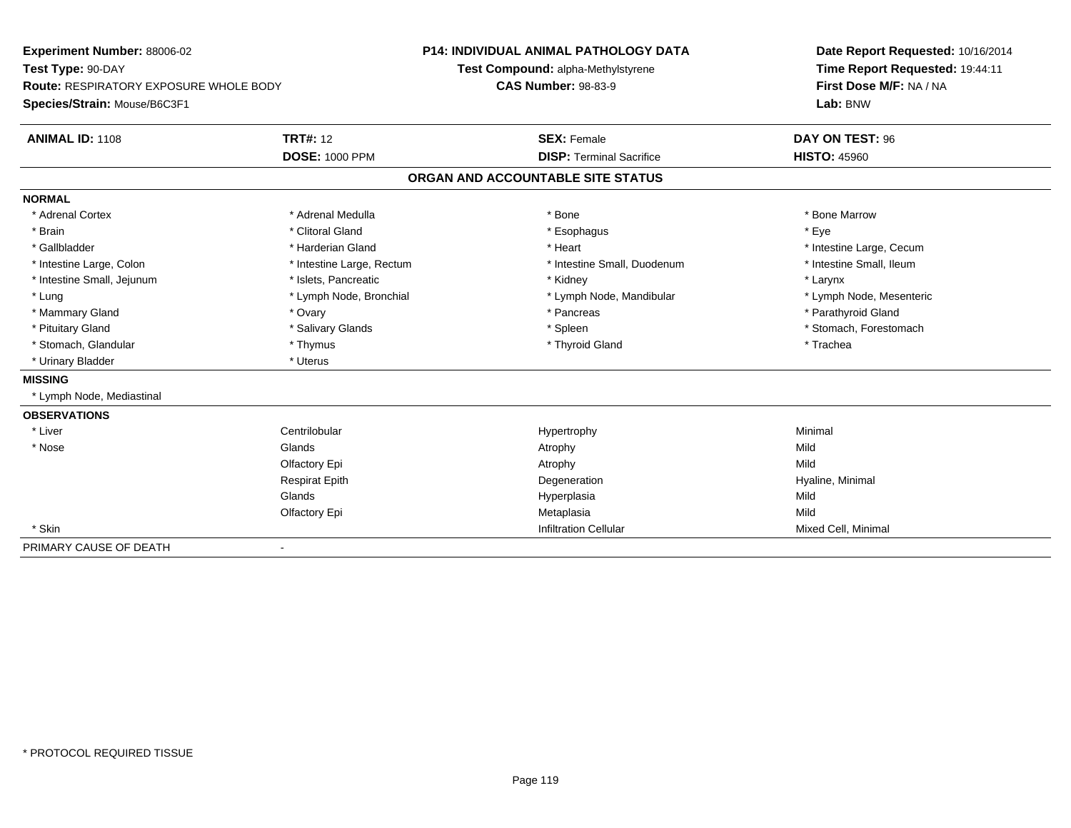**Experiment Number:** 88006-02
**Test Type:** 90-DAY
**Route:** RESPIRATORY EXPOSURE WHOLE BODY
**Species/Strain:** Mouse/B6C3F1

**P14: INDIVIDUAL ANIMAL PATHOLOGY DATA**
**Test Compound:** alpha-Methylstyrene
**CAS Number:** 98-83-9

**Date Report Requested:** 10/16/2014
**Time Report Requested:** 19:44:11
**First Dose M/F:** NA / NA
**Lab:** BNW

| **ANIMAL ID:** 1108 | **TRT#:** 12 | **SEX:** Female | **DAY ON TEST:** 96 |
|---|---|---|---|
| | **DOSE:** 1000 PPM | **DISP:** Terminal Sacrifice | **HISTO:** 45960 |

## ORGAN AND ACCOUNTABLE SITE STATUS

**NORMAL**

| | | | |
|---|---|---|---|
| * Adrenal Cortex | * Adrenal Medulla | * Bone | * Bone Marrow |
| * Brain | * Clitoral Gland | * Esophagus | * Eye |
| * Gallbladder | * Harderian Gland | * Heart | * Intestine Large, Cecum |
| * Intestine Large, Colon | * Intestine Large, Rectum | * Intestine Small, Duodenum | * Intestine Small, Ileum |
| * Intestine Small, Jejunum | * Islets, Pancreatic | * Kidney | * Larynx |
| * Lung | * Lymph Node, Bronchial | * Lymph Node, Mandibular | * Lymph Node, Mesenteric |
| * Mammary Gland | * Ovary | * Pancreas | * Parathyroid Gland |
| * Pituitary Gland | * Salivary Glands | * Spleen | * Stomach, Forestomach |
| * Stomach, Glandular | * Thymus | * Thyroid Gland | * Trachea |
| * Urinary Bladder | * Uterus | | |

**MISSING**

* Lymph Node, Mediastinal

**OBSERVATIONS**

| | | | |
|---|---|---|---|
| * Liver | Centrilobular | Hypertrophy | Minimal |
| * Nose | Glands | Atrophy | Mild |
| | Olfactory Epi | Atrophy | Mild |
| | Respirat Epith | Degeneration | Hyaline, Minimal |
| | Glands | Hyperplasia | Mild |
| | Olfactory Epi | Metaplasia | Mild |
| * Skin | | Infiltration Cellular | Mixed Cell, Minimal |

PRIMARY CAUSE OF DEATH -

\* PROTOCOL REQUIRED TISSUE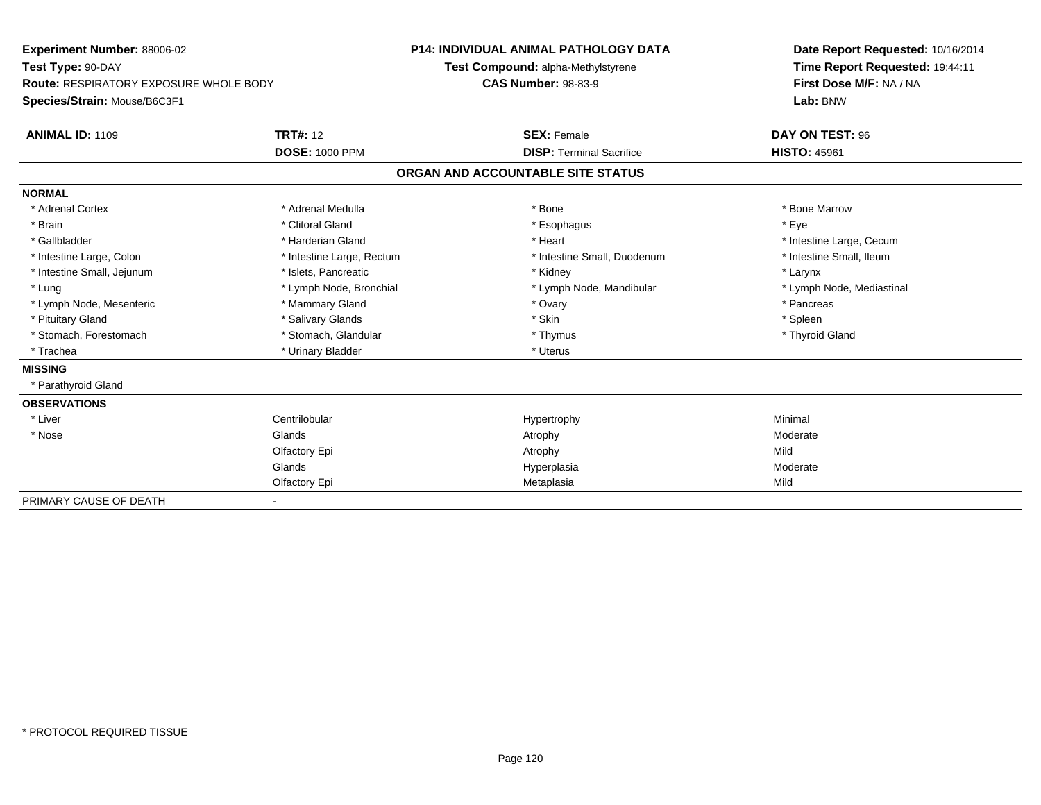**Experiment Number:** 88006-02
**Test Type:** 90-DAY
**Route:** RESPIRATORY EXPOSURE WHOLE BODY
**Species/Strain:** Mouse/B6C3F1

**P14: INDIVIDUAL ANIMAL PATHOLOGY DATA**
**Test Compound:** alpha-Methylstyrene
**CAS Number:** 98-83-9

**Date Report Requested:** 10/16/2014
**Time Report Requested:** 19:44:11
**First Dose M/F:** NA / NA
**Lab:** BNW

| **ANIMAL ID:** 1109 | **TRT#:** 12 | **SEX:** Female | **DAY ON TEST:** 96 |
|---|---|---|---|
| | **DOSE:** 1000 PPM | **DISP:** Terminal Sacrifice | **HISTO:** 45961 |

## ORGAN AND ACCOUNTABLE SITE STATUS

**NORMAL**

| | | | |
|---|---|---|---|
| * Adrenal Cortex | * Adrenal Medulla | * Bone | * Bone Marrow |
| * Brain | * Clitoral Gland | * Esophagus | * Eye |
| * Gallbladder | * Harderian Gland | * Heart | * Intestine Large, Cecum |
| * Intestine Large, Colon | * Intestine Large, Rectum | * Intestine Small, Duodenum | * Intestine Small, Ileum |
| * Intestine Small, Jejunum | * Islets, Pancreatic | * Kidney | * Larynx |
| * Lung | * Lymph Node, Bronchial | * Lymph Node, Mandibular | * Lymph Node, Mediastinal |
| * Lymph Node, Mesenteric | * Mammary Gland | * Ovary | * Pancreas |
| * Pituitary Gland | * Salivary Glands | * Skin | * Spleen |
| * Stomach, Forestomach | * Stomach, Glandular | * Thymus | * Thyroid Gland |
| * Trachea | * Urinary Bladder | * Uterus | |

**MISSING**

* Parathyroid Gland

**OBSERVATIONS**

| | | | |
|---|---|---|---|
| * Liver | Centrilobular | Hypertrophy | Minimal |
| * Nose | Glands | Atrophy | Moderate |
| | Olfactory Epi | Atrophy | Mild |
| | Glands | Hyperplasia | Moderate |
| | Olfactory Epi | Metaplasia | Mild |

PRIMARY CAUSE OF DEATH -

* PROTOCOL REQUIRED TISSUE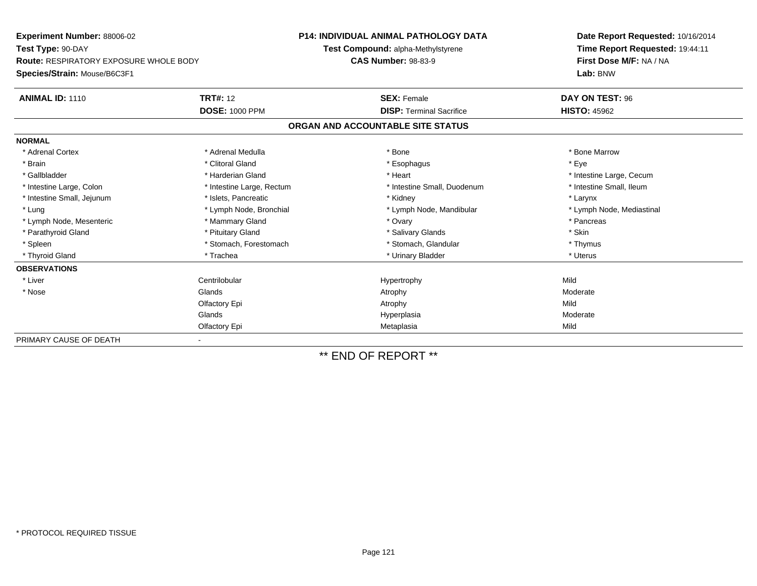**Experiment Number:** 88006-02
**Test Type:** 90-DAY
**Route:** RESPIRATORY EXPOSURE WHOLE BODY
**Species/Strain:** Mouse/B6C3F1

**P14: INDIVIDUAL ANIMAL PATHOLOGY DATA**
**Test Compound:** alpha-Methylstyrene
**CAS Number:** 98-83-9

**Date Report Requested:** 10/16/2014
**Time Report Requested:** 19:44:11
**First Dose M/F:** NA / NA
**Lab:** BNW

| **ANIMAL ID:** 1110 | **TRT#:** 12 | **SEX:** Female | **DAY ON TEST:** 96 |
|---|---|---|---|
| | **DOSE:** 1000 PPM | **DISP:** Terminal Sacrifice | **HISTO:** 45962 |

## ORGAN AND ACCOUNTABLE SITE STATUS

**NORMAL**

| | | | |
|---|---|---|---|
| * Adrenal Cortex | * Adrenal Medulla | * Bone | * Bone Marrow |
| * Brain | * Clitoral Gland | * Esophagus | * Eye |
| * Gallbladder | * Harderian Gland | * Heart | * Intestine Large, Cecum |
| * Intestine Large, Colon | * Intestine Large, Rectum | * Intestine Small, Duodenum | * Intestine Small, Ileum |
| * Intestine Small, Jejunum | * Islets, Pancreatic | * Kidney | * Larynx |
| * Lung | * Lymph Node, Bronchial | * Lymph Node, Mandibular | * Lymph Node, Mediastinal |
| * Lymph Node, Mesenteric | * Mammary Gland | * Ovary | * Pancreas |
| * Parathyroid Gland | * Pituitary Gland | * Salivary Glands | * Skin |
| * Spleen | * Stomach, Forestomach | * Stomach, Glandular | * Thymus |
| * Thyroid Gland | * Trachea | * Urinary Bladder | * Uterus |

**OBSERVATIONS**

| | | | |
|---|---|---|---|
| * Liver | Centrilobular | Hypertrophy | Mild |
| * Nose | Glands | Atrophy | Moderate |
| | Olfactory Epi | Atrophy | Mild |
| | Glands | Hyperplasia | Moderate |
| | Olfactory Epi | Metaplasia | Mild |

PRIMARY CAUSE OF DEATH -

** END OF REPORT **

* PROTOCOL REQUIRED TISSUE